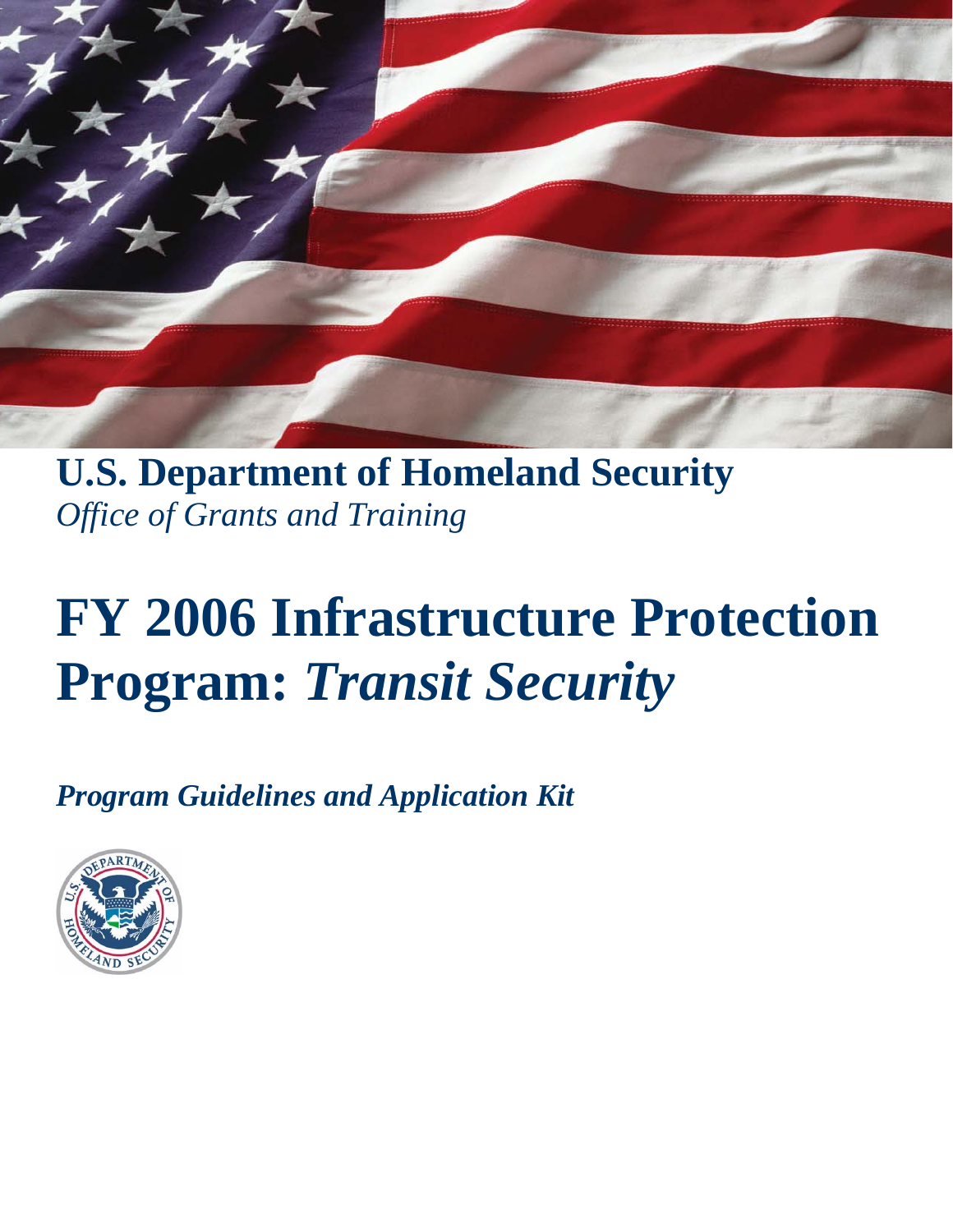**U.S. Department of Homeland Security**
*Office of Grants and Training*

# FY 2006 Infrastructure Protection Program: *Transit Security*

***Program Guidelines and Application Kit***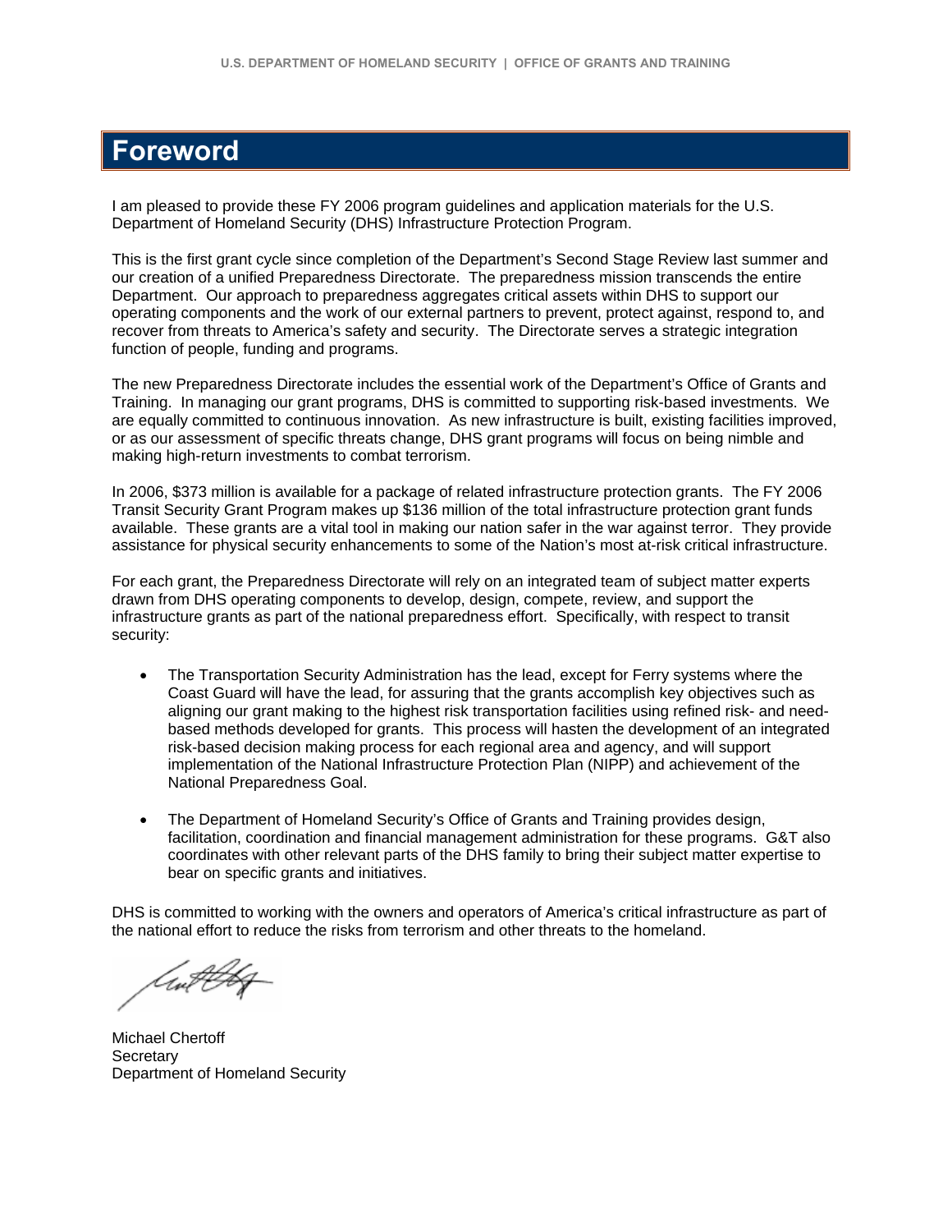# Foreword

I am pleased to provide these FY 2006 program guidelines and application materials for the U.S. Department of Homeland Security (DHS) Infrastructure Protection Program.

This is the first grant cycle since completion of the Department's Second Stage Review last summer and our creation of a unified Preparedness Directorate. The preparedness mission transcends the entire Department. Our approach to preparedness aggregates critical assets within DHS to support our operating components and the work of our external partners to prevent, protect against, respond to, and recover from threats to America's safety and security. The Directorate serves a strategic integration function of people, funding and programs.

The new Preparedness Directorate includes the essential work of the Department's Office of Grants and Training. In managing our grant programs, DHS is committed to supporting risk-based investments. We are equally committed to continuous innovation. As new infrastructure is built, existing facilities improved, or as our assessment of specific threats change, DHS grant programs will focus on being nimble and making high-return investments to combat terrorism.

In 2006, $373 million is available for a package of related infrastructure protection grants. The FY 2006 Transit Security Grant Program makes up $136 million of the total infrastructure protection grant funds available. These grants are a vital tool in making our nation safer in the war against terror. They provide assistance for physical security enhancements to some of the Nation's most at-risk critical infrastructure.

For each grant, the Preparedness Directorate will rely on an integrated team of subject matter experts drawn from DHS operating components to develop, design, compete, review, and support the infrastructure grants as part of the national preparedness effort. Specifically, with respect to transit security:

- The Transportation Security Administration has the lead, except for Ferry systems where the Coast Guard will have the lead, for assuring that the grants accomplish key objectives such as aligning our grant making to the highest risk transportation facilities using refined risk- and need-based methods developed for grants. This process will hasten the development of an integrated risk-based decision making process for each regional area and agency, and will support implementation of the National Infrastructure Protection Plan (NIPP) and achievement of the National Preparedness Goal.

- The Department of Homeland Security's Office of Grants and Training provides design, facilitation, coordination and financial management administration for these programs. G&T also coordinates with other relevant parts of the DHS family to bring their subject matter expertise to bear on specific grants and initiatives.

DHS is committed to working with the owners and operators of America's critical infrastructure as part of the national effort to reduce the risks from terrorism and other threats to the homeland.

Michael Chertoff
Secretary
Department of Homeland Security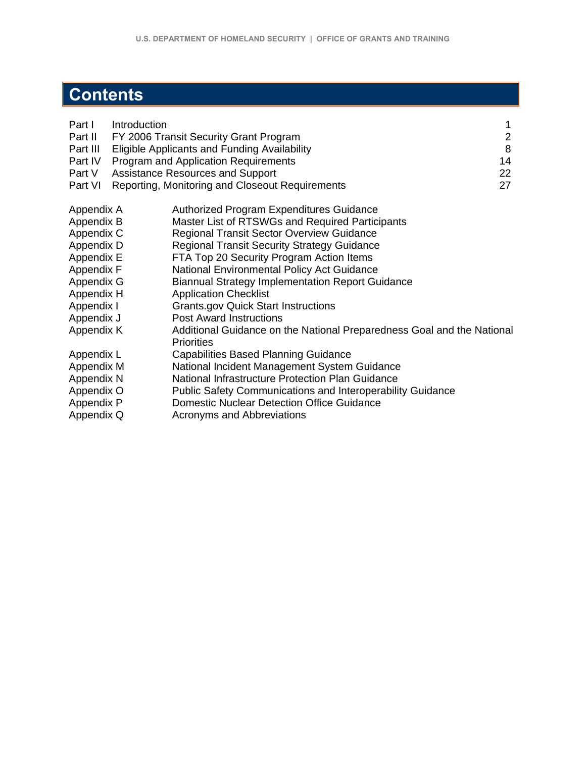# Contents

| | | |
|---|---|---|
| Part I | Introduction | 1 |
| Part II | FY 2006 Transit Security Grant Program | 2 |
| Part III | Eligible Applicants and Funding Availability | 8 |
| Part IV | Program and Application Requirements | 14 |
| Part V | Assistance Resources and Support | 22 |
| Part VI | Reporting, Monitoring and Closeout Requirements | 27 |

| | |
|---|---|
| Appendix A | Authorized Program Expenditures Guidance |
| Appendix B | Master List of RTSWGs and Required Participants |
| Appendix C | Regional Transit Sector Overview Guidance |
| Appendix D | Regional Transit Security Strategy Guidance |
| Appendix E | FTA Top 20 Security Program Action Items |
| Appendix F | National Environmental Policy Act Guidance |
| Appendix G | Biannual Strategy Implementation Report Guidance |
| Appendix H | Application Checklist |
| Appendix I | Grants.gov Quick Start Instructions |
| Appendix J | Post Award Instructions |
| Appendix K | Additional Guidance on the National Preparedness Goal and the National Priorities |
| Appendix L | Capabilities Based Planning Guidance |
| Appendix M | National Incident Management System Guidance |
| Appendix N | National Infrastructure Protection Plan Guidance |
| Appendix O | Public Safety Communications and Interoperability Guidance |
| Appendix P | Domestic Nuclear Detection Office Guidance |
| Appendix Q | Acronyms and Abbreviations |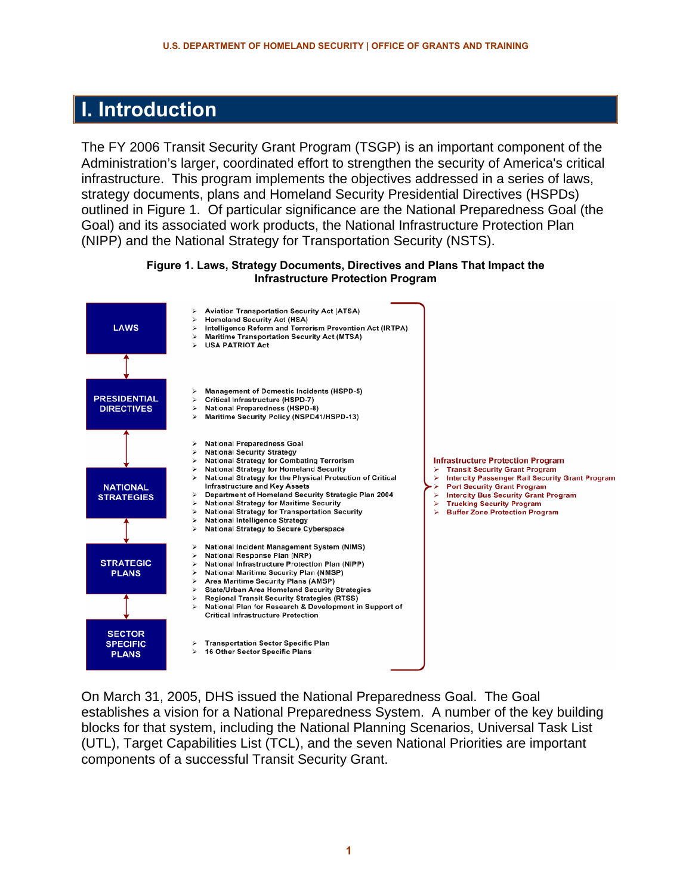# I. Introduction

The FY 2006 Transit Security Grant Program (TSGP) is an important component of the Administration's larger, coordinated effort to strengthen the security of America's critical infrastructure. This program implements the objectives addressed in a series of laws, strategy documents, plans and Homeland Security Presidential Directives (HSPDs) outlined in Figure 1. Of particular significance are the National Preparedness Goal (the Goal) and its associated work products, the National Infrastructure Protection Plan (NIPP) and the National Strategy for Transportation Security (NSTS).

**Figure 1. Laws, Strategy Documents, Directives and Plans That Impact the Infrastructure Protection Program**

**LAWS**

- Aviation Transportation Security Act (ATSA)
- Homeland Security Act (HSA)
- Intelligence Reform and Terrorism Prevention Act (IRTPA)
- Maritime Transportation Security Act (MTSA)
- USA PATRIOT Act

**PRESIDENTIAL DIRECTIVES**

- Management of Domestic Incidents (HSPD-5)
- Critical Infrastructure (HSPD-7)
- National Preparedness (HSPD-8)
- Maritime Security Policy (NSPD41/HSPD-13)

**NATIONAL STRATEGIES**

- National Preparedness Goal
- National Security Strategy
- National Strategy for Combating Terrorism
- National Strategy for Homeland Security
- National Strategy for the Physical Protection of Critical Infrastructure and Key Assets
- Department of Homeland Security Strategic Plan 2004
- National Strategy for Maritime Security
- National Strategy for Transportation Security
- National Intelligence Strategy
- National Strategy to Secure Cyberspace

**STRATEGIC PLANS**

- National Incident Management System (NIMS)
- National Response Plan (NRP)
- National Infrastructure Protection Plan (NIPP)
- National Maritime Security Plan (NMSP)
- Area Maritime Security Plans (AMSP)
- State/Urban Area Homeland Security Strategies
- Regional Transit Security Strategies (RTSS)
- National Plan for Research & Development in Support of Critical Infrastructure Protection

**SECTOR SPECIFIC PLANS**

- Transportation Sector Specific Plan
- 16 Other Sector Specific Plans

**Infrastructure Protection Program**

- Transit Security Grant Program
- Intercity Passenger Rail Security Grant Program
- Port Security Grant Program
- Intercity Bus Security Grant Program
- Trucking Security Program
- Buffer Zone Protection Program

On March 31, 2005, DHS issued the National Preparedness Goal. The Goal establishes a vision for a National Preparedness System. A number of the key building blocks for that system, including the National Planning Scenarios, Universal Task List (UTL), Target Capabilities List (TCL), and the seven National Priorities are important components of a successful Transit Security Grant.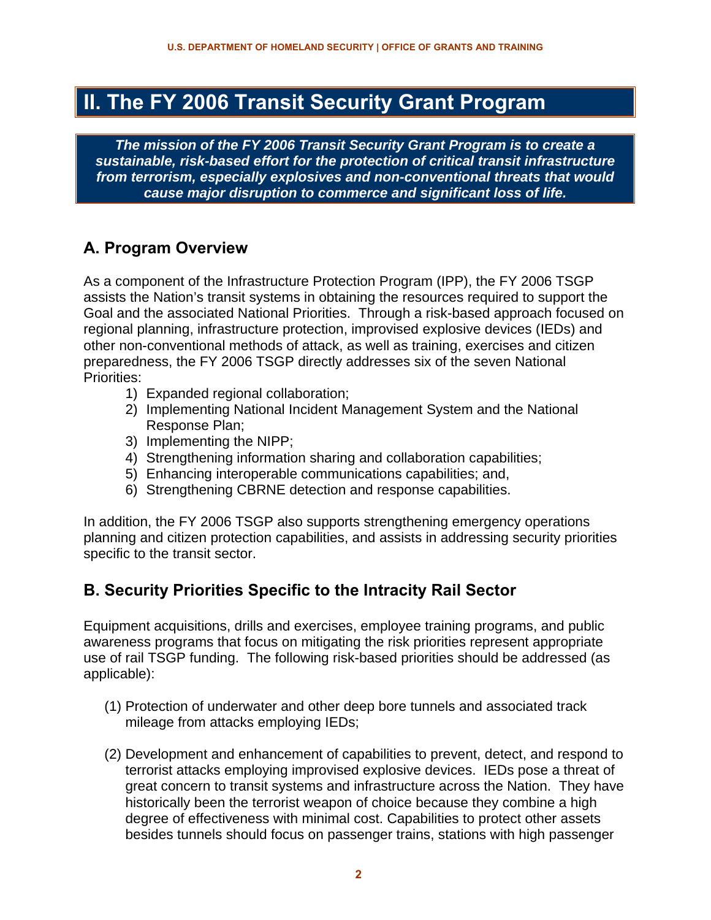# II. The FY 2006 Transit Security Grant Program

***The mission of the FY 2006 Transit Security Grant Program is to create a sustainable, risk-based effort for the protection of critical transit infrastructure from terrorism, especially explosives and non-conventional threats that would cause major disruption to commerce and significant loss of life.***

## A. Program Overview

As a component of the Infrastructure Protection Program (IPP), the FY 2006 TSGP assists the Nation's transit systems in obtaining the resources required to support the Goal and the associated National Priorities. Through a risk-based approach focused on regional planning, infrastructure protection, improvised explosive devices (IEDs) and other non-conventional methods of attack, as well as training, exercises and citizen preparedness, the FY 2006 TSGP directly addresses six of the seven National Priorities:

1) Expanded regional collaboration;
2) Implementing National Incident Management System and the National Response Plan;
3) Implementing the NIPP;
4) Strengthening information sharing and collaboration capabilities;
5) Enhancing interoperable communications capabilities; and,
6) Strengthening CBRNE detection and response capabilities.

In addition, the FY 2006 TSGP also supports strengthening emergency operations planning and citizen protection capabilities, and assists in addressing security priorities specific to the transit sector.

## B. Security Priorities Specific to the Intracity Rail Sector

Equipment acquisitions, drills and exercises, employee training programs, and public awareness programs that focus on mitigating the risk priorities represent appropriate use of rail TSGP funding. The following risk-based priorities should be addressed (as applicable):

(1) Protection of underwater and other deep bore tunnels and associated track mileage from attacks employing IEDs;

(2) Development and enhancement of capabilities to prevent, detect, and respond to terrorist attacks employing improvised explosive devices. IEDs pose a threat of great concern to transit systems and infrastructure across the Nation. They have historically been the terrorist weapon of choice because they combine a high degree of effectiveness with minimal cost. Capabilities to protect other assets besides tunnels should focus on passenger trains, stations with high passenger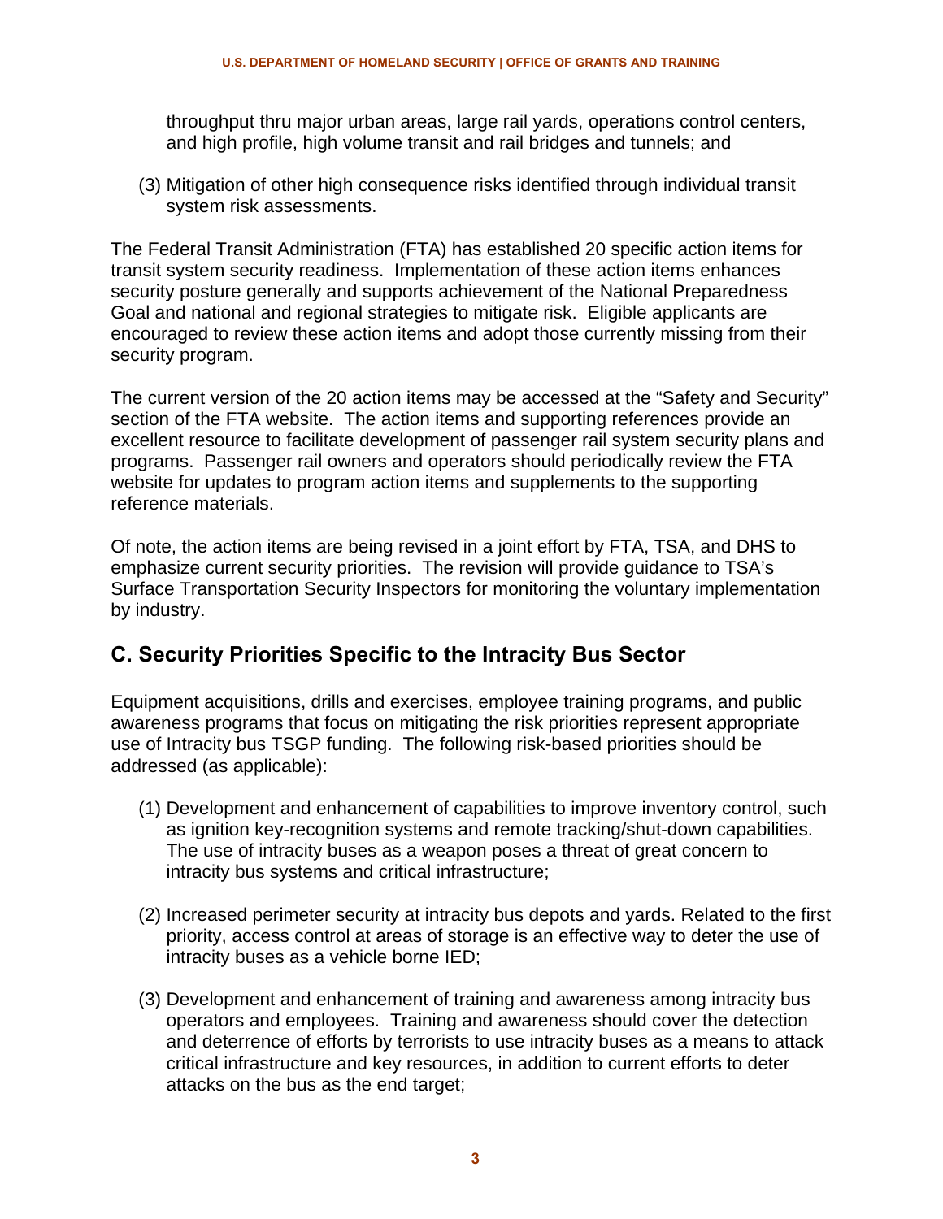throughput thru major urban areas, large rail yards, operations control centers, and high profile, high volume transit and rail bridges and tunnels; and

(3) Mitigation of other high consequence risks identified through individual transit system risk assessments.

The Federal Transit Administration (FTA) has established 20 specific action items for transit system security readiness. Implementation of these action items enhances security posture generally and supports achievement of the National Preparedness Goal and national and regional strategies to mitigate risk. Eligible applicants are encouraged to review these action items and adopt those currently missing from their security program.

The current version of the 20 action items may be accessed at the “Safety and Security” section of the FTA website. The action items and supporting references provide an excellent resource to facilitate development of passenger rail system security plans and programs. Passenger rail owners and operators should periodically review the FTA website for updates to program action items and supplements to the supporting reference materials.

Of note, the action items are being revised in a joint effort by FTA, TSA, and DHS to emphasize current security priorities. The revision will provide guidance to TSA’s Surface Transportation Security Inspectors for monitoring the voluntary implementation by industry.

## C. Security Priorities Specific to the Intracity Bus Sector

Equipment acquisitions, drills and exercises, employee training programs, and public awareness programs that focus on mitigating the risk priorities represent appropriate use of Intracity bus TSGP funding. The following risk-based priorities should be addressed (as applicable):

(1) Development and enhancement of capabilities to improve inventory control, such as ignition key-recognition systems and remote tracking/shut-down capabilities. The use of intracity buses as a weapon poses a threat of great concern to intracity bus systems and critical infrastructure;

(2) Increased perimeter security at intracity bus depots and yards. Related to the first priority, access control at areas of storage is an effective way to deter the use of intracity buses as a vehicle borne IED;

(3) Development and enhancement of training and awareness among intracity bus operators and employees. Training and awareness should cover the detection and deterrence of efforts by terrorists to use intracity buses as a means to attack critical infrastructure and key resources, in addition to current efforts to deter attacks on the bus as the end target;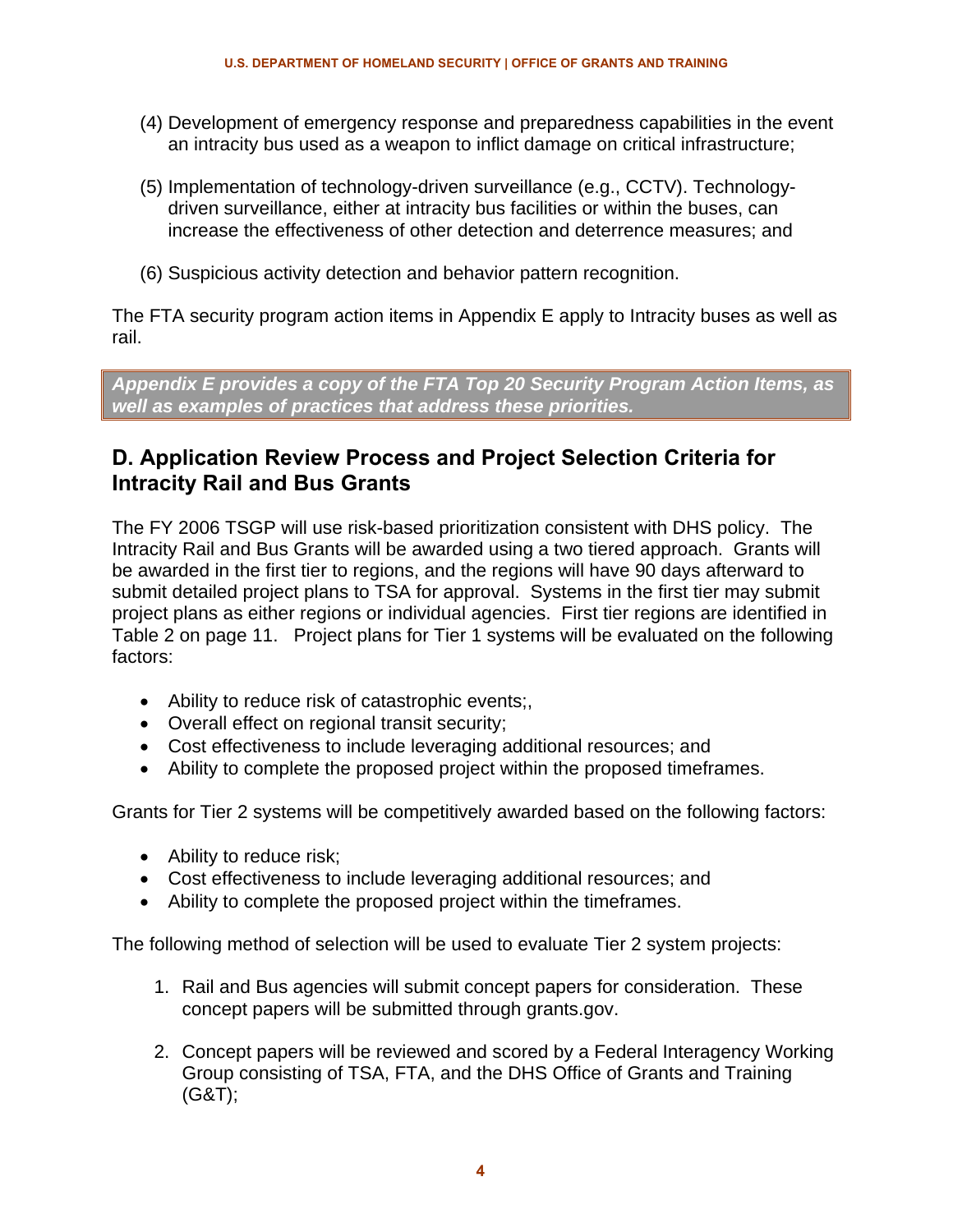(4) Development of emergency response and preparedness capabilities in the event an intracity bus used as a weapon to inflict damage on critical infrastructure;

(5) Implementation of technology-driven surveillance (e.g., CCTV). Technology-driven surveillance, either at intracity bus facilities or within the buses, can increase the effectiveness of other detection and deterrence measures; and

(6) Suspicious activity detection and behavior pattern recognition.

The FTA security program action items in Appendix E apply to Intracity buses as well as rail.

***Appendix E provides a copy of the FTA Top 20 Security Program Action Items, as well as examples of practices that address these priorities.***

## D. Application Review Process and Project Selection Criteria for Intracity Rail and Bus Grants

The FY 2006 TSGP will use risk-based prioritization consistent with DHS policy. The Intracity Rail and Bus Grants will be awarded using a two tiered approach. Grants will be awarded in the first tier to regions, and the regions will have 90 days afterward to submit detailed project plans to TSA for approval. Systems in the first tier may submit project plans as either regions or individual agencies. First tier regions are identified in Table 2 on page 11. Project plans for Tier 1 systems will be evaluated on the following factors:

- Ability to reduce risk of catastrophic events;,
- Overall effect on regional transit security;
- Cost effectiveness to include leveraging additional resources; and
- Ability to complete the proposed project within the proposed timeframes.

Grants for Tier 2 systems will be competitively awarded based on the following factors:

- Ability to reduce risk;
- Cost effectiveness to include leveraging additional resources; and
- Ability to complete the proposed project within the timeframes.

The following method of selection will be used to evaluate Tier 2 system projects:

1. Rail and Bus agencies will submit concept papers for consideration. These concept papers will be submitted through grants.gov.

2. Concept papers will be reviewed and scored by a Federal Interagency Working Group consisting of TSA, FTA, and the DHS Office of Grants and Training (G&T);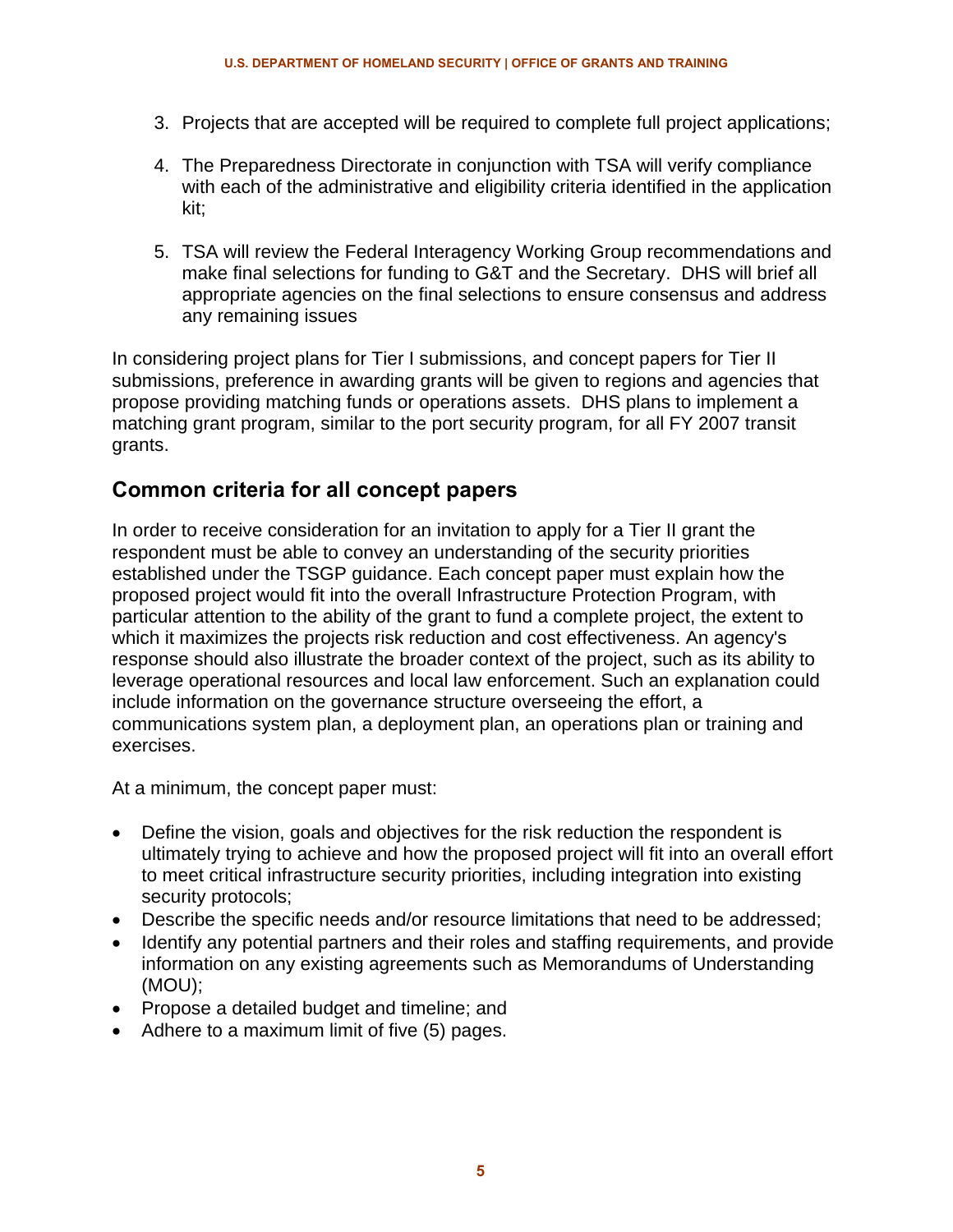3. Projects that are accepted will be required to complete full project applications;

4. The Preparedness Directorate in conjunction with TSA will verify compliance with each of the administrative and eligibility criteria identified in the application kit;

5. TSA will review the Federal Interagency Working Group recommendations and make final selections for funding to G&T and the Secretary. DHS will brief all appropriate agencies on the final selections to ensure consensus and address any remaining issues

In considering project plans for Tier I submissions, and concept papers for Tier II submissions, preference in awarding grants will be given to regions and agencies that propose providing matching funds or operations assets. DHS plans to implement a matching grant program, similar to the port security program, for all FY 2007 transit grants.

## Common criteria for all concept papers

In order to receive consideration for an invitation to apply for a Tier II grant the respondent must be able to convey an understanding of the security priorities established under the TSGP guidance. Each concept paper must explain how the proposed project would fit into the overall Infrastructure Protection Program, with particular attention to the ability of the grant to fund a complete project, the extent to which it maximizes the projects risk reduction and cost effectiveness. An agency's response should also illustrate the broader context of the project, such as its ability to leverage operational resources and local law enforcement. Such an explanation could include information on the governance structure overseeing the effort, a communications system plan, a deployment plan, an operations plan or training and exercises.

At a minimum, the concept paper must:

- Define the vision, goals and objectives for the risk reduction the respondent is ultimately trying to achieve and how the proposed project will fit into an overall effort to meet critical infrastructure security priorities, including integration into existing security protocols;
- Describe the specific needs and/or resource limitations that need to be addressed;
- Identify any potential partners and their roles and staffing requirements, and provide information on any existing agreements such as Memorandums of Understanding (MOU);
- Propose a detailed budget and timeline; and
- Adhere to a maximum limit of five (5) pages.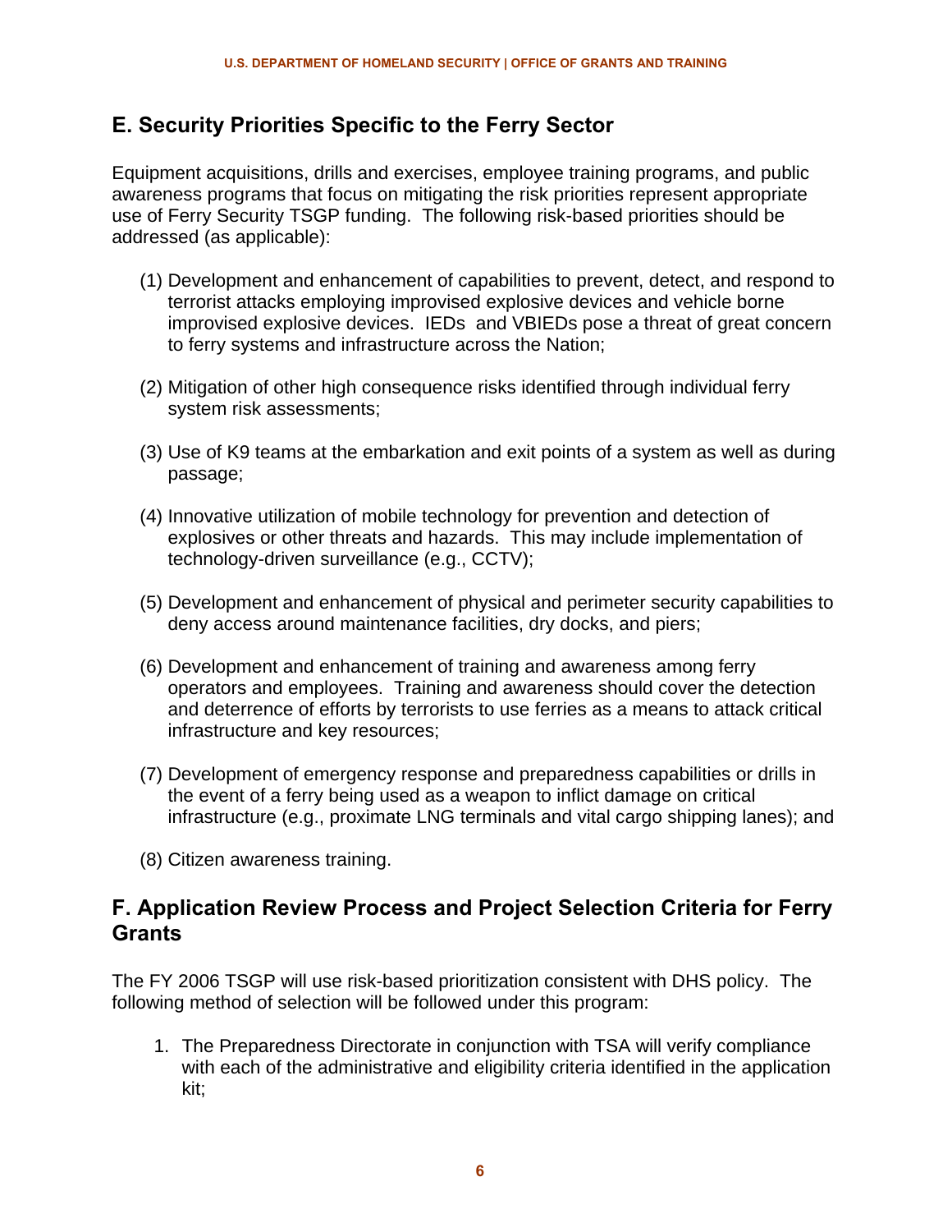## E. Security Priorities Specific to the Ferry Sector

Equipment acquisitions, drills and exercises, employee training programs, and public awareness programs that focus on mitigating the risk priorities represent appropriate use of Ferry Security TSGP funding. The following risk-based priorities should be addressed (as applicable):

(1) Development and enhancement of capabilities to prevent, detect, and respond to terrorist attacks employing improvised explosive devices and vehicle borne improvised explosive devices. IEDs and VBIEDs pose a threat of great concern to ferry systems and infrastructure across the Nation;

(2) Mitigation of other high consequence risks identified through individual ferry system risk assessments;

(3) Use of K9 teams at the embarkation and exit points of a system as well as during passage;

(4) Innovative utilization of mobile technology for prevention and detection of explosives or other threats and hazards. This may include implementation of technology-driven surveillance (e.g., CCTV);

(5) Development and enhancement of physical and perimeter security capabilities to deny access around maintenance facilities, dry docks, and piers;

(6) Development and enhancement of training and awareness among ferry operators and employees. Training and awareness should cover the detection and deterrence of efforts by terrorists to use ferries as a means to attack critical infrastructure and key resources;

(7) Development of emergency response and preparedness capabilities or drills in the event of a ferry being used as a weapon to inflict damage on critical infrastructure (e.g., proximate LNG terminals and vital cargo shipping lanes); and

(8) Citizen awareness training.

## F. Application Review Process and Project Selection Criteria for Ferry Grants

The FY 2006 TSGP will use risk-based prioritization consistent with DHS policy. The following method of selection will be followed under this program:

1. The Preparedness Directorate in conjunction with TSA will verify compliance with each of the administrative and eligibility criteria identified in the application kit;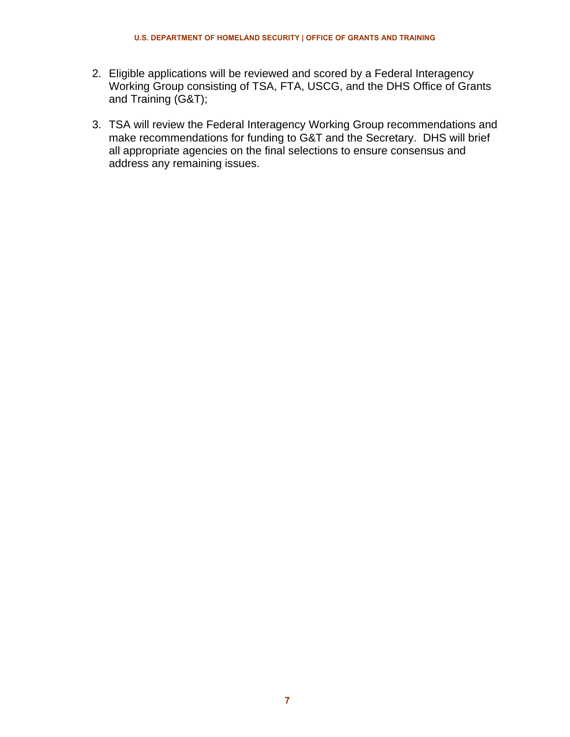2. Eligible applications will be reviewed and scored by a Federal Interagency Working Group consisting of TSA, FTA, USCG, and the DHS Office of Grants and Training (G&T);

3. TSA will review the Federal Interagency Working Group recommendations and make recommendations for funding to G&T and the Secretary. DHS will brief all appropriate agencies on the final selections to ensure consensus and address any remaining issues.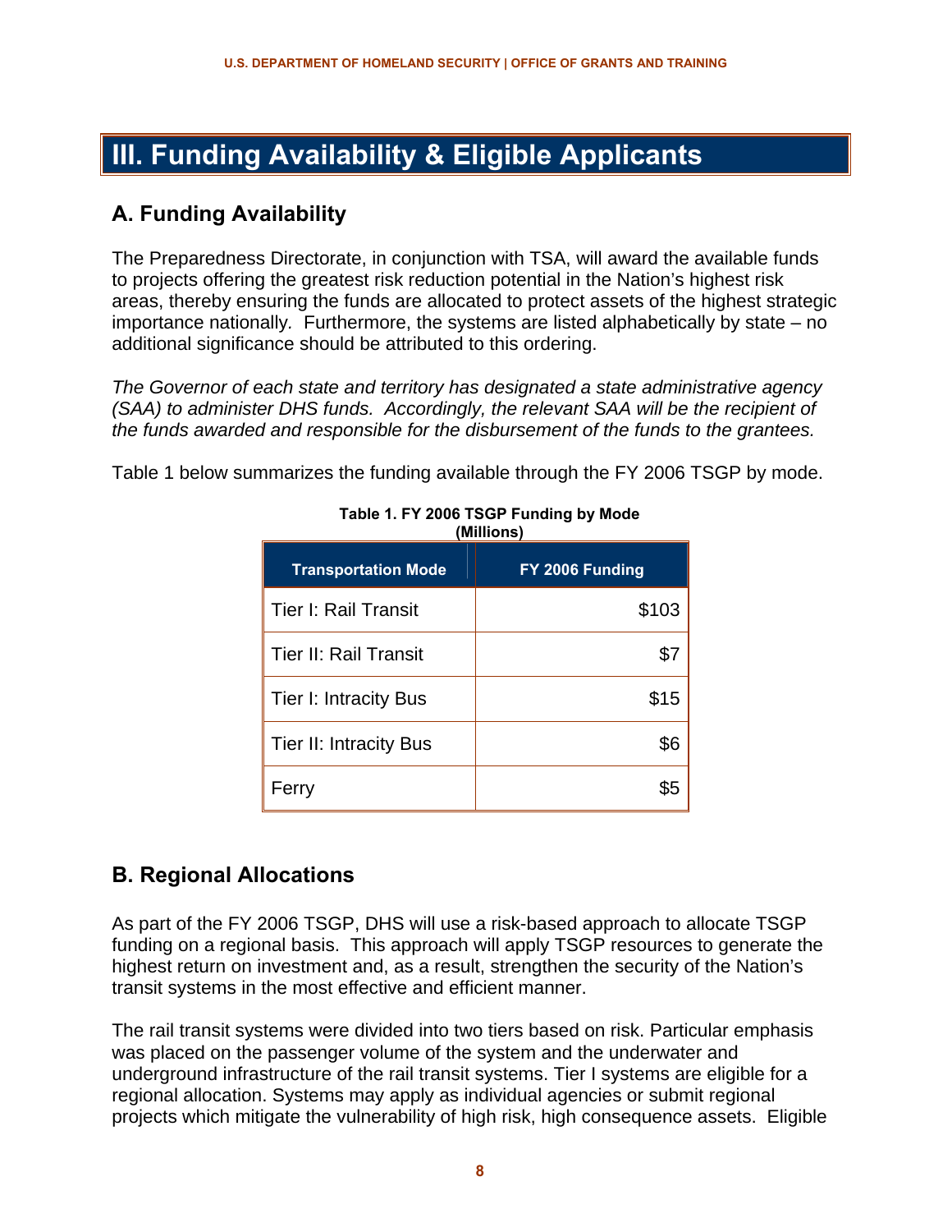# III. Funding Availability & Eligible Applicants

## A. Funding Availability

The Preparedness Directorate, in conjunction with TSA, will award the available funds to projects offering the greatest risk reduction potential in the Nation's highest risk areas, thereby ensuring the funds are allocated to protect assets of the highest strategic importance nationally. Furthermore, the systems are listed alphabetically by state – no additional significance should be attributed to this ordering.

*The Governor of each state and territory has designated a state administrative agency (SAA) to administer DHS funds. Accordingly, the relevant SAA will be the recipient of the funds awarded and responsible for the disbursement of the funds to the grantees.*

Table 1 below summarizes the funding available through the FY 2006 TSGP by mode.

**Table 1. FY 2006 TSGP Funding by Mode (Millions)**

| Transportation Mode | FY 2006 Funding |
| --- | ---: |
| Tier I: Rail Transit | $103 |
| Tier II: Rail Transit | $7 |
| Tier I: Intracity Bus | $15 |
| Tier II: Intracity Bus | $6 |
| Ferry | $5 |

## B. Regional Allocations

As part of the FY 2006 TSGP, DHS will use a risk-based approach to allocate TSGP funding on a regional basis. This approach will apply TSGP resources to generate the highest return on investment and, as a result, strengthen the security of the Nation's transit systems in the most effective and efficient manner.

The rail transit systems were divided into two tiers based on risk. Particular emphasis was placed on the passenger volume of the system and the underwater and underground infrastructure of the rail transit systems. Tier I systems are eligible for a regional allocation. Systems may apply as individual agencies or submit regional projects which mitigate the vulnerability of high risk, high consequence assets. Eligible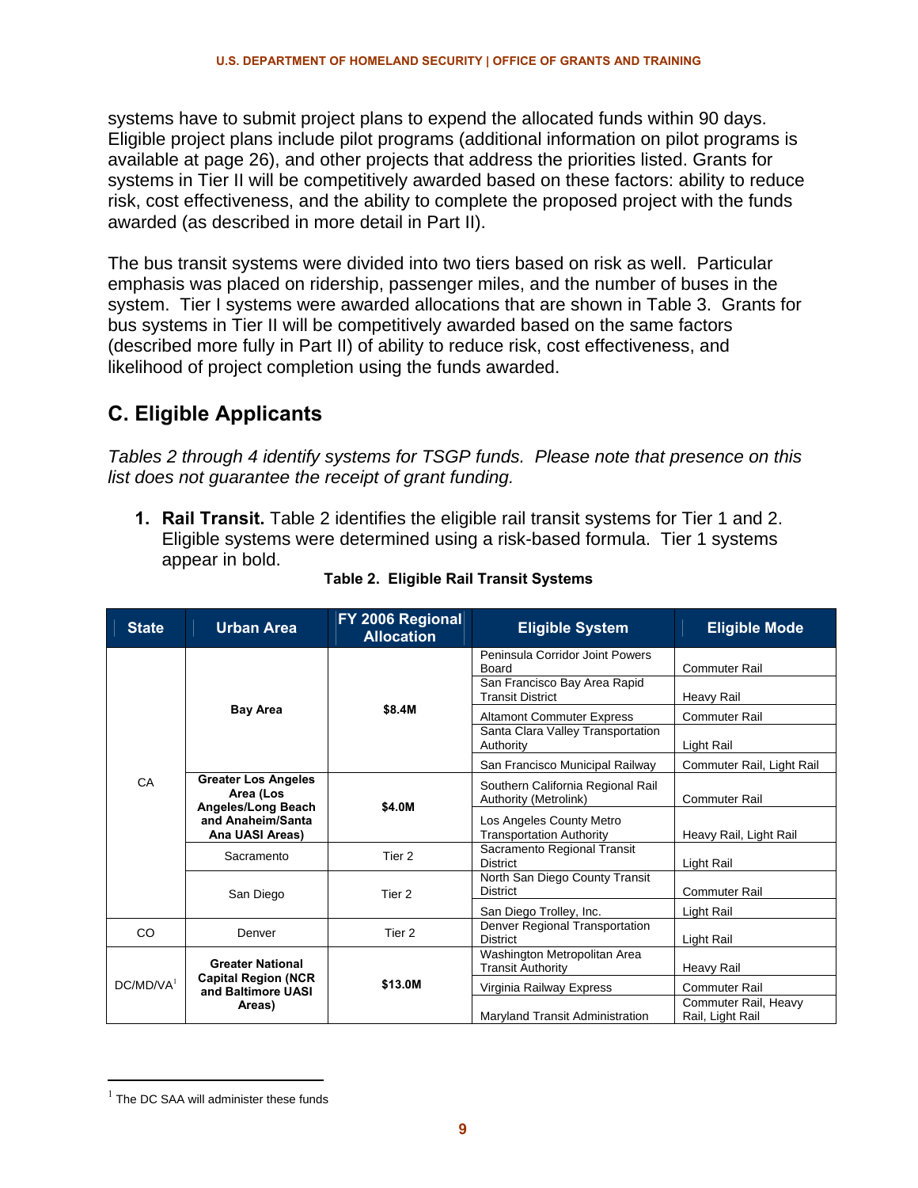systems have to submit project plans to expend the allocated funds within 90 days. Eligible project plans include pilot programs (additional information on pilot programs is available at page 26), and other projects that address the priorities listed. Grants for systems in Tier II will be competitively awarded based on these factors: ability to reduce risk, cost effectiveness, and the ability to complete the proposed project with the funds awarded (as described in more detail in Part II).

The bus transit systems were divided into two tiers based on risk as well. Particular emphasis was placed on ridership, passenger miles, and the number of buses in the system. Tier I systems were awarded allocations that are shown in Table 3. Grants for bus systems in Tier II will be competitively awarded based on the same factors (described more fully in Part II) of ability to reduce risk, cost effectiveness, and likelihood of project completion using the funds awarded.

## C. Eligible Applicants

*Tables 2 through 4 identify systems for TSGP funds. Please note that presence on this list does not guarantee the receipt of grant funding.*

1. **Rail Transit.** Table 2 identifies the eligible rail transit systems for Tier 1 and 2. Eligible systems were determined using a risk-based formula. Tier 1 systems appear in bold.

**Table 2. Eligible Rail Transit Systems**

| State | Urban Area | FY 2006 Regional Allocation | Eligible System | Eligible Mode |
|---|---|---|---|---|
| CA | **Bay Area** | **$8.4M** | Peninsula Corridor Joint Powers Board | Commuter Rail |
| | | | San Francisco Bay Area Rapid Transit District | Heavy Rail |
| | | | Altamont Commuter Express | Commuter Rail |
| | | | Santa Clara Valley Transportation Authority | Light Rail |
| | | | San Francisco Municipal Railway | Commuter Rail, Light Rail |
| | **Greater Los Angeles Area (Los Angeles/Long Beach and Anaheim/Santa Ana UASI Areas)** | **$4.0M** | Southern California Regional Rail Authority (Metrolink) | Commuter Rail |
| | | | Los Angeles County Metro Transportation Authority | Heavy Rail, Light Rail |
| | Sacramento | Tier 2 | Sacramento Regional Transit District | Light Rail |
| | San Diego | Tier 2 | North San Diego County Transit District | Commuter Rail |
| | | | San Diego Trolley, Inc. | Light Rail |
| CO | Denver | Tier 2 | Denver Regional Transportation District | Light Rail |
| DC/MD/VA[1] | **Greater National Capital Region (NCR and Baltimore UASI Areas)** | **$13.0M** | Washington Metropolitan Area Transit Authority | Heavy Rail |
| | | | Virginia Railway Express | Commuter Rail |
| | | | Maryland Transit Administration | Commuter Rail, Heavy Rail, Light Rail |

[1] The DC SAA will administer these funds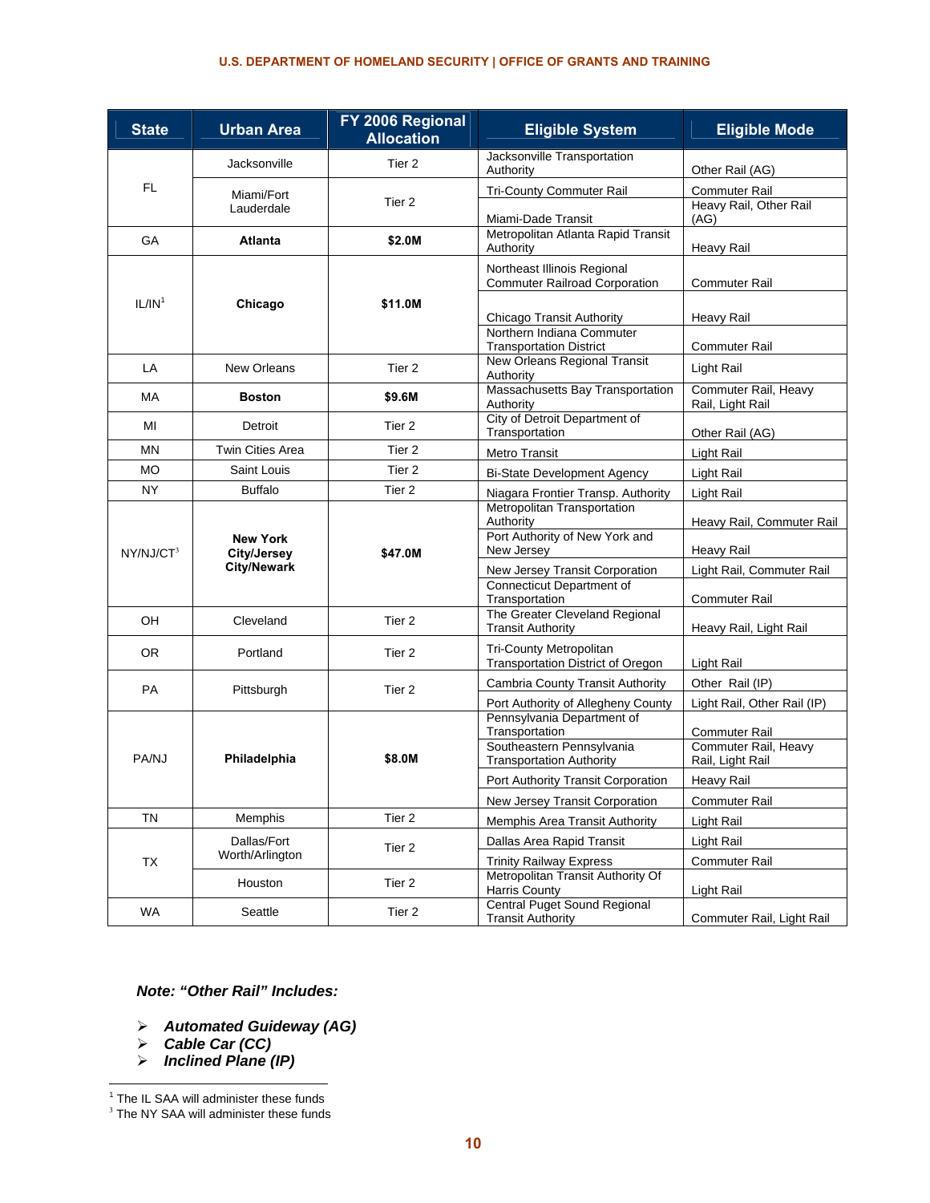| State | Urban Area | FY 2006 Regional Allocation | Eligible System | Eligible Mode |
|---|---|---|---|---|
| FL | Jacksonville | Tier 2 | Jacksonville Transportation Authority | Other Rail (AG) |
| | Miami/Fort Lauderdale | Tier 2 | Tri-County Commuter Rail | Commuter Rail |
| | | | Miami-Dade Transit | Heavy Rail, Other Rail (AG) |
| GA | **Atlanta** | **$2.0M** | Metropolitan Atlanta Rapid Transit Authority | Heavy Rail |
| IL/IN[1] | **Chicago** | **$11.0M** | Northeast Illinois Regional Commuter Railroad Corporation | Commuter Rail |
| | | | Chicago Transit Authority | Heavy Rail |
| | | | Northern Indiana Commuter Transportation District | Commuter Rail |
| LA | New Orleans | Tier 2 | New Orleans Regional Transit Authority | Light Rail |
| MA | **Boston** | **$9.6M** | Massachusetts Bay Transportation Authority | Commuter Rail, Heavy Rail, Light Rail |
| MI | Detroit | Tier 2 | City of Detroit Department of Transportation | Other Rail (AG) |
| MN | Twin Cities Area | Tier 2 | Metro Transit | Light Rail |
| MO | Saint Louis | Tier 2 | Bi-State Development Agency | Light Rail |
| NY | Buffalo | Tier 2 | Niagara Frontier Transp. Authority | Light Rail |
| NY/NJ/CT[3] | **New York City/Jersey City/Newark** | **$47.0M** | Metropolitan Transportation Authority | Heavy Rail, Commuter Rail |
| | | | Port Authority of New York and New Jersey | Heavy Rail |
| | | | New Jersey Transit Corporation | Light Rail, Commuter Rail |
| | | | Connecticut Department of Transportation | Commuter Rail |
| OH | Cleveland | Tier 2 | The Greater Cleveland Regional Transit Authority | Heavy Rail, Light Rail |
| OR | Portland | Tier 2 | Tri-County Metropolitan Transportation District of Oregon | Light Rail |
| PA | Pittsburgh | Tier 2 | Cambria County Transit Authority | Other Rail (IP) |
| | | | Port Authority of Allegheny County | Light Rail, Other Rail (IP) |
| PA/NJ | **Philadelphia** | **$8.0M** | Pennsylvania Department of Transportation | Commuter Rail |
| | | | Southeastern Pennsylvania Transportation Authority | Commuter Rail, Heavy Rail, Light Rail |
| | | | Port Authority Transit Corporation | Heavy Rail |
| | | | New Jersey Transit Corporation | Commuter Rail |
| TN | Memphis | Tier 2 | Memphis Area Transit Authority | Light Rail |
| TX | Dallas/Fort Worth/Arlington | Tier 2 | Dallas Area Rapid Transit | Light Rail |
| | | | Trinity Railway Express | Commuter Rail |
| | Houston | Tier 2 | Metropolitan Transit Authority Of Harris County | Light Rail |
| WA | Seattle | Tier 2 | Central Puget Sound Regional Transit Authority | Commuter Rail, Light Rail |

***Note: "Other Rail" Includes:***

- ***Automated Guideway (AG)***
- ***Cable Car (CC)***
- ***Inclined Plane (IP)***

[1] The IL SAA will administer these funds

[3] The NY SAA will administer these funds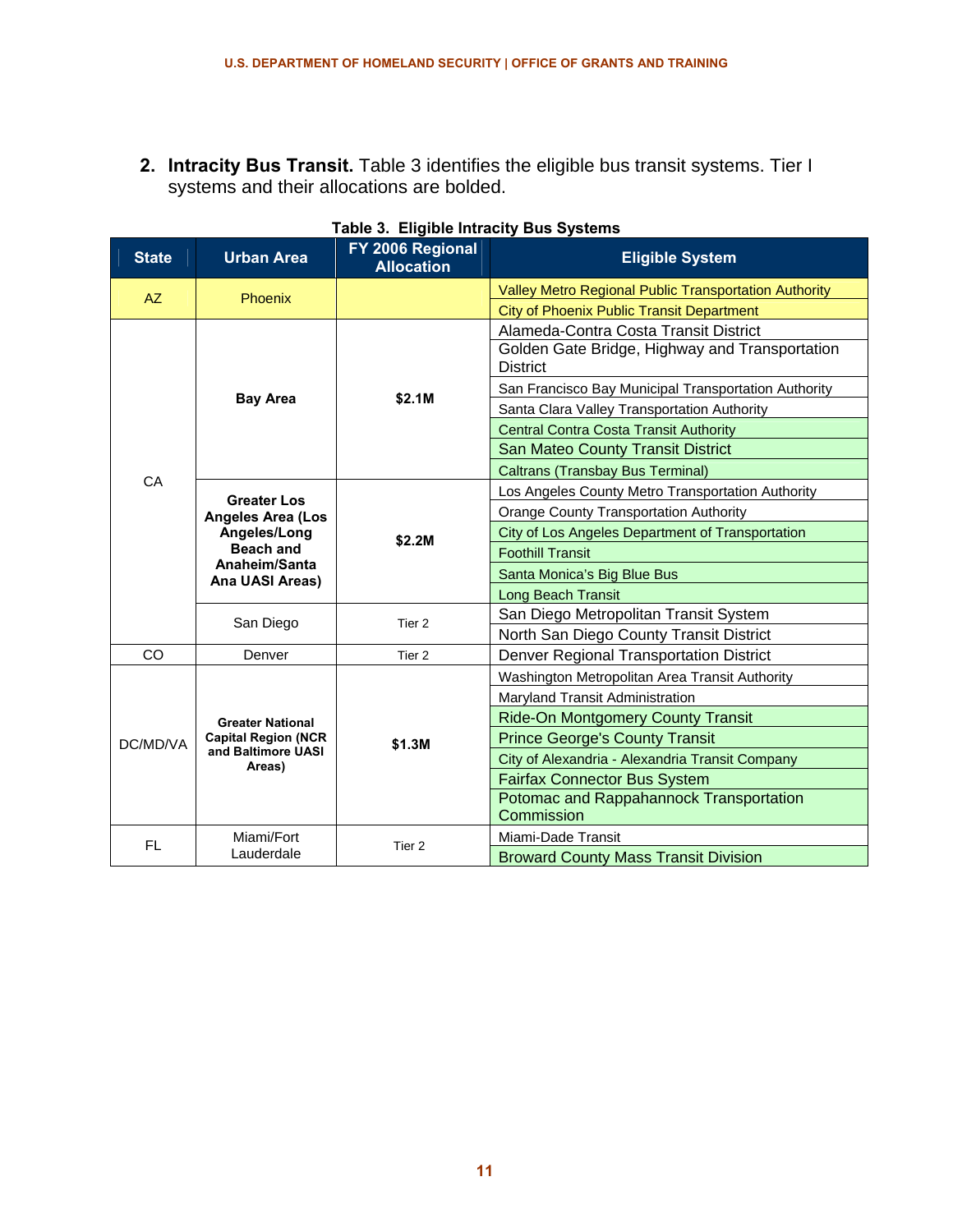2. **Intracity Bus Transit.** Table 3 identifies the eligible bus transit systems. Tier I systems and their allocations are bolded.

**Table 3. Eligible Intracity Bus Systems**

| State | Urban Area | FY 2006 Regional Allocation | Eligible System |
|---|---|---|---|
| AZ | Phoenix | | Valley Metro Regional Public Transportation Authority |
| | | | City of Phoenix Public Transit Department |
| CA | **Bay Area** | **$2.1M** | Alameda-Contra Costa Transit District |
| | | | Golden Gate Bridge, Highway and Transportation District |
| | | | San Francisco Bay Municipal Transportation Authority |
| | | | Santa Clara Valley Transportation Authority |
| | | | Central Contra Costa Transit Authority |
| | | | San Mateo County Transit District |
| | | | Caltrans (Transbay Bus Terminal) |
| | **Greater Los Angeles Area (Los Angeles/Long Beach and Anaheim/Santa Ana UASI Areas)** | **$2.2M** | Los Angeles County Metro Transportation Authority |
| | | | Orange County Transportation Authority |
| | | | City of Los Angeles Department of Transportation |
| | | | Foothill Transit |
| | | | Santa Monica's Big Blue Bus |
| | | | Long Beach Transit |
| | San Diego | Tier 2 | San Diego Metropolitan Transit System |
| | | | North San Diego County Transit District |
| CO | Denver | Tier 2 | Denver Regional Transportation District |
| DC/MD/VA | **Greater National Capital Region (NCR and Baltimore UASI Areas)** | **$1.3M** | Washington Metropolitan Area Transit Authority |
| | | | Maryland Transit Administration |
| | | | Ride-On Montgomery County Transit |
| | | | Prince George's County Transit |
| | | | City of Alexandria - Alexandria Transit Company |
| | | | Fairfax Connector Bus System |
| | | | Potomac and Rappahannock Transportation Commission |
| FL | Miami/Fort Lauderdale | Tier 2 | Miami-Dade Transit |
| | | | Broward County Mass Transit Division |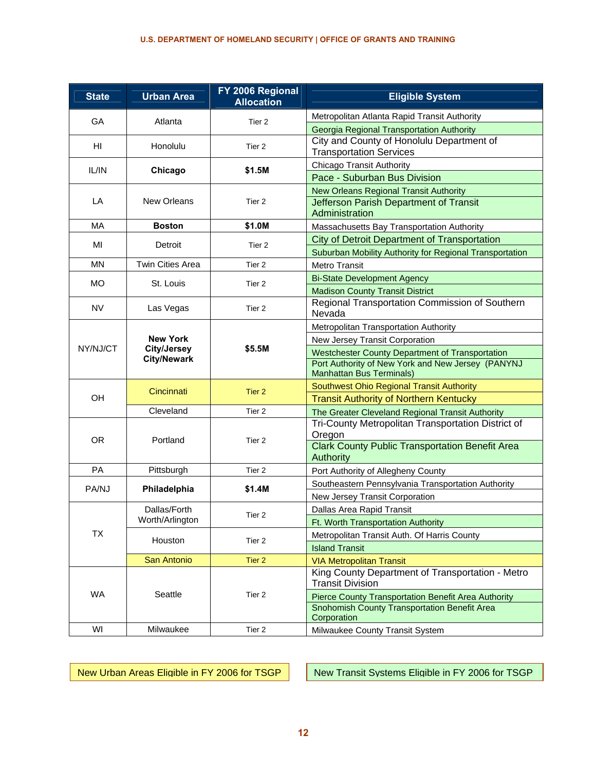| State | Urban Area | FY 2006 Regional Allocation | Eligible System |
|---|---|---|---|
| GA | Atlanta | Tier 2 | Metropolitan Atlanta Rapid Transit Authority |
| | | | Georgia Regional Transportation Authority |
| HI | Honolulu | Tier 2 | City and County of Honolulu Department of Transportation Services |
| IL/IN | **Chicago** | **$1.5M** | Chicago Transit Authority |
| | | | Pace - Suburban Bus Division |
| LA | New Orleans | Tier 2 | New Orleans Regional Transit Authority |
| | | | Jefferson Parish Department of Transit Administration |
| MA | **Boston** | **$1.0M** | Massachusetts Bay Transportation Authority |
| MI | Detroit | Tier 2 | City of Detroit Department of Transportation |
| | | | Suburban Mobility Authority for Regional Transportation |
| MN | Twin Cities Area | Tier 2 | Metro Transit |
| MO | St. Louis | Tier 2 | Bi-State Development Agency |
| | | | Madison County Transit District |
| NV | Las Vegas | Tier 2 | Regional Transportation Commission of Southern Nevada |
| NY/NJ/CT | **New York City/Jersey City/Newark** | **$5.5M** | Metropolitan Transportation Authority |
| | | | New Jersey Transit Corporation |
| | | | Westchester County Department of Transportation |
| | | | Port Authority of New York and New Jersey (PANYNJ Manhattan Bus Terminals) |
| OH | Cincinnati | Tier 2 | Southwest Ohio Regional Transit Authority |
| | | | Transit Authority of Northern Kentucky |
| | Cleveland | Tier 2 | The Greater Cleveland Regional Transit Authority |
| OR | Portland | Tier 2 | Tri-County Metropolitan Transportation District of Oregon |
| | | | Clark County Public Transportation Benefit Area Authority |
| PA | Pittsburgh | Tier 2 | Port Authority of Allegheny County |
| PA/NJ | **Philadelphia** | **$1.4M** | Southeastern Pennsylvania Transportation Authority |
| | | | New Jersey Transit Corporation |
| TX | Dallas/Forth Worth/Arlington | Tier 2 | Dallas Area Rapid Transit |
| | | | Ft. Worth Transportation Authority |
| | Houston | Tier 2 | Metropolitan Transit Auth. Of Harris County |
| | | | Island Transit |
| | San Antonio | Tier 2 | VIA Metropolitan Transit |
| WA | Seattle | Tier 2 | King County Department of Transportation - Metro Transit Division |
| | | | Pierce County Transportation Benefit Area Authority |
| | | | Snohomish County Transportation Benefit Area Corporation |
| WI | Milwaukee | Tier 2 | Milwaukee County Transit System |

New Urban Areas Eligible in FY 2006 for TSGP

New Transit Systems Eligible in FY 2006 for TSGP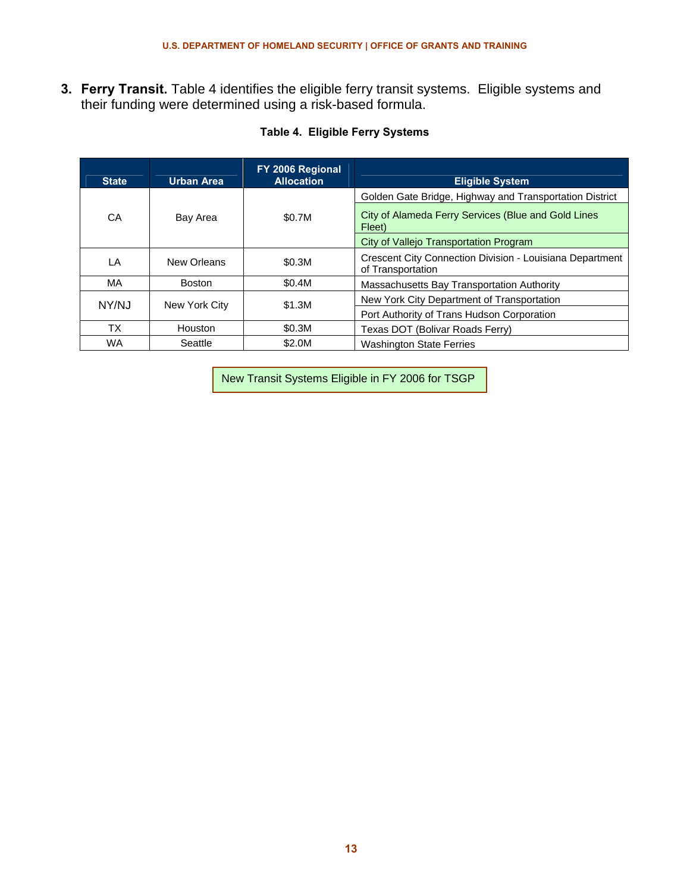3. **Ferry Transit.** Table 4 identifies the eligible ferry transit systems. Eligible systems and their funding were determined using a risk-based formula.

**Table 4. Eligible Ferry Systems**

| State | Urban Area | FY 2006 Regional Allocation | Eligible System |
|---|---|---|---|
| CA | Bay Area | $0.7M | Golden Gate Bridge, Highway and Transportation District |
| | | | City of Alameda Ferry Services (Blue and Gold Lines Fleet) |
| | | | City of Vallejo Transportation Program |
| LA | New Orleans | $0.3M | Crescent City Connection Division - Louisiana Department of Transportation |
| MA | Boston | $0.4M | Massachusetts Bay Transportation Authority |
| NY/NJ | New York City | $1.3M | New York City Department of Transportation |
| | | | Port Authority of Trans Hudson Corporation |
| TX | Houston | $0.3M | Texas DOT (Bolivar Roads Ferry) |
| WA | Seattle | $2.0M | Washington State Ferries |

New Transit Systems Eligible in FY 2006 for TSGP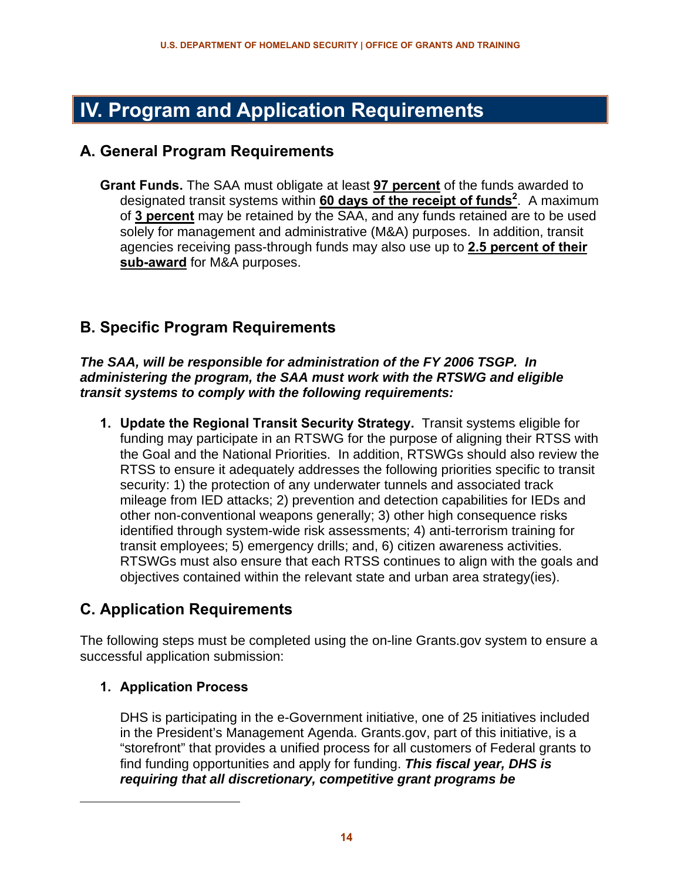# IV. Program and Application Requirements

## A. General Program Requirements

**Grant Funds.** The SAA must obligate at least **97 percent** of the funds awarded to designated transit systems within **60 days of the receipt of funds**[2]. A maximum of **3 percent** may be retained by the SAA, and any funds retained are to be used solely for management and administrative (M&A) purposes. In addition, transit agencies receiving pass-through funds may also use up to **2.5 percent of their sub-award** for M&A purposes.

## B. Specific Program Requirements

***The SAA, will be responsible for administration of the FY 2006 TSGP. In administering the program, the SAA must work with the RTSWG and eligible transit systems to comply with the following requirements:***

1. **Update the Regional Transit Security Strategy.** Transit systems eligible for funding may participate in an RTSWG for the purpose of aligning their RTSS with the Goal and the National Priorities. In addition, RTSWGs should also review the RTSS to ensure it adequately addresses the following priorities specific to transit security: 1) the protection of any underwater tunnels and associated track mileage from IED attacks; 2) prevention and detection capabilities for IEDs and other non-conventional weapons generally; 3) other high consequence risks identified through system-wide risk assessments; 4) anti-terrorism training for transit employees; 5) emergency drills; and, 6) citizen awareness activities. RTSWGs must also ensure that each RTSS continues to align with the goals and objectives contained within the relevant state and urban area strategy(ies).

## C. Application Requirements

The following steps must be completed using the on-line Grants.gov system to ensure a successful application submission:

### 1. Application Process

DHS is participating in the e-Government initiative, one of 25 initiatives included in the President's Management Agenda. Grants.gov, part of this initiative, is a "storefront" that provides a unified process for all customers of Federal grants to find funding opportunities and apply for funding. ***This fiscal year, DHS is requiring that all discretionary, competitive grant programs be***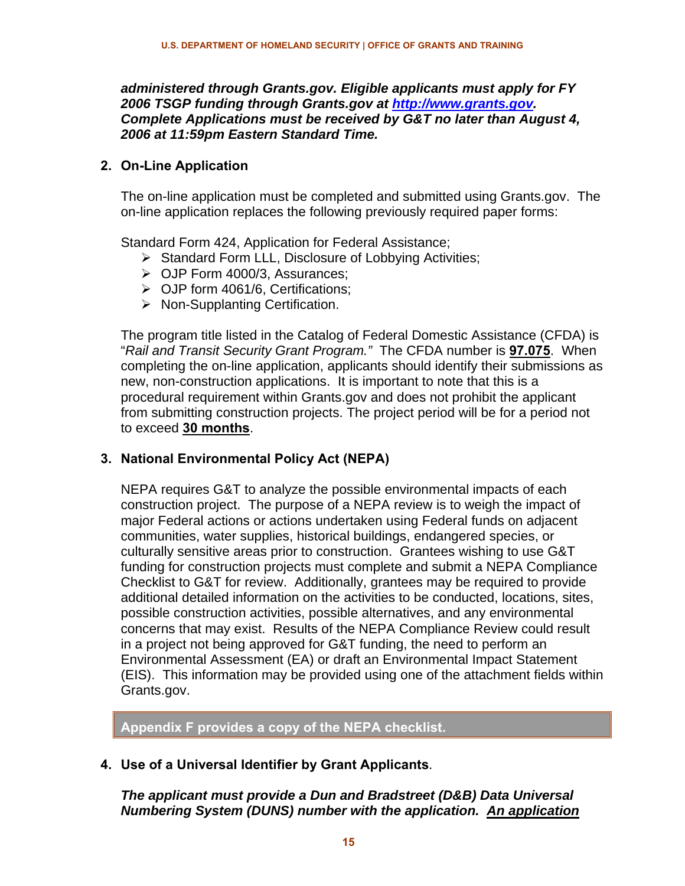***administered through Grants.gov. Eligible applicants must apply for FY 2006 TSGP funding through Grants.gov at [http://www.grants.gov](http://www.grants.gov). Complete Applications must be received by G&T no later than August 4, 2006 at 11:59pm Eastern Standard Time.***

**2. On-Line Application**

The on-line application must be completed and submitted using Grants.gov. The on-line application replaces the following previously required paper forms:

Standard Form 424, Application for Federal Assistance;

- Standard Form LLL, Disclosure of Lobbying Activities;
- OJP Form 4000/3, Assurances;
- OJP form 4061/6, Certifications;
- Non-Supplanting Certification.

The program title listed in the Catalog of Federal Domestic Assistance (CFDA) is "*Rail and Transit Security Grant Program."* The CFDA number is <u>**97.075**</u>. When completing the on-line application, applicants should identify their submissions as new, non-construction applications. It is important to note that this is a procedural requirement within Grants.gov and does not prohibit the applicant from submitting construction projects. The project period will be for a period not to exceed <u>**30 months**</u>.

**3. National Environmental Policy Act (NEPA)**

NEPA requires G&T to analyze the possible environmental impacts of each construction project. The purpose of a NEPA review is to weigh the impact of major Federal actions or actions undertaken using Federal funds on adjacent communities, water supplies, historical buildings, endangered species, or culturally sensitive areas prior to construction. Grantees wishing to use G&T funding for construction projects must complete and submit a NEPA Compliance Checklist to G&T for review. Additionally, grantees may be required to provide additional detailed information on the activities to be conducted, locations, sites, possible construction activities, possible alternatives, and any environmental concerns that may exist. Results of the NEPA Compliance Review could result in a project not being approved for G&T funding, the need to perform an Environmental Assessment (EA) or draft an Environmental Impact Statement (EIS). This information may be provided using one of the attachment fields within Grants.gov.

**Appendix F provides a copy of the NEPA checklist.**

**4. Use of a Universal Identifier by Grant Applicants**.

***The applicant must provide a Dun and Bradstreet (D&B) Data Universal Numbering System (DUNS) number with the application. <u>An application</u>***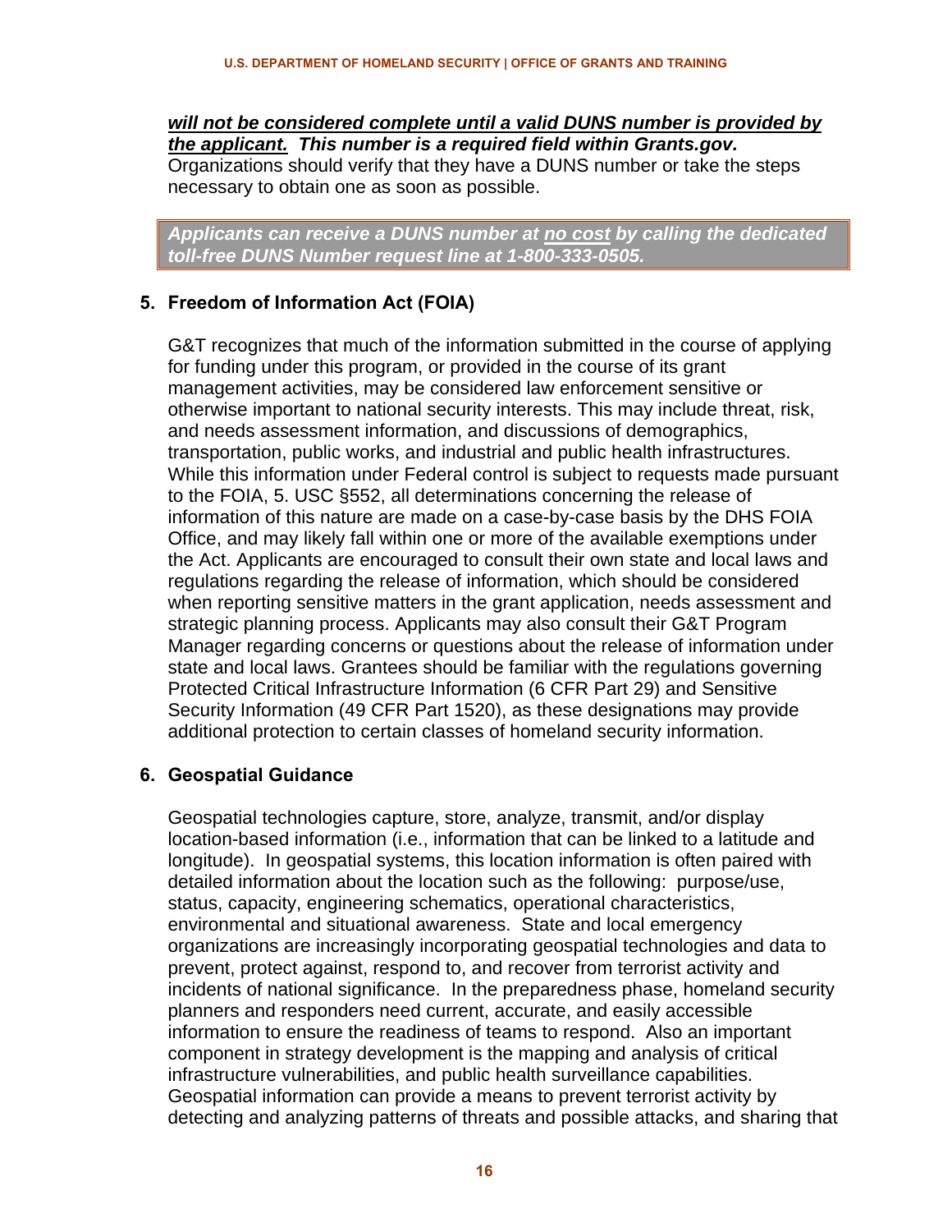***<u>will not be considered complete until a valid DUNS number is provided by the applicant.</u> This number is a required field within Grants.gov.*** Organizations should verify that they have a DUNS number or take the steps necessary to obtain one as soon as possible.

> ***Applicants can receive a DUNS number at <u>no cost</u> by calling the dedicated toll-free DUNS Number request line at 1-800-333-0505.***

**5. Freedom of Information Act (FOIA)**

G&T recognizes that much of the information submitted in the course of applying for funding under this program, or provided in the course of its grant management activities, may be considered law enforcement sensitive or otherwise important to national security interests. This may include threat, risk, and needs assessment information, and discussions of demographics, transportation, public works, and industrial and public health infrastructures. While this information under Federal control is subject to requests made pursuant to the FOIA, 5. USC §552, all determinations concerning the release of information of this nature are made on a case-by-case basis by the DHS FOIA Office, and may likely fall within one or more of the available exemptions under the Act. Applicants are encouraged to consult their own state and local laws and regulations regarding the release of information, which should be considered when reporting sensitive matters in the grant application, needs assessment and strategic planning process. Applicants may also consult their G&T Program Manager regarding concerns or questions about the release of information under state and local laws. Grantees should be familiar with the regulations governing Protected Critical Infrastructure Information (6 CFR Part 29) and Sensitive Security Information (49 CFR Part 1520), as these designations may provide additional protection to certain classes of homeland security information.

**6. Geospatial Guidance**

Geospatial technologies capture, store, analyze, transmit, and/or display location-based information (i.e., information that can be linked to a latitude and longitude). In geospatial systems, this location information is often paired with detailed information about the location such as the following: purpose/use, status, capacity, engineering schematics, operational characteristics, environmental and situational awareness. State and local emergency organizations are increasingly incorporating geospatial technologies and data to prevent, protect against, respond to, and recover from terrorist activity and incidents of national significance. In the preparedness phase, homeland security planners and responders need current, accurate, and easily accessible information to ensure the readiness of teams to respond. Also an important component in strategy development is the mapping and analysis of critical infrastructure vulnerabilities, and public health surveillance capabilities. Geospatial information can provide a means to prevent terrorist activity by detecting and analyzing patterns of threats and possible attacks, and sharing that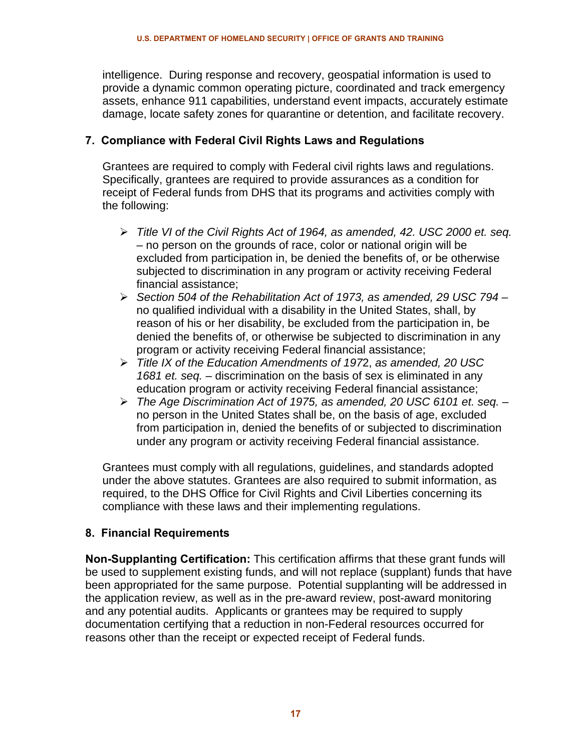intelligence. During response and recovery, geospatial information is used to provide a dynamic common operating picture, coordinated and track emergency assets, enhance 911 capabilities, understand event impacts, accurately estimate damage, locate safety zones for quarantine or detention, and facilitate recovery.

## 7. Compliance with Federal Civil Rights Laws and Regulations

Grantees are required to comply with Federal civil rights laws and regulations. Specifically, grantees are required to provide assurances as a condition for receipt of Federal funds from DHS that its programs and activities comply with the following:

- *Title VI of the Civil Rights Act of 1964, as amended, 42. USC 2000 et. seq.* – no person on the grounds of race, color or national origin will be excluded from participation in, be denied the benefits of, or be otherwise subjected to discrimination in any program or activity receiving Federal financial assistance;
- *Section 504 of the Rehabilitation Act of 1973, as amended, 29 USC 794* – no qualified individual with a disability in the United States, shall, by reason of his or her disability, be excluded from the participation in, be denied the benefits of, or otherwise be subjected to discrimination in any program or activity receiving Federal financial assistance;
- *Title IX of the Education Amendments of 197*2, *as amended, 20 USC 1681 et. seq.* – discrimination on the basis of sex is eliminated in any education program or activity receiving Federal financial assistance;
- *The Age Discrimination Act of 1975, as amended, 20 USC 6101 et. seq.* – no person in the United States shall be, on the basis of age, excluded from participation in, denied the benefits of or subjected to discrimination under any program or activity receiving Federal financial assistance.

Grantees must comply with all regulations, guidelines, and standards adopted under the above statutes. Grantees are also required to submit information, as required, to the DHS Office for Civil Rights and Civil Liberties concerning its compliance with these laws and their implementing regulations.

## 8. Financial Requirements

**Non-Supplanting Certification:** This certification affirms that these grant funds will be used to supplement existing funds, and will not replace (supplant) funds that have been appropriated for the same purpose. Potential supplanting will be addressed in the application review, as well as in the pre-award review, post-award monitoring and any potential audits. Applicants or grantees may be required to supply documentation certifying that a reduction in non-Federal resources occurred for reasons other than the receipt or expected receipt of Federal funds.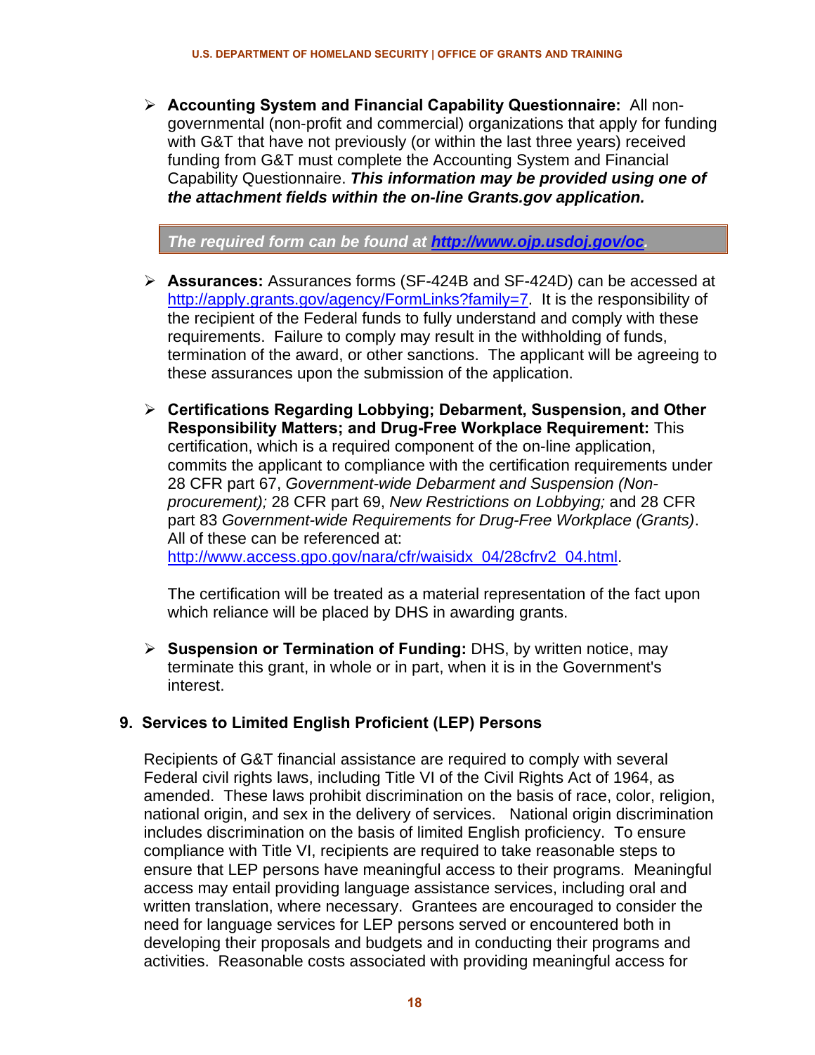- **Accounting System and Financial Capability Questionnaire:** All non-governmental (non-profit and commercial) organizations that apply for funding with G&T that have not previously (or within the last three years) received funding from G&T must complete the Accounting System and Financial Capability Questionnaire. ***This information may be provided using one of the attachment fields within the on-line Grants.gov application.***

  ***The required form can be found at [http://www.ojp.usdoj.gov/oc](http://www.ojp.usdoj.gov/oc).***

- **Assurances:** Assurances forms (SF-424B and SF-424D) can be accessed at [http://apply.grants.gov/agency/FormLinks?family=7](http://apply.grants.gov/agency/FormLinks?family=7). It is the responsibility of the recipient of the Federal funds to fully understand and comply with these requirements. Failure to comply may result in the withholding of funds, termination of the award, or other sanctions. The applicant will be agreeing to these assurances upon the submission of the application.

- **Certifications Regarding Lobbying; Debarment, Suspension, and Other Responsibility Matters; and Drug-Free Workplace Requirement:** This certification, which is a required component of the on-line application, commits the applicant to compliance with the certification requirements under 28 CFR part 67, *Government-wide Debarment and Suspension (Non-procurement);* 28 CFR part 69, *New Restrictions on Lobbying;* and 28 CFR part 83 *Government-wide Requirements for Drug-Free Workplace (Grants)*. All of these can be referenced at: [http://www.access.gpo.gov/nara/cfr/waisidx_04/28cfrv2_04.html](http://www.access.gpo.gov/nara/cfr/waisidx_04/28cfrv2_04.html).

  The certification will be treated as a material representation of the fact upon which reliance will be placed by DHS in awarding grants.

- **Suspension or Termination of Funding:** DHS, by written notice, may terminate this grant, in whole or in part, when it is in the Government's interest.

### 9. Services to Limited English Proficient (LEP) Persons

Recipients of G&T financial assistance are required to comply with several Federal civil rights laws, including Title VI of the Civil Rights Act of 1964, as amended. These laws prohibit discrimination on the basis of race, color, religion, national origin, and sex in the delivery of services. National origin discrimination includes discrimination on the basis of limited English proficiency. To ensure compliance with Title VI, recipients are required to take reasonable steps to ensure that LEP persons have meaningful access to their programs. Meaningful access may entail providing language assistance services, including oral and written translation, where necessary. Grantees are encouraged to consider the need for language services for LEP persons served or encountered both in developing their proposals and budgets and in conducting their programs and activities. Reasonable costs associated with providing meaningful access for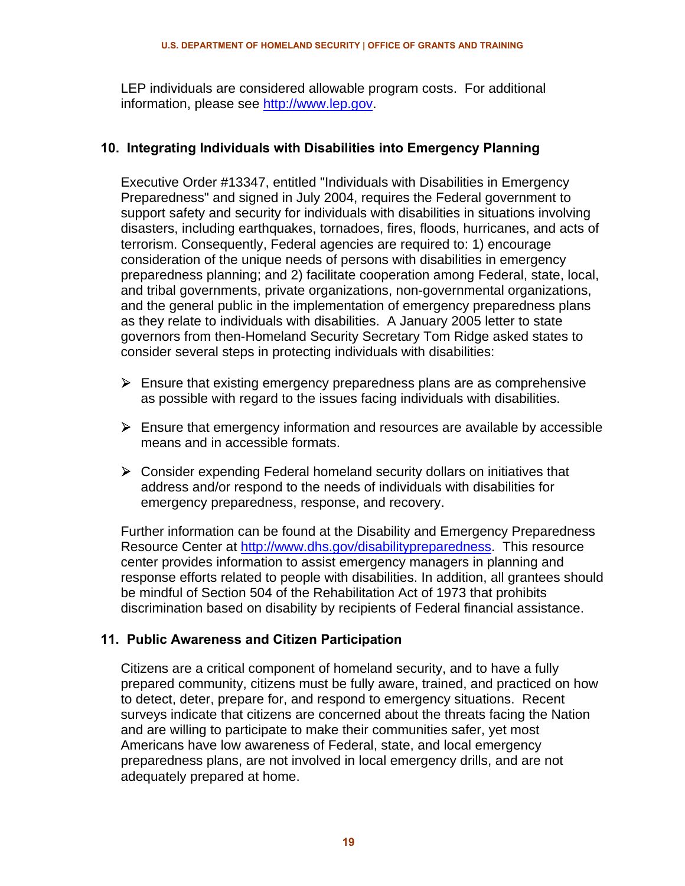LEP individuals are considered allowable program costs. For additional information, please see [http://www.lep.gov](http://www.lep.gov).

## 10. Integrating Individuals with Disabilities into Emergency Planning

Executive Order #13347, entitled "Individuals with Disabilities in Emergency Preparedness" and signed in July 2004, requires the Federal government to support safety and security for individuals with disabilities in situations involving disasters, including earthquakes, tornadoes, fires, floods, hurricanes, and acts of terrorism. Consequently, Federal agencies are required to: 1) encourage consideration of the unique needs of persons with disabilities in emergency preparedness planning; and 2) facilitate cooperation among Federal, state, local, and tribal governments, private organizations, non-governmental organizations, and the general public in the implementation of emergency preparedness plans as they relate to individuals with disabilities. A January 2005 letter to state governors from then-Homeland Security Secretary Tom Ridge asked states to consider several steps in protecting individuals with disabilities:

- Ensure that existing emergency preparedness plans are as comprehensive as possible with regard to the issues facing individuals with disabilities.
- Ensure that emergency information and resources are available by accessible means and in accessible formats.
- Consider expending Federal homeland security dollars on initiatives that address and/or respond to the needs of individuals with disabilities for emergency preparedness, response, and recovery.

Further information can be found at the Disability and Emergency Preparedness Resource Center at [http://www.dhs.gov/disabilitypreparedness](http://www.dhs.gov/disabilitypreparedness). This resource center provides information to assist emergency managers in planning and response efforts related to people with disabilities. In addition, all grantees should be mindful of Section 504 of the Rehabilitation Act of 1973 that prohibits discrimination based on disability by recipients of Federal financial assistance.

## 11. Public Awareness and Citizen Participation

Citizens are a critical component of homeland security, and to have a fully prepared community, citizens must be fully aware, trained, and practiced on how to detect, deter, prepare for, and respond to emergency situations. Recent surveys indicate that citizens are concerned about the threats facing the Nation and are willing to participate to make their communities safer, yet most Americans have low awareness of Federal, state, and local emergency preparedness plans, are not involved in local emergency drills, and are not adequately prepared at home.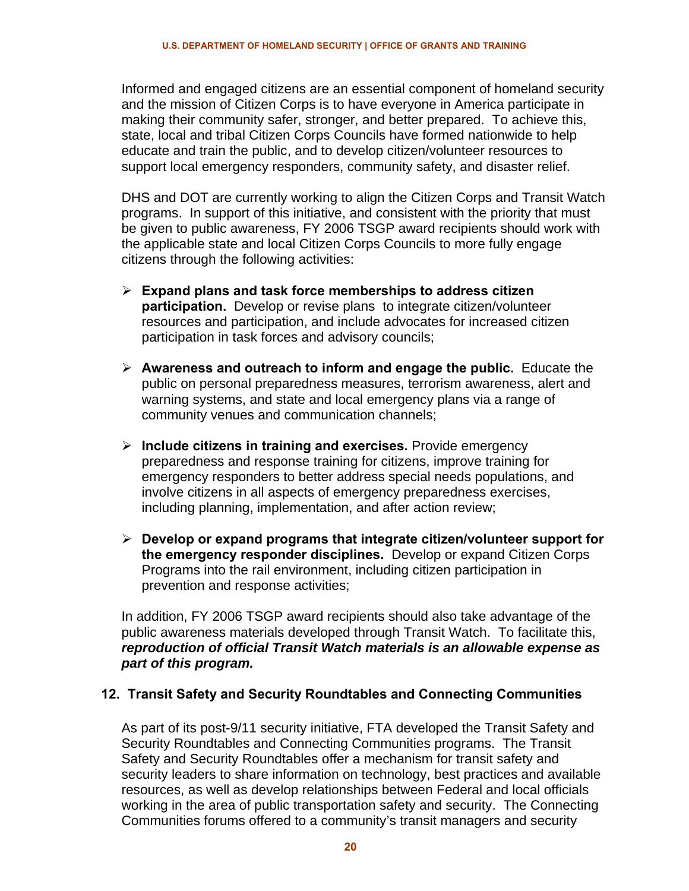Informed and engaged citizens are an essential component of homeland security and the mission of Citizen Corps is to have everyone in America participate in making their community safer, stronger, and better prepared. To achieve this, state, local and tribal Citizen Corps Councils have formed nationwide to help educate and train the public, and to develop citizen/volunteer resources to support local emergency responders, community safety, and disaster relief.

DHS and DOT are currently working to align the Citizen Corps and Transit Watch programs. In support of this initiative, and consistent with the priority that must be given to public awareness, FY 2006 TSGP award recipients should work with the applicable state and local Citizen Corps Councils to more fully engage citizens through the following activities:

- **Expand plans and task force memberships to address citizen participation.** Develop or revise plans to integrate citizen/volunteer resources and participation, and include advocates for increased citizen participation in task forces and advisory councils;

- **Awareness and outreach to inform and engage the public.** Educate the public on personal preparedness measures, terrorism awareness, alert and warning systems, and state and local emergency plans via a range of community venues and communication channels;

- **Include citizens in training and exercises.** Provide emergency preparedness and response training for citizens, improve training for emergency responders to better address special needs populations, and involve citizens in all aspects of emergency preparedness exercises, including planning, implementation, and after action review;

- **Develop or expand programs that integrate citizen/volunteer support for the emergency responder disciplines.** Develop or expand Citizen Corps Programs into the rail environment, including citizen participation in prevention and response activities;

In addition, FY 2006 TSGP award recipients should also take advantage of the public awareness materials developed through Transit Watch. To facilitate this, ***reproduction of official Transit Watch materials is an allowable expense as part of this program.***

### 12. Transit Safety and Security Roundtables and Connecting Communities

As part of its post-9/11 security initiative, FTA developed the Transit Safety and Security Roundtables and Connecting Communities programs. The Transit Safety and Security Roundtables offer a mechanism for transit safety and security leaders to share information on technology, best practices and available resources, as well as develop relationships between Federal and local officials working in the area of public transportation safety and security. The Connecting Communities forums offered to a community's transit managers and security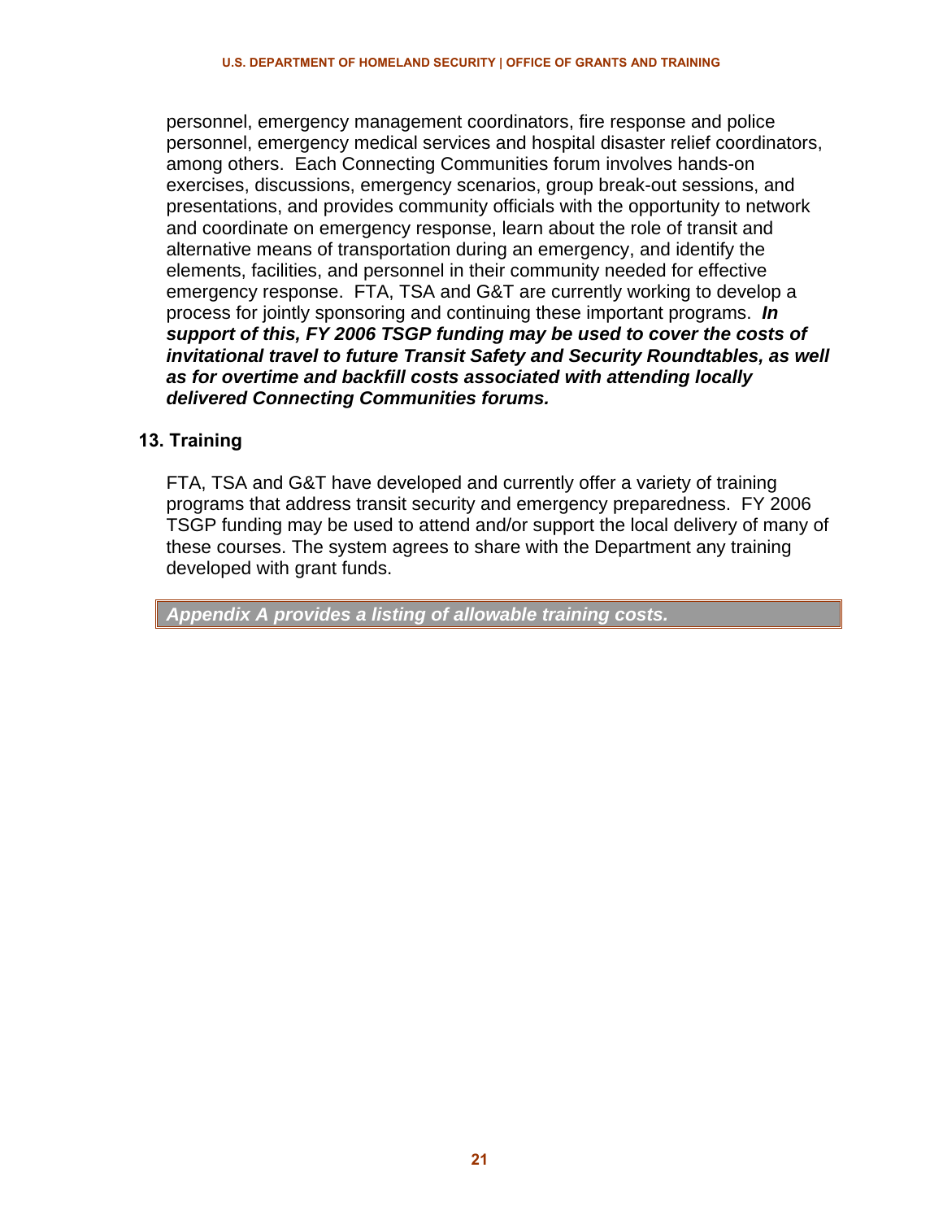personnel, emergency management coordinators, fire response and police personnel, emergency medical services and hospital disaster relief coordinators, among others. Each Connecting Communities forum involves hands-on exercises, discussions, emergency scenarios, group break-out sessions, and presentations, and provides community officials with the opportunity to network and coordinate on emergency response, learn about the role of transit and alternative means of transportation during an emergency, and identify the elements, facilities, and personnel in their community needed for effective emergency response. FTA, TSA and G&T are currently working to develop a process for jointly sponsoring and continuing these important programs. ***In support of this, FY 2006 TSGP funding may be used to cover the costs of invitational travel to future Transit Safety and Security Roundtables, as well as for overtime and backfill costs associated with attending locally delivered Connecting Communities forums.***

### 13. Training

FTA, TSA and G&T have developed and currently offer a variety of training programs that address transit security and emergency preparedness. FY 2006 TSGP funding may be used to attend and/or support the local delivery of many of these courses. The system agrees to share with the Department any training developed with grant funds.

***Appendix A provides a listing of allowable training costs.***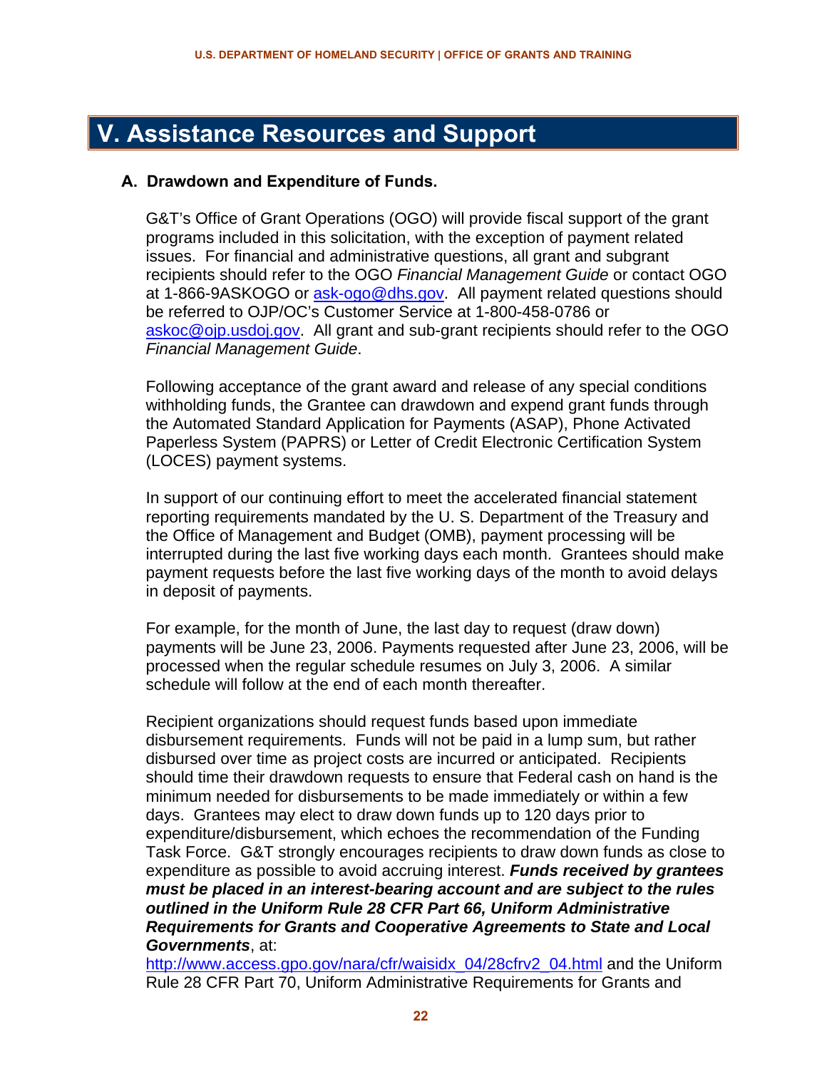# V. Assistance Resources and Support

### A. Drawdown and Expenditure of Funds.

G&T's Office of Grant Operations (OGO) will provide fiscal support of the grant programs included in this solicitation, with the exception of payment related issues. For financial and administrative questions, all grant and subgrant recipients should refer to the OGO *Financial Management Guide* or contact OGO at 1-866-9ASKOGO or ask-ogo@dhs.gov. All payment related questions should be referred to OJP/OC's Customer Service at 1-800-458-0786 or askoc@ojp.usdoj.gov. All grant and sub-grant recipients should refer to the OGO *Financial Management Guide*.

Following acceptance of the grant award and release of any special conditions withholding funds, the Grantee can drawdown and expend grant funds through the Automated Standard Application for Payments (ASAP), Phone Activated Paperless System (PAPRS) or Letter of Credit Electronic Certification System (LOCES) payment systems.

In support of our continuing effort to meet the accelerated financial statement reporting requirements mandated by the U. S. Department of the Treasury and the Office of Management and Budget (OMB), payment processing will be interrupted during the last five working days each month. Grantees should make payment requests before the last five working days of the month to avoid delays in deposit of payments.

For example, for the month of June, the last day to request (draw down) payments will be June 23, 2006. Payments requested after June 23, 2006, will be processed when the regular schedule resumes on July 3, 2006. A similar schedule will follow at the end of each month thereafter.

Recipient organizations should request funds based upon immediate disbursement requirements. Funds will not be paid in a lump sum, but rather disbursed over time as project costs are incurred or anticipated. Recipients should time their drawdown requests to ensure that Federal cash on hand is the minimum needed for disbursements to be made immediately or within a few days. Grantees may elect to draw down funds up to 120 days prior to expenditure/disbursement, which echoes the recommendation of the Funding Task Force. G&T strongly encourages recipients to draw down funds as close to expenditure as possible to avoid accruing interest. ***Funds received by grantees must be placed in an interest-bearing account and are subject to the rules outlined in the Uniform Rule 28 CFR Part 66, Uniform Administrative Requirements for Grants and Cooperative Agreements to State and Local Governments***, at: http://www.access.gpo.gov/nara/cfr/waisidx_04/28cfrv2_04.html and the Uniform Rule 28 CFR Part 70, Uniform Administrative Requirements for Grants and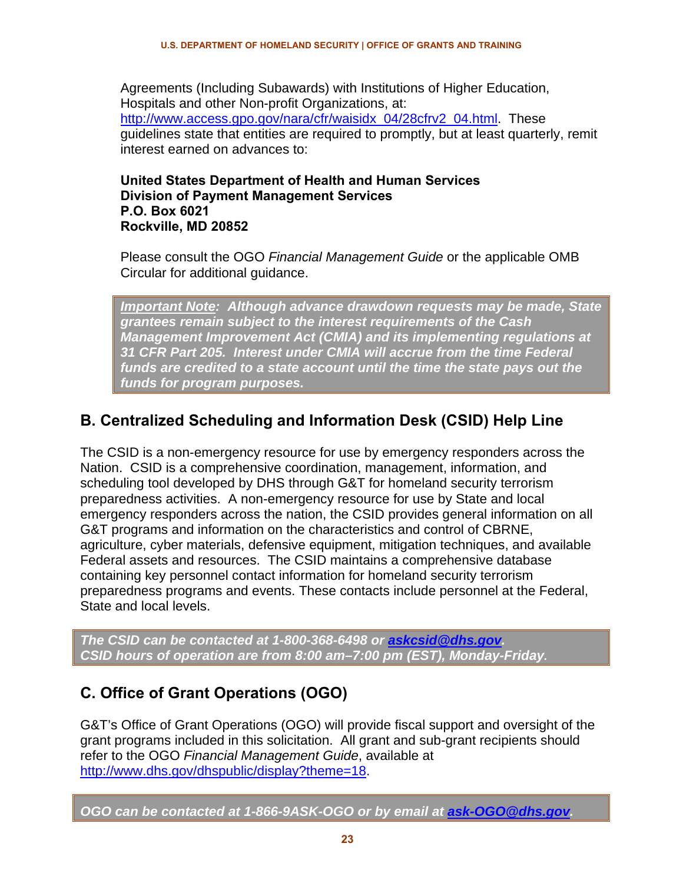Agreements (Including Subawards) with Institutions of Higher Education, Hospitals and other Non-profit Organizations, at: http://www.access.gpo.gov/nara/cfr/waisidx_04/28cfrv2_04.html. These guidelines state that entities are required to promptly, but at least quarterly, remit interest earned on advances to:

**United States Department of Health and Human Services**
**Division of Payment Management Services**
**P.O. Box 6021**
**Rockville, MD 20852**

Please consult the OGO *Financial Management Guide* or the applicable OMB Circular for additional guidance.

***Important Note:* *Although advance drawdown requests may be made, State grantees remain subject to the interest requirements of the Cash Management Improvement Act (CMIA) and its implementing regulations at 31 CFR Part 205. Interest under CMIA will accrue from the time Federal funds are credited to a state account until the time the state pays out the funds for program purposes.***

## B. Centralized Scheduling and Information Desk (CSID) Help Line

The CSID is a non-emergency resource for use by emergency responders across the Nation. CSID is a comprehensive coordination, management, information, and scheduling tool developed by DHS through G&T for homeland security terrorism preparedness activities. A non-emergency resource for use by State and local emergency responders across the nation, the CSID provides general information on all G&T programs and information on the characteristics and control of CBRNE, agriculture, cyber materials, defensive equipment, mitigation techniques, and available Federal assets and resources. The CSID maintains a comprehensive database containing key personnel contact information for homeland security terrorism preparedness programs and events. These contacts include personnel at the Federal, State and local levels.

***The CSID can be contacted at 1-800-368-6498 or askcsid@dhs.gov.***
***CSID hours of operation are from 8:00 am–7:00 pm (EST), Monday-Friday.***

## C. Office of Grant Operations (OGO)

G&T's Office of Grant Operations (OGO) will provide fiscal support and oversight of the grant programs included in this solicitation. All grant and sub-grant recipients should refer to the OGO *Financial Management Guide*, available at http://www.dhs.gov/dhspublic/display?theme=18.

***OGO can be contacted at 1-866-9ASK-OGO or by email at ask-OGO@dhs.gov.***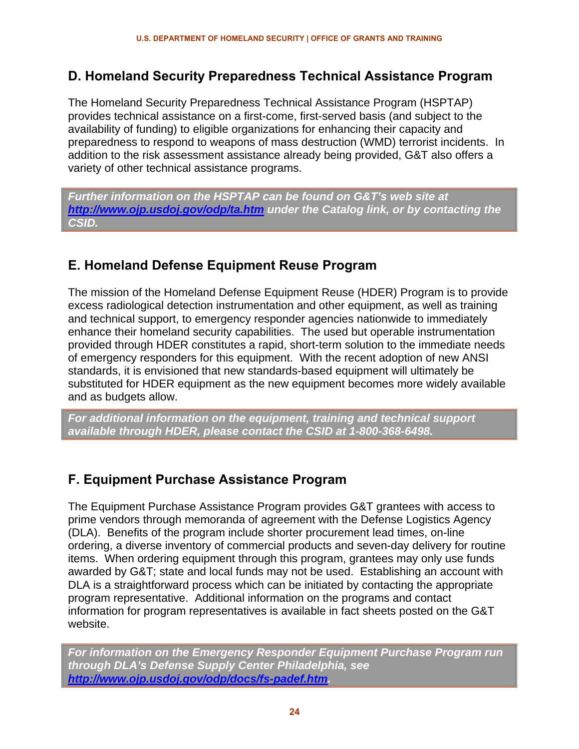## D. Homeland Security Preparedness Technical Assistance Program

The Homeland Security Preparedness Technical Assistance Program (HSPTAP) provides technical assistance on a first-come, first-served basis (and subject to the availability of funding) to eligible organizations for enhancing their capacity and preparedness to respond to weapons of mass destruction (WMD) terrorist incidents. In addition to the risk assessment assistance already being provided, G&T also offers a variety of other technical assistance programs.

***Further information on the HSPTAP can be found on G&T's web site at http://www.ojp.usdoj.gov/odp/ta.htm under the Catalog link, or by contacting the CSID.***

## E. Homeland Defense Equipment Reuse Program

The mission of the Homeland Defense Equipment Reuse (HDER) Program is to provide excess radiological detection instrumentation and other equipment, as well as training and technical support, to emergency responder agencies nationwide to immediately enhance their homeland security capabilities. The used but operable instrumentation provided through HDER constitutes a rapid, short-term solution to the immediate needs of emergency responders for this equipment. With the recent adoption of new ANSI standards, it is envisioned that new standards-based equipment will ultimately be substituted for HDER equipment as the new equipment becomes more widely available and as budgets allow.

***For additional information on the equipment, training and technical support available through HDER, please contact the CSID at 1-800-368-6498.***

## F. Equipment Purchase Assistance Program

The Equipment Purchase Assistance Program provides G&T grantees with access to prime vendors through memoranda of agreement with the Defense Logistics Agency (DLA). Benefits of the program include shorter procurement lead times, on-line ordering, a diverse inventory of commercial products and seven-day delivery for routine items. When ordering equipment through this program, grantees may only use funds awarded by G&T; state and local funds may not be used. Establishing an account with DLA is a straightforward process which can be initiated by contacting the appropriate program representative. Additional information on the programs and contact information for program representatives is available in fact sheets posted on the G&T website.

***For information on the Emergency Responder Equipment Purchase Program run through DLA's Defense Supply Center Philadelphia, see http://www.ojp.usdoj.gov/odp/docs/fs-padef.htm.***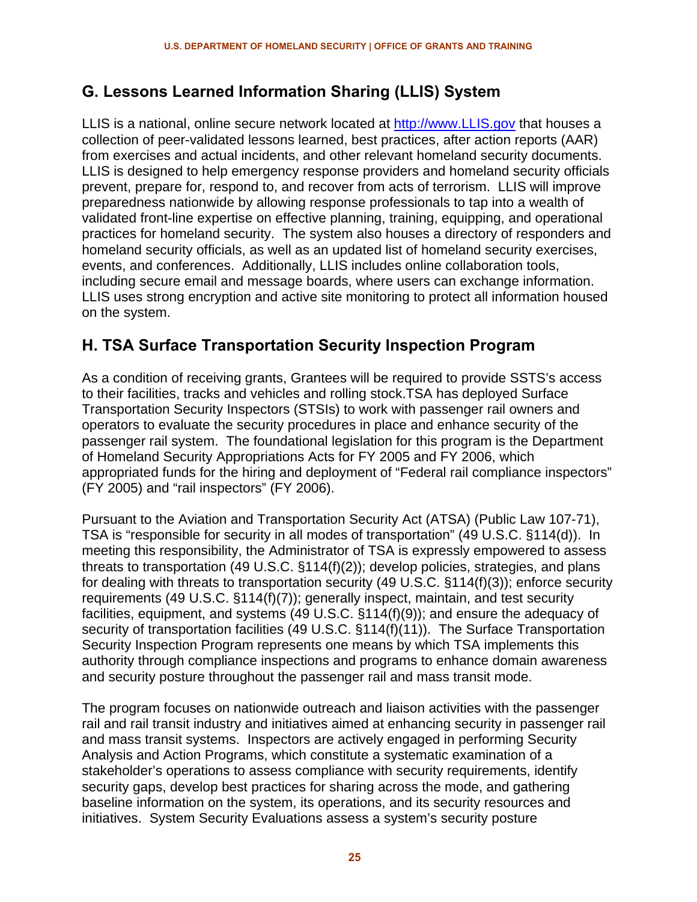## G. Lessons Learned Information Sharing (LLIS) System

LLIS is a national, online secure network located at http://www.LLIS.gov that houses a collection of peer-validated lessons learned, best practices, after action reports (AAR) from exercises and actual incidents, and other relevant homeland security documents. LLIS is designed to help emergency response providers and homeland security officials prevent, prepare for, respond to, and recover from acts of terrorism. LLIS will improve preparedness nationwide by allowing response professionals to tap into a wealth of validated front-line expertise on effective planning, training, equipping, and operational practices for homeland security. The system also houses a directory of responders and homeland security officials, as well as an updated list of homeland security exercises, events, and conferences. Additionally, LLIS includes online collaboration tools, including secure email and message boards, where users can exchange information. LLIS uses strong encryption and active site monitoring to protect all information housed on the system.

## H. TSA Surface Transportation Security Inspection Program

As a condition of receiving grants, Grantees will be required to provide SSTS's access to their facilities, tracks and vehicles and rolling stock.TSA has deployed Surface Transportation Security Inspectors (STSIs) to work with passenger rail owners and operators to evaluate the security procedures in place and enhance security of the passenger rail system. The foundational legislation for this program is the Department of Homeland Security Appropriations Acts for FY 2005 and FY 2006, which appropriated funds for the hiring and deployment of "Federal rail compliance inspectors" (FY 2005) and "rail inspectors" (FY 2006).

Pursuant to the Aviation and Transportation Security Act (ATSA) (Public Law 107-71), TSA is "responsible for security in all modes of transportation" (49 U.S.C. §114(d)). In meeting this responsibility, the Administrator of TSA is expressly empowered to assess threats to transportation (49 U.S.C. §114(f)(2)); develop policies, strategies, and plans for dealing with threats to transportation security (49 U.S.C. §114(f)(3)); enforce security requirements (49 U.S.C. §114(f)(7)); generally inspect, maintain, and test security facilities, equipment, and systems (49 U.S.C. §114(f)(9)); and ensure the adequacy of security of transportation facilities (49 U.S.C. §114(f)(11)). The Surface Transportation Security Inspection Program represents one means by which TSA implements this authority through compliance inspections and programs to enhance domain awareness and security posture throughout the passenger rail and mass transit mode.

The program focuses on nationwide outreach and liaison activities with the passenger rail and rail transit industry and initiatives aimed at enhancing security in passenger rail and mass transit systems. Inspectors are actively engaged in performing Security Analysis and Action Programs, which constitute a systematic examination of a stakeholder's operations to assess compliance with security requirements, identify security gaps, develop best practices for sharing across the mode, and gathering baseline information on the system, its operations, and its security resources and initiatives. System Security Evaluations assess a system's security posture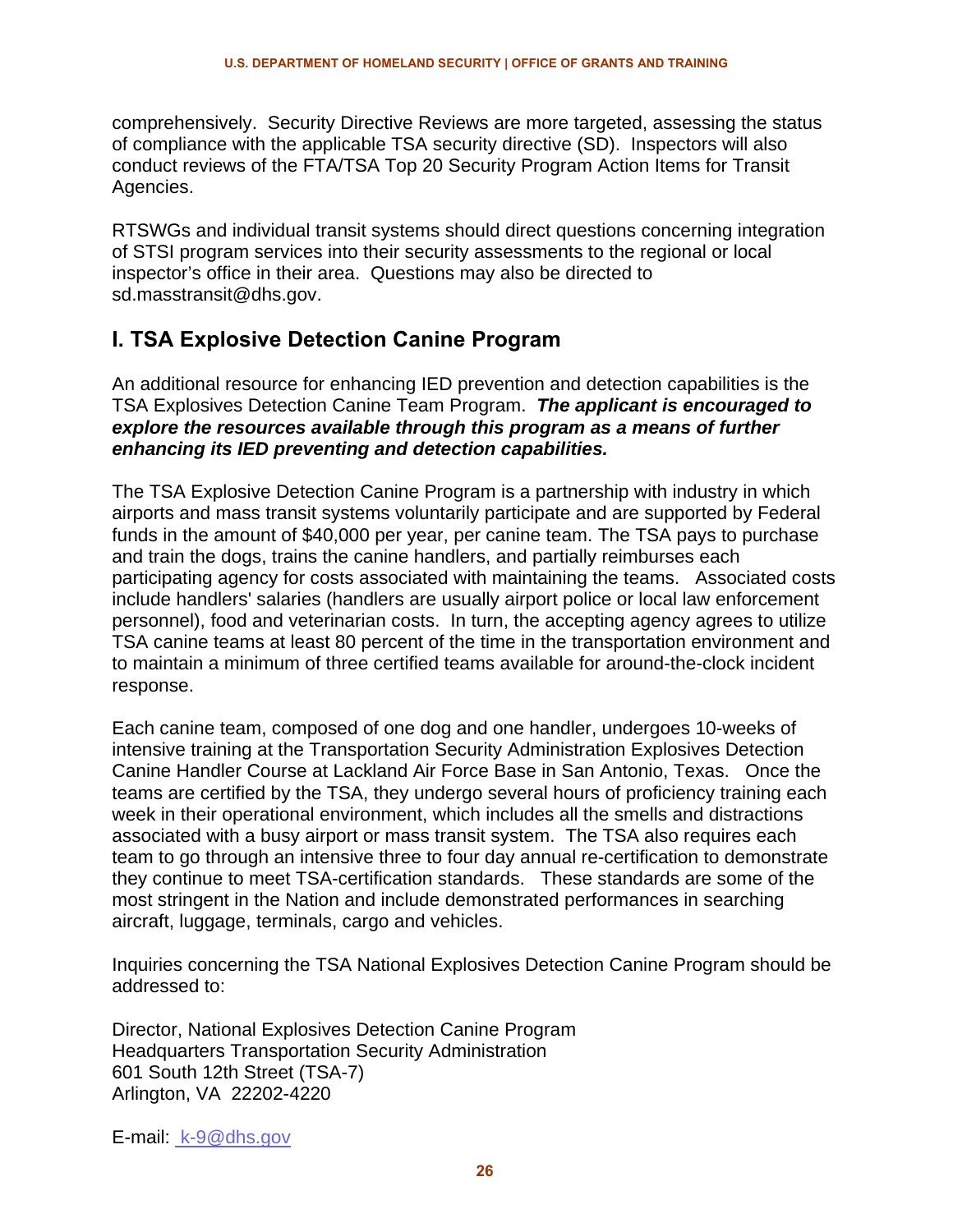comprehensively. Security Directive Reviews are more targeted, assessing the status of compliance with the applicable TSA security directive (SD). Inspectors will also conduct reviews of the FTA/TSA Top 20 Security Program Action Items for Transit Agencies.

RTSWGs and individual transit systems should direct questions concerning integration of STSI program services into their security assessments to the regional or local inspector's office in their area. Questions may also be directed to sd.masstransit@dhs.gov.

## I. TSA Explosive Detection Canine Program

An additional resource for enhancing IED prevention and detection capabilities is the TSA Explosives Detection Canine Team Program. ***The applicant is encouraged to explore the resources available through this program as a means of further enhancing its IED preventing and detection capabilities.***

The TSA Explosive Detection Canine Program is a partnership with industry in which airports and mass transit systems voluntarily participate and are supported by Federal funds in the amount of $40,000 per year, per canine team. The TSA pays to purchase and train the dogs, trains the canine handlers, and partially reimburses each participating agency for costs associated with maintaining the teams. Associated costs include handlers' salaries (handlers are usually airport police or local law enforcement personnel), food and veterinarian costs. In turn, the accepting agency agrees to utilize TSA canine teams at least 80 percent of the time in the transportation environment and to maintain a minimum of three certified teams available for around-the-clock incident response.

Each canine team, composed of one dog and one handler, undergoes 10-weeks of intensive training at the Transportation Security Administration Explosives Detection Canine Handler Course at Lackland Air Force Base in San Antonio, Texas. Once the teams are certified by the TSA, they undergo several hours of proficiency training each week in their operational environment, which includes all the smells and distractions associated with a busy airport or mass transit system. The TSA also requires each team to go through an intensive three to four day annual re-certification to demonstrate they continue to meet TSA-certification standards. These standards are some of the most stringent in the Nation and include demonstrated performances in searching aircraft, luggage, terminals, cargo and vehicles.

Inquiries concerning the TSA National Explosives Detection Canine Program should be addressed to:

Director, National Explosives Detection Canine Program
Headquarters Transportation Security Administration
601 South 12th Street (TSA-7)
Arlington, VA 22202-4220

E-mail: k-9@dhs.gov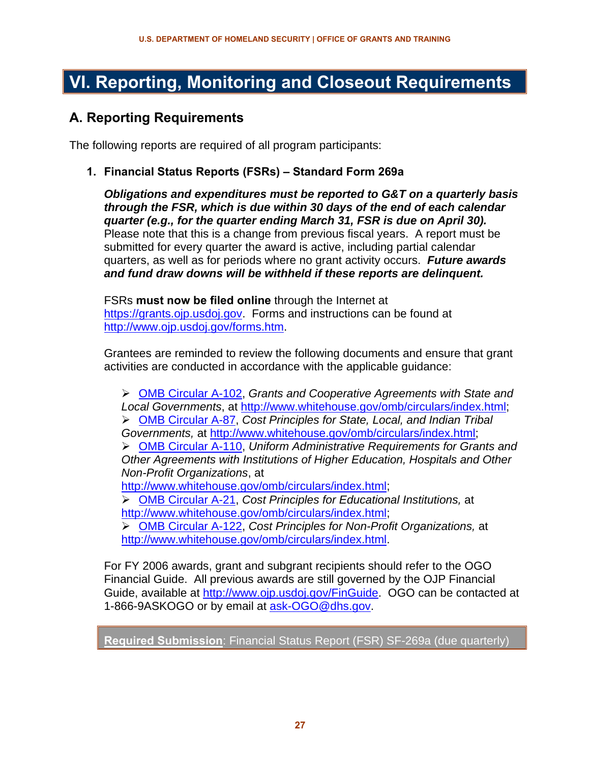// VI. Reporting, Monitoring and Closeout Requirements

## A. Reporting Requirements

The following reports are required of all program participants:

1. **Financial Status Reports (FSRs) – Standard Form 269a**

   ***Obligations and expenditures must be reported to G&T on a quarterly basis through the FSR, which is due within 30 days of the end of each calendar quarter (e.g., for the quarter ending March 31, FSR is due on April 30).*** Please note that this is a change from previous fiscal years. A report must be submitted for every quarter the award is active, including partial calendar quarters, as well as for periods where no grant activity occurs. ***Future awards and fund draw downs will be withheld if these reports are delinquent.***

   FSRs **must now be filed online** through the Internet at https://grants.ojp.usdoj.gov. Forms and instructions can be found at http://www.ojp.usdoj.gov/forms.htm.

   Grantees are reminded to review the following documents and ensure that grant activities are conducted in accordance with the applicable guidance:

   - OMB Circular A-102, *Grants and Cooperative Agreements with State and Local Governments*, at http://www.whitehouse.gov/omb/circulars/index.html;
   - OMB Circular A-87, *Cost Principles for State, Local, and Indian Tribal Governments,* at http://www.whitehouse.gov/omb/circulars/index.html;
   - OMB Circular A-110, *Uniform Administrative Requirements for Grants and Other Agreements with Institutions of Higher Education, Hospitals and Other Non-Profit Organizations*, at http://www.whitehouse.gov/omb/circulars/index.html;
   - OMB Circular A-21, *Cost Principles for Educational Institutions,* at http://www.whitehouse.gov/omb/circulars/index.html;
   - OMB Circular A-122, *Cost Principles for Non-Profit Organizations,* at http://www.whitehouse.gov/omb/circulars/index.html.

   For FY 2006 awards, grant and subgrant recipients should refer to the OGO Financial Guide. All previous awards are still governed by the OJP Financial Guide, available at http://www.ojp.usdoj.gov/FinGuide. OGO can be contacted at 1-866-9ASKOGO or by email at ask-OGO@dhs.gov.

   **Required Submission**: Financial Status Report (FSR) SF-269a (due quarterly)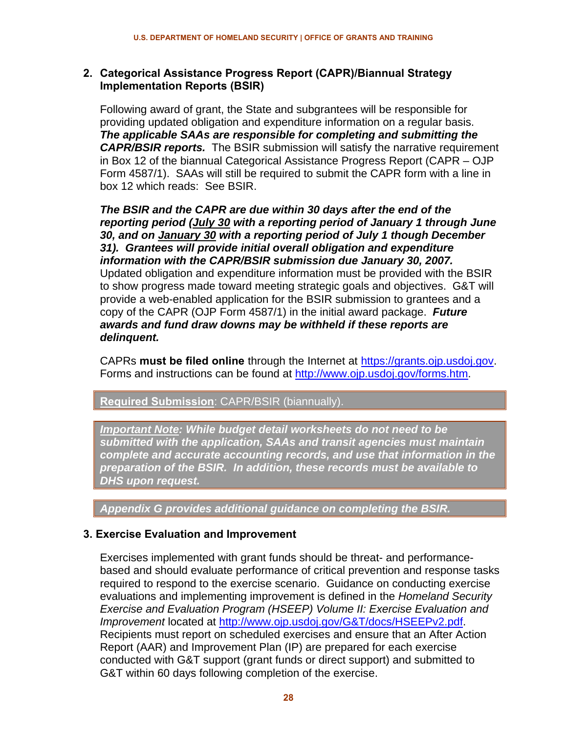## 2. Categorical Assistance Progress Report (CAPR)/Biannual Strategy Implementation Reports (BSIR)

Following award of grant, the State and subgrantees will be responsible for providing updated obligation and expenditure information on a regular basis. ***The applicable SAAs are responsible for completing and submitting the CAPR/BSIR reports.*** The BSIR submission will satisfy the narrative requirement in Box 12 of the biannual Categorical Assistance Progress Report (CAPR – OJP Form 4587/1). SAAs will still be required to submit the CAPR form with a line in box 12 which reads: See BSIR.

***The BSIR and the CAPR are due within 30 days after the end of the reporting period (<u>July 30</u> with a reporting period of January 1 through June 30, and on <u>January 30</u> with a reporting period of July 1 though December 31). Grantees will provide initial overall obligation and expenditure information with the CAPR/BSIR submission due January 30, 2007.*** Updated obligation and expenditure information must be provided with the BSIR to show progress made toward meeting strategic goals and objectives. G&T will provide a web-enabled application for the BSIR submission to grantees and a copy of the CAPR (OJP Form 4587/1) in the initial award package. ***Future awards and fund draw downs may be withheld if these reports are delinquent.***

CAPRs **must be filed online** through the Internet at https://grants.ojp.usdoj.gov. Forms and instructions can be found at http://www.ojp.usdoj.gov/forms.htm.

> **<u>Required Submission</u>**: CAPR/BSIR (biannually).

> ***<u>Important Note</u>: While budget detail worksheets do not need to be submitted with the application, SAAs and transit agencies must maintain complete and accurate accounting records, and use that information in the preparation of the BSIR. In addition, these records must be available to DHS upon request.***

> ***Appendix G provides additional guidance on completing the BSIR.***

## 3. Exercise Evaluation and Improvement

Exercises implemented with grant funds should be threat- and performance-based and should evaluate performance of critical prevention and response tasks required to respond to the exercise scenario. Guidance on conducting exercise evaluations and implementing improvement is defined in the *Homeland Security Exercise and Evaluation Program (HSEEP) Volume II: Exercise Evaluation and Improvement* located at http://www.ojp.usdoj.gov/G&T/docs/HSEEPv2.pdf. Recipients must report on scheduled exercises and ensure that an After Action Report (AAR) and Improvement Plan (IP) are prepared for each exercise conducted with G&T support (grant funds or direct support) and submitted to G&T within 60 days following completion of the exercise.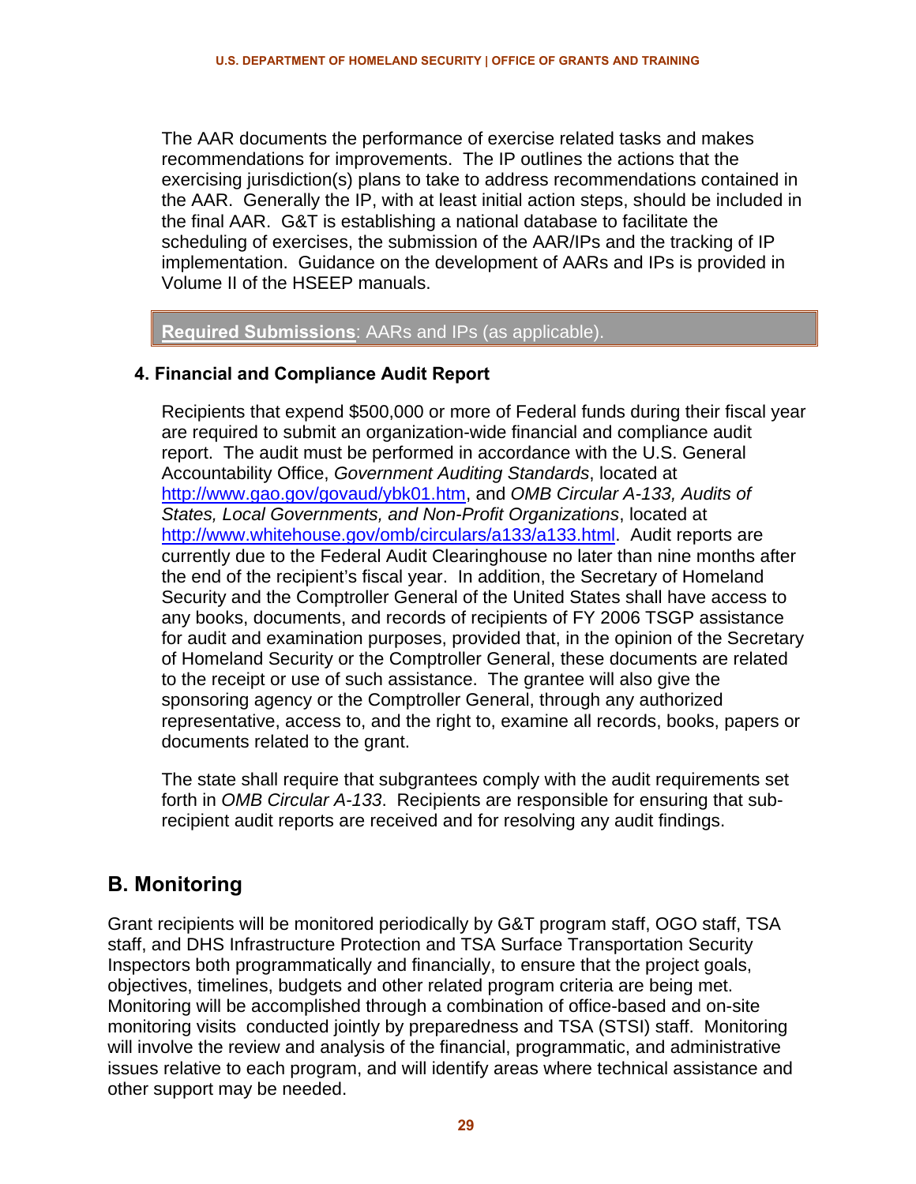The AAR documents the performance of exercise related tasks and makes recommendations for improvements. The IP outlines the actions that the exercising jurisdiction(s) plans to take to address recommendations contained in the AAR. Generally the IP, with at least initial action steps, should be included in the final AAR. G&T is establishing a national database to facilitate the scheduling of exercises, the submission of the AAR/IPs and the tracking of IP implementation. Guidance on the development of AARs and IPs is provided in Volume II of the HSEEP manuals.

**Required Submissions**: AARs and IPs (as applicable).

### 4. Financial and Compliance Audit Report

Recipients that expend $500,000 or more of Federal funds during their fiscal year are required to submit an organization-wide financial and compliance audit report. The audit must be performed in accordance with the U.S. General Accountability Office, *Government Auditing Standards*, located at http://www.gao.gov/govaud/ybk01.htm, and *OMB Circular A-133, Audits of States, Local Governments, and Non-Profit Organizations*, located at http://www.whitehouse.gov/omb/circulars/a133/a133.html. Audit reports are currently due to the Federal Audit Clearinghouse no later than nine months after the end of the recipient's fiscal year. In addition, the Secretary of Homeland Security and the Comptroller General of the United States shall have access to any books, documents, and records of recipients of FY 2006 TSGP assistance for audit and examination purposes, provided that, in the opinion of the Secretary of Homeland Security or the Comptroller General, these documents are related to the receipt or use of such assistance. The grantee will also give the sponsoring agency or the Comptroller General, through any authorized representative, access to, and the right to, examine all records, books, papers or documents related to the grant.

The state shall require that subgrantees comply with the audit requirements set forth in *OMB Circular A-133*. Recipients are responsible for ensuring that sub-recipient audit reports are received and for resolving any audit findings.

## B. Monitoring

Grant recipients will be monitored periodically by G&T program staff, OGO staff, TSA staff, and DHS Infrastructure Protection and TSA Surface Transportation Security Inspectors both programmatically and financially, to ensure that the project goals, objectives, timelines, budgets and other related program criteria are being met. Monitoring will be accomplished through a combination of office-based and on-site monitoring visits conducted jointly by preparedness and TSA (STSI) staff. Monitoring will involve the review and analysis of the financial, programmatic, and administrative issues relative to each program, and will identify areas where technical assistance and other support may be needed.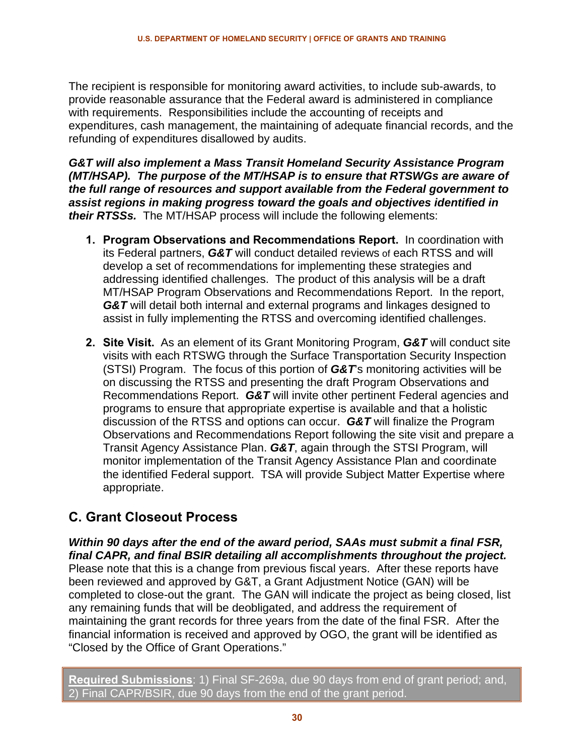The recipient is responsible for monitoring award activities, to include sub-awards, to provide reasonable assurance that the Federal award is administered in compliance with requirements. Responsibilities include the accounting of receipts and expenditures, cash management, the maintaining of adequate financial records, and the refunding of expenditures disallowed by audits.

***G&T will also implement a Mass Transit Homeland Security Assistance Program (MT/HSAP). The purpose of the MT/HSAP is to ensure that RTSWGs are aware of the full range of resources and support available from the Federal government to assist regions in making progress toward the goals and objectives identified in their RTSSs.*** The MT/HSAP process will include the following elements:

1. **Program Observations and Recommendations Report.** In coordination with its Federal partners, ***G&T*** will conduct detailed reviews of each RTSS and will develop a set of recommendations for implementing these strategies and addressing identified challenges. The product of this analysis will be a draft MT/HSAP Program Observations and Recommendations Report. In the report, ***G&T*** will detail both internal and external programs and linkages designed to assist in fully implementing the RTSS and overcoming identified challenges.

2. **Site Visit.** As an element of its Grant Monitoring Program, ***G&T*** will conduct site visits with each RTSWG through the Surface Transportation Security Inspection (STSI) Program. The focus of this portion of ***G&T***'s monitoring activities will be on discussing the RTSS and presenting the draft Program Observations and Recommendations Report. ***G&T*** will invite other pertinent Federal agencies and programs to ensure that appropriate expertise is available and that a holistic discussion of the RTSS and options can occur. ***G&T*** will finalize the Program Observations and Recommendations Report following the site visit and prepare a Transit Agency Assistance Plan. ***G&T***, again through the STSI Program, will monitor implementation of the Transit Agency Assistance Plan and coordinate the identified Federal support. TSA will provide Subject Matter Expertise where appropriate.

## C. Grant Closeout Process

***Within 90 days after the end of the award period, SAAs must submit a final FSR, final CAPR, and final BSIR detailing all accomplishments throughout the project.*** Please note that this is a change from previous fiscal years. After these reports have been reviewed and approved by G&T, a Grant Adjustment Notice (GAN) will be completed to close-out the grant. The GAN will indicate the project as being closed, list any remaining funds that will be deobligated, and address the requirement of maintaining the grant records for three years from the date of the final FSR. After the financial information is received and approved by OGO, the grant will be identified as "Closed by the Office of Grant Operations."

**Required Submissions**: 1) Final SF-269a, due 90 days from end of grant period; and, 2) Final CAPR/BSIR, due 90 days from the end of the grant period.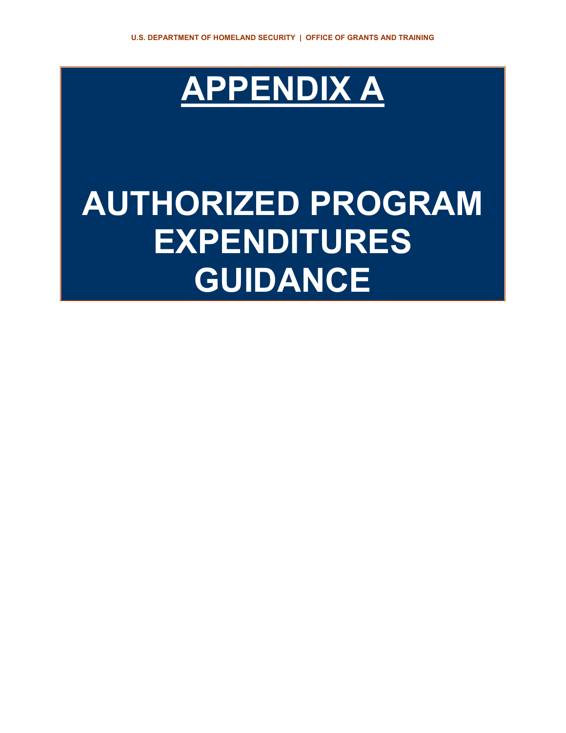# APPENDIX A

# AUTHORIZED PROGRAM EXPENDITURES GUIDANCE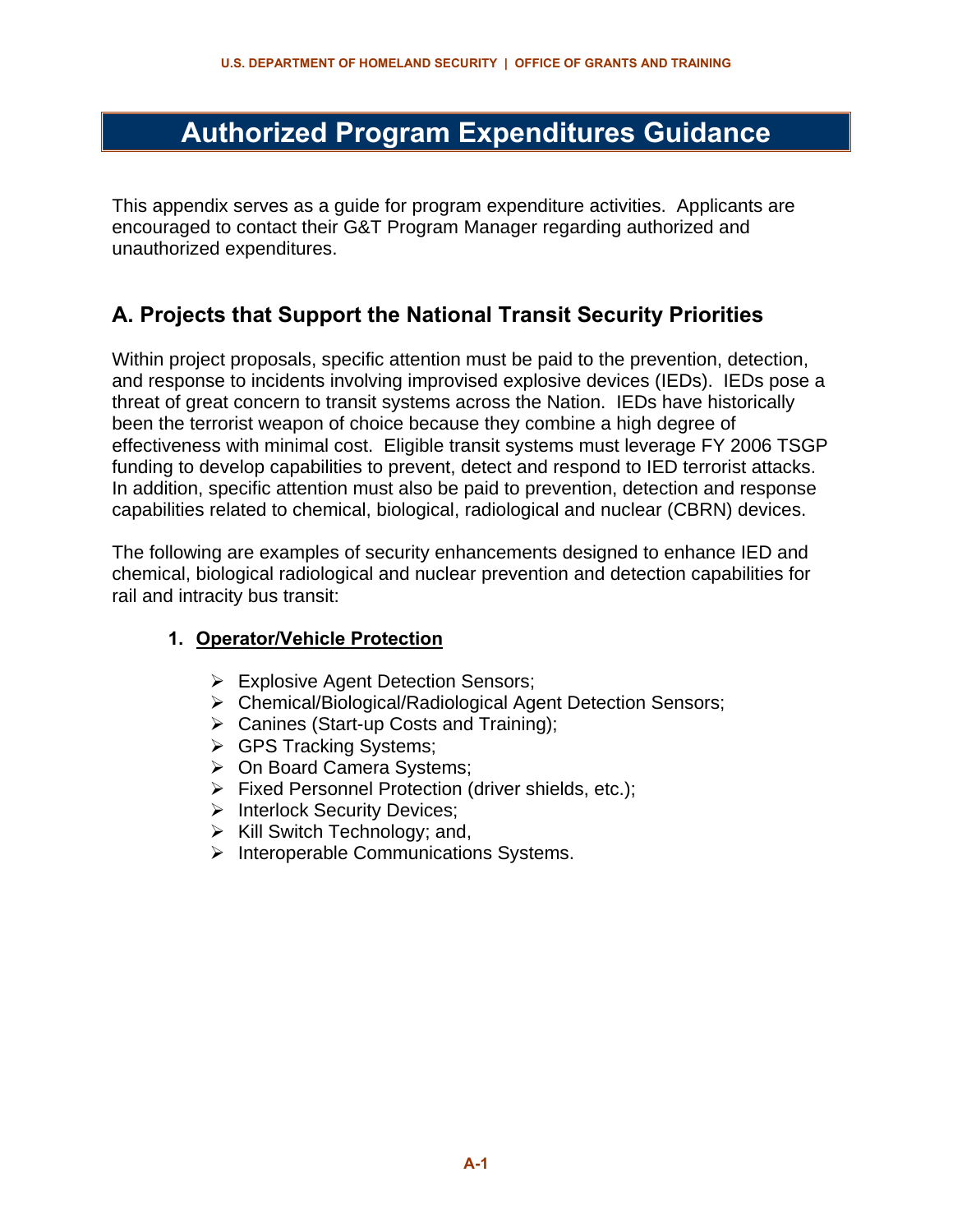# Authorized Program Expenditures Guidance

This appendix serves as a guide for program expenditure activities. Applicants are encouraged to contact their G&T Program Manager regarding authorized and unauthorized expenditures.

## A. Projects that Support the National Transit Security Priorities

Within project proposals, specific attention must be paid to the prevention, detection, and response to incidents involving improvised explosive devices (IEDs). IEDs pose a threat of great concern to transit systems across the Nation. IEDs have historically been the terrorist weapon of choice because they combine a high degree of effectiveness with minimal cost. Eligible transit systems must leverage FY 2006 TSGP funding to develop capabilities to prevent, detect and respond to IED terrorist attacks. In addition, specific attention must also be paid to prevention, detection and response capabilities related to chemical, biological, radiological and nuclear (CBRN) devices.

The following are examples of security enhancements designed to enhance IED and chemical, biological radiological and nuclear prevention and detection capabilities for rail and intracity bus transit:

1. **Operator/Vehicle Protection**

   - Explosive Agent Detection Sensors;
   - Chemical/Biological/Radiological Agent Detection Sensors;
   - Canines (Start-up Costs and Training);
   - GPS Tracking Systems;
   - On Board Camera Systems;
   - Fixed Personnel Protection (driver shields, etc.);
   - Interlock Security Devices;
   - Kill Switch Technology; and,
   - Interoperable Communications Systems.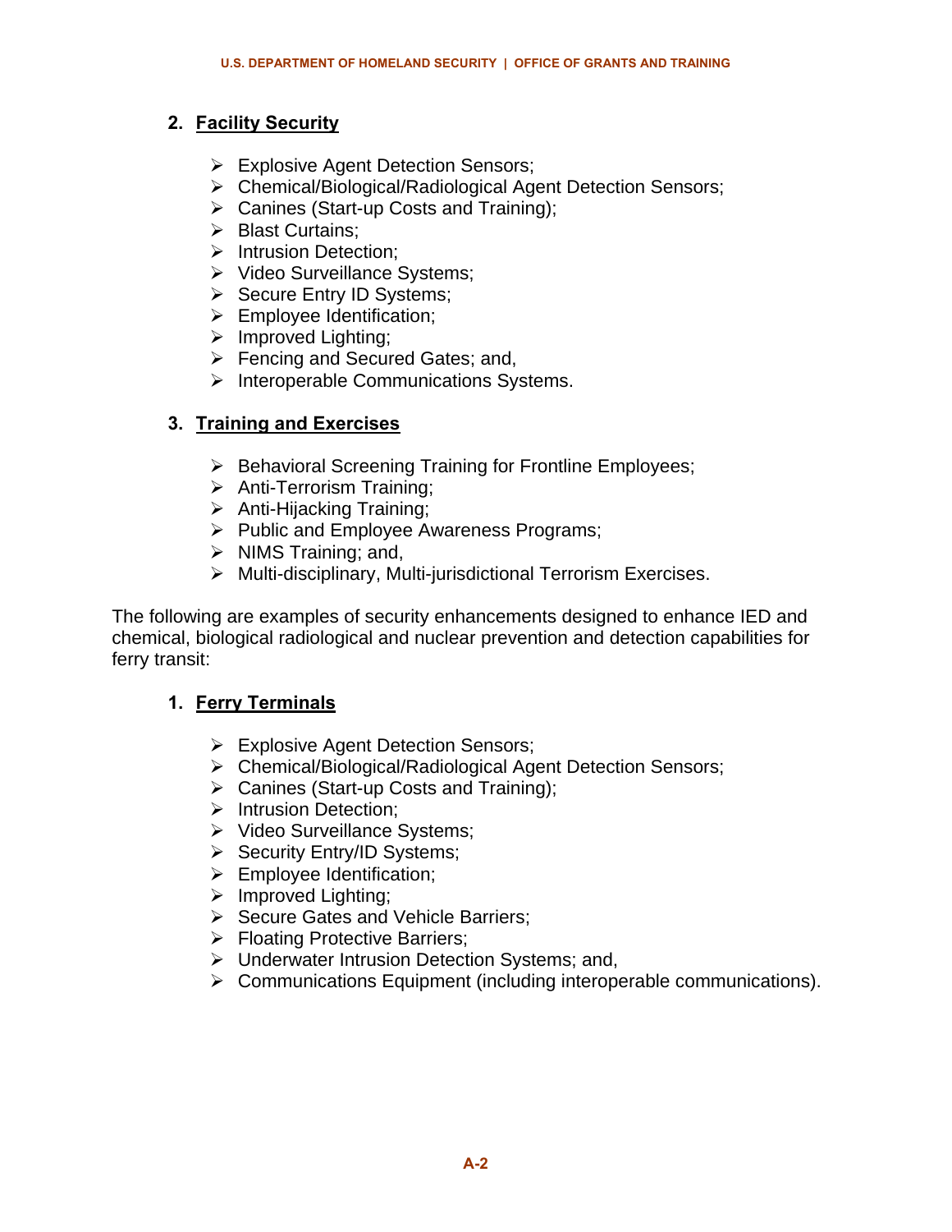2. **Facility Security**

- Explosive Agent Detection Sensors;
- Chemical/Biological/Radiological Agent Detection Sensors;
- Canines (Start-up Costs and Training);
- Blast Curtains;
- Intrusion Detection;
- Video Surveillance Systems;
- Secure Entry ID Systems;
- Employee Identification;
- Improved Lighting;
- Fencing and Secured Gates; and,
- Interoperable Communications Systems.

3. **Training and Exercises**

- Behavioral Screening Training for Frontline Employees;
- Anti-Terrorism Training;
- Anti-Hijacking Training;
- Public and Employee Awareness Programs;
- NIMS Training; and,
- Multi-disciplinary, Multi-jurisdictional Terrorism Exercises.

The following are examples of security enhancements designed to enhance IED and chemical, biological radiological and nuclear prevention and detection capabilities for ferry transit:

1. **Ferry Terminals**

- Explosive Agent Detection Sensors;
- Chemical/Biological/Radiological Agent Detection Sensors;
- Canines (Start-up Costs and Training);
- Intrusion Detection;
- Video Surveillance Systems;
- Security Entry/ID Systems;
- Employee Identification;
- Improved Lighting;
- Secure Gates and Vehicle Barriers;
- Floating Protective Barriers;
- Underwater Intrusion Detection Systems; and,
- Communications Equipment (including interoperable communications).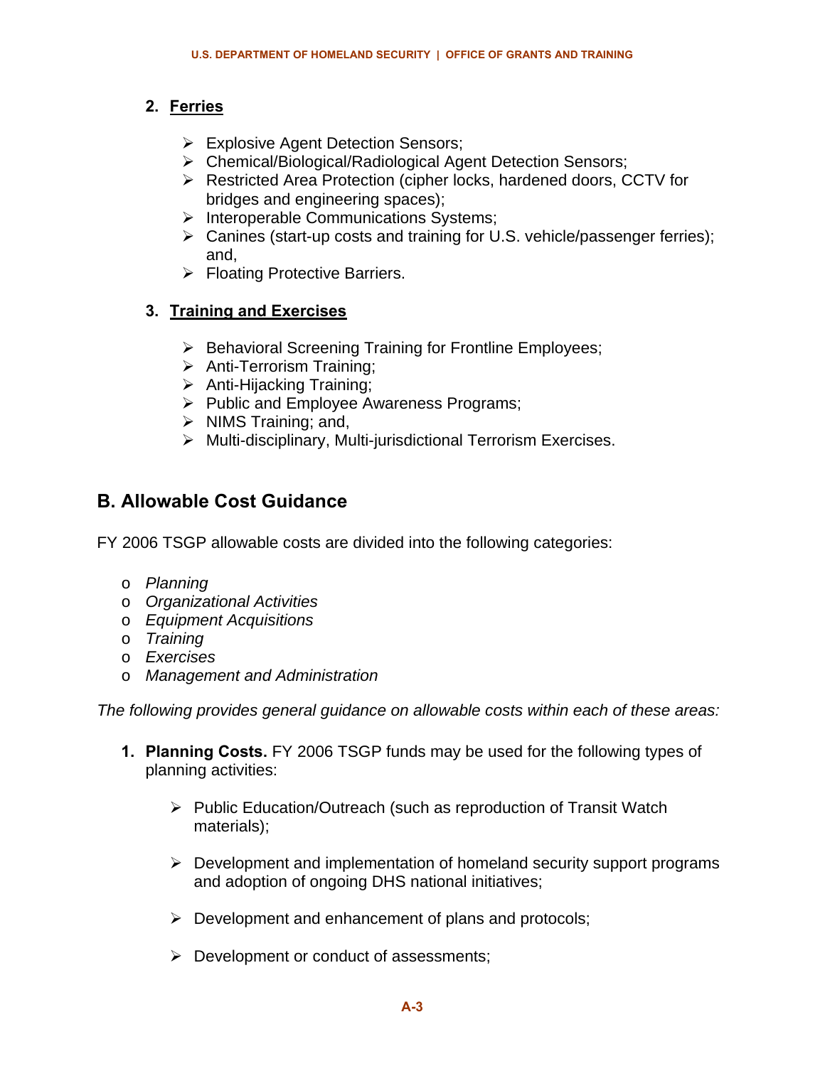### 2. Ferries

- Explosive Agent Detection Sensors;
- Chemical/Biological/Radiological Agent Detection Sensors;
- Restricted Area Protection (cipher locks, hardened doors, CCTV for bridges and engineering spaces);
- Interoperable Communications Systems;
- Canines (start-up costs and training for U.S. vehicle/passenger ferries); and,
- Floating Protective Barriers.

### 3. Training and Exercises

- Behavioral Screening Training for Frontline Employees;
- Anti-Terrorism Training;
- Anti-Hijacking Training;
- Public and Employee Awareness Programs;
- NIMS Training; and,
- Multi-disciplinary, Multi-jurisdictional Terrorism Exercises.

## B. Allowable Cost Guidance

FY 2006 TSGP allowable costs are divided into the following categories:

- *Planning*
- *Organizational Activities*
- *Equipment Acquisitions*
- *Training*
- *Exercises*
- *Management and Administration*

*The following provides general guidance on allowable costs within each of these areas:*

1. **Planning Costs.** FY 2006 TSGP funds may be used for the following types of planning activities:

   - Public Education/Outreach (such as reproduction of Transit Watch materials);

   - Development and implementation of homeland security support programs and adoption of ongoing DHS national initiatives;

   - Development and enhancement of plans and protocols;

   - Development or conduct of assessments;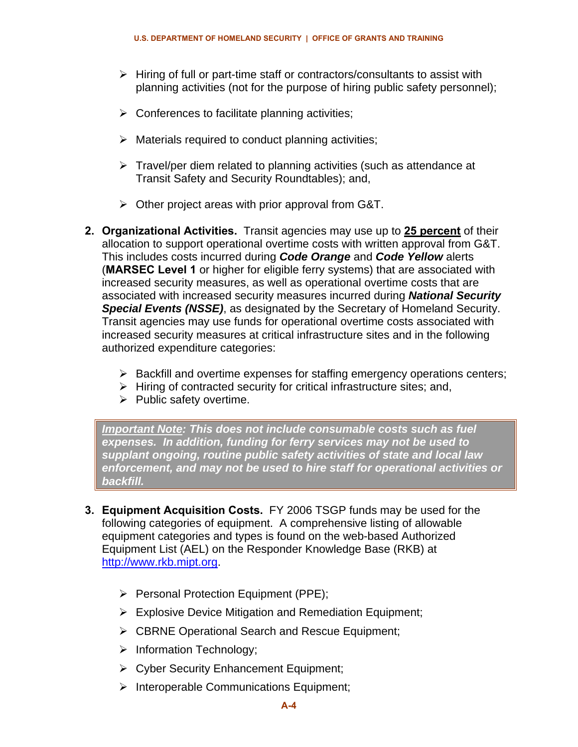- Hiring of full or part-time staff or contractors/consultants to assist with planning activities (not for the purpose of hiring public safety personnel);

- Conferences to facilitate planning activities;

- Materials required to conduct planning activities;

- Travel/per diem related to planning activities (such as attendance at Transit Safety and Security Roundtables); and,

- Other project areas with prior approval from G&T.

2. **Organizational Activities.** Transit agencies may use up to **25 percent** of their allocation to support operational overtime costs with written approval from G&T. This includes costs incurred during ***Code Orange*** and ***Code Yellow*** alerts (**MARSEC Level 1** or higher for eligible ferry systems) that are associated with increased security measures, as well as operational overtime costs that are associated with increased security measures incurred during ***National Security Special Events (NSSE)***, as designated by the Secretary of Homeland Security. Transit agencies may use funds for operational overtime costs associated with increased security measures at critical infrastructure sites and in the following authorized expenditure categories:

   - Backfill and overtime expenses for staffing emergency operations centers;
   - Hiring of contracted security for critical infrastructure sites; and,
   - Public safety overtime.

> ***Important Note: This does not include consumable costs such as fuel expenses. In addition, funding for ferry services may not be used to supplant ongoing, routine public safety activities of state and local law enforcement, and may not be used to hire staff for operational activities or backfill.***

3. **Equipment Acquisition Costs.** FY 2006 TSGP funds may be used for the following categories of equipment. A comprehensive listing of allowable equipment categories and types is found on the web-based Authorized Equipment List (AEL) on the Responder Knowledge Base (RKB) at http://www.rkb.mipt.org.

   - Personal Protection Equipment (PPE);
   - Explosive Device Mitigation and Remediation Equipment;
   - CBRNE Operational Search and Rescue Equipment;
   - Information Technology;
   - Cyber Security Enhancement Equipment;
   - Interoperable Communications Equipment;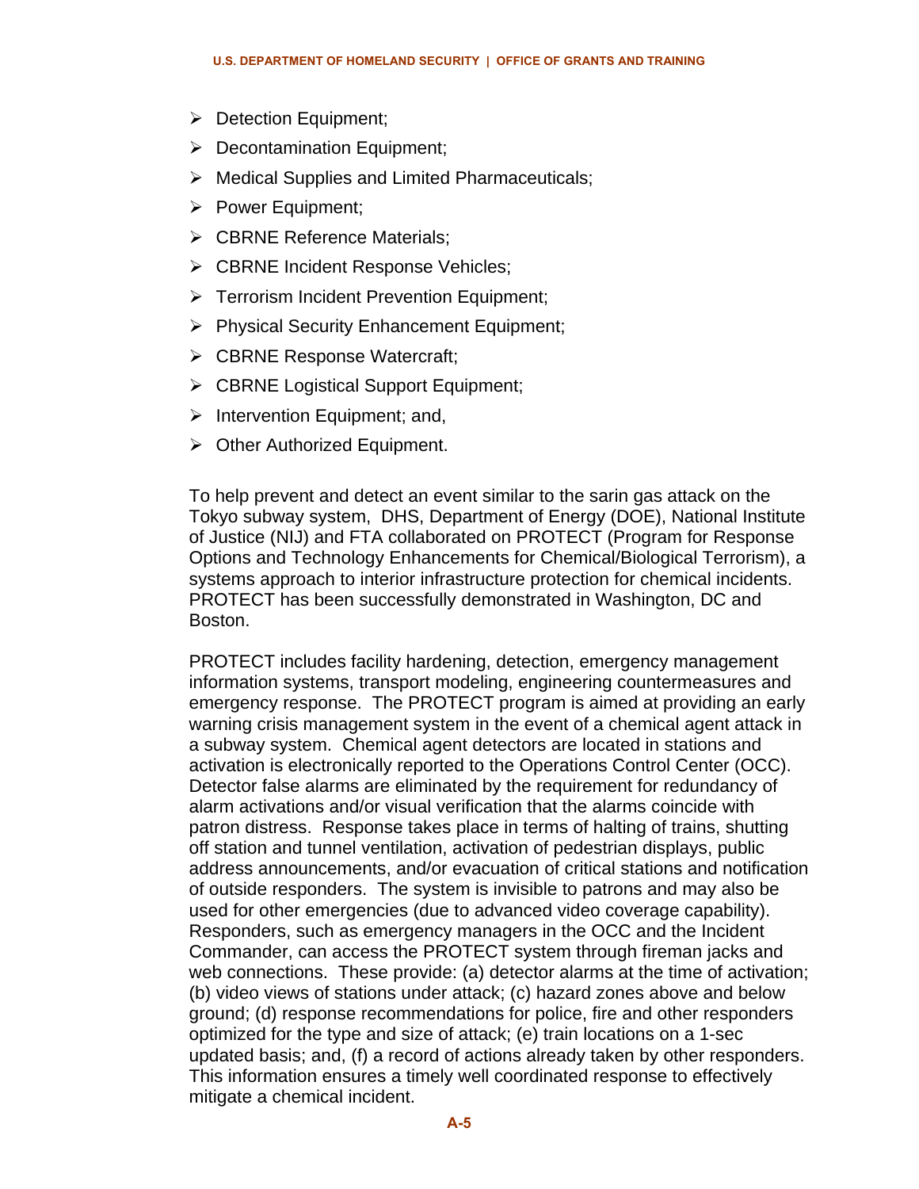- Detection Equipment;
- Decontamination Equipment;
- Medical Supplies and Limited Pharmaceuticals;
- Power Equipment;
- CBRNE Reference Materials;
- CBRNE Incident Response Vehicles;
- Terrorism Incident Prevention Equipment;
- Physical Security Enhancement Equipment;
- CBRNE Response Watercraft;
- CBRNE Logistical Support Equipment;
- Intervention Equipment; and,
- Other Authorized Equipment.

To help prevent and detect an event similar to the sarin gas attack on the Tokyo subway system, DHS, Department of Energy (DOE), National Institute of Justice (NIJ) and FTA collaborated on PROTECT (Program for Response Options and Technology Enhancements for Chemical/Biological Terrorism), a systems approach to interior infrastructure protection for chemical incidents. PROTECT has been successfully demonstrated in Washington, DC and Boston.

PROTECT includes facility hardening, detection, emergency management information systems, transport modeling, engineering countermeasures and emergency response. The PROTECT program is aimed at providing an early warning crisis management system in the event of a chemical agent attack in a subway system. Chemical agent detectors are located in stations and activation is electronically reported to the Operations Control Center (OCC). Detector false alarms are eliminated by the requirement for redundancy of alarm activations and/or visual verification that the alarms coincide with patron distress. Response takes place in terms of halting of trains, shutting off station and tunnel ventilation, activation of pedestrian displays, public address announcements, and/or evacuation of critical stations and notification of outside responders. The system is invisible to patrons and may also be used for other emergencies (due to advanced video coverage capability). Responders, such as emergency managers in the OCC and the Incident Commander, can access the PROTECT system through fireman jacks and web connections. These provide: (a) detector alarms at the time of activation; (b) video views of stations under attack; (c) hazard zones above and below ground; (d) response recommendations for police, fire and other responders optimized for the type and size of attack; (e) train locations on a 1-sec updated basis; and, (f) a record of actions already taken by other responders. This information ensures a timely well coordinated response to effectively mitigate a chemical incident.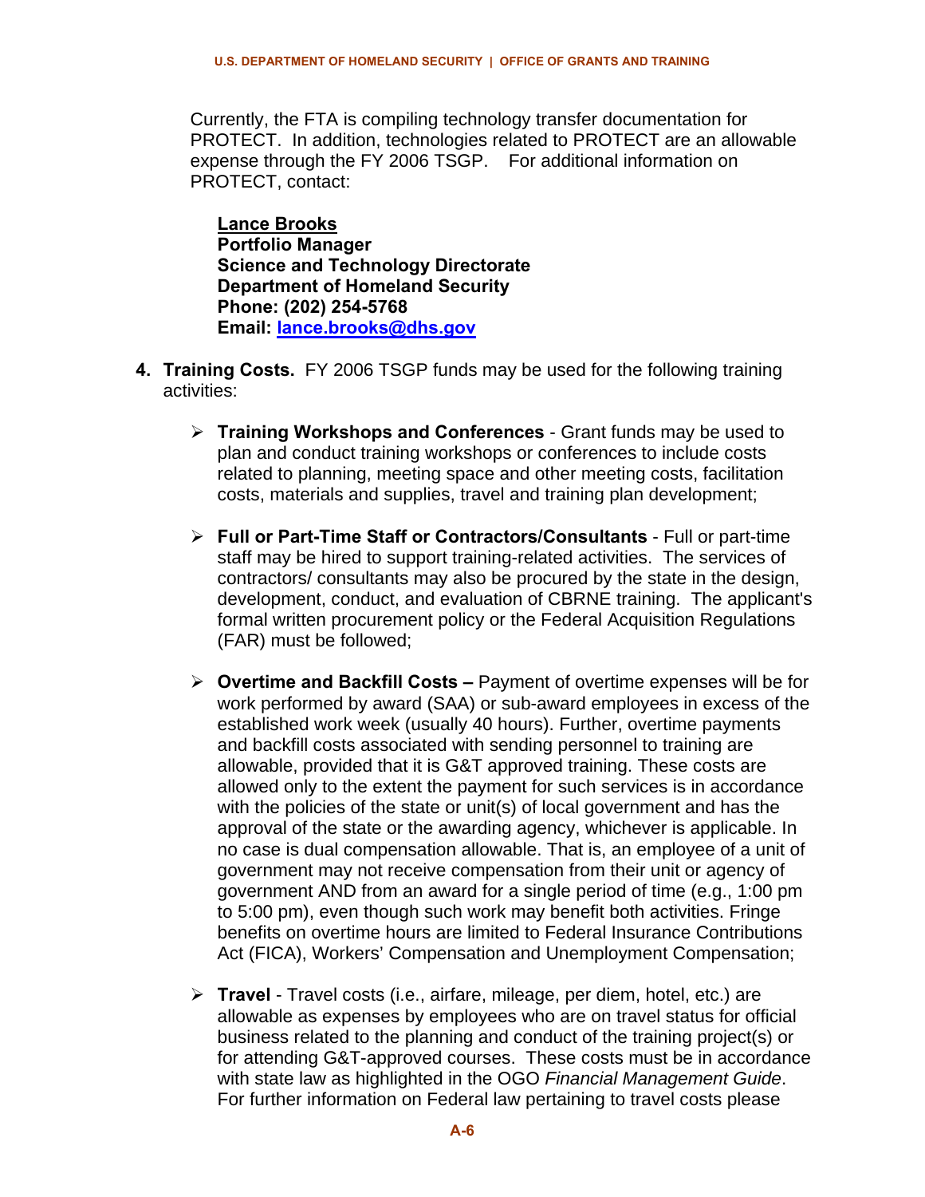Currently, the FTA is compiling technology transfer documentation for PROTECT. In addition, technologies related to PROTECT are an allowable expense through the FY 2006 TSGP. For additional information on PROTECT, contact:

**Lance Brooks**
**Portfolio Manager**
**Science and Technology Directorate**
**Department of Homeland Security**
**Phone: (202) 254-5768**
**Email: lance.brooks@dhs.gov**

4. **Training Costs.** FY 2006 TSGP funds may be used for the following training activities:

   - **Training Workshops and Conferences** - Grant funds may be used to plan and conduct training workshops or conferences to include costs related to planning, meeting space and other meeting costs, facilitation costs, materials and supplies, travel and training plan development;

   - **Full or Part-Time Staff or Contractors/Consultants** - Full or part-time staff may be hired to support training-related activities. The services of contractors/ consultants may also be procured by the state in the design, development, conduct, and evaluation of CBRNE training. The applicant's formal written procurement policy or the Federal Acquisition Regulations (FAR) must be followed;

   - **Overtime and Backfill Costs –** Payment of overtime expenses will be for work performed by award (SAA) or sub-award employees in excess of the established work week (usually 40 hours). Further, overtime payments and backfill costs associated with sending personnel to training are allowable, provided that it is G&T approved training. These costs are allowed only to the extent the payment for such services is in accordance with the policies of the state or unit(s) of local government and has the approval of the state or the awarding agency, whichever is applicable. In no case is dual compensation allowable. That is, an employee of a unit of government may not receive compensation from their unit or agency of government AND from an award for a single period of time (e.g., 1:00 pm to 5:00 pm), even though such work may benefit both activities. Fringe benefits on overtime hours are limited to Federal Insurance Contributions Act (FICA), Workers' Compensation and Unemployment Compensation;

   - **Travel** - Travel costs (i.e., airfare, mileage, per diem, hotel, etc.) are allowable as expenses by employees who are on travel status for official business related to the planning and conduct of the training project(s) or for attending G&T-approved courses. These costs must be in accordance with state law as highlighted in the OGO *Financial Management Guide*. For further information on Federal law pertaining to travel costs please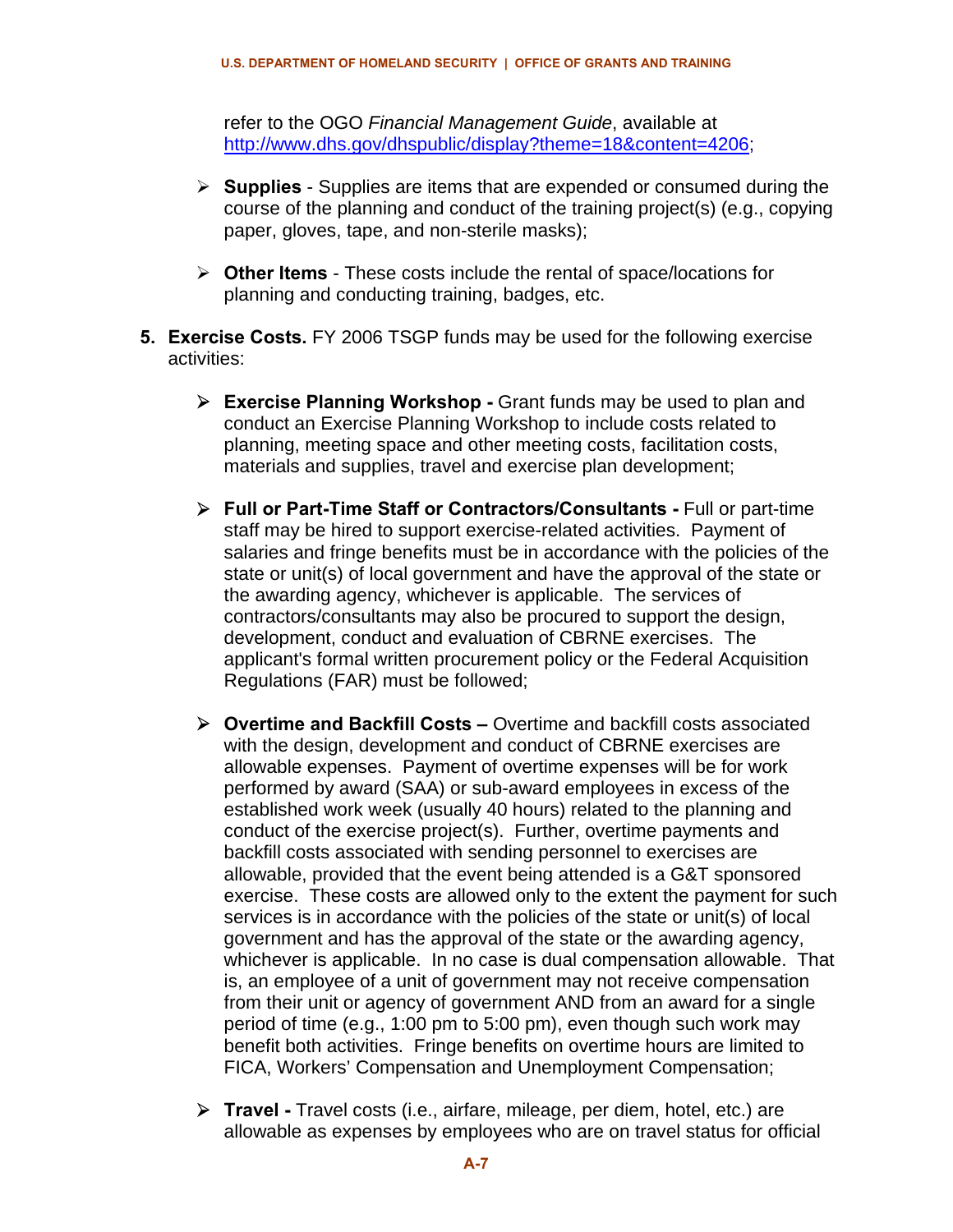refer to the OGO *Financial Management Guide*, available at http://www.dhs.gov/dhspublic/display?theme=18&content=4206;

- **Supplies** - Supplies are items that are expended or consumed during the course of the planning and conduct of the training project(s) (e.g., copying paper, gloves, tape, and non-sterile masks);

- **Other Items** - These costs include the rental of space/locations for planning and conducting training, badges, etc.

5. **Exercise Costs.** FY 2006 TSGP funds may be used for the following exercise activities:

   - **Exercise Planning Workshop -** Grant funds may be used to plan and conduct an Exercise Planning Workshop to include costs related to planning, meeting space and other meeting costs, facilitation costs, materials and supplies, travel and exercise plan development;

   - **Full or Part-Time Staff or Contractors/Consultants -** Full or part-time staff may be hired to support exercise-related activities. Payment of salaries and fringe benefits must be in accordance with the policies of the state or unit(s) of local government and have the approval of the state or the awarding agency, whichever is applicable. The services of contractors/consultants may also be procured to support the design, development, conduct and evaluation of CBRNE exercises. The applicant's formal written procurement policy or the Federal Acquisition Regulations (FAR) must be followed;

   - **Overtime and Backfill Costs –** Overtime and backfill costs associated with the design, development and conduct of CBRNE exercises are allowable expenses. Payment of overtime expenses will be for work performed by award (SAA) or sub-award employees in excess of the established work week (usually 40 hours) related to the planning and conduct of the exercise project(s). Further, overtime payments and backfill costs associated with sending personnel to exercises are allowable, provided that the event being attended is a G&T sponsored exercise. These costs are allowed only to the extent the payment for such services is in accordance with the policies of the state or unit(s) of local government and has the approval of the state or the awarding agency, whichever is applicable. In no case is dual compensation allowable. That is, an employee of a unit of government may not receive compensation from their unit or agency of government AND from an award for a single period of time (e.g., 1:00 pm to 5:00 pm), even though such work may benefit both activities. Fringe benefits on overtime hours are limited to FICA, Workers' Compensation and Unemployment Compensation;

   - **Travel -** Travel costs (i.e., airfare, mileage, per diem, hotel, etc.) are allowable as expenses by employees who are on travel status for official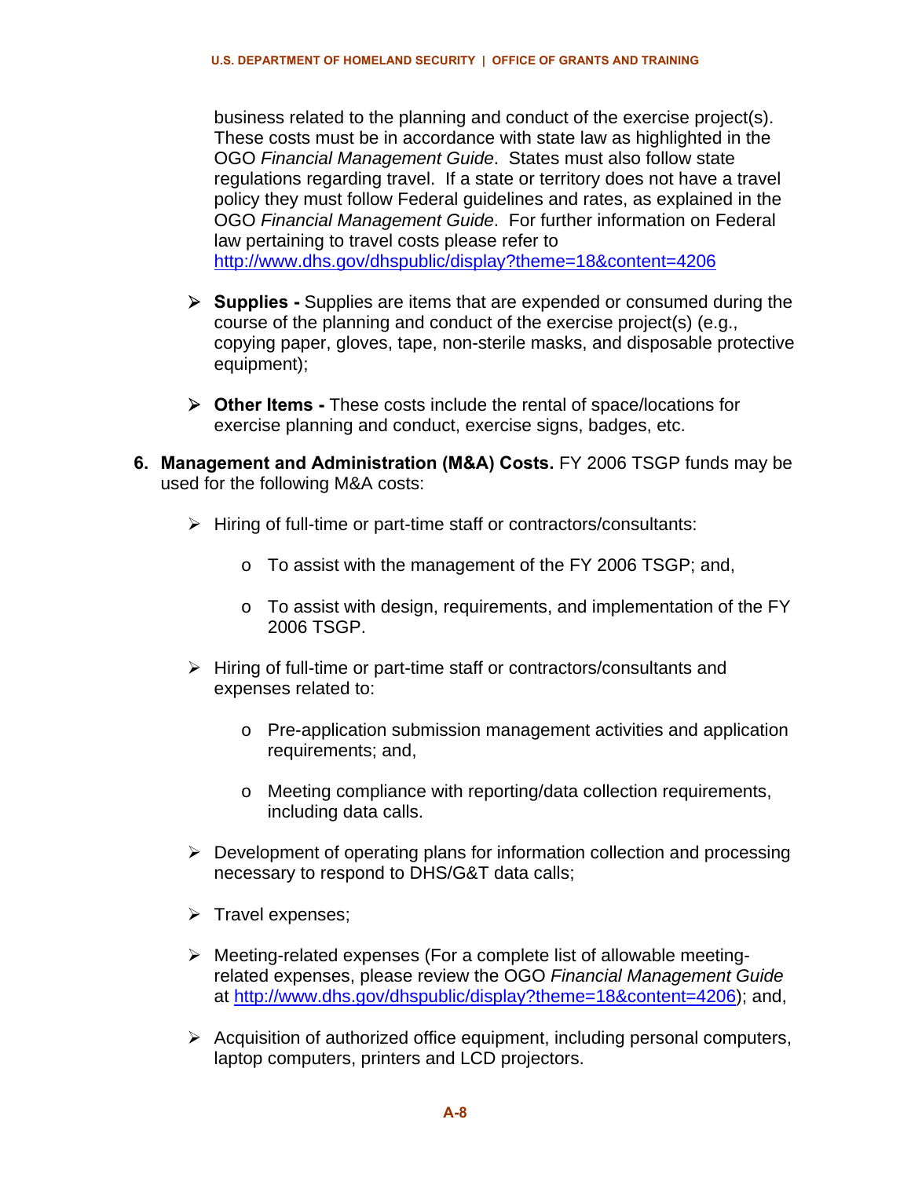business related to the planning and conduct of the exercise project(s). These costs must be in accordance with state law as highlighted in the OGO *Financial Management Guide*. States must also follow state regulations regarding travel. If a state or territory does not have a travel policy they must follow Federal guidelines and rates, as explained in the OGO *Financial Management Guide*. For further information on Federal law pertaining to travel costs please refer to http://www.dhs.gov/dhspublic/display?theme=18&content=4206

- **Supplies -** Supplies are items that are expended or consumed during the course of the planning and conduct of the exercise project(s) (e.g., copying paper, gloves, tape, non-sterile masks, and disposable protective equipment);

- **Other Items -** These costs include the rental of space/locations for exercise planning and conduct, exercise signs, badges, etc.

6. **Management and Administration (M&A) Costs.** FY 2006 TSGP funds may be used for the following M&A costs:

   - Hiring of full-time or part-time staff or contractors/consultants:
     - To assist with the management of the FY 2006 TSGP; and,
     - To assist with design, requirements, and implementation of the FY 2006 TSGP.

   - Hiring of full-time or part-time staff or contractors/consultants and expenses related to:
     - Pre-application submission management activities and application requirements; and,
     - Meeting compliance with reporting/data collection requirements, including data calls.

   - Development of operating plans for information collection and processing necessary to respond to DHS/G&T data calls;

   - Travel expenses;

   - Meeting-related expenses (For a complete list of allowable meeting-related expenses, please review the OGO *Financial Management Guide* at http://www.dhs.gov/dhspublic/display?theme=18&content=4206); and,

   - Acquisition of authorized office equipment, including personal computers, laptop computers, printers and LCD projectors.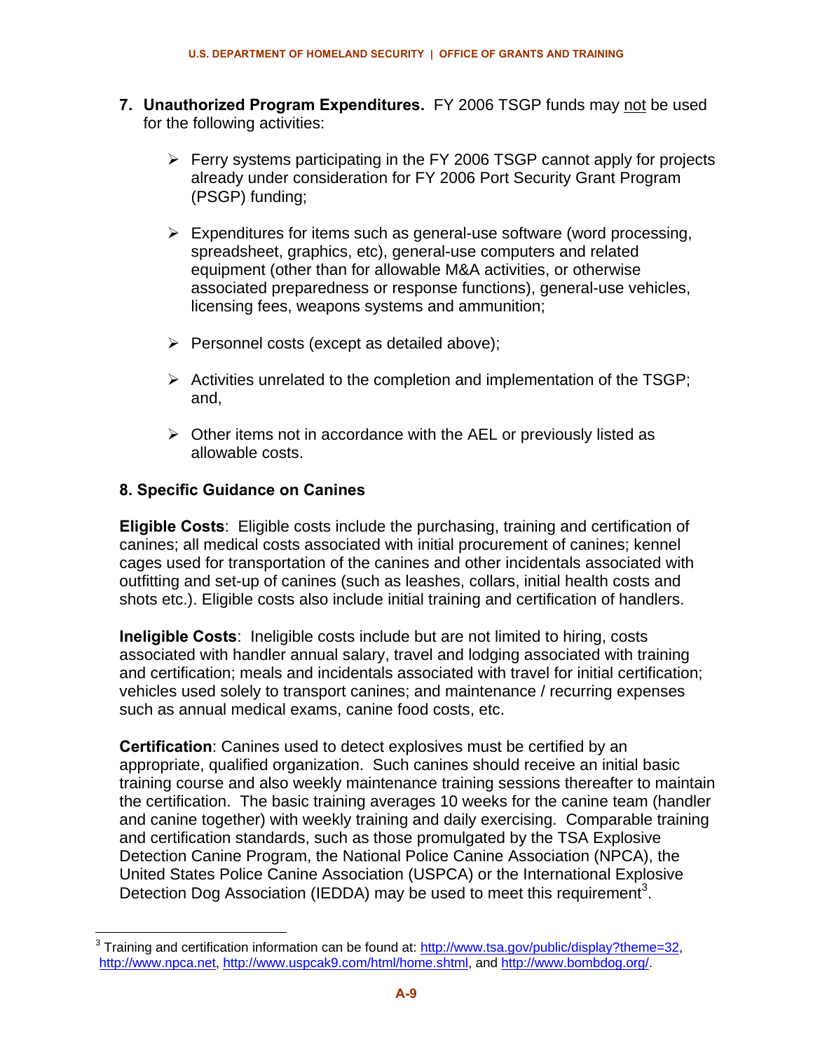7. **Unauthorized Program Expenditures.** FY 2006 TSGP funds may not be used for the following activities:

   - Ferry systems participating in the FY 2006 TSGP cannot apply for projects already under consideration for FY 2006 Port Security Grant Program (PSGP) funding;
   - Expenditures for items such as general-use software (word processing, spreadsheet, graphics, etc), general-use computers and related equipment (other than for allowable M&A activities, or otherwise associated preparedness or response functions), general-use vehicles, licensing fees, weapons systems and ammunition;
   - Personnel costs (except as detailed above);
   - Activities unrelated to the completion and implementation of the TSGP; and,
   - Other items not in accordance with the AEL or previously listed as allowable costs.

**8. Specific Guidance on Canines**

**Eligible Costs**: Eligible costs include the purchasing, training and certification of canines; all medical costs associated with initial procurement of canines; kennel cages used for transportation of the canines and other incidentals associated with outfitting and set-up of canines (such as leashes, collars, initial health costs and shots etc.). Eligible costs also include initial training and certification of handlers.

**Ineligible Costs**: Ineligible costs include but are not limited to hiring, costs associated with handler annual salary, travel and lodging associated with training and certification; meals and incidentals associated with travel for initial certification; vehicles used solely to transport canines; and maintenance / recurring expenses such as annual medical exams, canine food costs, etc.

**Certification**: Canines used to detect explosives must be certified by an appropriate, qualified organization. Such canines should receive an initial basic training course and also weekly maintenance training sessions thereafter to maintain the certification. The basic training averages 10 weeks for the canine team (handler and canine together) with weekly training and daily exercising. Comparable training and certification standards, such as those promulgated by the TSA Explosive Detection Canine Program, the National Police Canine Association (NPCA), the United States Police Canine Association (USPCA) or the International Explosive Detection Dog Association (IEDDA) may be used to meet this requirement[3].

[3] Training and certification information can be found at: http://www.tsa.gov/public/display?theme=32, http://www.npca.net, http://www.uspcak9.com/html/home.shtml, and http://www.bombdog.org/.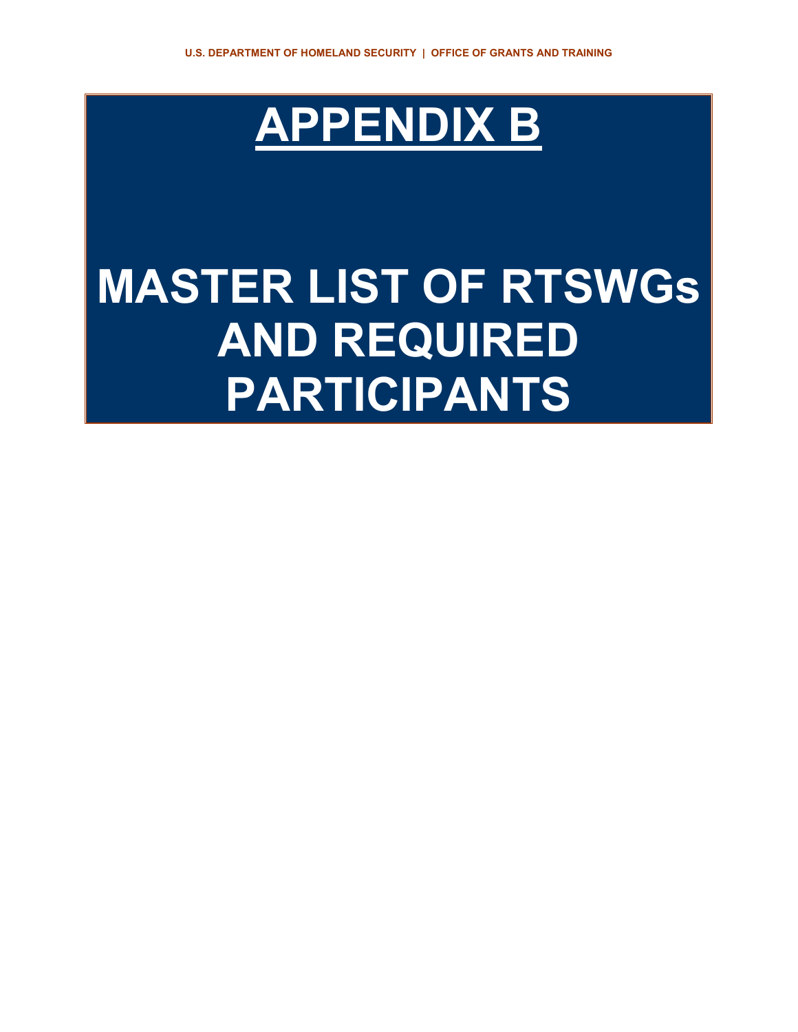# APPENDIX B

# MASTER LIST OF RTSWGs AND REQUIRED PARTICIPANTS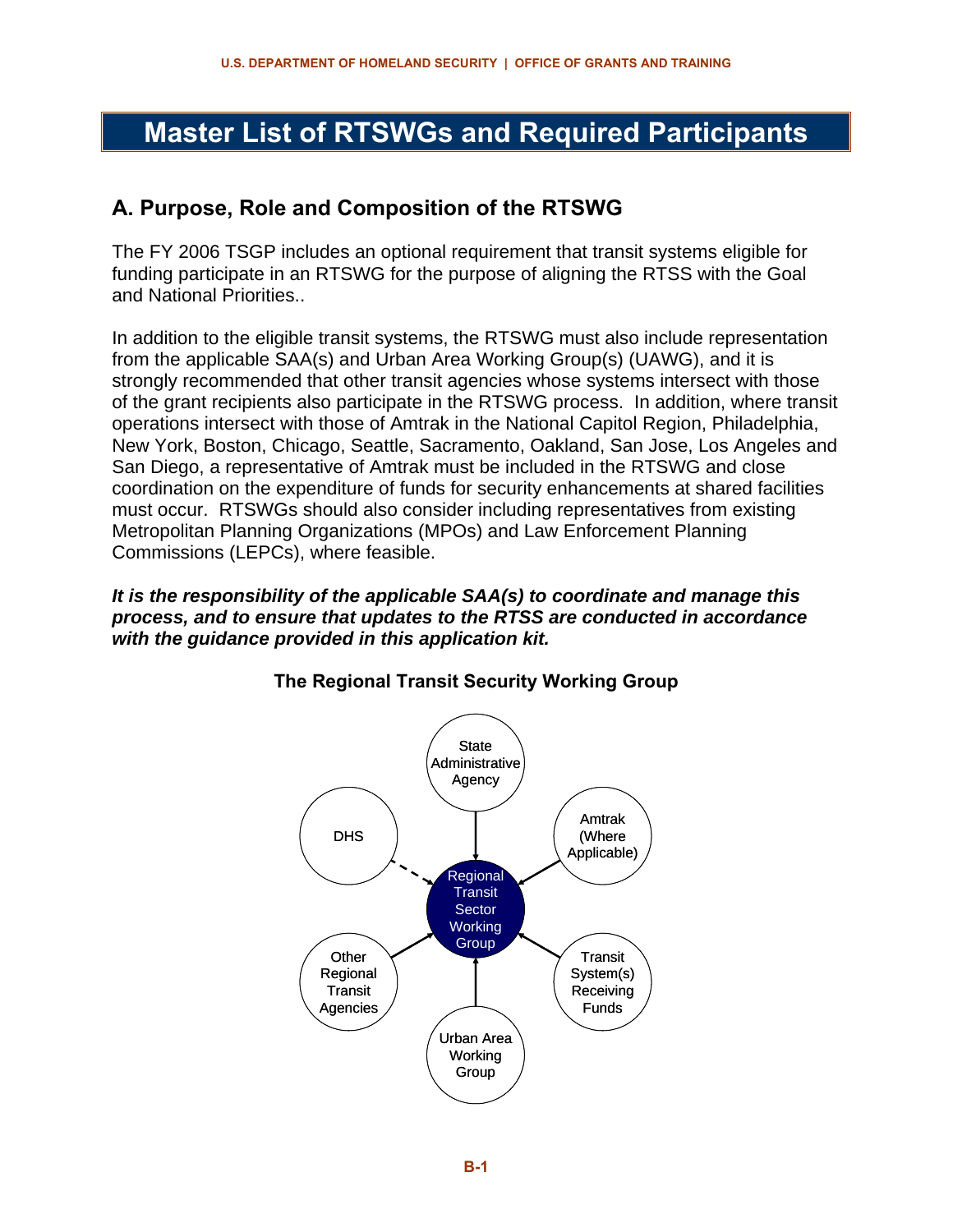# Master List of RTSWGs and Required Participants

## A. Purpose, Role and Composition of the RTSWG

The FY 2006 TSGP includes an optional requirement that transit systems eligible for funding participate in an RTSWG for the purpose of aligning the RTSS with the Goal and National Priorities..

In addition to the eligible transit systems, the RTSWG must also include representation from the applicable SAA(s) and Urban Area Working Group(s) (UAWG), and it is strongly recommended that other transit agencies whose systems intersect with those of the grant recipients also participate in the RTSWG process. In addition, where transit operations intersect with those of Amtrak in the National Capitol Region, Philadelphia, New York, Boston, Chicago, Seattle, Sacramento, Oakland, San Jose, Los Angeles and San Diego, a representative of Amtrak must be included in the RTSWG and close coordination on the expenditure of funds for security enhancements at shared facilities must occur. RTSWGs should also consider including representatives from existing Metropolitan Planning Organizations (MPOs) and Law Enforcement Planning Commissions (LEPCs), where feasible.

***It is the responsibility of the applicable SAA(s) to coordinate and manage this process, and to ensure that updates to the RTSS are conducted in accordance with the guidance provided in this application kit.***

**The Regional Transit Security Working Group**

State Administrative Agency

DHS

Amtrak (Where Applicable)

Regional Transit Sector Working Group

Other Regional Transit Agencies

Transit System(s) Receiving Funds

Urban Area Working Group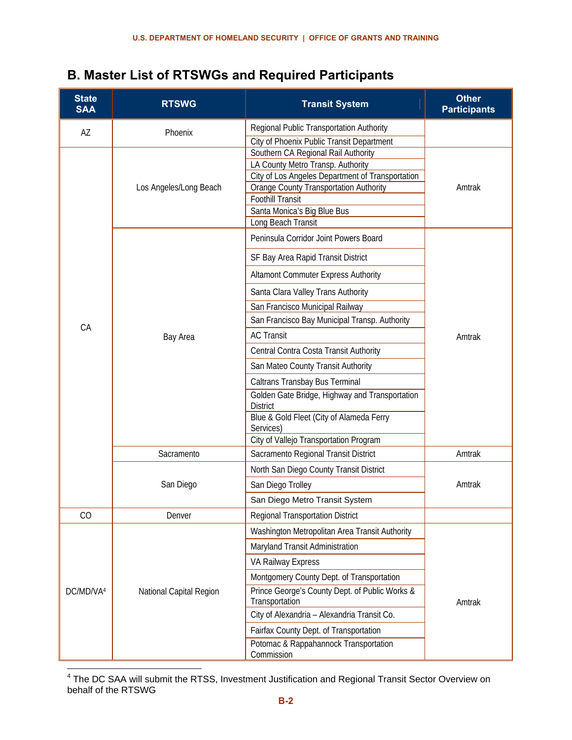## B. Master List of RTSWGs and Required Participants

| State SAA | RTSWG | Transit System | Other Participants |
|---|---|---|---|
| AZ | Phoenix | Regional Public Transportation Authority | |
| | | City of Phoenix Public Transit Department | |
| CA | Los Angeles/Long Beach | Southern CA Regional Rail Authority | Amtrak |
| | | LA County Metro Transp. Authority | |
| | | City of Los Angeles Department of Transportation | |
| | | Orange County Transportation Authority | |
| | | Foothill Transit | |
| | | Santa Monica's Big Blue Bus | |
| | | Long Beach Transit | |
| | Bay Area | Peninsula Corridor Joint Powers Board | Amtrak |
| | | SF Bay Area Rapid Transit District | |
| | | Altamont Commuter Express Authority | |
| | | Santa Clara Valley Trans Authority | |
| | | San Francisco Municipal Railway | |
| | | San Francisco Bay Municipal Transp. Authority | |
| | | AC Transit | |
| | | Central Contra Costa Transit Authority | |
| | | San Mateo County Transit Authority | |
| | | Caltrans Transbay Bus Terminal | |
| | | Golden Gate Bridge, Highway and Transportation District | |
| | | Blue & Gold Fleet (City of Alameda Ferry Services) | |
| | | City of Vallejo Transportation Program | |
| | Sacramento | Sacramento Regional Transit District | Amtrak |
| | San Diego | North San Diego County Transit District | Amtrak |
| | | San Diego Trolley | |
| | | San Diego Metro Transit System | |
| CO | Denver | Regional Transportation District | |
| DC/MD/VA[4] | National Capital Region | Washington Metropolitan Area Transit Authority | Amtrak |
| | | Maryland Transit Administration | |
| | | VA Railway Express | |
| | | Montgomery County Dept. of Transportation | |
| | | Prince George's County Dept. of Public Works & Transportation | |
| | | City of Alexandria – Alexandria Transit Co. | |
| | | Fairfax County Dept. of Transportation | |
| | | Potomac & Rappahannock Transportation Commission | |

[4] The DC SAA will submit the RTSS, Investment Justification and Regional Transit Sector Overview on behalf of the RTSWG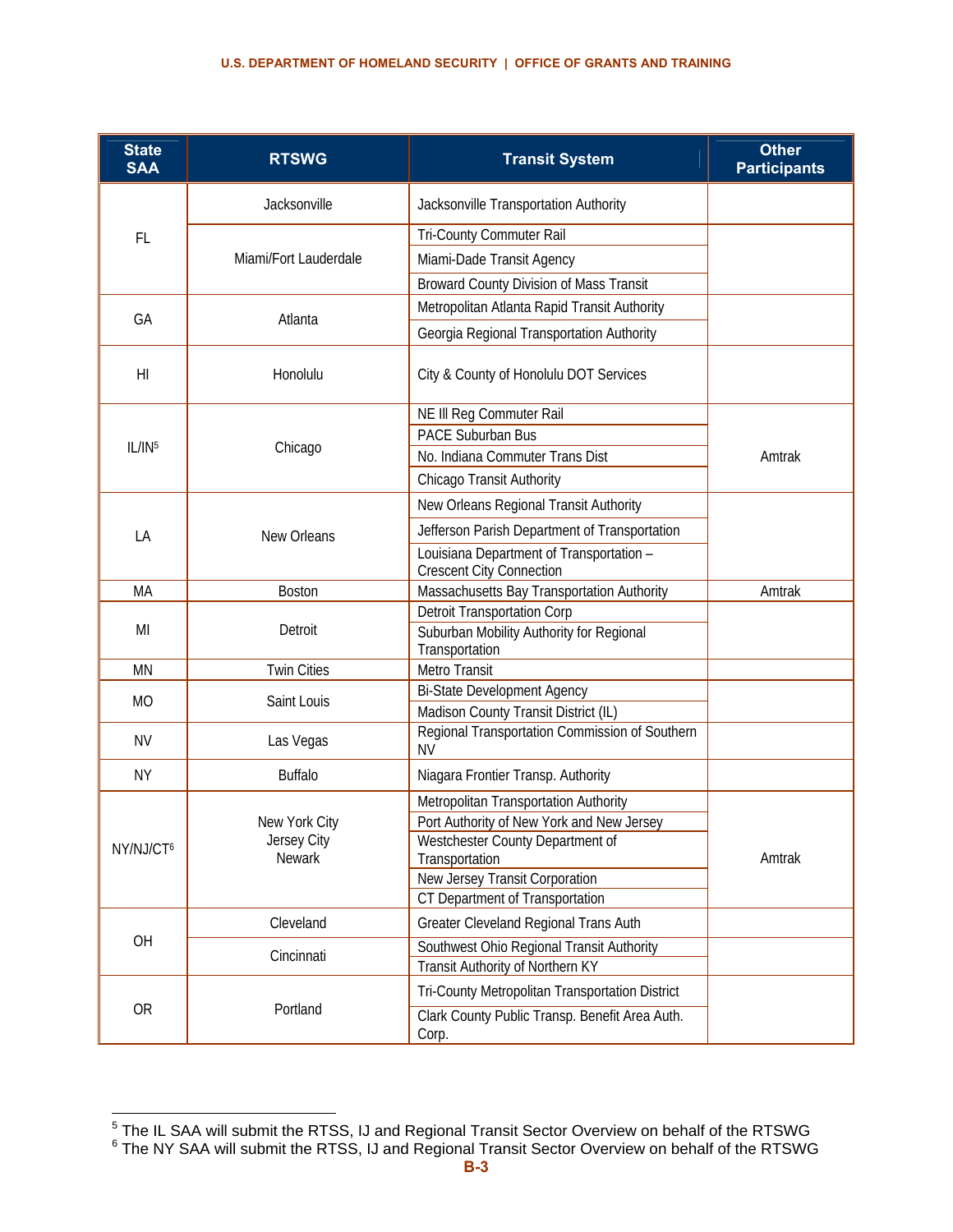| State SAA | RTSWG | Transit System | Other Participants |
|---|---|---|---|
| FL | Jacksonville | Jacksonville Transportation Authority | |
| | Miami/Fort Lauderdale | Tri-County Commuter Rail | |
| | | Miami-Dade Transit Agency | |
| | | Broward County Division of Mass Transit | |
| GA | Atlanta | Metropolitan Atlanta Rapid Transit Authority | |
| | | Georgia Regional Transportation Authority | |
| HI | Honolulu | City & County of Honolulu DOT Services | |
| IL/IN[5] | Chicago | NE Ill Reg Commuter Rail | Amtrak |
| | | PACE Suburban Bus | |
| | | No. Indiana Commuter Trans Dist | |
| | | Chicago Transit Authority | |
| LA | New Orleans | New Orleans Regional Transit Authority | |
| | | Jefferson Parish Department of Transportation | |
| | | Louisiana Department of Transportation – Crescent City Connection | |
| MA | Boston | Massachusetts Bay Transportation Authority | Amtrak |
| MI | Detroit | Detroit Transportation Corp | |
| | | Suburban Mobility Authority for Regional Transportation | |
| MN | Twin Cities | Metro Transit | |
| MO | Saint Louis | Bi-State Development Agency | |
| | | Madison County Transit District (IL) | |
| NV | Las Vegas | Regional Transportation Commission of Southern NV | |
| NY | Buffalo | Niagara Frontier Transp. Authority | |
| NY/NJ/CT[6] | New York City Jersey City Newark | Metropolitan Transportation Authority | Amtrak |
| | | Port Authority of New York and New Jersey | |
| | | Westchester County Department of Transportation | |
| | | New Jersey Transit Corporation | |
| | | CT Department of Transportation | |
| OH | Cleveland | Greater Cleveland Regional Trans Auth | |
| | Cincinnati | Southwest Ohio Regional Transit Authority | |
| | | Transit Authority of Northern KY | |
| OR | Portland | Tri-County Metropolitan Transportation District | |
| | | Clark County Public Transp. Benefit Area Auth. Corp. | |

[5] The IL SAA will submit the RTSS, IJ and Regional Transit Sector Overview on behalf of the RTSWG

[6] The NY SAA will submit the RTSS, IJ and Regional Transit Sector Overview on behalf of the RTSWG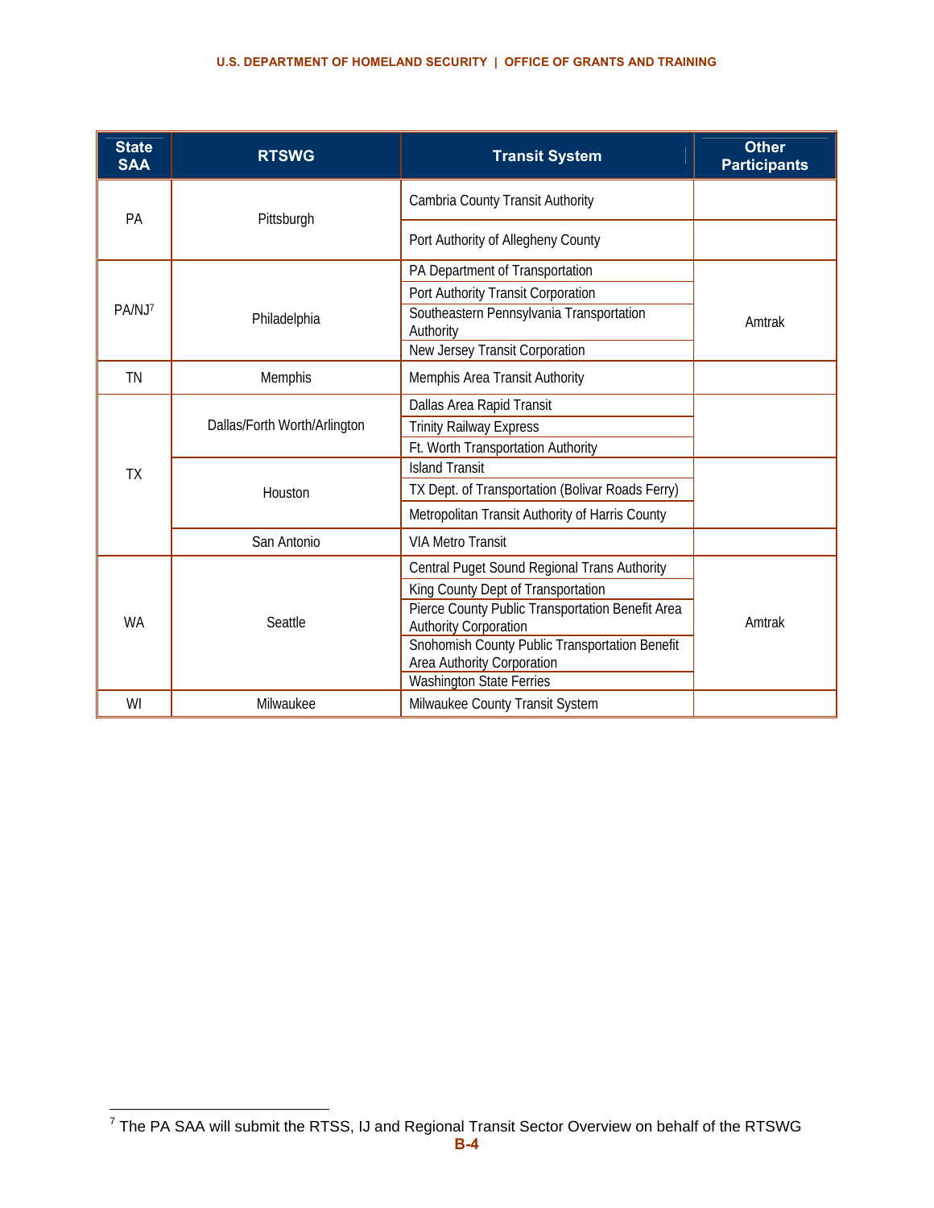| State SAA | RTSWG | Transit System | Other Participants |
|---|---|---|---|
| PA | Pittsburgh | Cambria County Transit Authority | |
| | | Port Authority of Allegheny County | |
| PA/NJ[7] | Philadelphia | PA Department of Transportation | Amtrak |
| | | Port Authority Transit Corporation | |
| | | Southeastern Pennsylvania Transportation Authority | |
| | | New Jersey Transit Corporation | |
| TN | Memphis | Memphis Area Transit Authority | |
| TX | Dallas/Forth Worth/Arlington | Dallas Area Rapid Transit | |
| | | Trinity Railway Express | |
| | | Ft. Worth Transportation Authority | |
| | Houston | Island Transit | |
| | | TX Dept. of Transportation (Bolivar Roads Ferry) | |
| | | Metropolitan Transit Authority of Harris County | |
| | San Antonio | VIA Metro Transit | |
| WA | Seattle | Central Puget Sound Regional Trans Authority | Amtrak |
| | | King County Dept of Transportation | |
| | | Pierce County Public Transportation Benefit Area Authority Corporation | |
| | | Snohomish County Public Transportation Benefit Area Authority Corporation | |
| | | Washington State Ferries | |
| WI | Milwaukee | Milwaukee County Transit System | |

[7] The PA SAA will submit the RTSS, IJ and Regional Transit Sector Overview on behalf of the RTSWG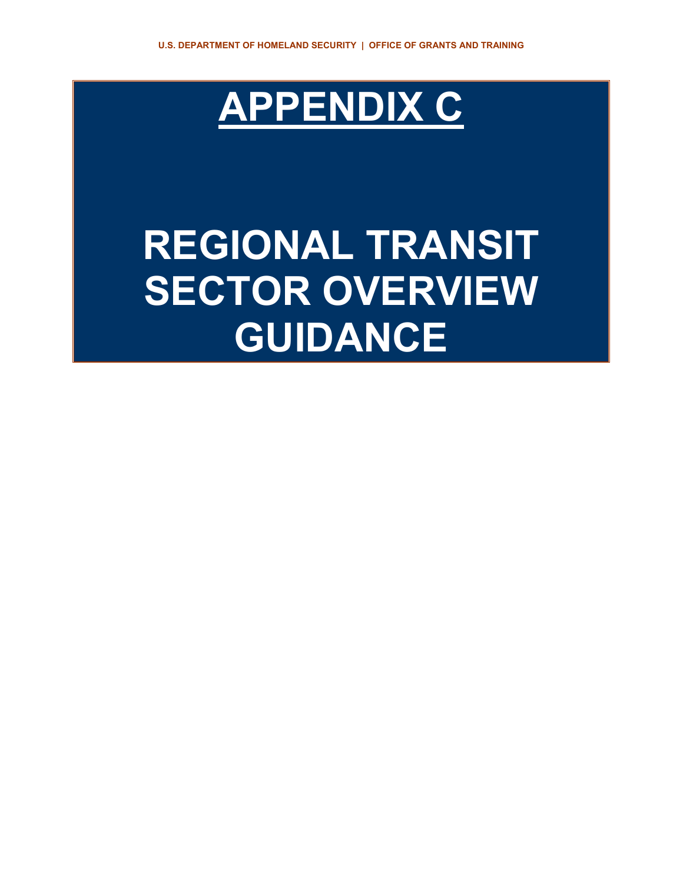# APPENDIX C

# REGIONAL TRANSIT SECTOR OVERVIEW GUIDANCE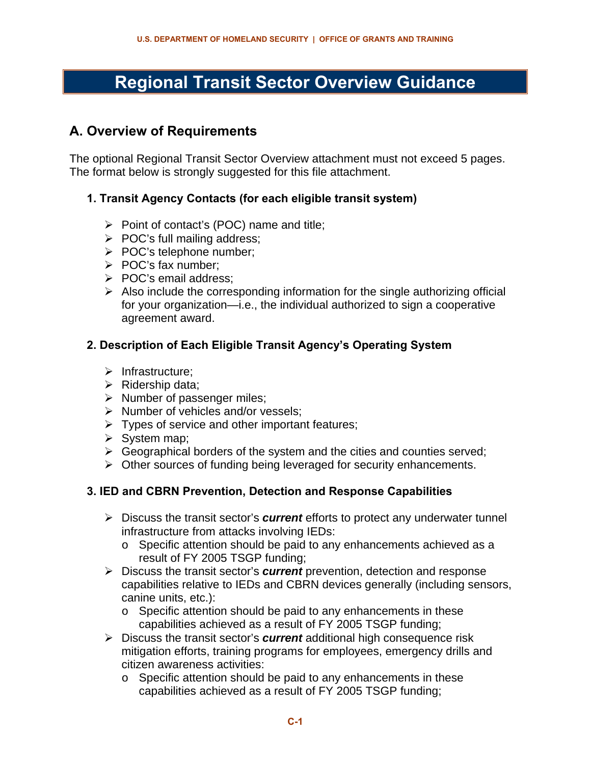# Regional Transit Sector Overview Guidance

## A. Overview of Requirements

The optional Regional Transit Sector Overview attachment must not exceed 5 pages. The format below is strongly suggested for this file attachment.

### 1. Transit Agency Contacts (for each eligible transit system)

- Point of contact's (POC) name and title;
- POC's full mailing address;
- POC's telephone number;
- POC's fax number;
- POC's email address;
- Also include the corresponding information for the single authorizing official for your organization—i.e., the individual authorized to sign a cooperative agreement award.

### 2. Description of Each Eligible Transit Agency's Operating System

- Infrastructure;
- Ridership data;
- Number of passenger miles;
- Number of vehicles and/or vessels;
- Types of service and other important features;
- System map;
- Geographical borders of the system and the cities and counties served;
- Other sources of funding being leveraged for security enhancements.

### 3. IED and CBRN Prevention, Detection and Response Capabilities

- Discuss the transit sector's ***current*** efforts to protect any underwater tunnel infrastructure from attacks involving IEDs:
  - Specific attention should be paid to any enhancements achieved as a result of FY 2005 TSGP funding;
- Discuss the transit sector's ***current*** prevention, detection and response capabilities relative to IEDs and CBRN devices generally (including sensors, canine units, etc.):
  - Specific attention should be paid to any enhancements in these capabilities achieved as a result of FY 2005 TSGP funding;
- Discuss the transit sector's ***current*** additional high consequence risk mitigation efforts, training programs for employees, emergency drills and citizen awareness activities:
  - Specific attention should be paid to any enhancements in these capabilities achieved as a result of FY 2005 TSGP funding;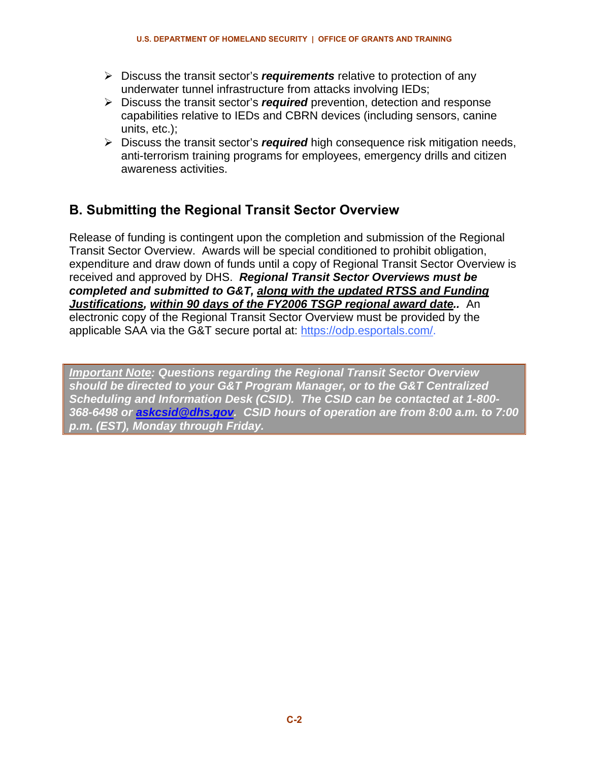- Discuss the transit sector's ***requirements*** relative to protection of any underwater tunnel infrastructure from attacks involving IEDs;
- Discuss the transit sector's ***required*** prevention, detection and response capabilities relative to IEDs and CBRN devices (including sensors, canine units, etc.);
- Discuss the transit sector's ***required*** high consequence risk mitigation needs, anti-terrorism training programs for employees, emergency drills and citizen awareness activities.

## B. Submitting the Regional Transit Sector Overview

Release of funding is contingent upon the completion and submission of the Regional Transit Sector Overview. Awards will be special conditioned to prohibit obligation, expenditure and draw down of funds until a copy of Regional Transit Sector Overview is received and approved by DHS. ***Regional Transit Sector Overviews must be completed and submitted to G&T, <u>along with the updated RTSS and Funding Justifications</u>, <u>within 90 days of the FY2006 TSGP regional award date</u>..*** An electronic copy of the Regional Transit Sector Overview must be provided by the applicable SAA via the G&T secure portal at: https://odp.esportals.com/.

***<u>Important Note</u>: Questions regarding the Regional Transit Sector Overview should be directed to your G&T Program Manager, or to the G&T Centralized Scheduling and Information Desk (CSID). The CSID can be contacted at 1-800-368-6498 or <u>askcsid@dhs.gov</u>. CSID hours of operation are from 8:00 a.m. to 7:00 p.m. (EST), Monday through Friday.***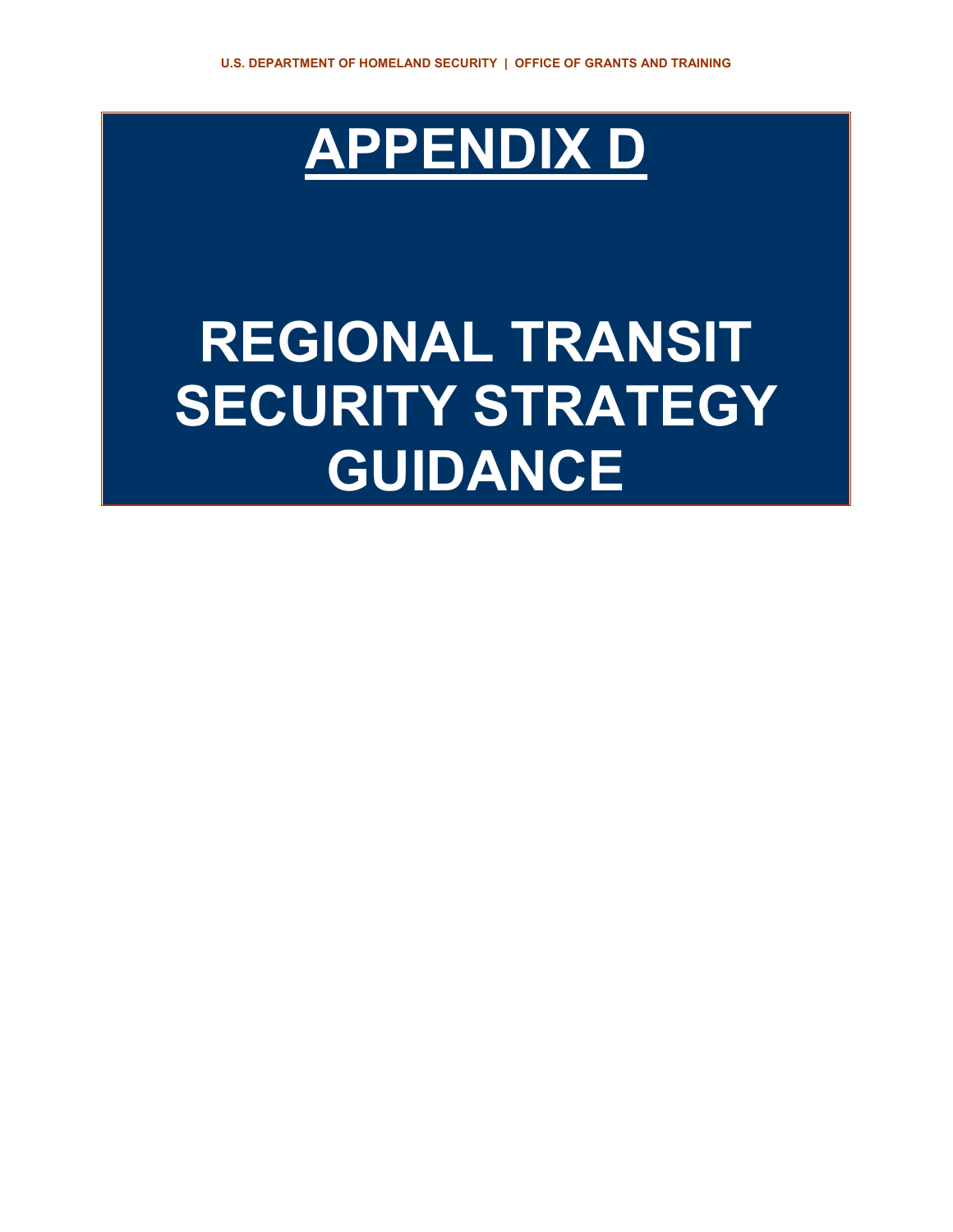# APPENDIX D

# REGIONAL TRANSIT SECURITY STRATEGY GUIDANCE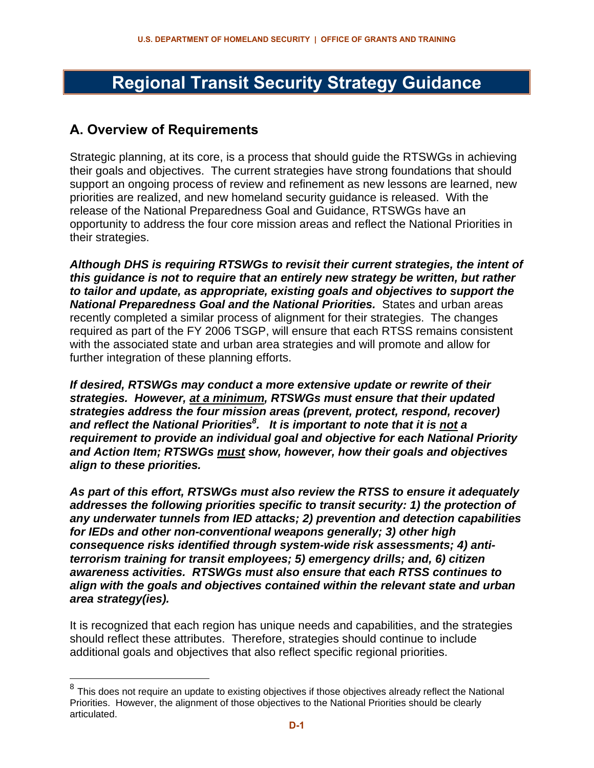# Regional Transit Security Strategy Guidance

## A. Overview of Requirements

Strategic planning, at its core, is a process that should guide the RTSWGs in achieving their goals and objectives. The current strategies have strong foundations that should support an ongoing process of review and refinement as new lessons are learned, new priorities are realized, and new homeland security guidance is released. With the release of the National Preparedness Goal and Guidance, RTSWGs have an opportunity to address the four core mission areas and reflect the National Priorities in their strategies.

***Although DHS is requiring RTSWGs to revisit their current strategies, the intent of this guidance is not to require that an entirely new strategy be written, but rather to tailor and update, as appropriate, existing goals and objectives to support the National Preparedness Goal and the National Priorities.*** States and urban areas recently completed a similar process of alignment for their strategies. The changes required as part of the FY 2006 TSGP, will ensure that each RTSS remains consistent with the associated state and urban area strategies and will promote and allow for further integration of these planning efforts.

***If desired, RTSWGs may conduct a more extensive update or rewrite of their strategies. However, <u>at a minimum</u>, RTSWGs must ensure that their updated strategies address the four mission areas (prevent, protect, respond, recover) and reflect the National Priorities[8]. It is important to note that it is <u>not</u> a requirement to provide an individual goal and objective for each National Priority and Action Item; RTSWGs <u>must</u> show, however, how their goals and objectives align to these priorities.***

***As part of this effort, RTSWGs must also review the RTSS to ensure it adequately addresses the following priorities specific to transit security: 1) the protection of any underwater tunnels from IED attacks; 2) prevention and detection capabilities for IEDs and other non-conventional weapons generally; 3) other high consequence risks identified through system-wide risk assessments; 4) anti-terrorism training for transit employees; 5) emergency drills; and, 6) citizen awareness activities. RTSWGs must also ensure that each RTSS continues to align with the goals and objectives contained within the relevant state and urban area strategy(ies).***

It is recognized that each region has unique needs and capabilities, and the strategies should reflect these attributes. Therefore, strategies should continue to include additional goals and objectives that also reflect specific regional priorities.

---

[8] This does not require an update to existing objectives if those objectives already reflect the National Priorities. However, the alignment of those objectives to the National Priorities should be clearly articulated.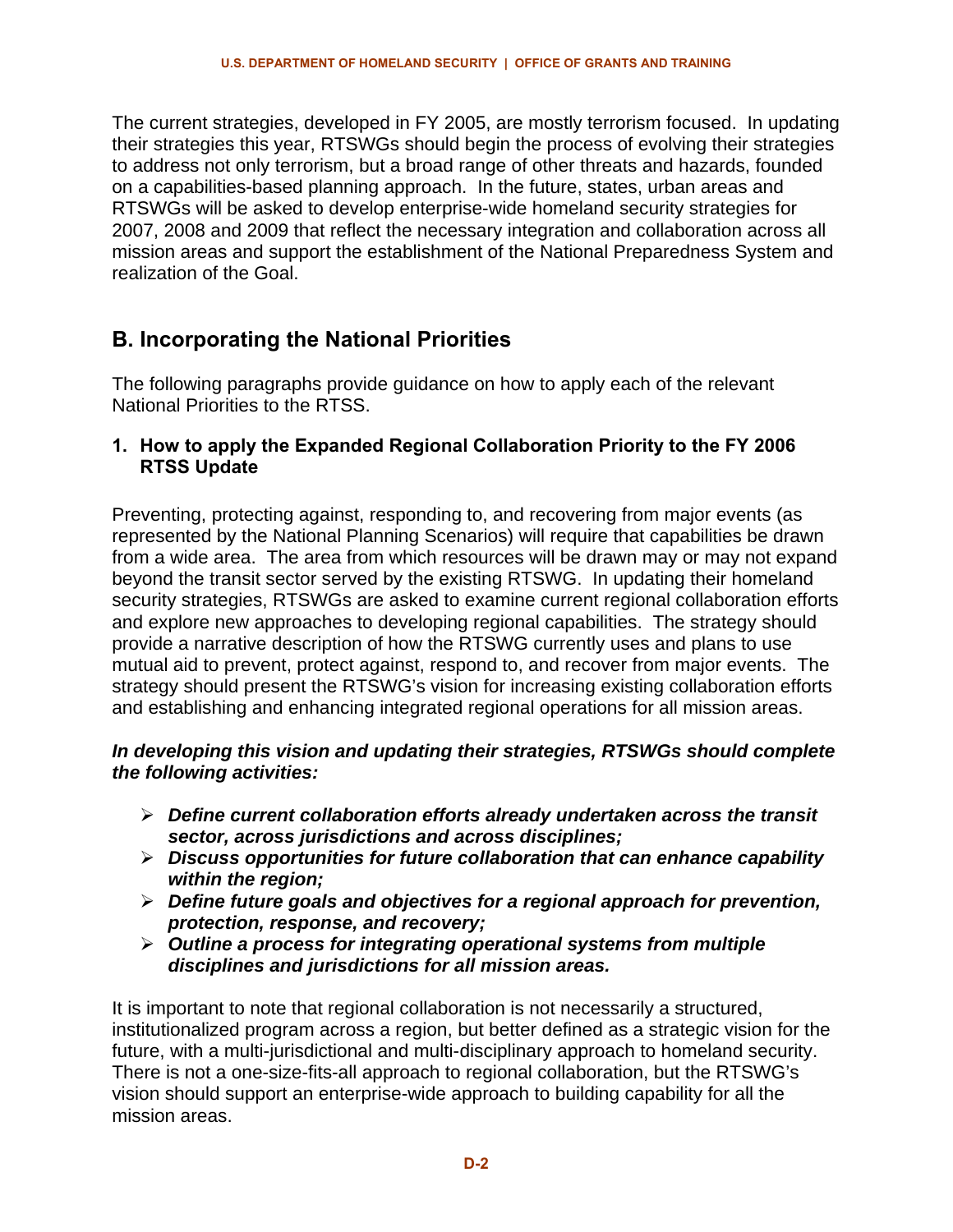The current strategies, developed in FY 2005, are mostly terrorism focused. In updating their strategies this year, RTSWGs should begin the process of evolving their strategies to address not only terrorism, but a broad range of other threats and hazards, founded on a capabilities-based planning approach. In the future, states, urban areas and RTSWGs will be asked to develop enterprise-wide homeland security strategies for 2007, 2008 and 2009 that reflect the necessary integration and collaboration across all mission areas and support the establishment of the National Preparedness System and realization of the Goal.

## B. Incorporating the National Priorities

The following paragraphs provide guidance on how to apply each of the relevant National Priorities to the RTSS.

### 1. How to apply the Expanded Regional Collaboration Priority to the FY 2006 RTSS Update

Preventing, protecting against, responding to, and recovering from major events (as represented by the National Planning Scenarios) will require that capabilities be drawn from a wide area. The area from which resources will be drawn may or may not expand beyond the transit sector served by the existing RTSWG. In updating their homeland security strategies, RTSWGs are asked to examine current regional collaboration efforts and explore new approaches to developing regional capabilities. The strategy should provide a narrative description of how the RTSWG currently uses and plans to use mutual aid to prevent, protect against, respond to, and recover from major events. The strategy should present the RTSWG's vision for increasing existing collaboration efforts and establishing and enhancing integrated regional operations for all mission areas.

***In developing this vision and updating their strategies, RTSWGs should complete the following activities:***

- ***Define current collaboration efforts already undertaken across the transit sector, across jurisdictions and across disciplines;***
- ***Discuss opportunities for future collaboration that can enhance capability within the region;***
- ***Define future goals and objectives for a regional approach for prevention, protection, response, and recovery;***
- ***Outline a process for integrating operational systems from multiple disciplines and jurisdictions for all mission areas.***

It is important to note that regional collaboration is not necessarily a structured, institutionalized program across a region, but better defined as a strategic vision for the future, with a multi-jurisdictional and multi-disciplinary approach to homeland security. There is not a one-size-fits-all approach to regional collaboration, but the RTSWG's vision should support an enterprise-wide approach to building capability for all the mission areas.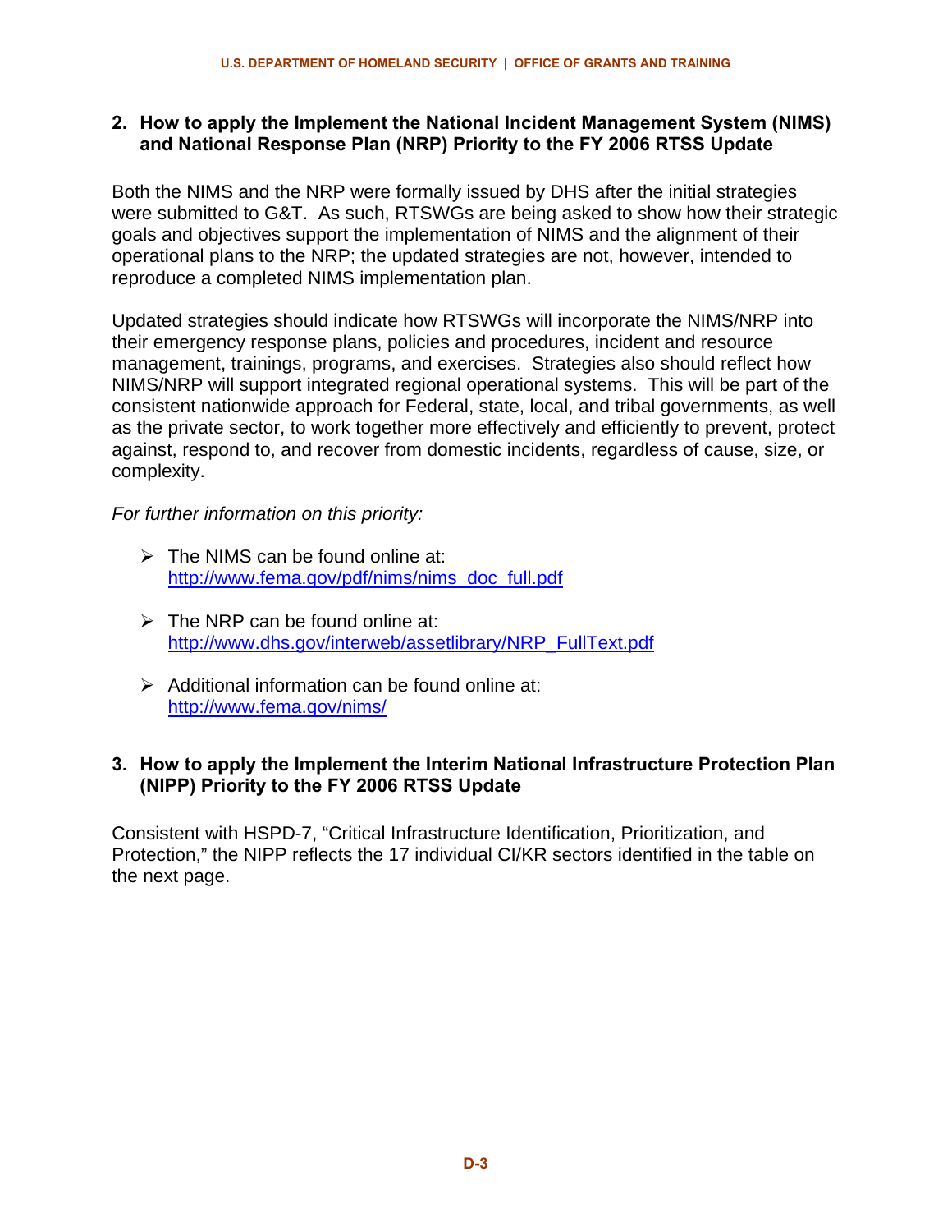## 2. How to apply the Implement the National Incident Management System (NIMS) and National Response Plan (NRP) Priority to the FY 2006 RTSS Update

Both the NIMS and the NRP were formally issued by DHS after the initial strategies were submitted to G&T. As such, RTSWGs are being asked to show how their strategic goals and objectives support the implementation of NIMS and the alignment of their operational plans to the NRP; the updated strategies are not, however, intended to reproduce a completed NIMS implementation plan.

Updated strategies should indicate how RTSWGs will incorporate the NIMS/NRP into their emergency response plans, policies and procedures, incident and resource management, trainings, programs, and exercises. Strategies also should reflect how NIMS/NRP will support integrated regional operational systems. This will be part of the consistent nationwide approach for Federal, state, local, and tribal governments, as well as the private sector, to work together more effectively and efficiently to prevent, protect against, respond to, and recover from domestic incidents, regardless of cause, size, or complexity.

*For further information on this priority:*

- The NIMS can be found online at: http://www.fema.gov/pdf/nims/nims_doc_full.pdf
- The NRP can be found online at: http://www.dhs.gov/interweb/assetlibrary/NRP_FullText.pdf
- Additional information can be found online at: http://www.fema.gov/nims/

## 3. How to apply the Implement the Interim National Infrastructure Protection Plan (NIPP) Priority to the FY 2006 RTSS Update

Consistent with HSPD-7, "Critical Infrastructure Identification, Prioritization, and Protection," the NIPP reflects the 17 individual CI/KR sectors identified in the table on the next page.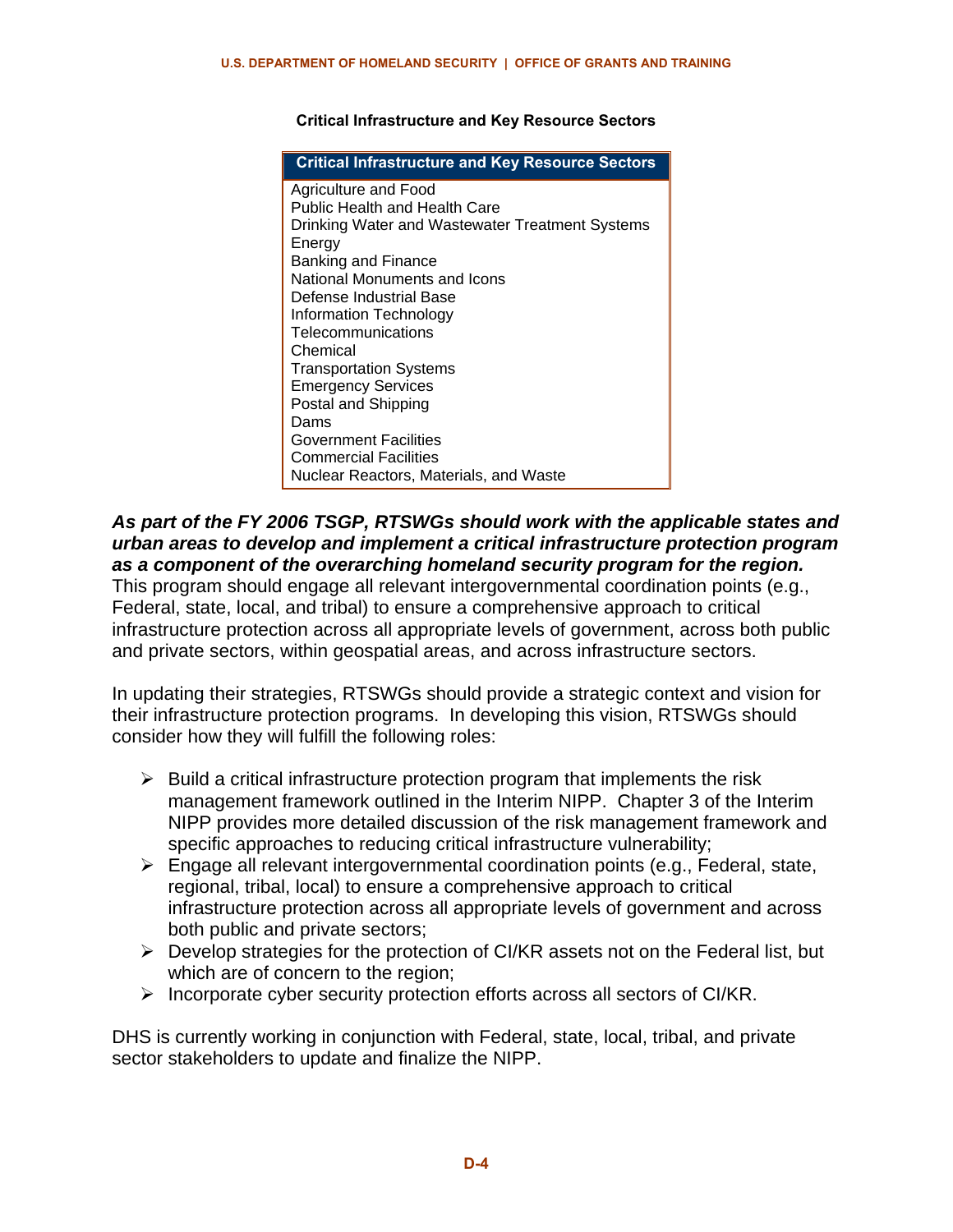**Critical Infrastructure and Key Resource Sectors**

| Critical Infrastructure and Key Resource Sectors |
| --- |
| Agriculture and Food |
| Public Health and Health Care |
| Drinking Water and Wastewater Treatment Systems |
| Energy |
| Banking and Finance |
| National Monuments and Icons |
| Defense Industrial Base |
| Information Technology |
| Telecommunications |
| Chemical |
| Transportation Systems |
| Emergency Services |
| Postal and Shipping |
| Dams |
| Government Facilities |
| Commercial Facilities |
| Nuclear Reactors, Materials, and Waste |

***As part of the FY 2006 TSGP, RTSWGs should work with the applicable states and urban areas to develop and implement a critical infrastructure protection program as a component of the overarching homeland security program for the region.*** This program should engage all relevant intergovernmental coordination points (e.g., Federal, state, local, and tribal) to ensure a comprehensive approach to critical infrastructure protection across all appropriate levels of government, across both public and private sectors, within geospatial areas, and across infrastructure sectors.

In updating their strategies, RTSWGs should provide a strategic context and vision for their infrastructure protection programs. In developing this vision, RTSWGs should consider how they will fulfill the following roles:

- Build a critical infrastructure protection program that implements the risk management framework outlined in the Interim NIPP. Chapter 3 of the Interim NIPP provides more detailed discussion of the risk management framework and specific approaches to reducing critical infrastructure vulnerability;
- Engage all relevant intergovernmental coordination points (e.g., Federal, state, regional, tribal, local) to ensure a comprehensive approach to critical infrastructure protection across all appropriate levels of government and across both public and private sectors;
- Develop strategies for the protection of CI/KR assets not on the Federal list, but which are of concern to the region;
- Incorporate cyber security protection efforts across all sectors of CI/KR.

DHS is currently working in conjunction with Federal, state, local, tribal, and private sector stakeholders to update and finalize the NIPP.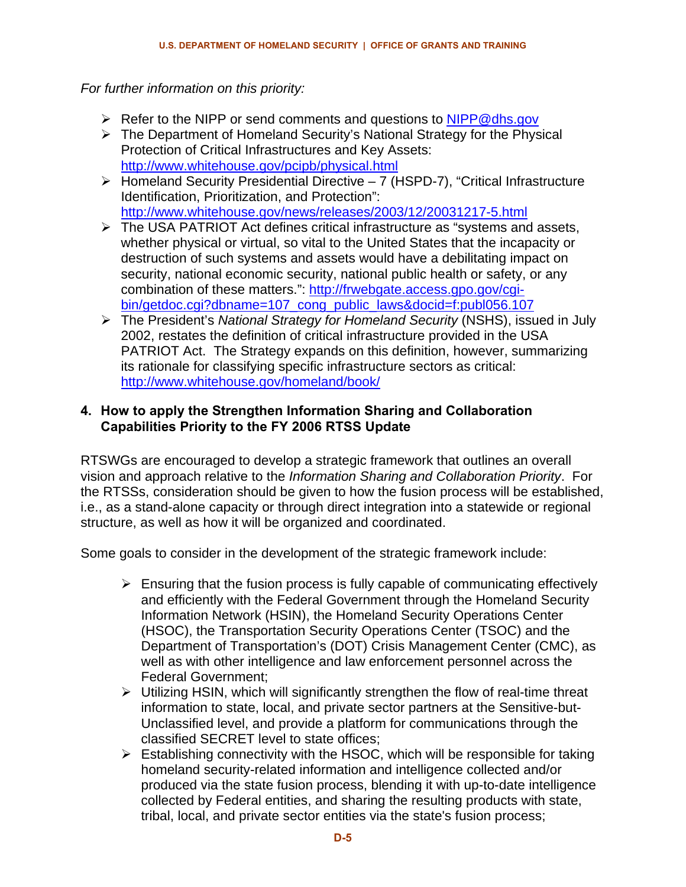*For further information on this priority:*

- Refer to the NIPP or send comments and questions to [NIPP@dhs.gov](mailto:NIPP@dhs.gov)
- The Department of Homeland Security's National Strategy for the Physical Protection of Critical Infrastructures and Key Assets: http://www.whitehouse.gov/pcipb/physical.html
- Homeland Security Presidential Directive – 7 (HSPD-7), "Critical Infrastructure Identification, Prioritization, and Protection": http://www.whitehouse.gov/news/releases/2003/12/20031217-5.html
- The USA PATRIOT Act defines critical infrastructure as "systems and assets, whether physical or virtual, so vital to the United States that the incapacity or destruction of such systems and assets would have a debilitating impact on security, national economic security, national public health or safety, or any combination of these matters.": http://frwebgate.access.gpo.gov/cgi-bin/getdoc.cgi?dbname=107_cong_public_laws&docid=f:publ056.107
- The President's *National Strategy for Homeland Security* (NSHS), issued in July 2002, restates the definition of critical infrastructure provided in the USA PATRIOT Act. The Strategy expands on this definition, however, summarizing its rationale for classifying specific infrastructure sectors as critical: http://www.whitehouse.gov/homeland/book/

### 4. How to apply the Strengthen Information Sharing and Collaboration Capabilities Priority to the FY 2006 RTSS Update

RTSWGs are encouraged to develop a strategic framework that outlines an overall vision and approach relative to the *Information Sharing and Collaboration Priority*. For the RTSSs, consideration should be given to how the fusion process will be established, i.e., as a stand-alone capacity or through direct integration into a statewide or regional structure, as well as how it will be organized and coordinated.

Some goals to consider in the development of the strategic framework include:

- Ensuring that the fusion process is fully capable of communicating effectively and efficiently with the Federal Government through the Homeland Security Information Network (HSIN), the Homeland Security Operations Center (HSOC), the Transportation Security Operations Center (TSOC) and the Department of Transportation's (DOT) Crisis Management Center (CMC), as well as with other intelligence and law enforcement personnel across the Federal Government;
- Utilizing HSIN, which will significantly strengthen the flow of real-time threat information to state, local, and private sector partners at the Sensitive-but-Unclassified level, and provide a platform for communications through the classified SECRET level to state offices;
- Establishing connectivity with the HSOC, which will be responsible for taking homeland security-related information and intelligence collected and/or produced via the state fusion process, blending it with up-to-date intelligence collected by Federal entities, and sharing the resulting products with state, tribal, local, and private sector entities via the state's fusion process;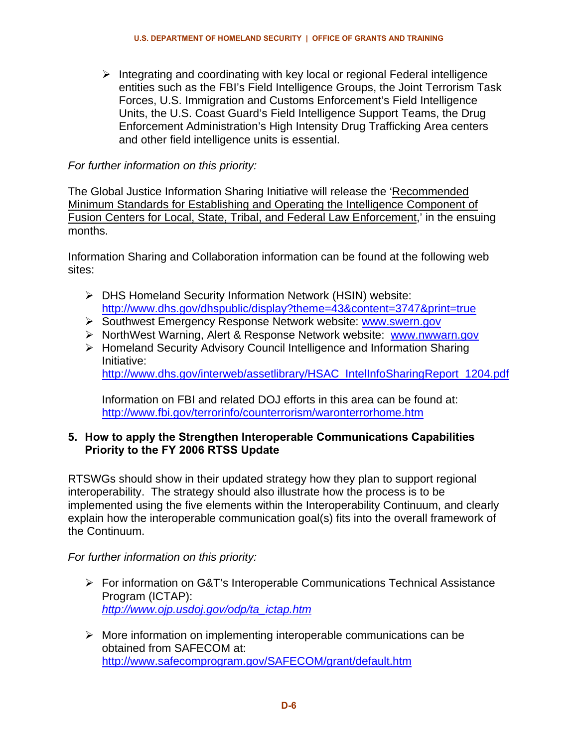- Integrating and coordinating with key local or regional Federal intelligence entities such as the FBI's Field Intelligence Groups, the Joint Terrorism Task Forces, U.S. Immigration and Customs Enforcement's Field Intelligence Units, the U.S. Coast Guard's Field Intelligence Support Teams, the Drug Enforcement Administration's High Intensity Drug Trafficking Area centers and other field intelligence units is essential.

*For further information on this priority:*

The Global Justice Information Sharing Initiative will release the '<u>Recommended Minimum Standards for Establishing and Operating the Intelligence Component of Fusion Centers for Local, State, Tribal, and Federal Law Enforcement</u>,' in the ensuing months.

Information Sharing and Collaboration information can be found at the following web sites:

- DHS Homeland Security Information Network (HSIN) website: http://www.dhs.gov/dhspublic/display?theme=43&content=3747&print=true
- Southwest Emergency Response Network website: www.swern.gov
- NorthWest Warning, Alert & Response Network website: www.nwwarn.gov
- Homeland Security Advisory Council Intelligence and Information Sharing Initiative: http://www.dhs.gov/interweb/assetlibrary/HSAC_IntelInfoSharingReport_1204.pdf

  Information on FBI and related DOJ efforts in this area can be found at: http://www.fbi.gov/terrorinfo/counterrorism/waronterrorhome.htm

### 5. How to apply the Strengthen Interoperable Communications Capabilities Priority to the FY 2006 RTSS Update

RTSWGs should show in their updated strategy how they plan to support regional interoperability. The strategy should also illustrate how the process is to be implemented using the five elements within the Interoperability Continuum, and clearly explain how the interoperable communication goal(s) fits into the overall framework of the Continuum.

*For further information on this priority:*

- For information on G&T's Interoperable Communications Technical Assistance Program (ICTAP): *http://www.ojp.usdoj.gov/odp/ta_ictap.htm*

- More information on implementing interoperable communications can be obtained from SAFECOM at: http://www.safecomprogram.gov/SAFECOM/grant/default.htm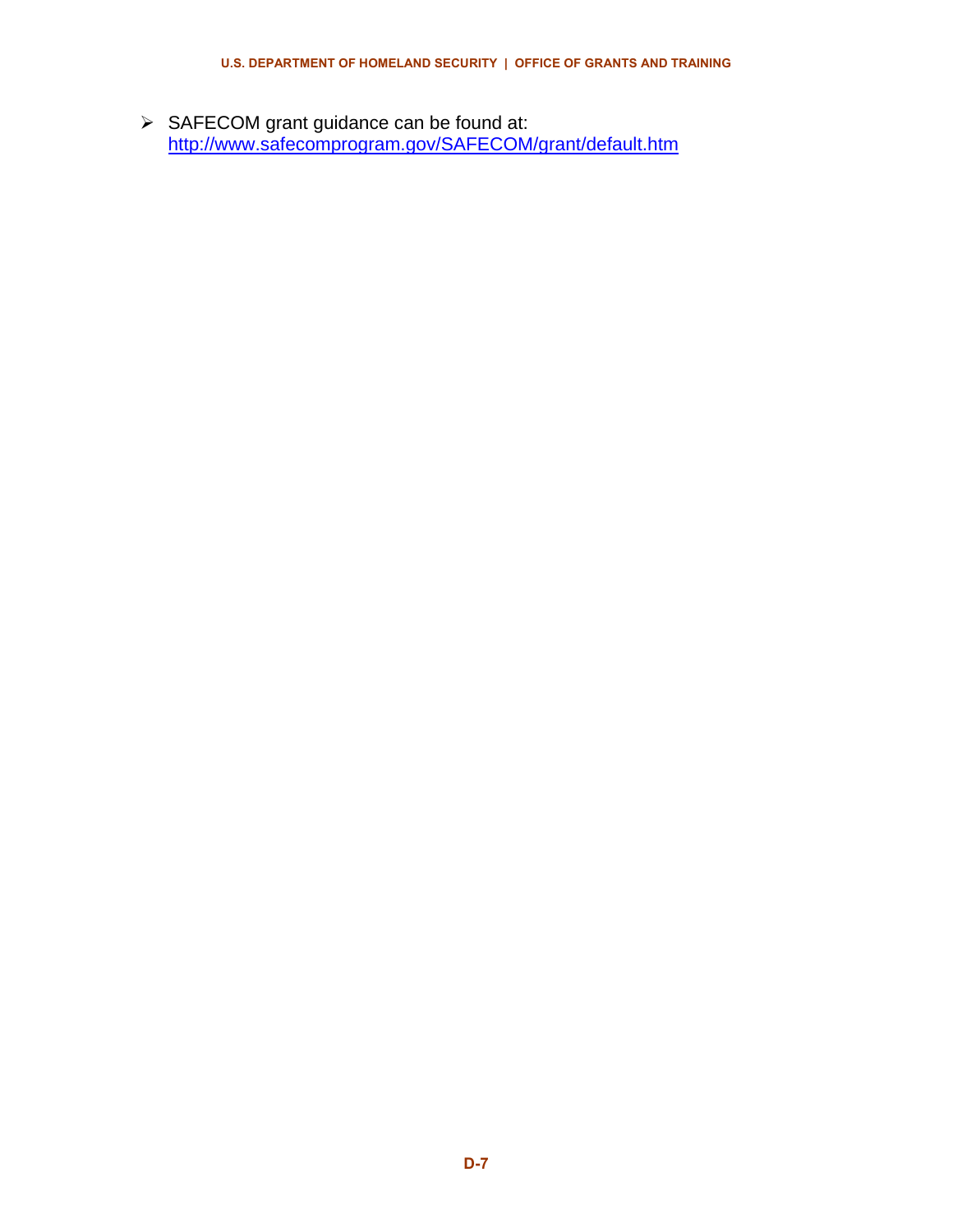- SAFECOM grant guidance can be found at: [http://www.safecomprogram.gov/SAFECOM/grant/default.htm](http://www.safecomprogram.gov/SAFECOM/grant/default.htm)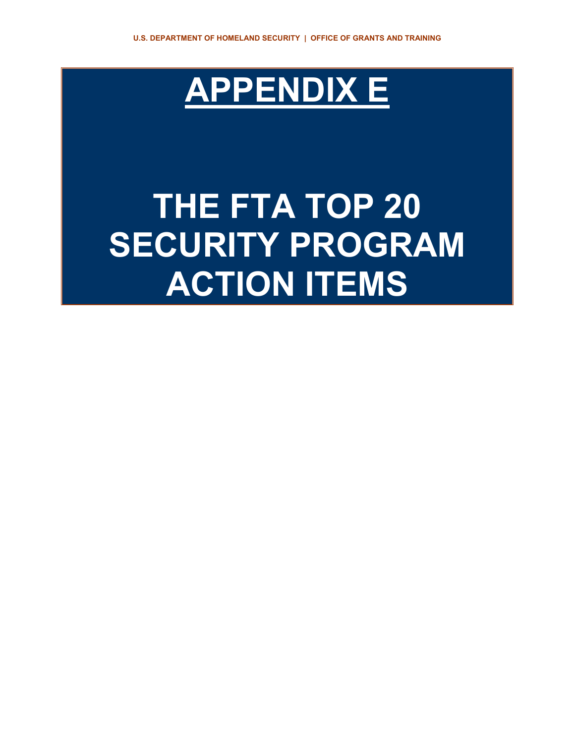# APPENDIX E

# THE FTA TOP 20 SECURITY PROGRAM ACTION ITEMS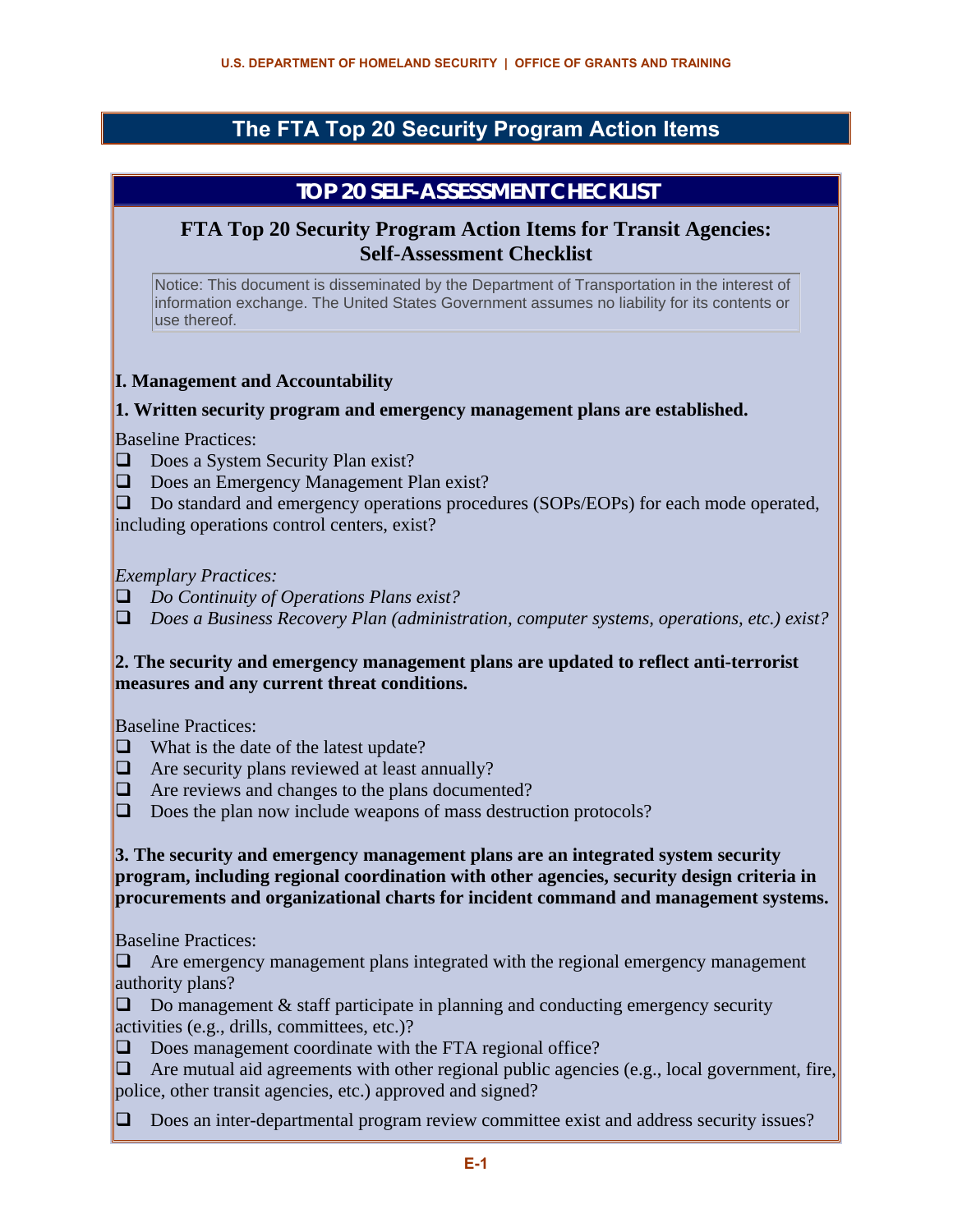# The FTA Top 20 Security Program Action Items

## TOP 20 SELF-ASSESSMENT CHECKLIST

### FTA Top 20 Security Program Action Items for Transit Agencies: Self-Assessment Checklist

Notice: This document is disseminated by the Department of Transportation in the interest of information exchange. The United States Government assumes no liability for its contents or use thereof.

**I. Management and Accountability**

**1. Written security program and emergency management plans are established.**

Baseline Practices:

- ❑ Does a System Security Plan exist?
- ❑ Does an Emergency Management Plan exist?
- ❑ Do standard and emergency operations procedures (SOPs/EOPs) for each mode operated, including operations control centers, exist?

*Exemplary Practices:*

- ❑ *Do Continuity of Operations Plans exist?*
- ❑ *Does a Business Recovery Plan (administration, computer systems, operations, etc.) exist?*

**2. The security and emergency management plans are updated to reflect anti-terrorist measures and any current threat conditions.**

Baseline Practices:

- ❑ What is the date of the latest update?
- ❑ Are security plans reviewed at least annually?
- ❑ Are reviews and changes to the plans documented?
- ❑ Does the plan now include weapons of mass destruction protocols?

**3. The security and emergency management plans are an integrated system security program, including regional coordination with other agencies, security design criteria in procurements and organizational charts for incident command and management systems.**

Baseline Practices:

- ❑ Are emergency management plans integrated with the regional emergency management authority plans?
- ❑ Do management & staff participate in planning and conducting emergency security activities (e.g., drills, committees, etc.)?
- ❑ Does management coordinate with the FTA regional office?
- ❑ Are mutual aid agreements with other regional public agencies (e.g., local government, fire, police, other transit agencies, etc.) approved and signed?
- ❑ Does an inter-departmental program review committee exist and address security issues?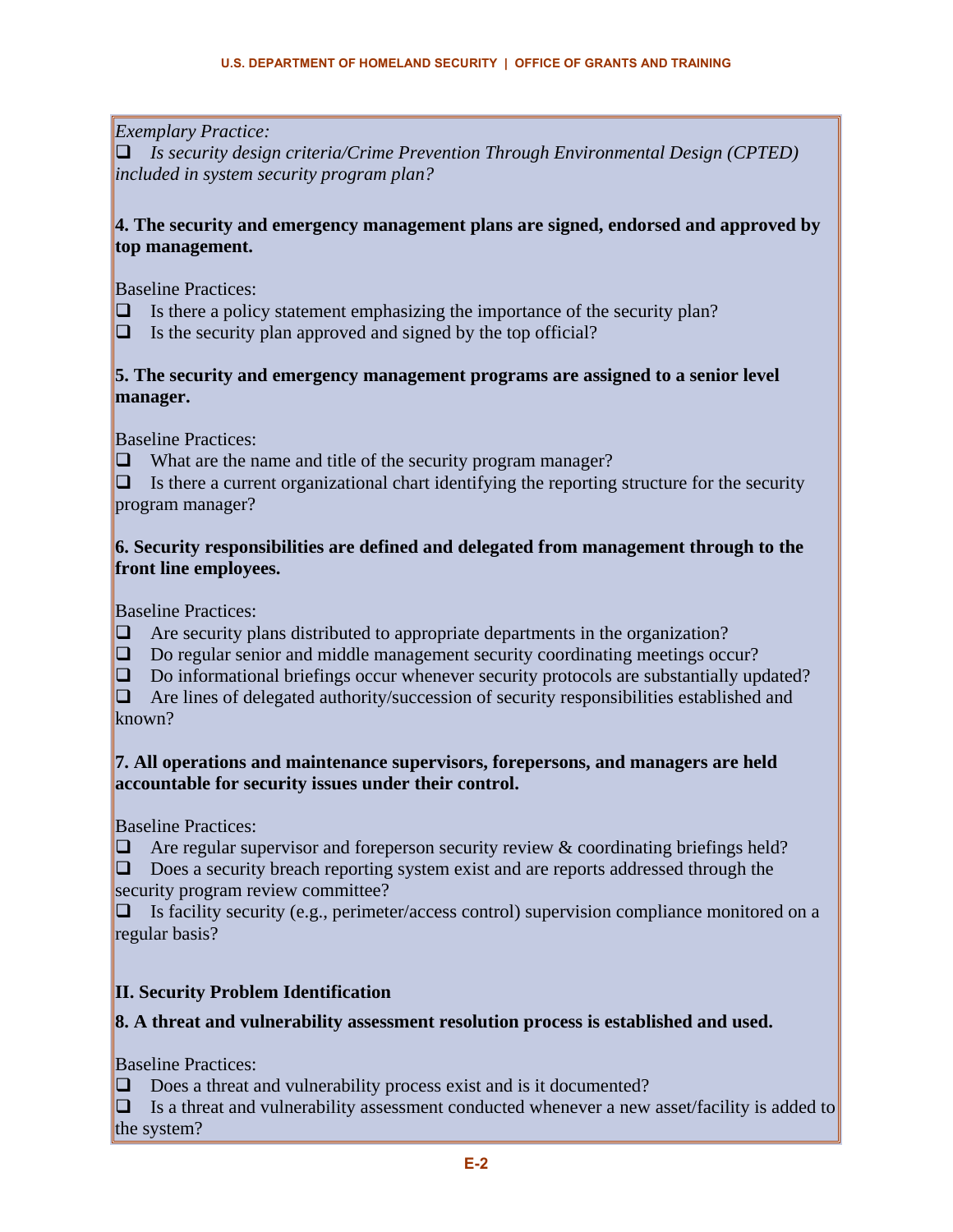*Exemplary Practice:*

- ❑ *Is security design criteria/Crime Prevention Through Environmental Design (CPTED) included in system security program plan?*

**4. The security and emergency management plans are signed, endorsed and approved by top management.**

Baseline Practices:

- ❑ Is there a policy statement emphasizing the importance of the security plan?
- ❑ Is the security plan approved and signed by the top official?

**5. The security and emergency management programs are assigned to a senior level manager.**

Baseline Practices:

- ❑ What are the name and title of the security program manager?
- ❑ Is there a current organizational chart identifying the reporting structure for the security program manager?

**6. Security responsibilities are defined and delegated from management through to the front line employees.**

Baseline Practices:

- ❑ Are security plans distributed to appropriate departments in the organization?
- ❑ Do regular senior and middle management security coordinating meetings occur?
- ❑ Do informational briefings occur whenever security protocols are substantially updated?
- ❑ Are lines of delegated authority/succession of security responsibilities established and known?

**7. All operations and maintenance supervisors, forepersons, and managers are held accountable for security issues under their control.**

Baseline Practices:

- ❑ Are regular supervisor and foreperson security review & coordinating briefings held?
- ❑ Does a security breach reporting system exist and are reports addressed through the security program review committee?
- ❑ Is facility security (e.g., perimeter/access control) supervision compliance monitored on a regular basis?

## II. Security Problem Identification

**8. A threat and vulnerability assessment resolution process is established and used.**

Baseline Practices:

- ❑ Does a threat and vulnerability process exist and is it documented?
- ❑ Is a threat and vulnerability assessment conducted whenever a new asset/facility is added to the system?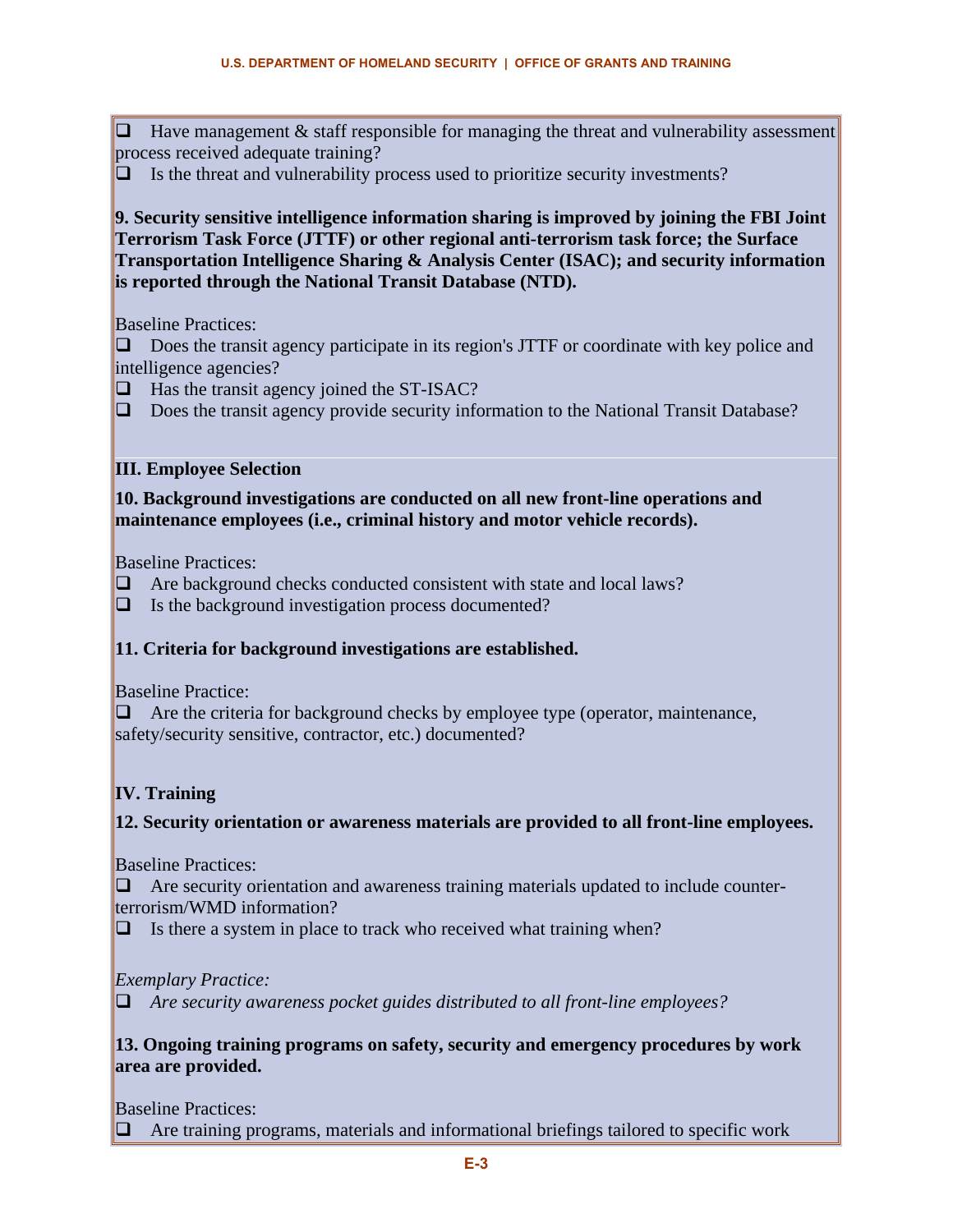- ❑ Have management & staff responsible for managing the threat and vulnerability assessment process received adequate training?
- ❑ Is the threat and vulnerability process used to prioritize security investments?

**9. Security sensitive intelligence information sharing is improved by joining the FBI Joint Terrorism Task Force (JTTF) or other regional anti-terrorism task force; the Surface Transportation Intelligence Sharing & Analysis Center (ISAC); and security information is reported through the National Transit Database (NTD).**

Baseline Practices:

- ❑ Does the transit agency participate in its region's JTTF or coordinate with key police and intelligence agencies?
- ❑ Has the transit agency joined the ST-ISAC?
- ❑ Does the transit agency provide security information to the National Transit Database?

### III. Employee Selection

**10. Background investigations are conducted on all new front-line operations and maintenance employees (i.e., criminal history and motor vehicle records).**

Baseline Practices:

- ❑ Are background checks conducted consistent with state and local laws?
- ❑ Is the background investigation process documented?

**11. Criteria for background investigations are established.**

Baseline Practice:

- ❑ Are the criteria for background checks by employee type (operator, maintenance, safety/security sensitive, contractor, etc.) documented?

### IV. Training

**12. Security orientation or awareness materials are provided to all front-line employees.**

Baseline Practices:

- ❑ Are security orientation and awareness training materials updated to include counter-terrorism/WMD information?
- ❑ Is there a system in place to track who received what training when?

*Exemplary Practice:*

- ❑ *Are security awareness pocket guides distributed to all front-line employees?*

**13. Ongoing training programs on safety, security and emergency procedures by work area are provided.**

Baseline Practices:

- ❑ Are training programs, materials and informational briefings tailored to specific work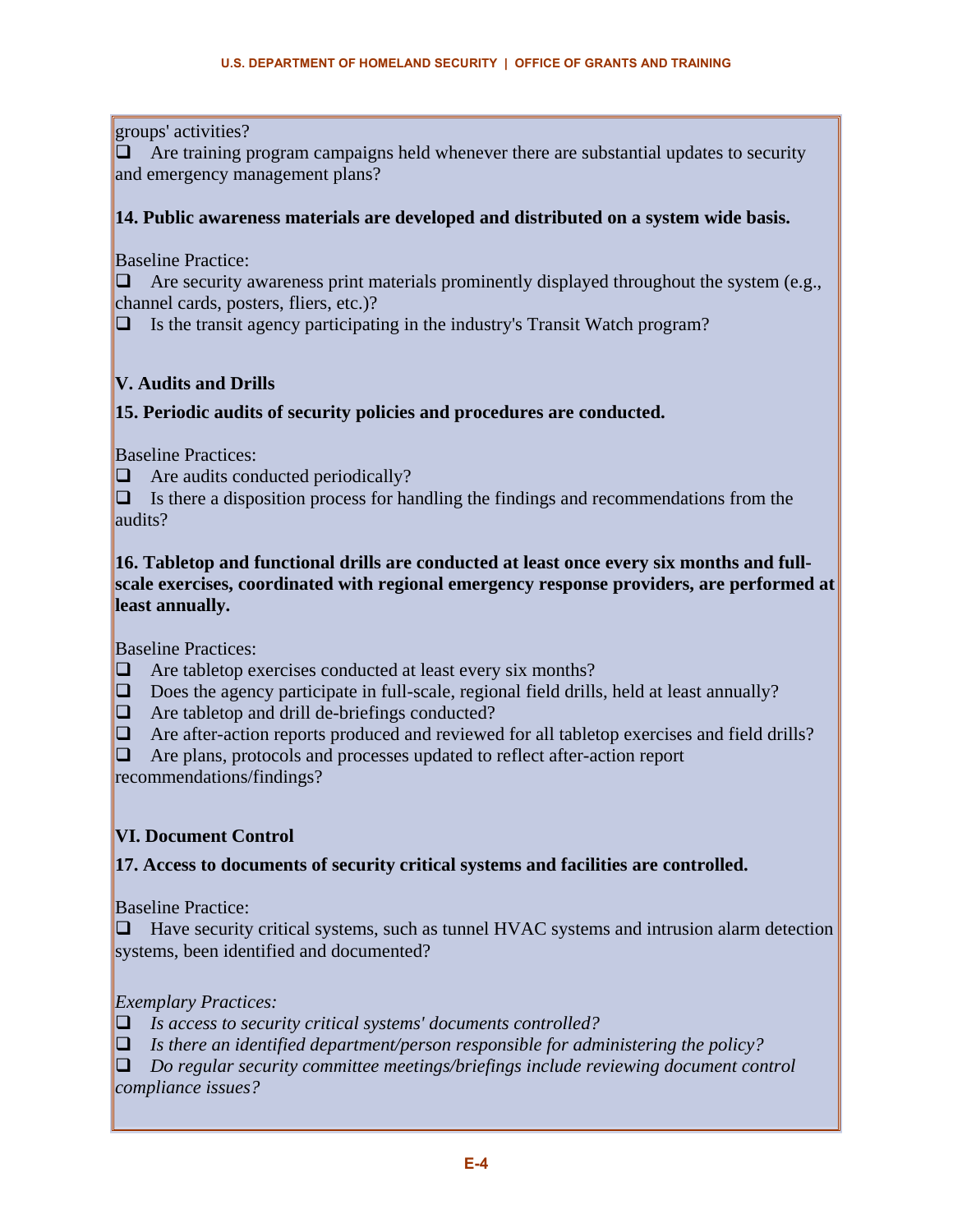groups' activities?

- ❑ Are training program campaigns held whenever there are substantial updates to security and emergency management plans?

**14. Public awareness materials are developed and distributed on a system wide basis.**

Baseline Practice:

- ❑ Are security awareness print materials prominently displayed throughout the system (e.g., channel cards, posters, fliers, etc.)?
- ❑ Is the transit agency participating in the industry's Transit Watch program?

**V. Audits and Drills**

**15. Periodic audits of security policies and procedures are conducted.**

Baseline Practices:

- ❑ Are audits conducted periodically?
- ❑ Is there a disposition process for handling the findings and recommendations from the audits?

**16. Tabletop and functional drills are conducted at least once every six months and full-scale exercises, coordinated with regional emergency response providers, are performed at least annually.**

Baseline Practices:

- ❑ Are tabletop exercises conducted at least every six months?
- ❑ Does the agency participate in full-scale, regional field drills, held at least annually?
- ❑ Are tabletop and drill de-briefings conducted?
- ❑ Are after-action reports produced and reviewed for all tabletop exercises and field drills?
- ❑ Are plans, protocols and processes updated to reflect after-action report recommendations/findings?

**VI. Document Control**

**17. Access to documents of security critical systems and facilities are controlled.**

Baseline Practice:

- ❑ Have security critical systems, such as tunnel HVAC systems and intrusion alarm detection systems, been identified and documented?

*Exemplary Practices:*

- ❑ *Is access to security critical systems' documents controlled?*
- ❑ *Is there an identified department/person responsible for administering the policy?*
- ❑ *Do regular security committee meetings/briefings include reviewing document control compliance issues?*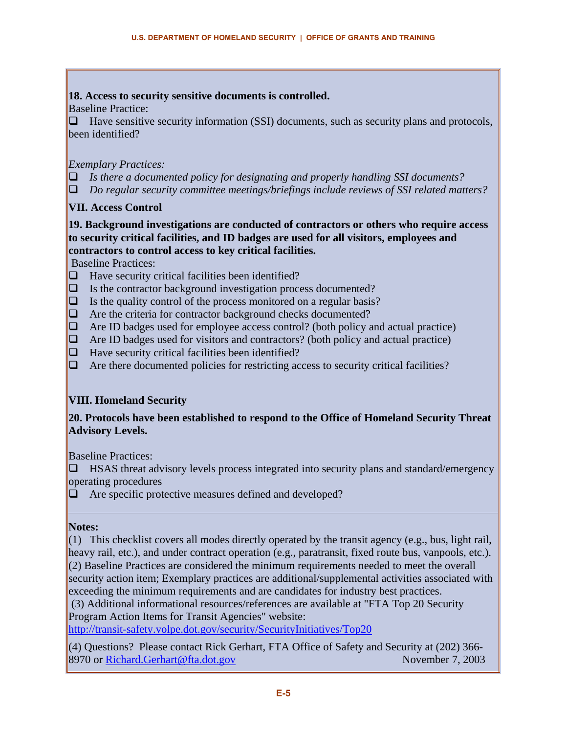**18. Access to security sensitive documents is controlled.**

Baseline Practice:

- ❑ Have sensitive security information (SSI) documents, such as security plans and protocols, been identified?

*Exemplary Practices:*

- ❑ *Is there a documented policy for designating and properly handling SSI documents?*
- ❑ *Do regular security committee meetings/briefings include reviews of SSI related matters?*

**VII. Access Control**

**19. Background investigations are conducted of contractors or others who require access to security critical facilities, and ID badges are used for all visitors, employees and contractors to control access to key critical facilities.**

Baseline Practices:

- ❑ Have security critical facilities been identified?
- ❑ Is the contractor background investigation process documented?
- ❑ Is the quality control of the process monitored on a regular basis?
- ❑ Are the criteria for contractor background checks documented?
- ❑ Are ID badges used for employee access control? (both policy and actual practice)
- ❑ Are ID badges used for visitors and contractors? (both policy and actual practice)
- ❑ Have security critical facilities been identified?
- ❑ Are there documented policies for restricting access to security critical facilities?

**VIII. Homeland Security**

**20. Protocols have been established to respond to the Office of Homeland Security Threat Advisory Levels.**

Baseline Practices:

- ❑ HSAS threat advisory levels process integrated into security plans and standard/emergency operating procedures
- ❑ Are specific protective measures defined and developed?

---

**Notes:**

(1) This checklist covers all modes directly operated by the transit agency (e.g., bus, light rail, heavy rail, etc.), and under contract operation (e.g., paratransit, fixed route bus, vanpools, etc.).

(2) Baseline Practices are considered the minimum requirements needed to meet the overall security action item; Exemplary practices are additional/supplemental activities associated with exceeding the minimum requirements and are candidates for industry best practices.

(3) Additional informational resources/references are available at "FTA Top 20 Security Program Action Items for Transit Agencies" website: http://transit-safety.volpe.dot.gov/security/SecurityInitiatives/Top20

(4) Questions? Please contact Rick Gerhart, FTA Office of Safety and Security at (202) 366-8970 or Richard.Gerhart@fta.dot.gov November 7, 2003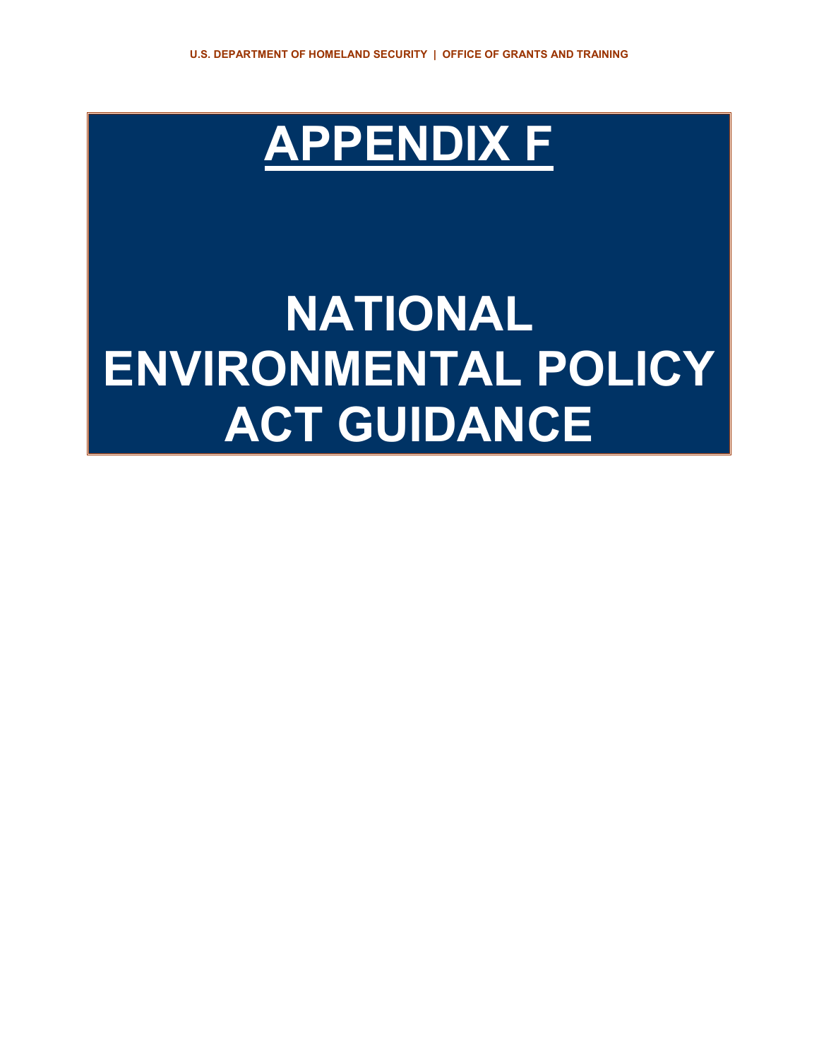# APPENDIX F

# NATIONAL ENVIRONMENTAL POLICY ACT GUIDANCE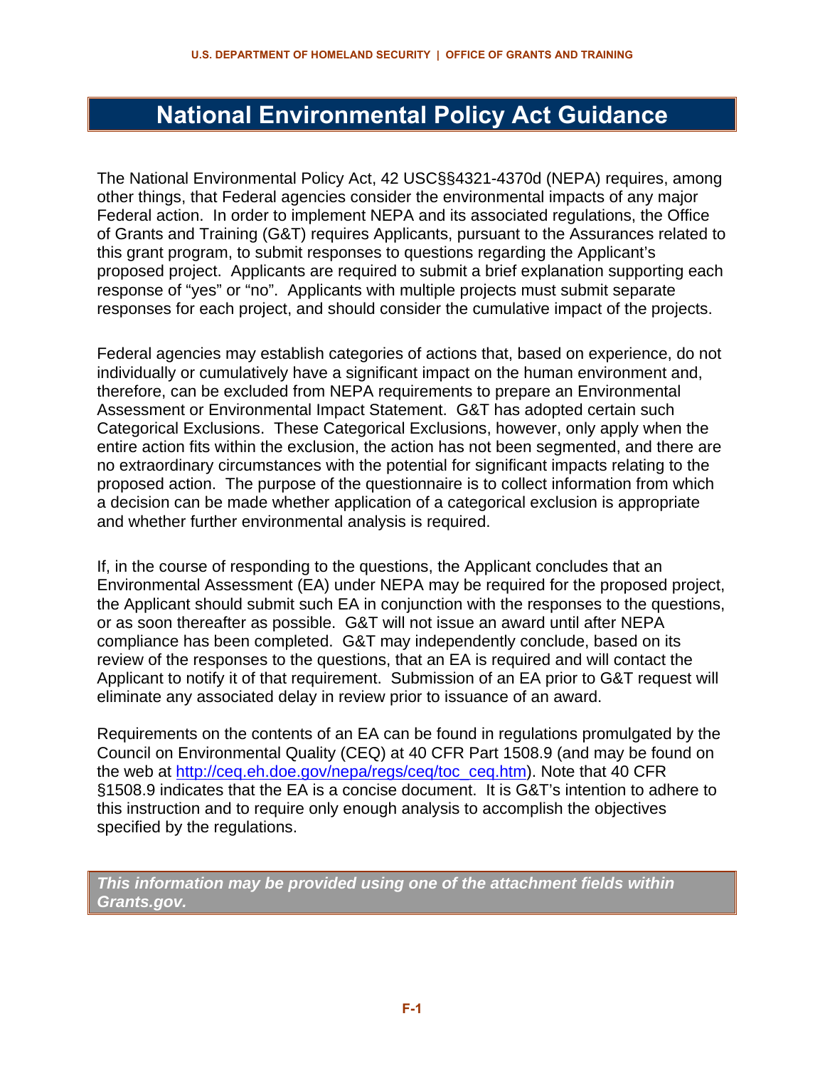# National Environmental Policy Act Guidance

The National Environmental Policy Act, 42 USC§§4321-4370d (NEPA) requires, among other things, that Federal agencies consider the environmental impacts of any major Federal action. In order to implement NEPA and its associated regulations, the Office of Grants and Training (G&T) requires Applicants, pursuant to the Assurances related to this grant program, to submit responses to questions regarding the Applicant's proposed project. Applicants are required to submit a brief explanation supporting each response of "yes" or "no". Applicants with multiple projects must submit separate responses for each project, and should consider the cumulative impact of the projects.

Federal agencies may establish categories of actions that, based on experience, do not individually or cumulatively have a significant impact on the human environment and, therefore, can be excluded from NEPA requirements to prepare an Environmental Assessment or Environmental Impact Statement. G&T has adopted certain such Categorical Exclusions. These Categorical Exclusions, however, only apply when the entire action fits within the exclusion, the action has not been segmented, and there are no extraordinary circumstances with the potential for significant impacts relating to the proposed action. The purpose of the questionnaire is to collect information from which a decision can be made whether application of a categorical exclusion is appropriate and whether further environmental analysis is required.

If, in the course of responding to the questions, the Applicant concludes that an Environmental Assessment (EA) under NEPA may be required for the proposed project, the Applicant should submit such EA in conjunction with the responses to the questions, or as soon thereafter as possible. G&T will not issue an award until after NEPA compliance has been completed. G&T may independently conclude, based on its review of the responses to the questions, that an EA is required and will contact the Applicant to notify it of that requirement. Submission of an EA prior to G&T request will eliminate any associated delay in review prior to issuance of an award.

Requirements on the contents of an EA can be found in regulations promulgated by the Council on Environmental Quality (CEQ) at 40 CFR Part 1508.9 (and may be found on the web at http://ceq.eh.doe.gov/nepa/regs/ceq/toc_ceq.htm). Note that 40 CFR §1508.9 indicates that the EA is a concise document. It is G&T's intention to adhere to this instruction and to require only enough analysis to accomplish the objectives specified by the regulations.

***This information may be provided using one of the attachment fields within Grants.gov.***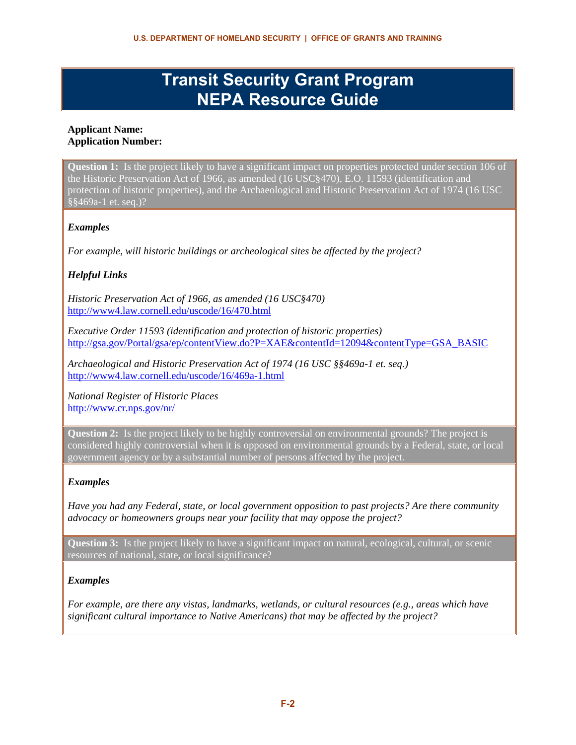# Transit Security Grant Program NEPA Resource Guide

**Applicant Name:**
**Application Number:**

**Question 1:** Is the project likely to have a significant impact on properties protected under section 106 of the Historic Preservation Act of 1966, as amended (16 USC§470), E.O. 11593 (identification and protection of historic properties), and the Archaeological and Historic Preservation Act of 1974 (16 USC §§469a-1 et. seq.)?

***Examples***

*For example, will historic buildings or archeological sites be affected by the project?*

***Helpful Links***

*Historic Preservation Act of 1966, as amended (16 USC§470)*
http://www4.law.cornell.edu/uscode/16/470.html

*Executive Order 11593 (identification and protection of historic properties)*
http://gsa.gov/Portal/gsa/ep/contentView.do?P=XAE&contentId=12094&contentType=GSA_BASIC

*Archaeological and Historic Preservation Act of 1974 (16 USC §§469a-1 et. seq.)*
http://www4.law.cornell.edu/uscode/16/469a-1.html

*National Register of Historic Places*
http://www.cr.nps.gov/nr/

**Question 2:** Is the project likely to be highly controversial on environmental grounds? The project is considered highly controversial when it is opposed on environmental grounds by a Federal, state, or local government agency or by a substantial number of persons affected by the project.

***Examples***

*Have you had any Federal, state, or local government opposition to past projects? Are there community advocacy or homeowners groups near your facility that may oppose the project?*

**Question 3:** Is the project likely to have a significant impact on natural, ecological, cultural, or scenic resources of national, state, or local significance?

***Examples***

*For example, are there any vistas, landmarks, wetlands, or cultural resources (e.g., areas which have significant cultural importance to Native Americans) that may be affected by the project?*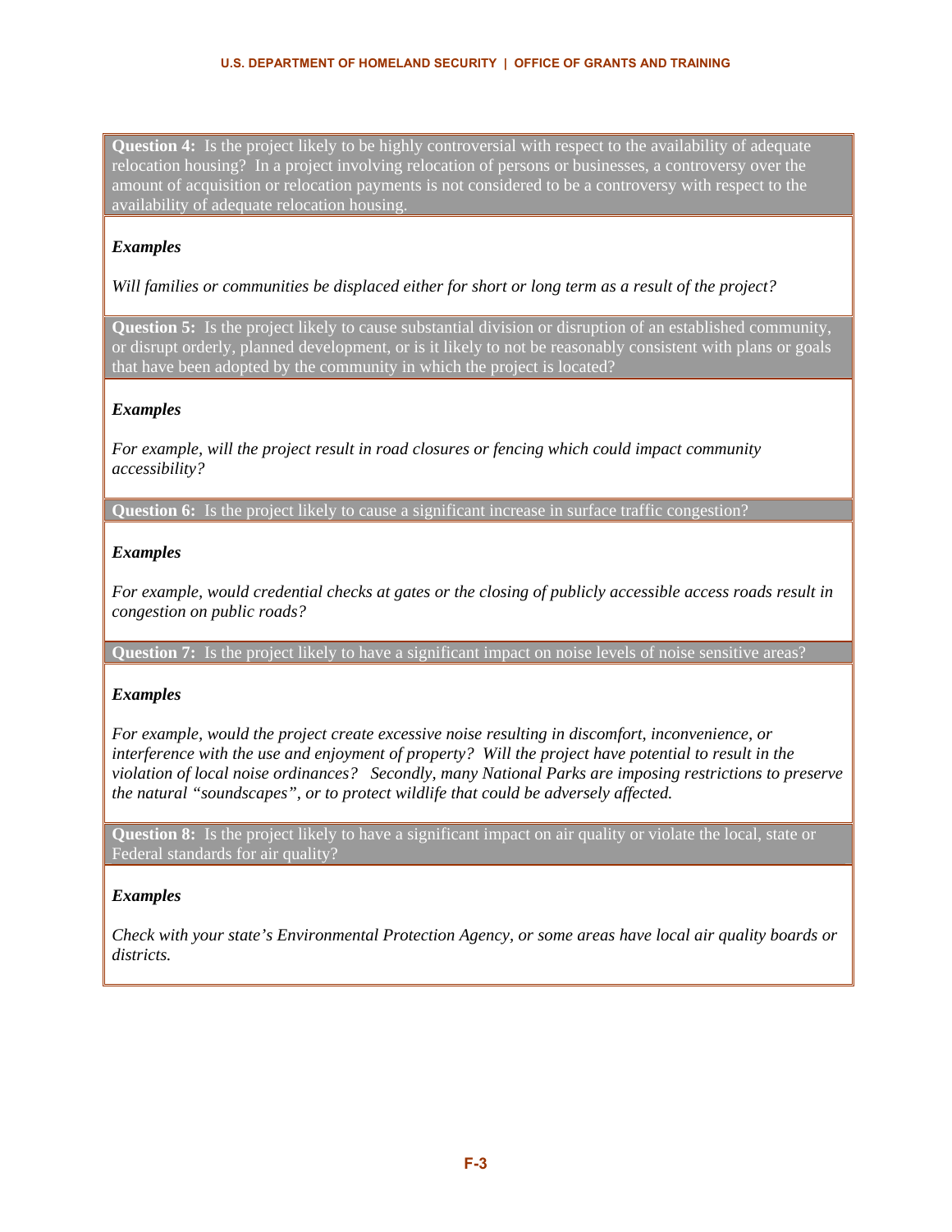**Question 4:** Is the project likely to be highly controversial with respect to the availability of adequate relocation housing? In a project involving relocation of persons or businesses, a controversy over the amount of acquisition or relocation payments is not considered to be a controversy with respect to the availability of adequate relocation housing.

***Examples***

*Will families or communities be displaced either for short or long term as a result of the project?*

**Question 5:** Is the project likely to cause substantial division or disruption of an established community, or disrupt orderly, planned development, or is it likely to not be reasonably consistent with plans or goals that have been adopted by the community in which the project is located?

***Examples***

*For example, will the project result in road closures or fencing which could impact community accessibility?*

**Question 6:** Is the project likely to cause a significant increase in surface traffic congestion?

***Examples***

*For example, would credential checks at gates or the closing of publicly accessible access roads result in congestion on public roads?*

**Question 7:** Is the project likely to have a significant impact on noise levels of noise sensitive areas?

***Examples***

*For example, would the project create excessive noise resulting in discomfort, inconvenience, or interference with the use and enjoyment of property? Will the project have potential to result in the violation of local noise ordinances? Secondly, many National Parks are imposing restrictions to preserve the natural "soundscapes", or to protect wildlife that could be adversely affected.*

**Question 8:** Is the project likely to have a significant impact on air quality or violate the local, state or Federal standards for air quality?

***Examples***

*Check with your state's Environmental Protection Agency, or some areas have local air quality boards or districts.*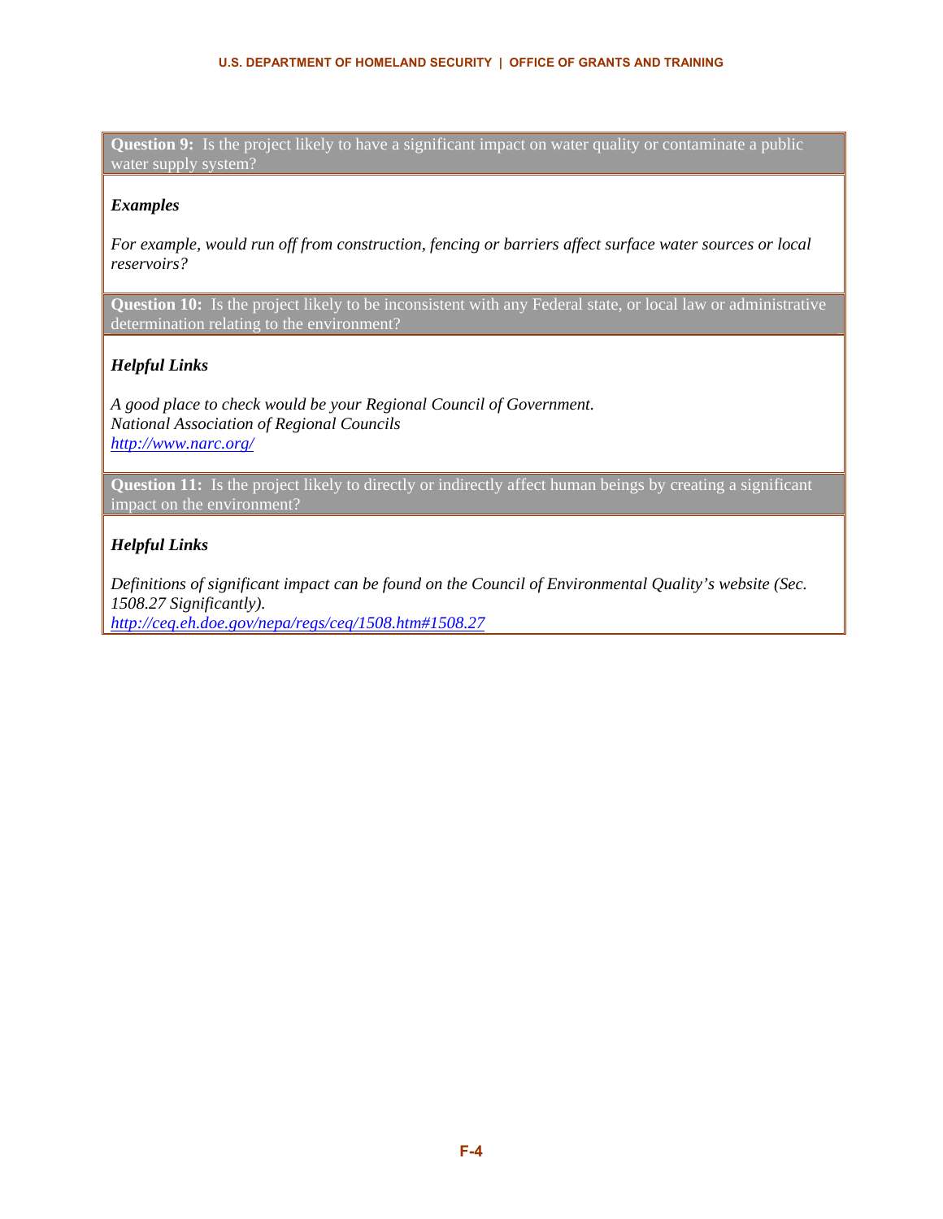**Question 9:** Is the project likely to have a significant impact on water quality or contaminate a public water supply system?

***Examples***

*For example, would run off from construction, fencing or barriers affect surface water sources or local reservoirs?*

**Question 10:** Is the project likely to be inconsistent with any Federal state, or local law or administrative determination relating to the environment?

***Helpful Links***

*A good place to check would be your Regional Council of Government.*
*National Association of Regional Councils*
*http://www.narc.org/*

**Question 11:** Is the project likely to directly or indirectly affect human beings by creating a significant impact on the environment?

***Helpful Links***

*Definitions of significant impact can be found on the Council of Environmental Quality's website (Sec. 1508.27 Significantly).*
*http://ceq.eh.doe.gov/nepa/regs/ceq/1508.htm#1508.27*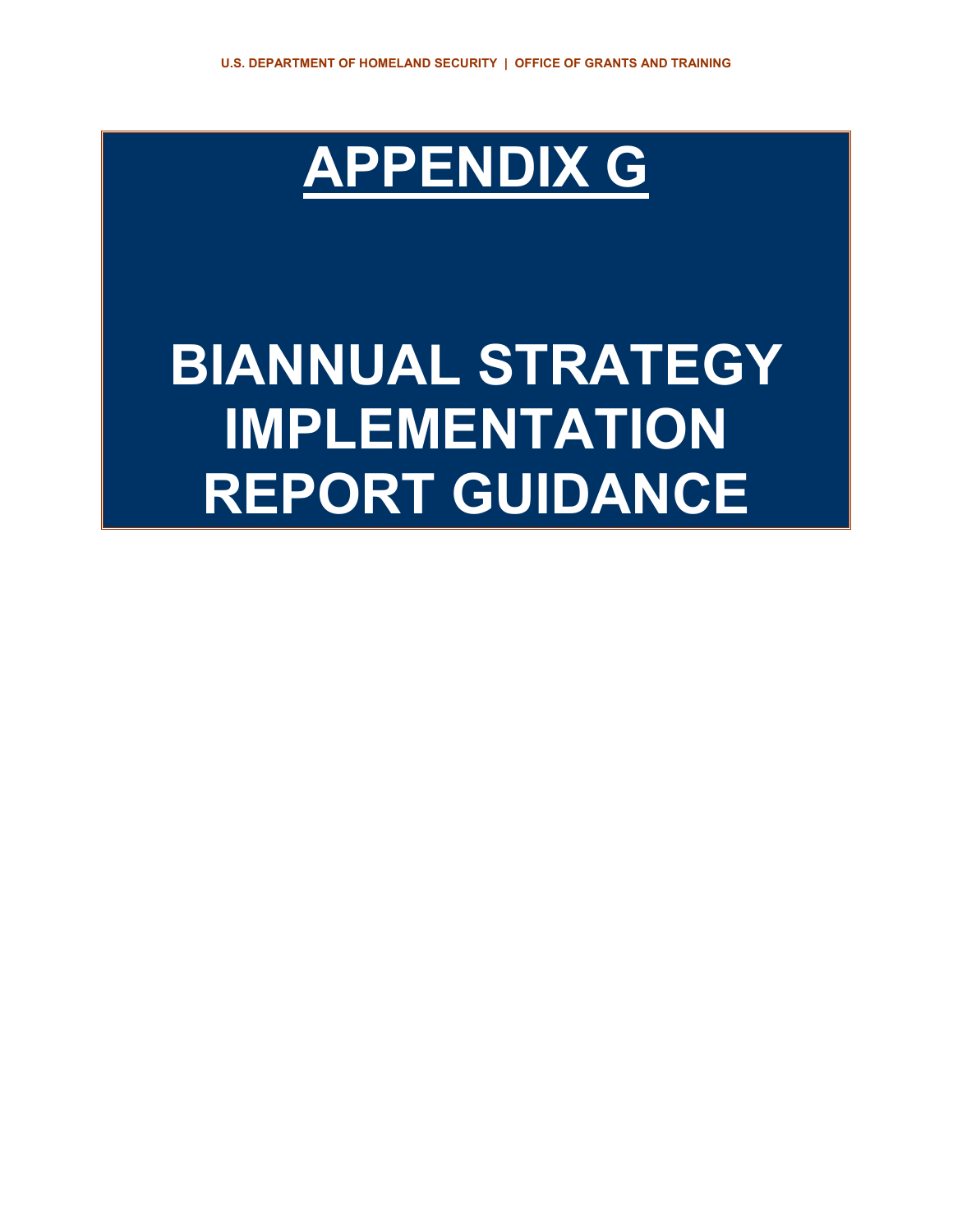# APPENDIX G

# BIANNUAL STRATEGY IMPLEMENTATION REPORT GUIDANCE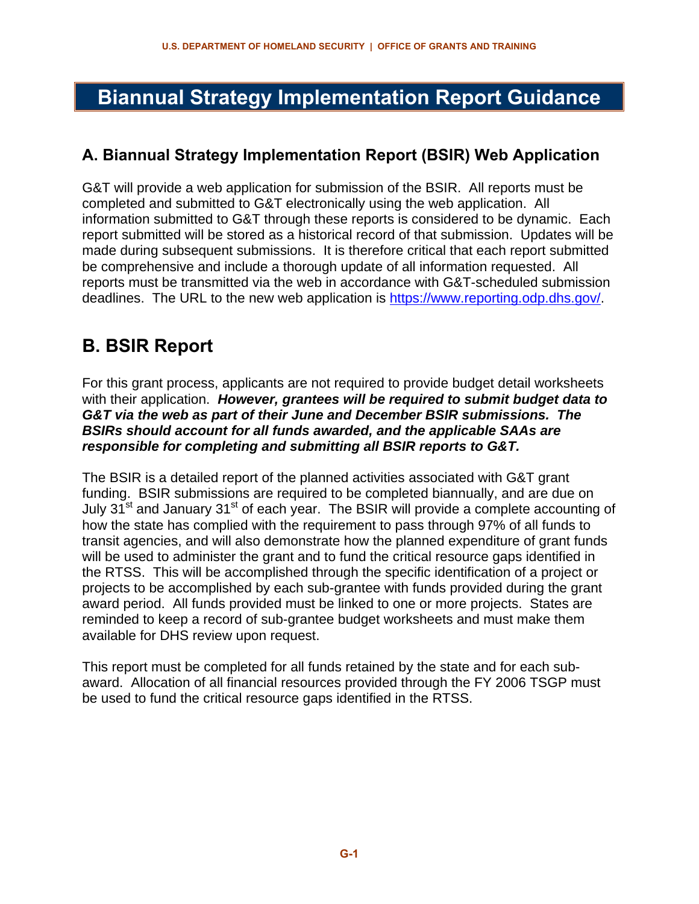# Biannual Strategy Implementation Report Guidance

## A. Biannual Strategy Implementation Report (BSIR) Web Application

G&T will provide a web application for submission of the BSIR. All reports must be completed and submitted to G&T electronically using the web application. All information submitted to G&T through these reports is considered to be dynamic. Each report submitted will be stored as a historical record of that submission. Updates will be made during subsequent submissions. It is therefore critical that each report submitted be comprehensive and include a thorough update of all information requested. All reports must be transmitted via the web in accordance with G&T-scheduled submission deadlines. The URL to the new web application is https://www.reporting.odp.dhs.gov/.

## B. BSIR Report

For this grant process, applicants are not required to provide budget detail worksheets with their application. ***However, grantees will be required to submit budget data to G&T via the web as part of their June and December BSIR submissions. The BSIRs should account for all funds awarded, and the applicable SAAs are responsible for completing and submitting all BSIR reports to G&T.***

The BSIR is a detailed report of the planned activities associated with G&T grant funding. BSIR submissions are required to be completed biannually, and are due on July 31st and January 31st of each year. The BSIR will provide a complete accounting of how the state has complied with the requirement to pass through 97% of all funds to transit agencies, and will also demonstrate how the planned expenditure of grant funds will be used to administer the grant and to fund the critical resource gaps identified in the RTSS. This will be accomplished through the specific identification of a project or projects to be accomplished by each sub-grantee with funds provided during the grant award period. All funds provided must be linked to one or more projects. States are reminded to keep a record of sub-grantee budget worksheets and must make them available for DHS review upon request.

This report must be completed for all funds retained by the state and for each sub-award. Allocation of all financial resources provided through the FY 2006 TSGP must be used to fund the critical resource gaps identified in the RTSS.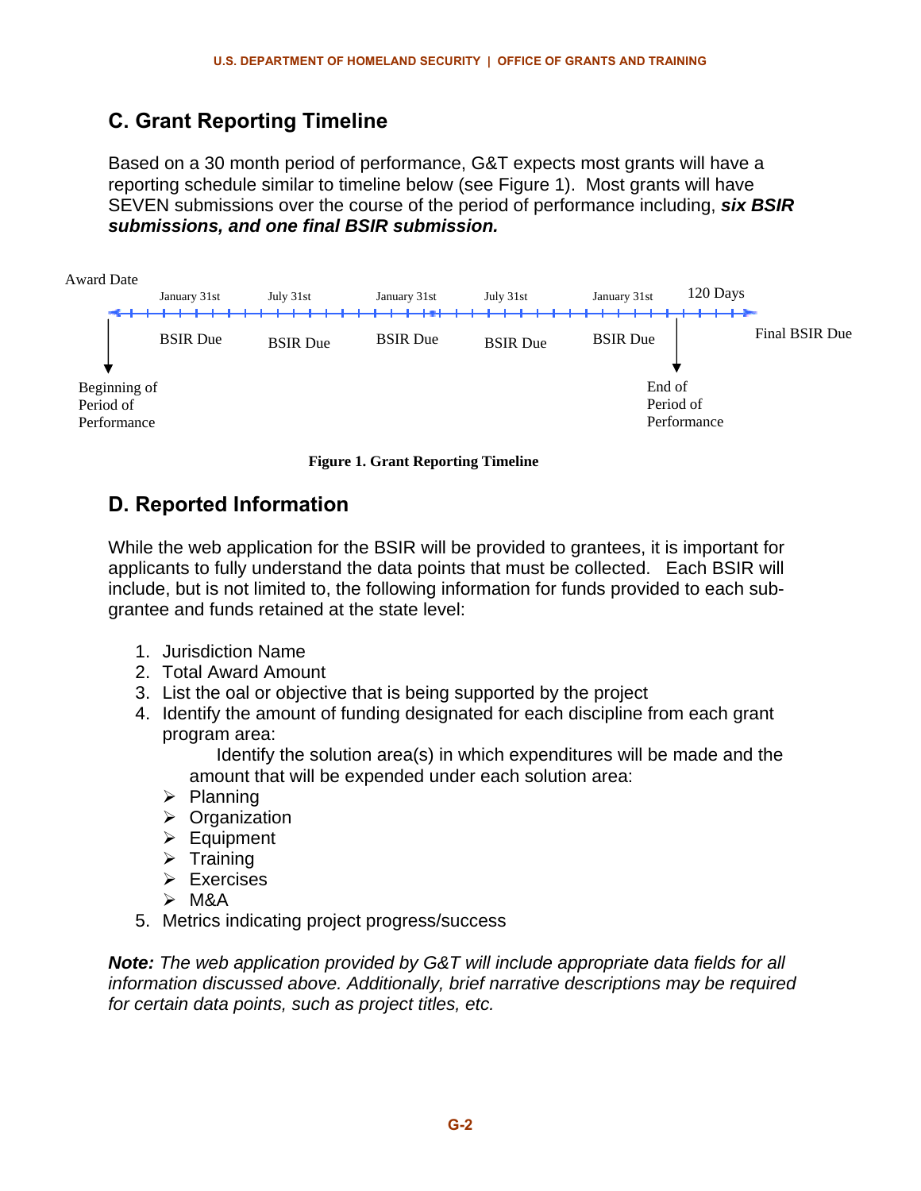## C. Grant Reporting Timeline

Based on a 30 month period of performance, G&T expects most grants will have a reporting schedule similar to timeline below (see Figure 1). Most grants will have SEVEN submissions over the course of the period of performance including, ***six BSIR submissions, and one final BSIR submission.***

Award Date

| January 31st | July 31st | January 31st | July 31st | January 31st | 120 Days |
|---|---|---|---|---|---|
| BSIR Due | BSIR Due | BSIR Due | BSIR Due | BSIR Due | Final BSIR Due |

Beginning of Period of Performance

End of Period of Performance

**Figure 1. Grant Reporting Timeline**

## D. Reported Information

While the web application for the BSIR will be provided to grantees, it is important for applicants to fully understand the data points that must be collected. Each BSIR will include, but is not limited to, the following information for funds provided to each sub-grantee and funds retained at the state level:

1. Jurisdiction Name
2. Total Award Amount
3. List the oal or objective that is being supported by the project
4. Identify the amount of funding designated for each discipline from each grant program area:

   Identify the solution area(s) in which expenditures will be made and the amount that will be expended under each solution area:

   - Planning
   - Organization
   - Equipment
   - Training
   - Exercises
   - M&A
5. Metrics indicating project progress/success

***Note:*** *The web application provided by G&T will include appropriate data fields for all information discussed above. Additionally, brief narrative descriptions may be required for certain data points, such as project titles, etc.*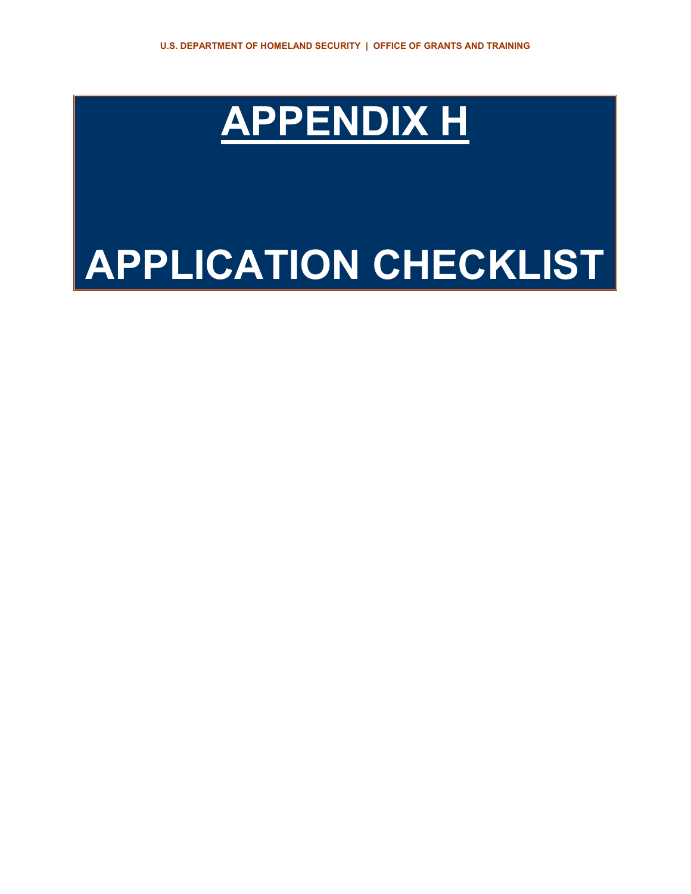# APPENDIX H

# APPLICATION CHECKLIST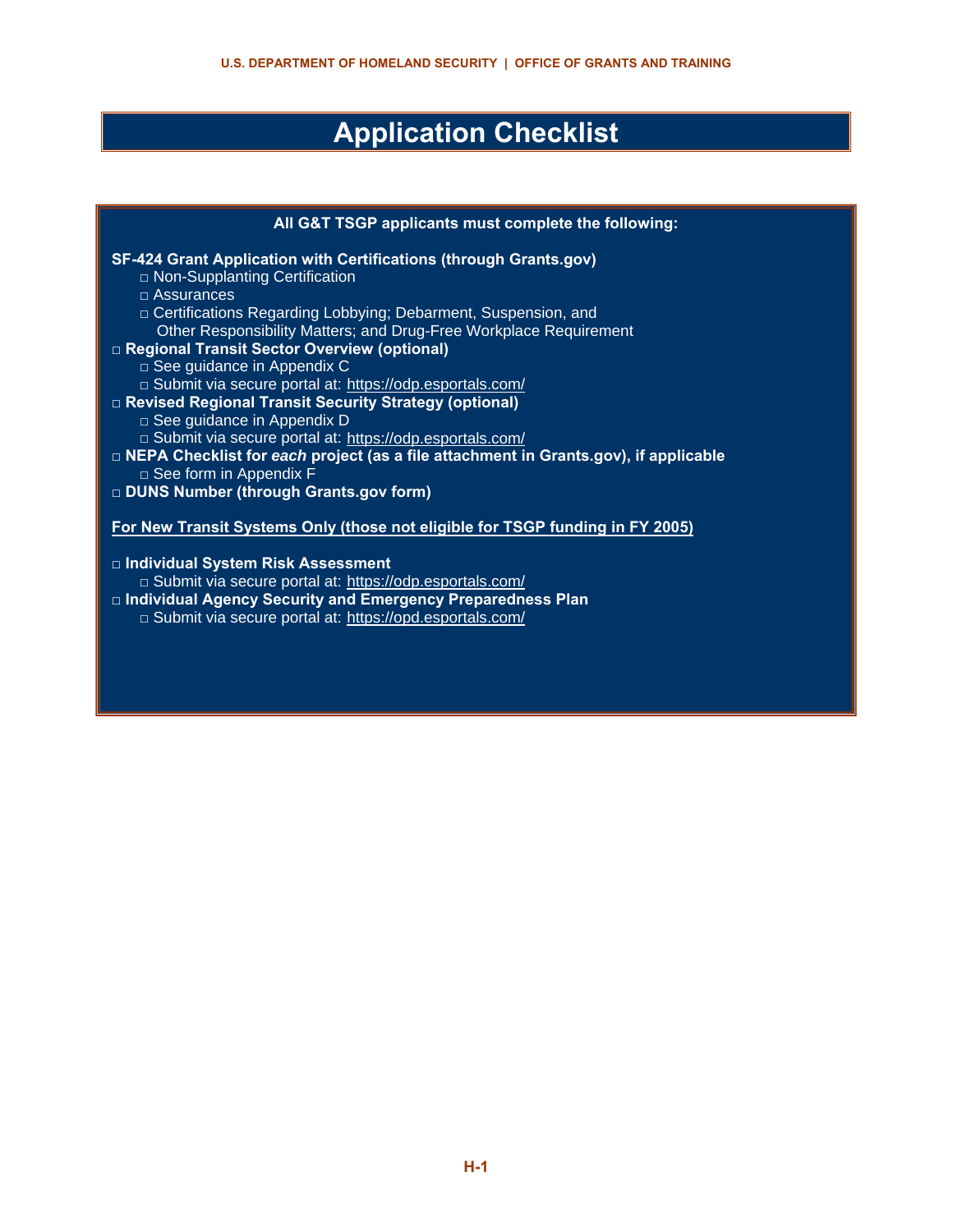# Application Checklist

**All G&T TSGP applicants must complete the following:**

**SF-424 Grant Application with Certifications (through Grants.gov)**

- □ Non-Supplanting Certification
- □ Assurances
- □ Certifications Regarding Lobbying; Debarment, Suspension, and Other Responsibility Matters; and Drug-Free Workplace Requirement

□ **Regional Transit Sector Overview (optional)**

- □ See guidance in Appendix C
- □ Submit via secure portal at: https://odp.esportals.com/

□ **Revised Regional Transit Security Strategy (optional)**

- □ See guidance in Appendix D
- □ Submit via secure portal at: https://odp.esportals.com/

□ **NEPA Checklist for *each* project (as a file attachment in Grants.gov), if applicable**

- □ See form in Appendix F

□ **DUNS Number (through Grants.gov form)**

**For New Transit Systems Only (those not eligible for TSGP funding in FY 2005)**

□ **Individual System Risk Assessment**

- □ Submit via secure portal at: https://odp.esportals.com/

□ **Individual Agency Security and Emergency Preparedness Plan**

- □ Submit via secure portal at: https://opd.esportals.com/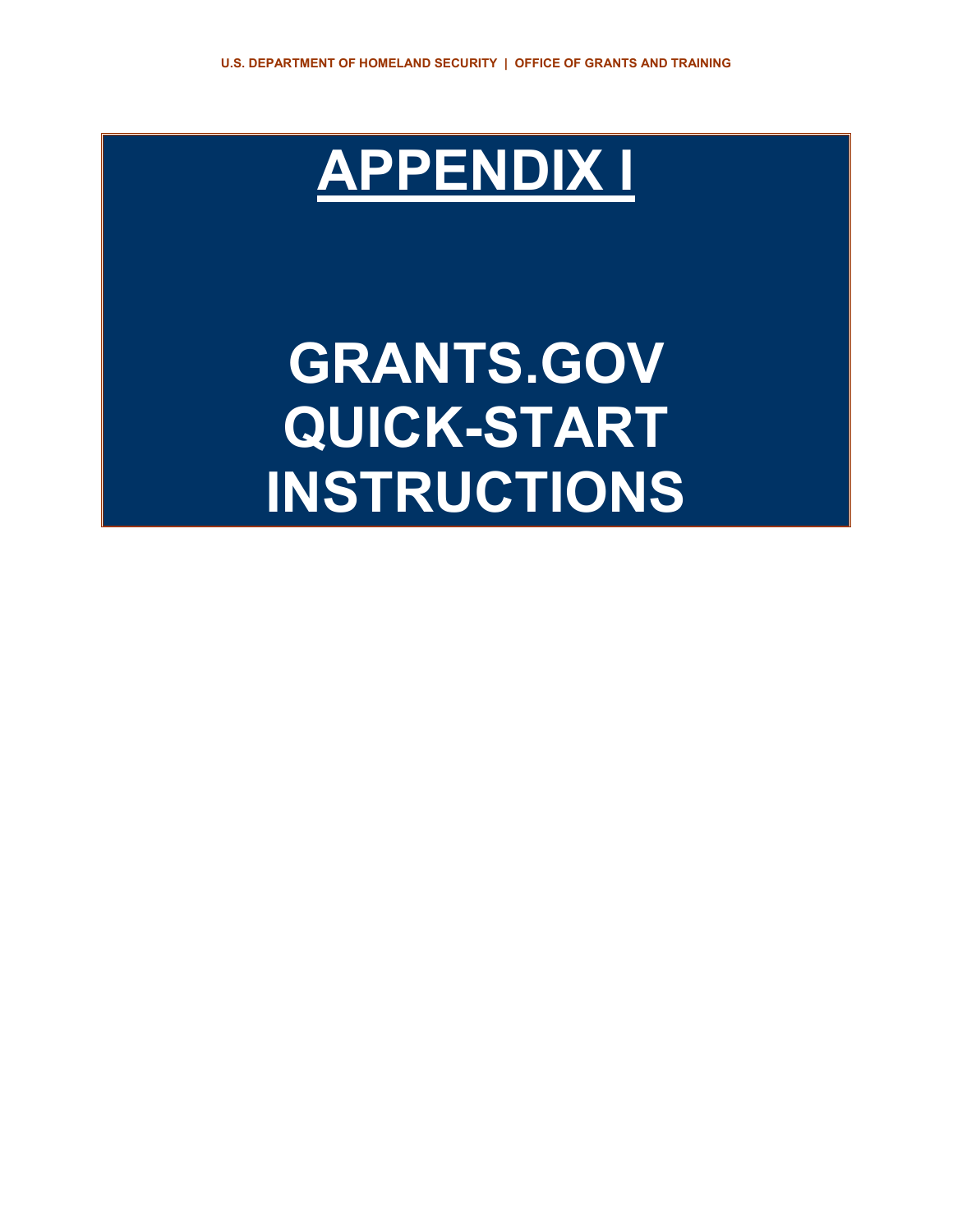# APPENDIX I

# GRANTS.GOV QUICK-START INSTRUCTIONS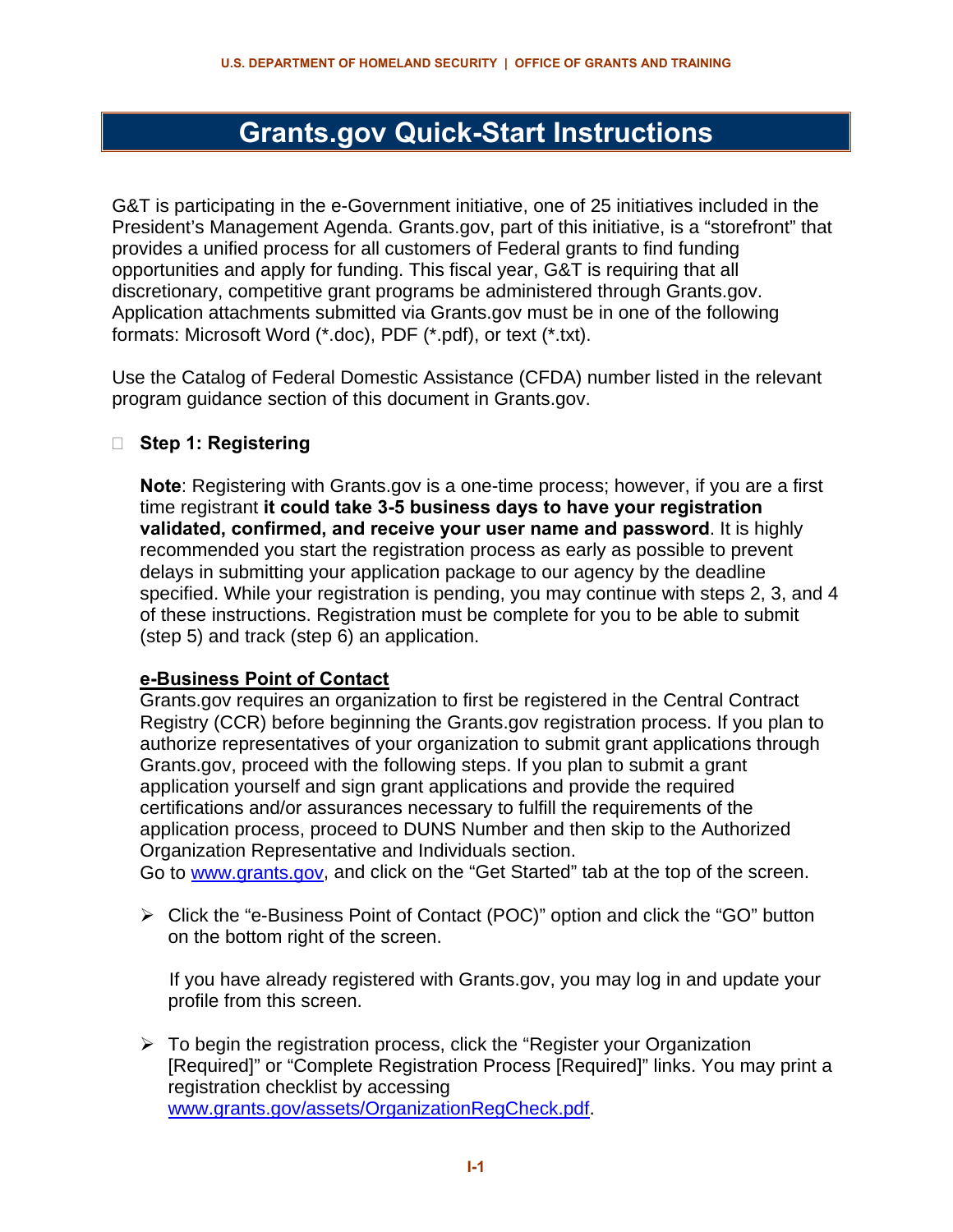# Grants.gov Quick-Start Instructions

G&T is participating in the e-Government initiative, one of 25 initiatives included in the President's Management Agenda. Grants.gov, part of this initiative, is a "storefront" that provides a unified process for all customers of Federal grants to find funding opportunities and apply for funding. This fiscal year, G&T is requiring that all discretionary, competitive grant programs be administered through Grants.gov. Application attachments submitted via Grants.gov must be in one of the following formats: Microsoft Word (*.doc), PDF (*.pdf), or text (*.txt).

Use the Catalog of Federal Domestic Assistance (CFDA) number listed in the relevant program guidance section of this document in Grants.gov.

- **Step 1: Registering**

  **Note**: Registering with Grants.gov is a one-time process; however, if you are a first time registrant **it could take 3-5 business days to have your registration validated, confirmed, and receive your user name and password**. It is highly recommended you start the registration process as early as possible to prevent delays in submitting your application package to our agency by the deadline specified. While your registration is pending, you may continue with steps 2, 3, and 4 of these instructions. Registration must be complete for you to be able to submit (step 5) and track (step 6) an application.

  **e-Business Point of Contact**

  Grants.gov requires an organization to first be registered in the Central Contract Registry (CCR) before beginning the Grants.gov registration process. If you plan to authorize representatives of your organization to submit grant applications through Grants.gov, proceed with the following steps. If you plan to submit a grant application yourself and sign grant applications and provide the required certifications and/or assurances necessary to fulfill the requirements of the application process, proceed to DUNS Number and then skip to the Authorized Organization Representative and Individuals section.

  Go to www.grants.gov, and click on the "Get Started" tab at the top of the screen.

  - Click the "e-Business Point of Contact (POC)" option and click the "GO" button on the bottom right of the screen.

    If you have already registered with Grants.gov, you may log in and update your profile from this screen.

  - To begin the registration process, click the "Register your Organization [Required]" or "Complete Registration Process [Required]" links. You may print a registration checklist by accessing www.grants.gov/assets/OrganizationRegCheck.pdf.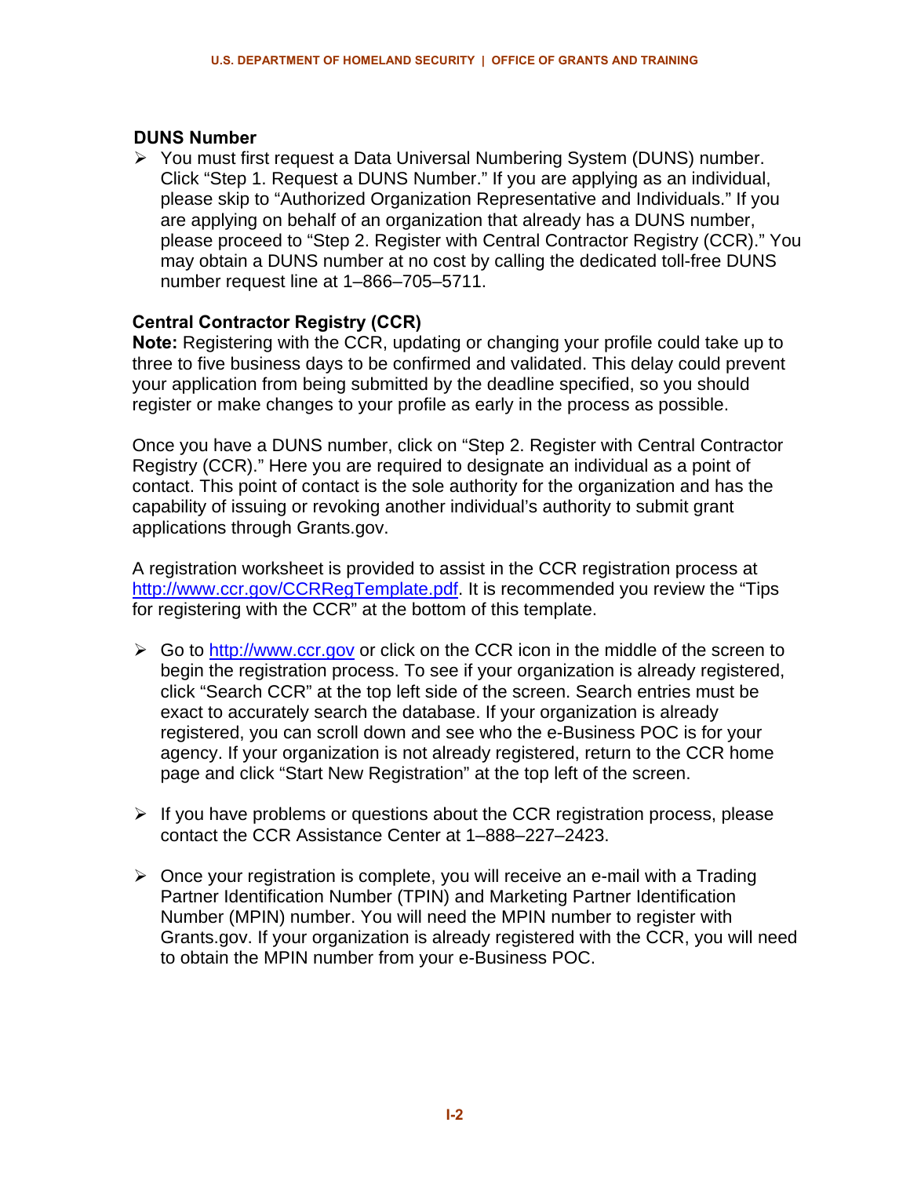### DUNS Number

- You must first request a Data Universal Numbering System (DUNS) number. Click “Step 1. Request a DUNS Number.” If you are applying as an individual, please skip to “Authorized Organization Representative and Individuals.” If you are applying on behalf of an organization that already has a DUNS number, please proceed to “Step 2. Register with Central Contractor Registry (CCR).” You may obtain a DUNS number at no cost by calling the dedicated toll-free DUNS number request line at 1–866–705–5711.

### Central Contractor Registry (CCR)

**Note:** Registering with the CCR, updating or changing your profile could take up to three to five business days to be confirmed and validated. This delay could prevent your application from being submitted by the deadline specified, so you should register or make changes to your profile as early in the process as possible.

Once you have a DUNS number, click on “Step 2. Register with Central Contractor Registry (CCR).” Here you are required to designate an individual as a point of contact. This point of contact is the sole authority for the organization and has the capability of issuing or revoking another individual’s authority to submit grant applications through Grants.gov.

A registration worksheet is provided to assist in the CCR registration process at http://www.ccr.gov/CCRRegTemplate.pdf. It is recommended you review the “Tips for registering with the CCR” at the bottom of this template.

- Go to http://www.ccr.gov or click on the CCR icon in the middle of the screen to begin the registration process. To see if your organization is already registered, click “Search CCR” at the top left side of the screen. Search entries must be exact to accurately search the database. If your organization is already registered, you can scroll down and see who the e-Business POC is for your agency. If your organization is not already registered, return to the CCR home page and click “Start New Registration” at the top left of the screen.

- If you have problems or questions about the CCR registration process, please contact the CCR Assistance Center at 1–888–227–2423.

- Once your registration is complete, you will receive an e-mail with a Trading Partner Identification Number (TPIN) and Marketing Partner Identification Number (MPIN) number. You will need the MPIN number to register with Grants.gov. If your organization is already registered with the CCR, you will need to obtain the MPIN number from your e-Business POC.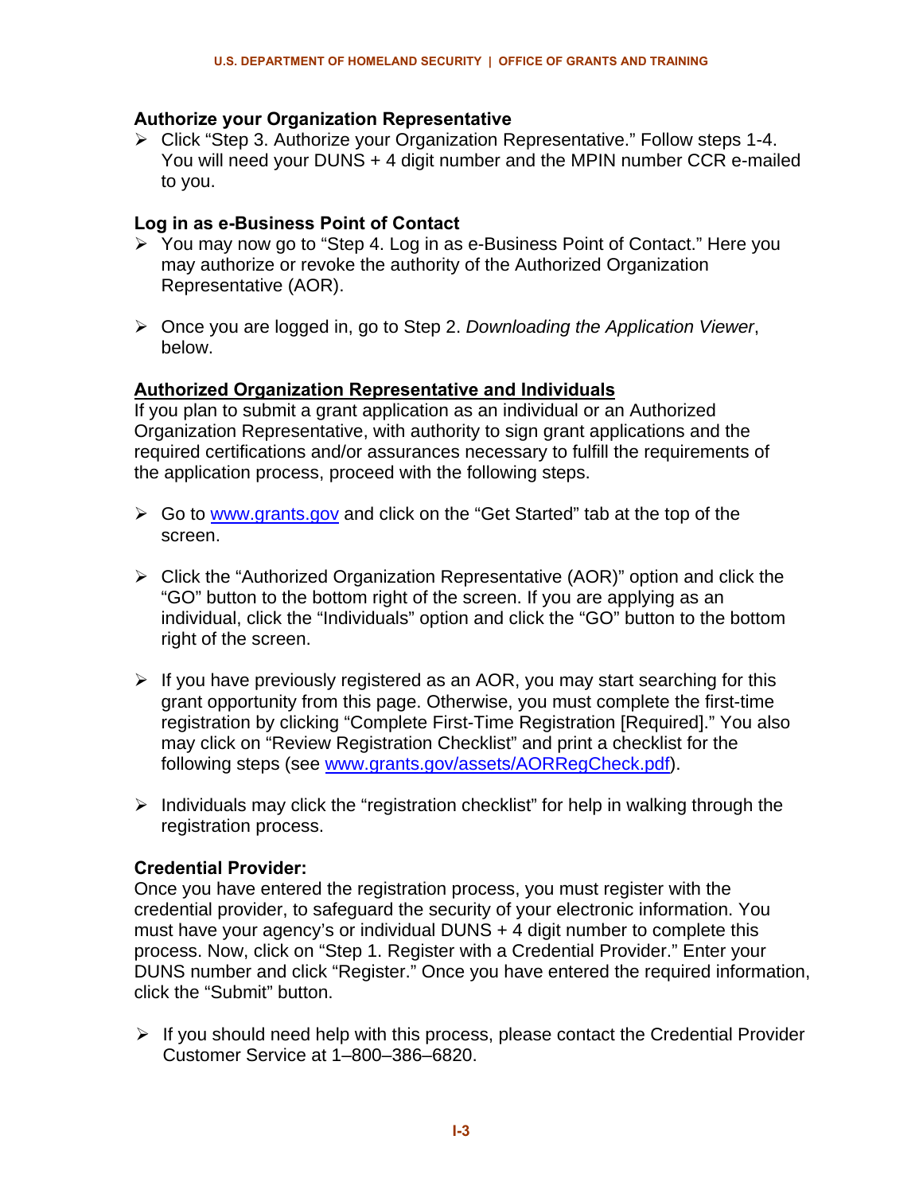**Authorize your Organization Representative**

- Click "Step 3. Authorize your Organization Representative." Follow steps 1-4. You will need your DUNS + 4 digit number and the MPIN number CCR e-mailed to you.

**Log in as e-Business Point of Contact**

- You may now go to "Step 4. Log in as e-Business Point of Contact." Here you may authorize or revoke the authority of the Authorized Organization Representative (AOR).

- Once you are logged in, go to Step 2. *Downloading the Application Viewer*, below.

**Authorized Organization Representative and Individuals**

If you plan to submit a grant application as an individual or an Authorized Organization Representative, with authority to sign grant applications and the required certifications and/or assurances necessary to fulfill the requirements of the application process, proceed with the following steps.

- Go to [www.grants.gov](www.grants.gov) and click on the "Get Started" tab at the top of the screen.

- Click the "Authorized Organization Representative (AOR)" option and click the "GO" button to the bottom right of the screen. If you are applying as an individual, click the "Individuals" option and click the "GO" button to the bottom right of the screen.

- If you have previously registered as an AOR, you may start searching for this grant opportunity from this page. Otherwise, you must complete the first-time registration by clicking "Complete First-Time Registration [Required]." You also may click on "Review Registration Checklist" and print a checklist for the following steps (see [www.grants.gov/assets/AORRegCheck.pdf](www.grants.gov/assets/AORRegCheck.pdf)).

- Individuals may click the "registration checklist" for help in walking through the registration process.

**Credential Provider:**

Once you have entered the registration process, you must register with the credential provider, to safeguard the security of your electronic information. You must have your agency's or individual DUNS + 4 digit number to complete this process. Now, click on "Step 1. Register with a Credential Provider." Enter your DUNS number and click "Register." Once you have entered the required information, click the "Submit" button.

- If you should need help with this process, please contact the Credential Provider Customer Service at 1–800–386–6820.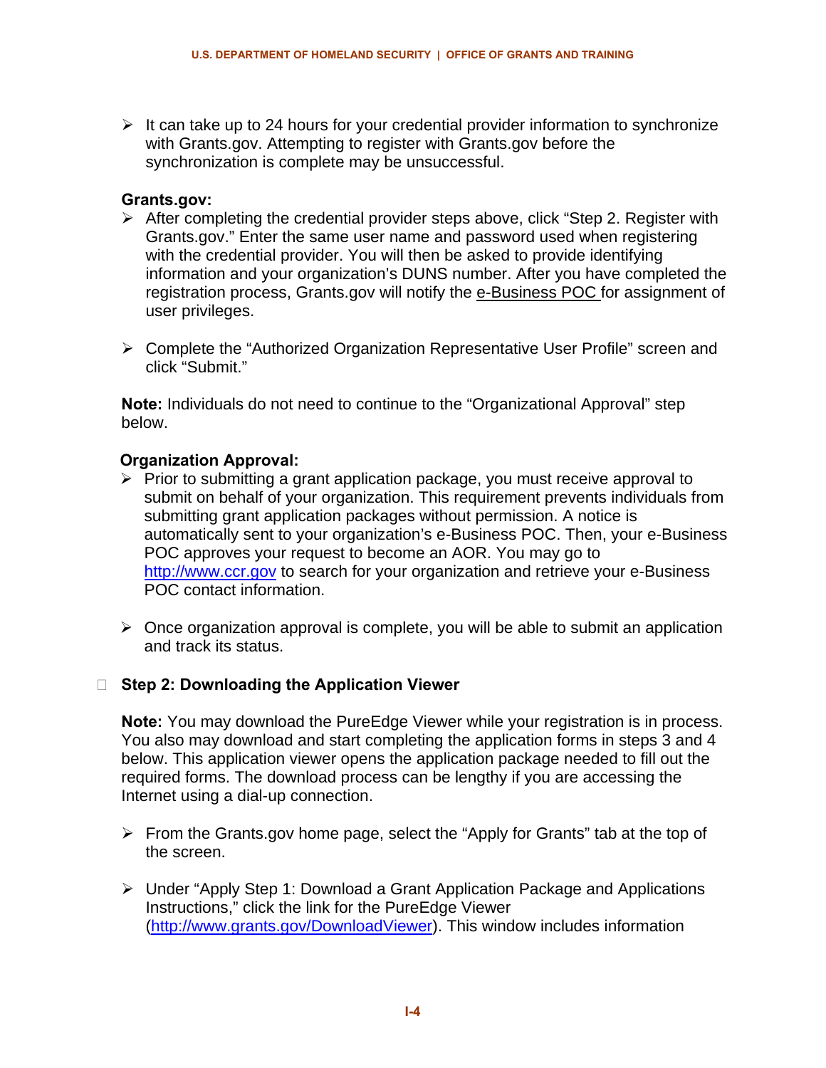- It can take up to 24 hours for your credential provider information to synchronize with Grants.gov. Attempting to register with Grants.gov before the synchronization is complete may be unsuccessful.

**Grants.gov:**

- After completing the credential provider steps above, click "Step 2. Register with Grants.gov." Enter the same user name and password used when registering with the credential provider. You will then be asked to provide identifying information and your organization's DUNS number. After you have completed the registration process, Grants.gov will notify the e-Business POC for assignment of user privileges.

- Complete the "Authorized Organization Representative User Profile" screen and click "Submit."

**Note:** Individuals do not need to continue to the "Organizational Approval" step below.

**Organization Approval:**

- Prior to submitting a grant application package, you must receive approval to submit on behalf of your organization. This requirement prevents individuals from submitting grant application packages without permission. A notice is automatically sent to your organization's e-Business POC. Then, your e-Business POC approves your request to become an AOR. You may go to http://www.ccr.gov to search for your organization and retrieve your e-Business POC contact information.

- Once organization approval is complete, you will be able to submit an application and track its status.

- **Step 2: Downloading the Application Viewer**

**Note:** You may download the PureEdge Viewer while your registration is in process. You also may download and start completing the application forms in steps 3 and 4 below. This application viewer opens the application package needed to fill out the required forms. The download process can be lengthy if you are accessing the Internet using a dial-up connection.

- From the Grants.gov home page, select the "Apply for Grants" tab at the top of the screen.

- Under "Apply Step 1: Download a Grant Application Package and Applications Instructions," click the link for the PureEdge Viewer (http://www.grants.gov/DownloadViewer). This window includes information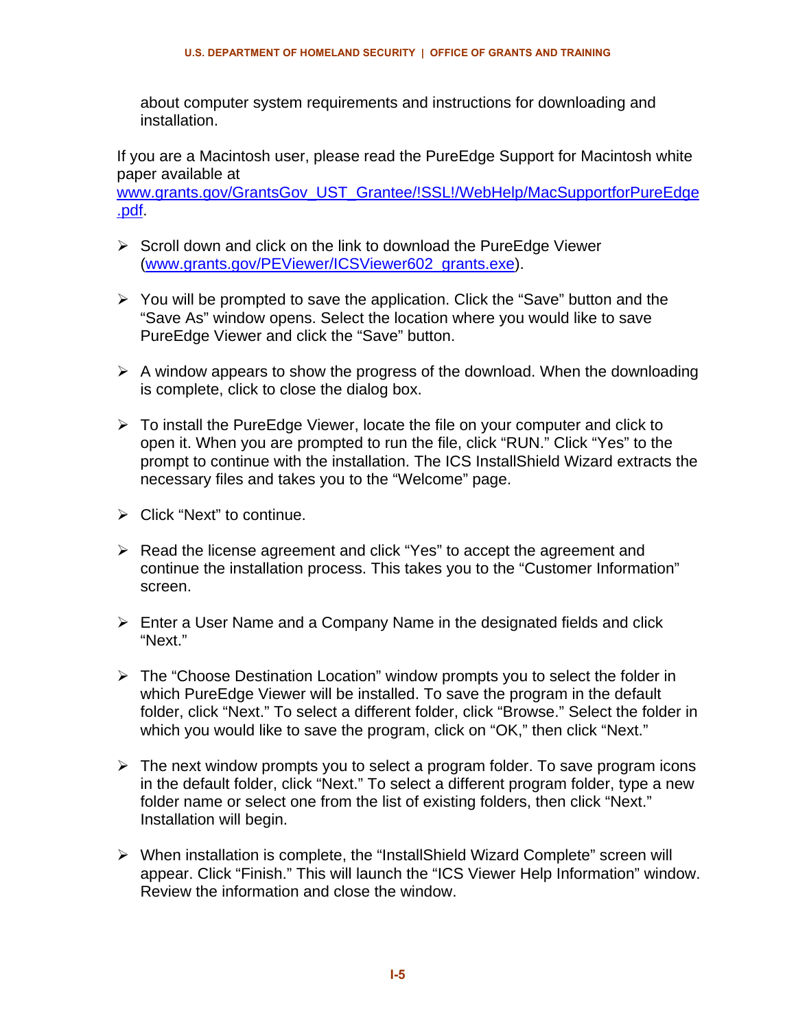about computer system requirements and instructions for downloading and installation.

If you are a Macintosh user, please read the PureEdge Support for Macintosh white paper available at www.grants.gov/GrantsGov_UST_Grantee/!SSL!/WebHelp/MacSupportforPureEdge.pdf.

- Scroll down and click on the link to download the PureEdge Viewer (www.grants.gov/PEViewer/ICSViewer602_grants.exe).

- You will be prompted to save the application. Click the “Save” button and the “Save As” window opens. Select the location where you would like to save PureEdge Viewer and click the “Save” button.

- A window appears to show the progress of the download. When the downloading is complete, click to close the dialog box.

- To install the PureEdge Viewer, locate the file on your computer and click to open it. When you are prompted to run the file, click “RUN.” Click “Yes” to the prompt to continue with the installation. The ICS InstallShield Wizard extracts the necessary files and takes you to the “Welcome” page.

- Click “Next” to continue.

- Read the license agreement and click “Yes” to accept the agreement and continue the installation process. This takes you to the “Customer Information” screen.

- Enter a User Name and a Company Name in the designated fields and click “Next.”

- The “Choose Destination Location” window prompts you to select the folder in which PureEdge Viewer will be installed. To save the program in the default folder, click “Next.” To select a different folder, click “Browse.” Select the folder in which you would like to save the program, click on “OK,” then click “Next.”

- The next window prompts you to select a program folder. To save program icons in the default folder, click “Next.” To select a different program folder, type a new folder name or select one from the list of existing folders, then click “Next.” Installation will begin.

- When installation is complete, the “InstallShield Wizard Complete” screen will appear. Click “Finish.” This will launch the “ICS Viewer Help Information” window. Review the information and close the window.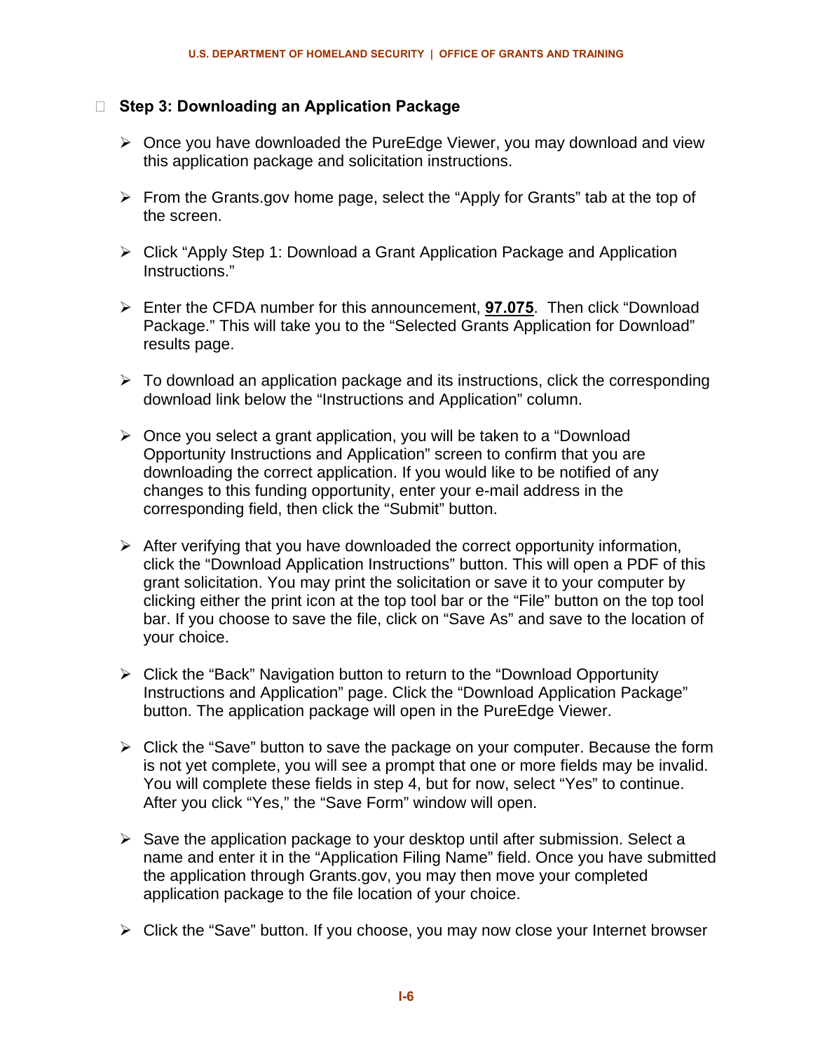- **Step 3: Downloading an Application Package**

  - Once you have downloaded the PureEdge Viewer, you may download and view this application package and solicitation instructions.

  - From the Grants.gov home page, select the "Apply for Grants" tab at the top of the screen.

  - Click "Apply Step 1: Download a Grant Application Package and Application Instructions."

  - Enter the CFDA number for this announcement, **97.075**. Then click "Download Package." This will take you to the "Selected Grants Application for Download" results page.

  - To download an application package and its instructions, click the corresponding download link below the "Instructions and Application" column.

  - Once you select a grant application, you will be taken to a "Download Opportunity Instructions and Application" screen to confirm that you are downloading the correct application. If you would like to be notified of any changes to this funding opportunity, enter your e-mail address in the corresponding field, then click the "Submit" button.

  - After verifying that you have downloaded the correct opportunity information, click the "Download Application Instructions" button. This will open a PDF of this grant solicitation. You may print the solicitation or save it to your computer by clicking either the print icon at the top tool bar or the "File" button on the top tool bar. If you choose to save the file, click on "Save As" and save to the location of your choice.

  - Click the "Back" Navigation button to return to the "Download Opportunity Instructions and Application" page. Click the "Download Application Package" button. The application package will open in the PureEdge Viewer.

  - Click the "Save" button to save the package on your computer. Because the form is not yet complete, you will see a prompt that one or more fields may be invalid. You will complete these fields in step 4, but for now, select "Yes" to continue. After you click "Yes," the "Save Form" window will open.

  - Save the application package to your desktop until after submission. Select a name and enter it in the "Application Filing Name" field. Once you have submitted the application through Grants.gov, you may then move your completed application package to the file location of your choice.

  - Click the "Save" button. If you choose, you may now close your Internet browser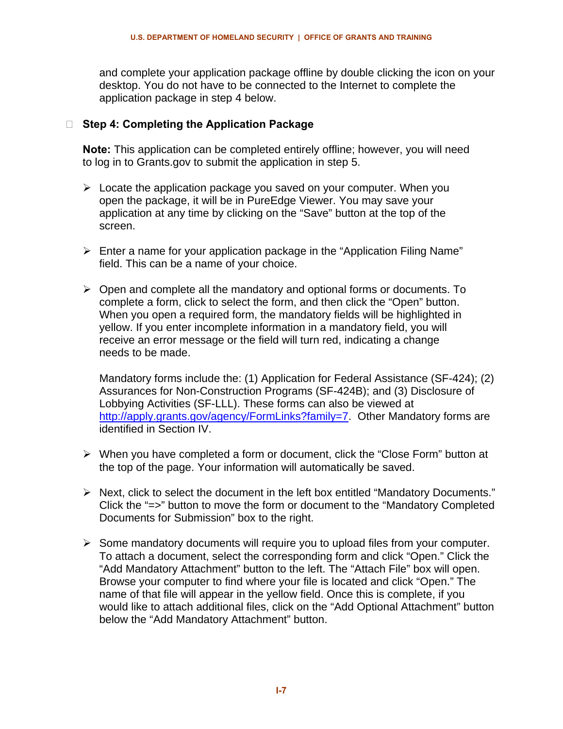and complete your application package offline by double clicking the icon on your desktop. You do not have to be connected to the Internet to complete the application package in step 4 below.

- **Step 4: Completing the Application Package**

  **Note:** This application can be completed entirely offline; however, you will need to log in to Grants.gov to submit the application in step 5.

  - Locate the application package you saved on your computer. When you open the package, it will be in PureEdge Viewer. You may save your application at any time by clicking on the "Save" button at the top of the screen.

  - Enter a name for your application package in the "Application Filing Name" field. This can be a name of your choice.

  - Open and complete all the mandatory and optional forms or documents. To complete a form, click to select the form, and then click the "Open" button. When you open a required form, the mandatory fields will be highlighted in yellow. If you enter incomplete information in a mandatory field, you will receive an error message or the field will turn red, indicating a change needs to be made.

    Mandatory forms include the: (1) Application for Federal Assistance (SF-424); (2) Assurances for Non-Construction Programs (SF-424B); and (3) Disclosure of Lobbying Activities (SF-LLL). These forms can also be viewed at http://apply.grants.gov/agency/FormLinks?family=7. Other Mandatory forms are identified in Section IV.

  - When you have completed a form or document, click the "Close Form" button at the top of the page. Your information will automatically be saved.

  - Next, click to select the document in the left box entitled "Mandatory Documents." Click the "=>" button to move the form or document to the "Mandatory Completed Documents for Submission" box to the right.

  - Some mandatory documents will require you to upload files from your computer. To attach a document, select the corresponding form and click "Open." Click the "Add Mandatory Attachment" button to the left. The "Attach File" box will open. Browse your computer to find where your file is located and click "Open." The name of that file will appear in the yellow field. Once this is complete, if you would like to attach additional files, click on the "Add Optional Attachment" button below the "Add Mandatory Attachment" button.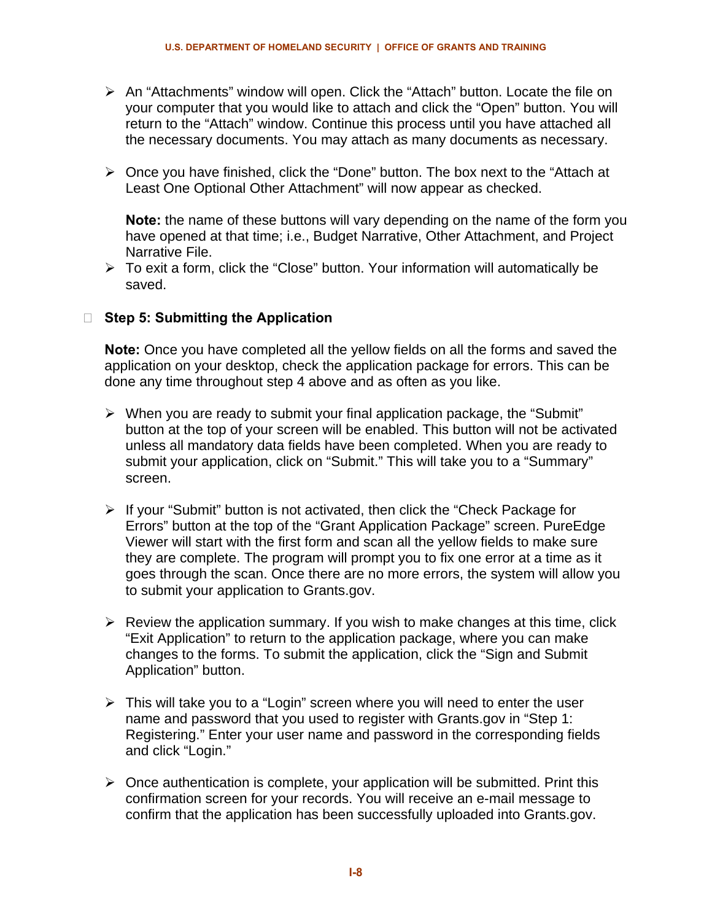- An "Attachments" window will open. Click the "Attach" button. Locate the file on your computer that you would like to attach and click the "Open" button. You will return to the "Attach" window. Continue this process until you have attached all the necessary documents. You may attach as many documents as necessary.

- Once you have finished, click the "Done" button. The box next to the "Attach at Least One Optional Other Attachment" will now appear as checked.

  **Note:** the name of these buttons will vary depending on the name of the form you have opened at that time; i.e., Budget Narrative, Other Attachment, and Project Narrative File.

- To exit a form, click the "Close" button. Your information will automatically be saved.

### Step 5: Submitting the Application

**Note:** Once you have completed all the yellow fields on all the forms and saved the application on your desktop, check the application package for errors. This can be done any time throughout step 4 above and as often as you like.

- When you are ready to submit your final application package, the "Submit" button at the top of your screen will be enabled. This button will not be activated unless all mandatory data fields have been completed. When you are ready to submit your application, click on "Submit." This will take you to a "Summary" screen.

- If your "Submit" button is not activated, then click the "Check Package for Errors" button at the top of the "Grant Application Package" screen. PureEdge Viewer will start with the first form and scan all the yellow fields to make sure they are complete. The program will prompt you to fix one error at a time as it goes through the scan. Once there are no more errors, the system will allow you to submit your application to Grants.gov.

- Review the application summary. If you wish to make changes at this time, click "Exit Application" to return to the application package, where you can make changes to the forms. To submit the application, click the "Sign and Submit Application" button.

- This will take you to a "Login" screen where you will need to enter the user name and password that you used to register with Grants.gov in "Step 1: Registering." Enter your user name and password in the corresponding fields and click "Login."

- Once authentication is complete, your application will be submitted. Print this confirmation screen for your records. You will receive an e-mail message to confirm that the application has been successfully uploaded into Grants.gov.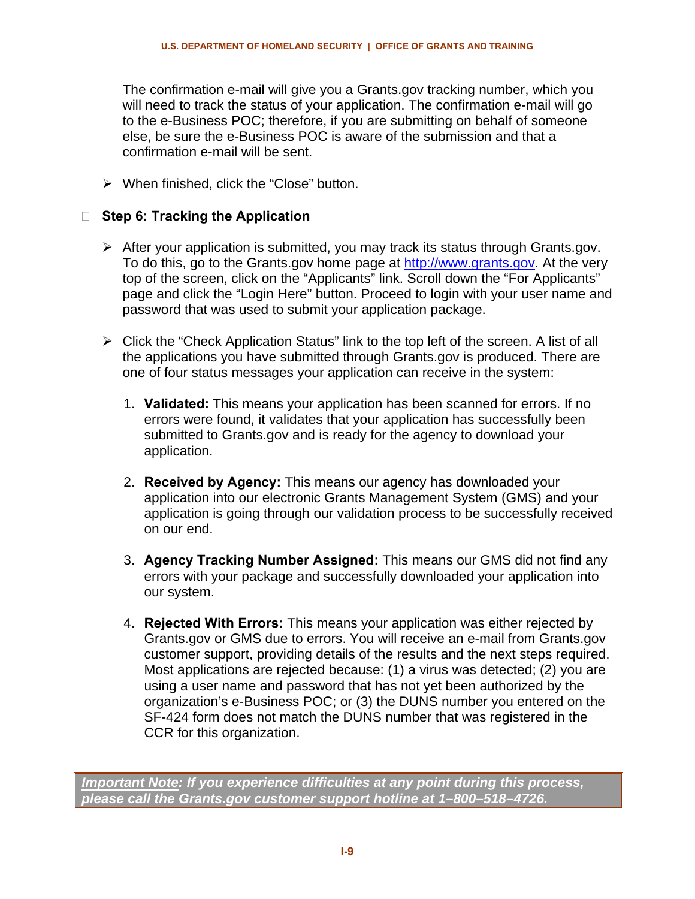The confirmation e-mail will give you a Grants.gov tracking number, which you will need to track the status of your application. The confirmation e-mail will go to the e-Business POC; therefore, if you are submitting on behalf of someone else, be sure the e-Business POC is aware of the submission and that a confirmation e-mail will be sent.

- When finished, click the "Close" button.

### Step 6: Tracking the Application

- After your application is submitted, you may track its status through Grants.gov. To do this, go to the Grants.gov home page at [http://www.grants.gov](http://www.grants.gov). At the very top of the screen, click on the "Applicants" link. Scroll down the "For Applicants" page and click the "Login Here" button. Proceed to login with your user name and password that was used to submit your application package.

- Click the "Check Application Status" link to the top left of the screen. A list of all the applications you have submitted through Grants.gov is produced. There are one of four status messages your application can receive in the system:

  1. **Validated:** This means your application has been scanned for errors. If no errors were found, it validates that your application has successfully been submitted to Grants.gov and is ready for the agency to download your application.

  2. **Received by Agency:** This means our agency has downloaded your application into our electronic Grants Management System (GMS) and your application is going through our validation process to be successfully received on our end.

  3. **Agency Tracking Number Assigned:** This means our GMS did not find any errors with your package and successfully downloaded your application into our system.

  4. **Rejected With Errors:** This means your application was either rejected by Grants.gov or GMS due to errors. You will receive an e-mail from Grants.gov customer support, providing details of the results and the next steps required. Most applications are rejected because: (1) a virus was detected; (2) you are using a user name and password that has not yet been authorized by the organization's e-Business POC; or (3) the DUNS number you entered on the SF-424 form does not match the DUNS number that was registered in the CCR for this organization.

***Important Note: If you experience difficulties at any point during this process, please call the Grants.gov customer support hotline at 1–800–518–4726.***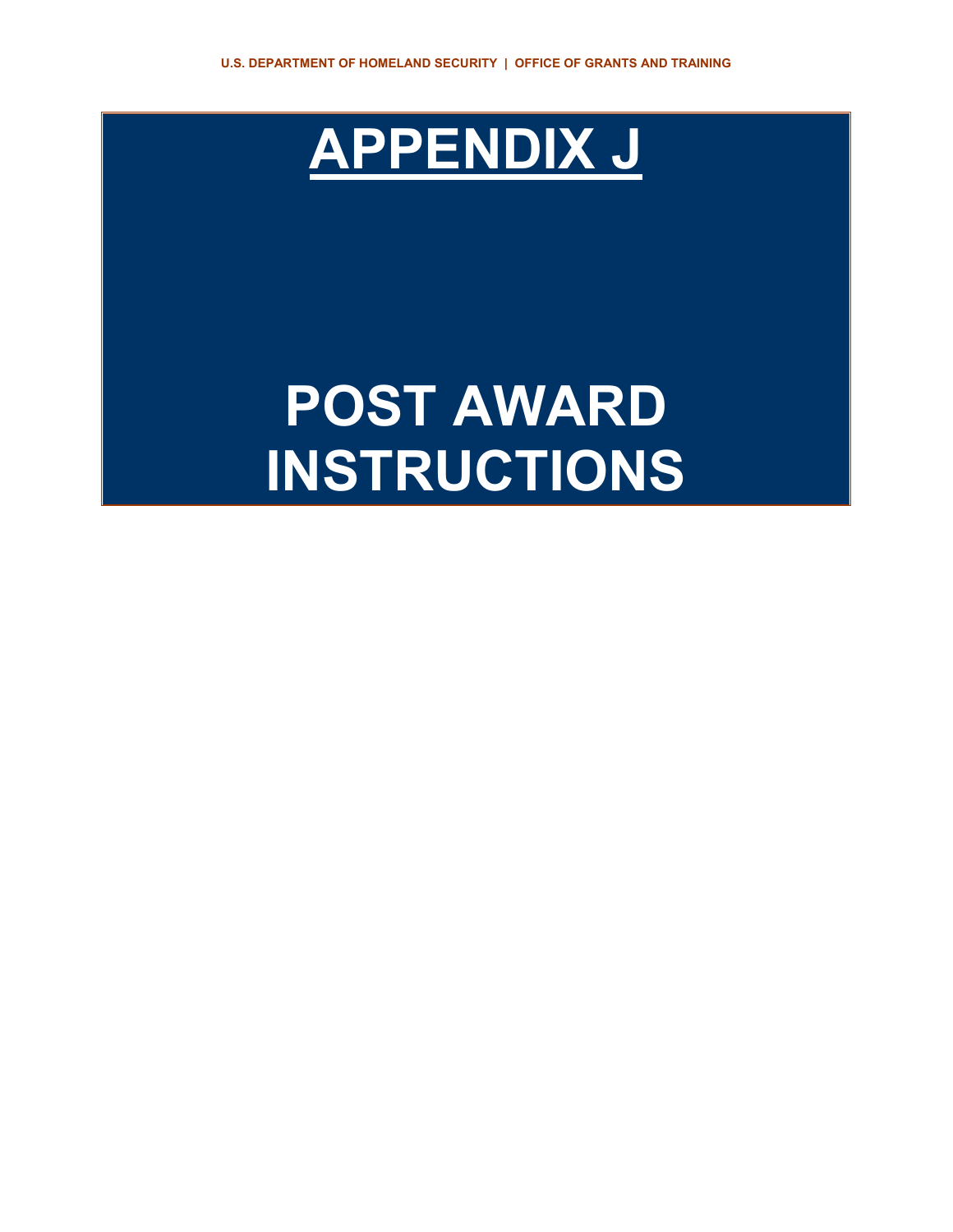# APPENDIX J

# POST AWARD INSTRUCTIONS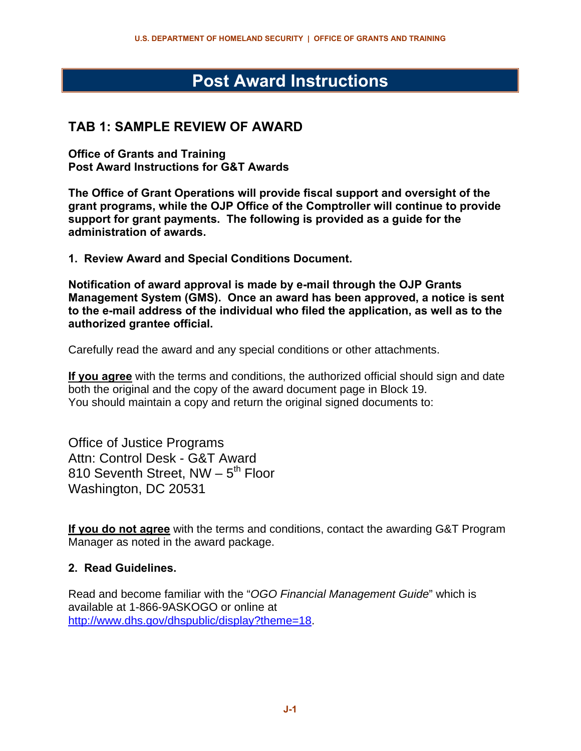# Post Award Instructions

## TAB 1: SAMPLE REVIEW OF AWARD

**Office of Grants and Training**
**Post Award Instructions for G&T Awards**

**The Office of Grant Operations will provide fiscal support and oversight of the grant programs, while the OJP Office of the Comptroller will continue to provide support for grant payments. The following is provided as a guide for the administration of awards.**

**1. Review Award and Special Conditions Document.**

**Notification of award approval is made by e-mail through the OJP Grants Management System (GMS). Once an award has been approved, a notice is sent to the e-mail address of the individual who filed the application, as well as to the authorized grantee official.**

Carefully read the award and any special conditions or other attachments.

**If you agree** with the terms and conditions, the authorized official should sign and date both the original and the copy of the award document page in Block 19. You should maintain a copy and return the original signed documents to:

Office of Justice Programs
Attn: Control Desk - G&T Award
810 Seventh Street, NW – 5th Floor
Washington, DC 20531

**If you do not agree** with the terms and conditions, contact the awarding G&T Program Manager as noted in the award package.

**2. Read Guidelines.**

Read and become familiar with the "*OGO Financial Management Guide*" which is available at 1-866-9ASKOGO or online at http://www.dhs.gov/dhspublic/display?theme=18.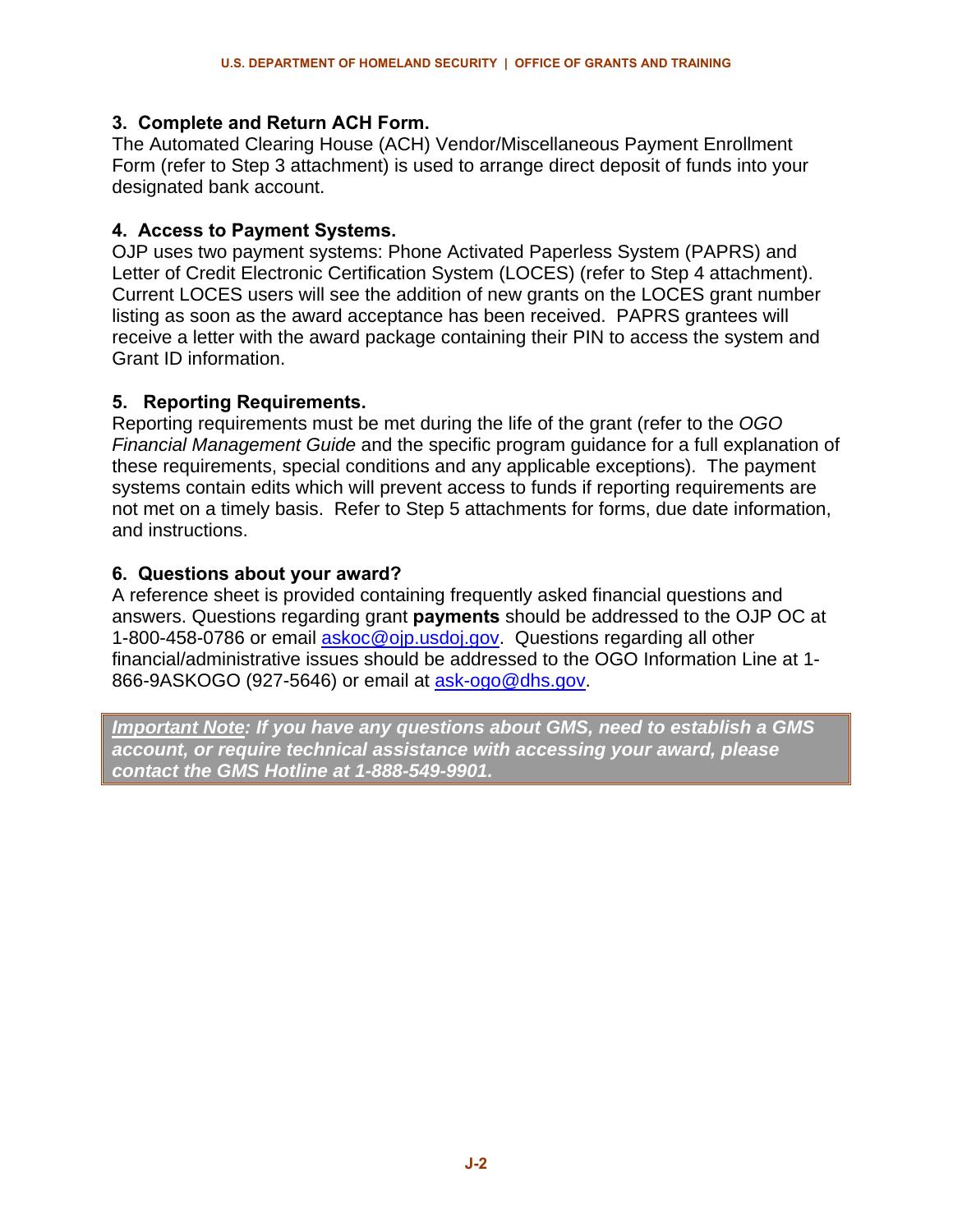### 3. Complete and Return ACH Form.

The Automated Clearing House (ACH) Vendor/Miscellaneous Payment Enrollment Form (refer to Step 3 attachment) is used to arrange direct deposit of funds into your designated bank account.

### 4. Access to Payment Systems.

OJP uses two payment systems: Phone Activated Paperless System (PAPRS) and Letter of Credit Electronic Certification System (LOCES) (refer to Step 4 attachment). Current LOCES users will see the addition of new grants on the LOCES grant number listing as soon as the award acceptance has been received. PAPRS grantees will receive a letter with the award package containing their PIN to access the system and Grant ID information.

### 5. Reporting Requirements.

Reporting requirements must be met during the life of the grant (refer to the *OGO Financial Management Guide* and the specific program guidance for a full explanation of these requirements, special conditions and any applicable exceptions). The payment systems contain edits which will prevent access to funds if reporting requirements are not met on a timely basis. Refer to Step 5 attachments for forms, due date information, and instructions.

### 6. Questions about your award?

A reference sheet is provided containing frequently asked financial questions and answers. Questions regarding grant **payments** should be addressed to the OJP OC at 1-800-458-0786 or email askoc@ojp.usdoj.gov. Questions regarding all other financial/administrative issues should be addressed to the OGO Information Line at 1-866-9ASKOGO (927-5646) or email at ask-ogo@dhs.gov.

***Important Note*: If you have any questions about GMS, need to establish a GMS account, or require technical assistance with accessing your award, please contact the GMS Hotline at 1-888-549-9901.**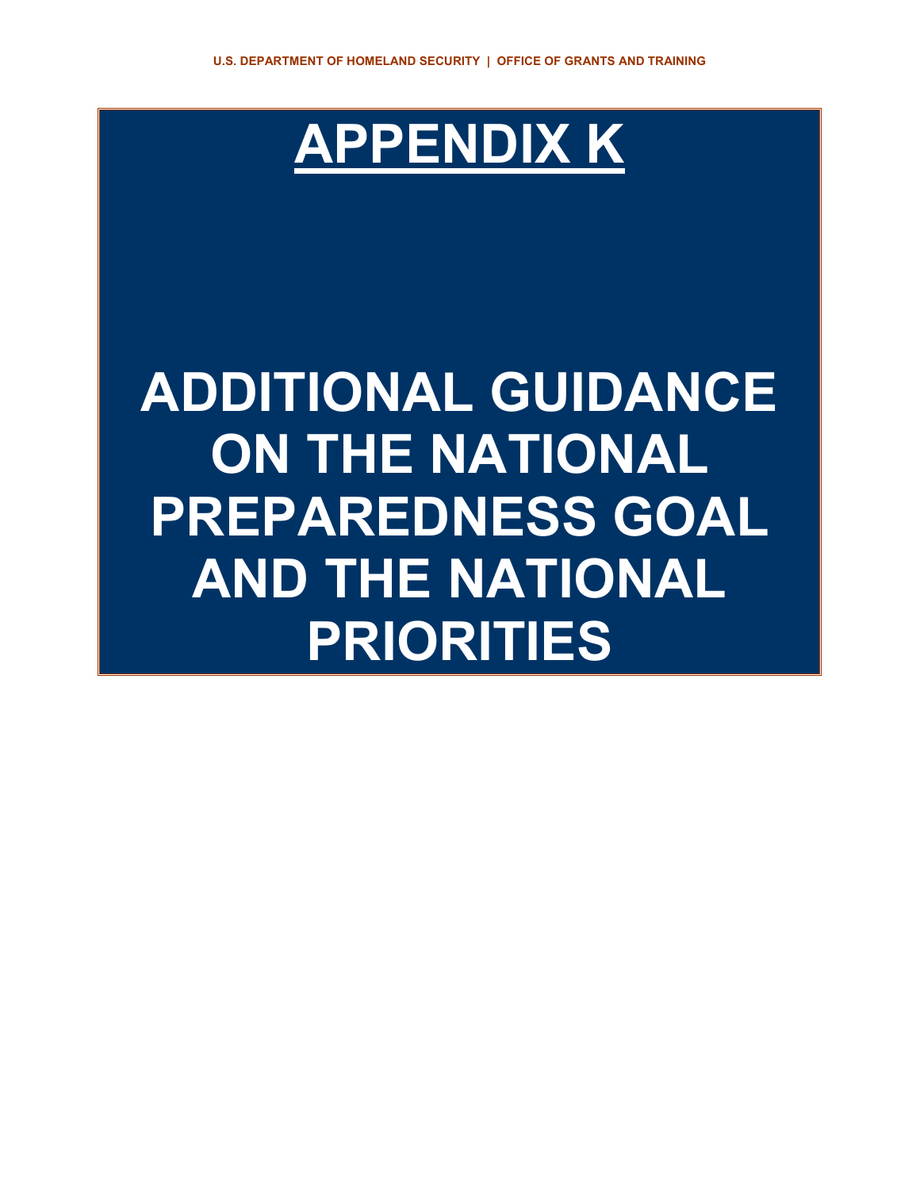# APPENDIX K

# ADDITIONAL GUIDANCE ON THE NATIONAL PREPAREDNESS GOAL AND THE NATIONAL PRIORITIES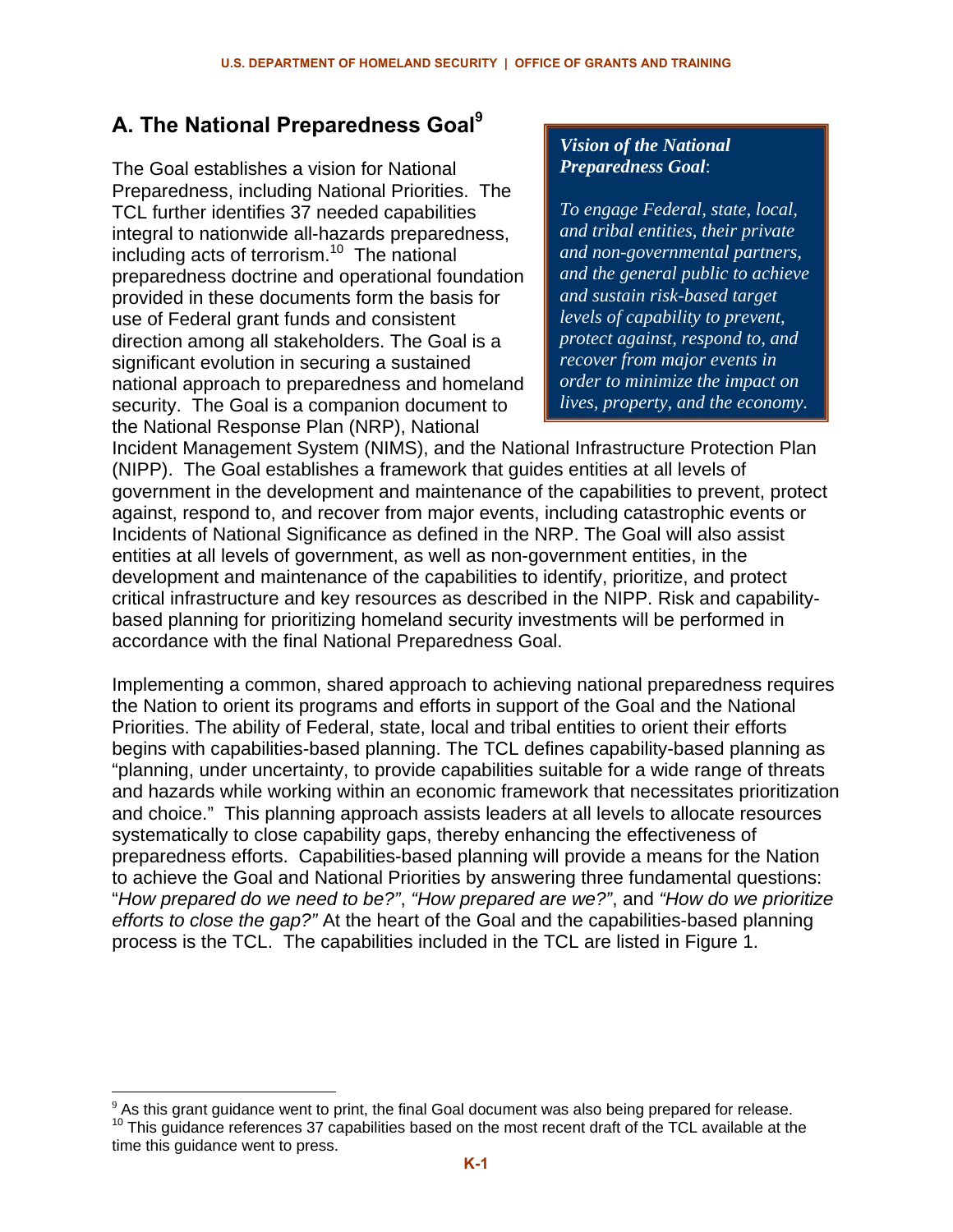## A. The National Preparedness Goal[9]

> ***Vision of the National Preparedness Goal*:**
>
> *To engage Federal, state, local, and tribal entities, their private and non-governmental partners, and the general public to achieve and sustain risk-based target levels of capability to prevent, protect against, respond to, and recover from major events in order to minimize the impact on lives, property, and the economy.*

The Goal establishes a vision for National Preparedness, including National Priorities. The TCL further identifies 37 needed capabilities integral to nationwide all-hazards preparedness, including acts of terrorism.[10] The national preparedness doctrine and operational foundation provided in these documents form the basis for use of Federal grant funds and consistent direction among all stakeholders. The Goal is a significant evolution in securing a sustained national approach to preparedness and homeland security. The Goal is a companion document to the National Response Plan (NRP), National Incident Management System (NIMS), and the National Infrastructure Protection Plan (NIPP). The Goal establishes a framework that guides entities at all levels of government in the development and maintenance of the capabilities to prevent, protect against, respond to, and recover from major events, including catastrophic events or Incidents of National Significance as defined in the NRP. The Goal will also assist entities at all levels of government, as well as non-government entities, in the development and maintenance of the capabilities to identify, prioritize, and protect critical infrastructure and key resources as described in the NIPP. Risk and capability-based planning for prioritizing homeland security investments will be performed in accordance with the final National Preparedness Goal.

Implementing a common, shared approach to achieving national preparedness requires the Nation to orient its programs and efforts in support of the Goal and the National Priorities. The ability of Federal, state, local and tribal entities to orient their efforts begins with capabilities-based planning. The TCL defines capability-based planning as "planning, under uncertainty, to provide capabilities suitable for a wide range of threats and hazards while working within an economic framework that necessitates prioritization and choice." This planning approach assists leaders at all levels to allocate resources systematically to close capability gaps, thereby enhancing the effectiveness of preparedness efforts. Capabilities-based planning will provide a means for the Nation to achieve the Goal and National Priorities by answering three fundamental questions: "*How prepared do we need to be?"*, *"How prepared are we?"*, and *"How do we prioritize efforts to close the gap?"* At the heart of the Goal and the capabilities-based planning process is the TCL. The capabilities included in the TCL are listed in Figure 1.

---

[9] As this grant guidance went to print, the final Goal document was also being prepared for release.

[10] This guidance references 37 capabilities based on the most recent draft of the TCL available at the time this guidance went to press.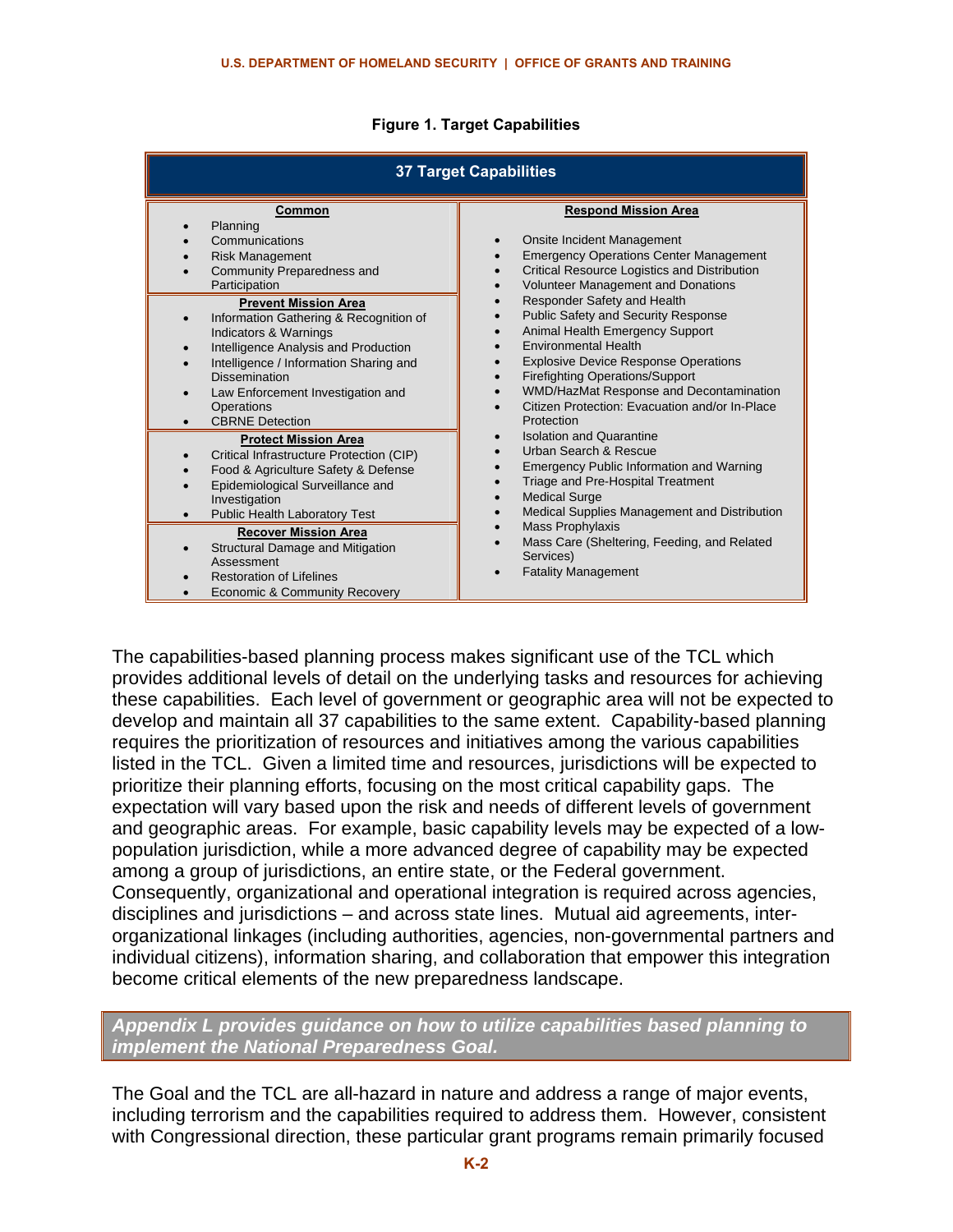**Figure 1. Target Capabilities**

| 37 Target Capabilities | |
|---|---|
| **Common**<br>• Planning<br>• Communications<br>• Risk Management<br>• Community Preparedness and Participation<br>**Prevent Mission Area**<br>• Information Gathering & Recognition of Indicators & Warnings<br>• Intelligence Analysis and Production<br>• Intelligence / Information Sharing and Dissemination<br>• Law Enforcement Investigation and Operations<br>• CBRNE Detection<br>**Protect Mission Area**<br>• Critical Infrastructure Protection (CIP)<br>• Food & Agriculture Safety & Defense<br>• Epidemiological Surveillance and Investigation<br>• Public Health Laboratory Test<br>**Recover Mission Area**<br>• Structural Damage and Mitigation Assessment<br>• Restoration of Lifelines<br>• Economic & Community Recovery | **Respond Mission Area**<br>• Onsite Incident Management<br>• Emergency Operations Center Management<br>• Critical Resource Logistics and Distribution<br>• Volunteer Management and Donations<br>• Responder Safety and Health<br>• Public Safety and Security Response<br>• Animal Health Emergency Support<br>• Environmental Health<br>• Explosive Device Response Operations<br>• Firefighting Operations/Support<br>• WMD/HazMat Response and Decontamination<br>• Citizen Protection: Evacuation and/or In-Place Protection<br>• Isolation and Quarantine<br>• Urban Search & Rescue<br>• Emergency Public Information and Warning<br>• Triage and Pre-Hospital Treatment<br>• Medical Surge<br>• Medical Supplies Management and Distribution<br>• Mass Prophylaxis<br>• Mass Care (Sheltering, Feeding, and Related Services)<br>• Fatality Management |

The capabilities-based planning process makes significant use of the TCL which provides additional levels of detail on the underlying tasks and resources for achieving these capabilities. Each level of government or geographic area will not be expected to develop and maintain all 37 capabilities to the same extent. Capability-based planning requires the prioritization of resources and initiatives among the various capabilities listed in the TCL. Given a limited time and resources, jurisdictions will be expected to prioritize their planning efforts, focusing on the most critical capability gaps. The expectation will vary based upon the risk and needs of different levels of government and geographic areas. For example, basic capability levels may be expected of a low-population jurisdiction, while a more advanced degree of capability may be expected among a group of jurisdictions, an entire state, or the Federal government. Consequently, organizational and operational integration is required across agencies, disciplines and jurisdictions – and across state lines. Mutual aid agreements, inter-organizational linkages (including authorities, agencies, non-governmental partners and individual citizens), information sharing, and collaboration that empower this integration become critical elements of the new preparedness landscape.

***Appendix L provides guidance on how to utilize capabilities based planning to implement the National Preparedness Goal.***

The Goal and the TCL are all-hazard in nature and address a range of major events, including terrorism and the capabilities required to address them. However, consistent with Congressional direction, these particular grant programs remain primarily focused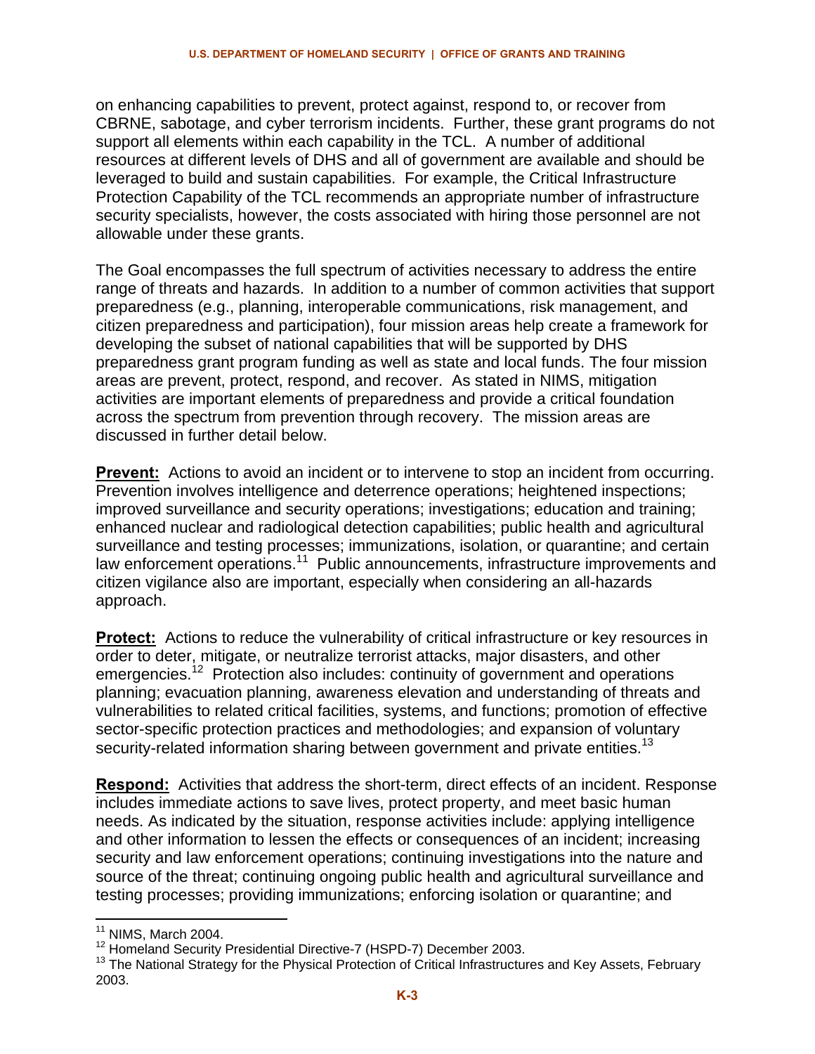on enhancing capabilities to prevent, protect against, respond to, or recover from CBRNE, sabotage, and cyber terrorism incidents. Further, these grant programs do not support all elements within each capability in the TCL. A number of additional resources at different levels of DHS and all of government are available and should be leveraged to build and sustain capabilities. For example, the Critical Infrastructure Protection Capability of the TCL recommends an appropriate number of infrastructure security specialists, however, the costs associated with hiring those personnel are not allowable under these grants.

The Goal encompasses the full spectrum of activities necessary to address the entire range of threats and hazards. In addition to a number of common activities that support preparedness (e.g., planning, interoperable communications, risk management, and citizen preparedness and participation), four mission areas help create a framework for developing the subset of national capabilities that will be supported by DHS preparedness grant program funding as well as state and local funds. The four mission areas are prevent, protect, respond, and recover. As stated in NIMS, mitigation activities are important elements of preparedness and provide a critical foundation across the spectrum from prevention through recovery. The mission areas are discussed in further detail below.

**Prevent:** Actions to avoid an incident or to intervene to stop an incident from occurring. Prevention involves intelligence and deterrence operations; heightened inspections; improved surveillance and security operations; investigations; education and training; enhanced nuclear and radiological detection capabilities; public health and agricultural surveillance and testing processes; immunizations, isolation, or quarantine; and certain law enforcement operations.[11] Public announcements, infrastructure improvements and citizen vigilance also are important, especially when considering an all-hazards approach.

**Protect:** Actions to reduce the vulnerability of critical infrastructure or key resources in order to deter, mitigate, or neutralize terrorist attacks, major disasters, and other emergencies.[12] Protection also includes: continuity of government and operations planning; evacuation planning, awareness elevation and understanding of threats and vulnerabilities to related critical facilities, systems, and functions; promotion of effective sector-specific protection practices and methodologies; and expansion of voluntary security-related information sharing between government and private entities.[13]

**Respond:** Activities that address the short-term, direct effects of an incident. Response includes immediate actions to save lives, protect property, and meet basic human needs. As indicated by the situation, response activities include: applying intelligence and other information to lessen the effects or consequences of an incident; increasing security and law enforcement operations; continuing investigations into the nature and source of the threat; continuing ongoing public health and agricultural surveillance and testing processes; providing immunizations; enforcing isolation or quarantine; and

---

[11] NIMS, March 2004.

[12] Homeland Security Presidential Directive-7 (HSPD-7) December 2003.

[13] The National Strategy for the Physical Protection of Critical Infrastructures and Key Assets, February 2003.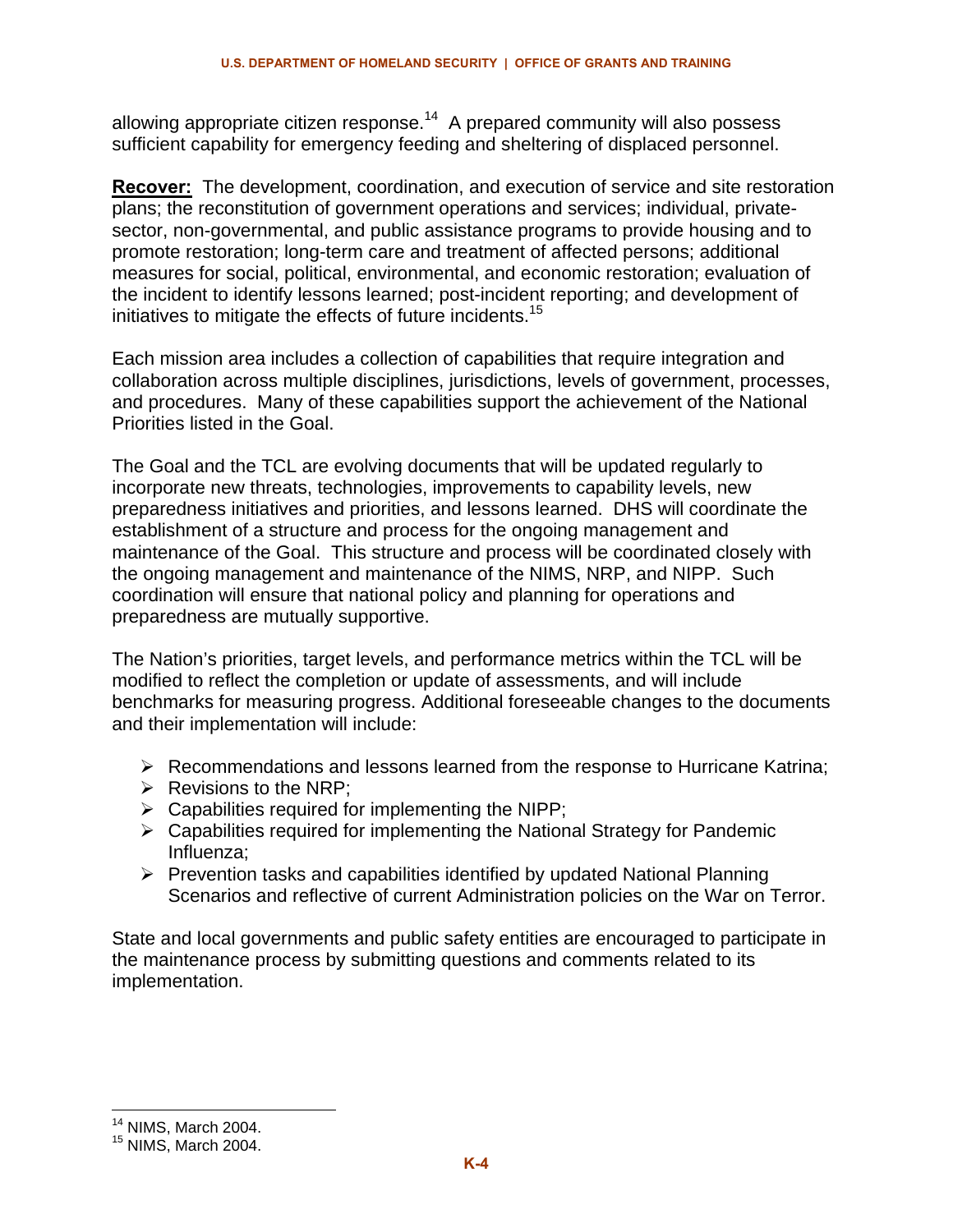allowing appropriate citizen response.[14] A prepared community will also possess sufficient capability for emergency feeding and sheltering of displaced personnel.

**Recover:** The development, coordination, and execution of service and site restoration plans; the reconstitution of government operations and services; individual, private-sector, non-governmental, and public assistance programs to provide housing and to promote restoration; long-term care and treatment of affected persons; additional measures for social, political, environmental, and economic restoration; evaluation of the incident to identify lessons learned; post-incident reporting; and development of initiatives to mitigate the effects of future incidents.[15]

Each mission area includes a collection of capabilities that require integration and collaboration across multiple disciplines, jurisdictions, levels of government, processes, and procedures. Many of these capabilities support the achievement of the National Priorities listed in the Goal.

The Goal and the TCL are evolving documents that will be updated regularly to incorporate new threats, technologies, improvements to capability levels, new preparedness initiatives and priorities, and lessons learned. DHS will coordinate the establishment of a structure and process for the ongoing management and maintenance of the Goal. This structure and process will be coordinated closely with the ongoing management and maintenance of the NIMS, NRP, and NIPP. Such coordination will ensure that national policy and planning for operations and preparedness are mutually supportive.

The Nation's priorities, target levels, and performance metrics within the TCL will be modified to reflect the completion or update of assessments, and will include benchmarks for measuring progress. Additional foreseeable changes to the documents and their implementation will include:

- Recommendations and lessons learned from the response to Hurricane Katrina;
- Revisions to the NRP;
- Capabilities required for implementing the NIPP;
- Capabilities required for implementing the National Strategy for Pandemic Influenza;
- Prevention tasks and capabilities identified by updated National Planning Scenarios and reflective of current Administration policies on the War on Terror.

State and local governments and public safety entities are encouraged to participate in the maintenance process by submitting questions and comments related to its implementation.

---

[14] NIMS, March 2004.

[15] NIMS, March 2004.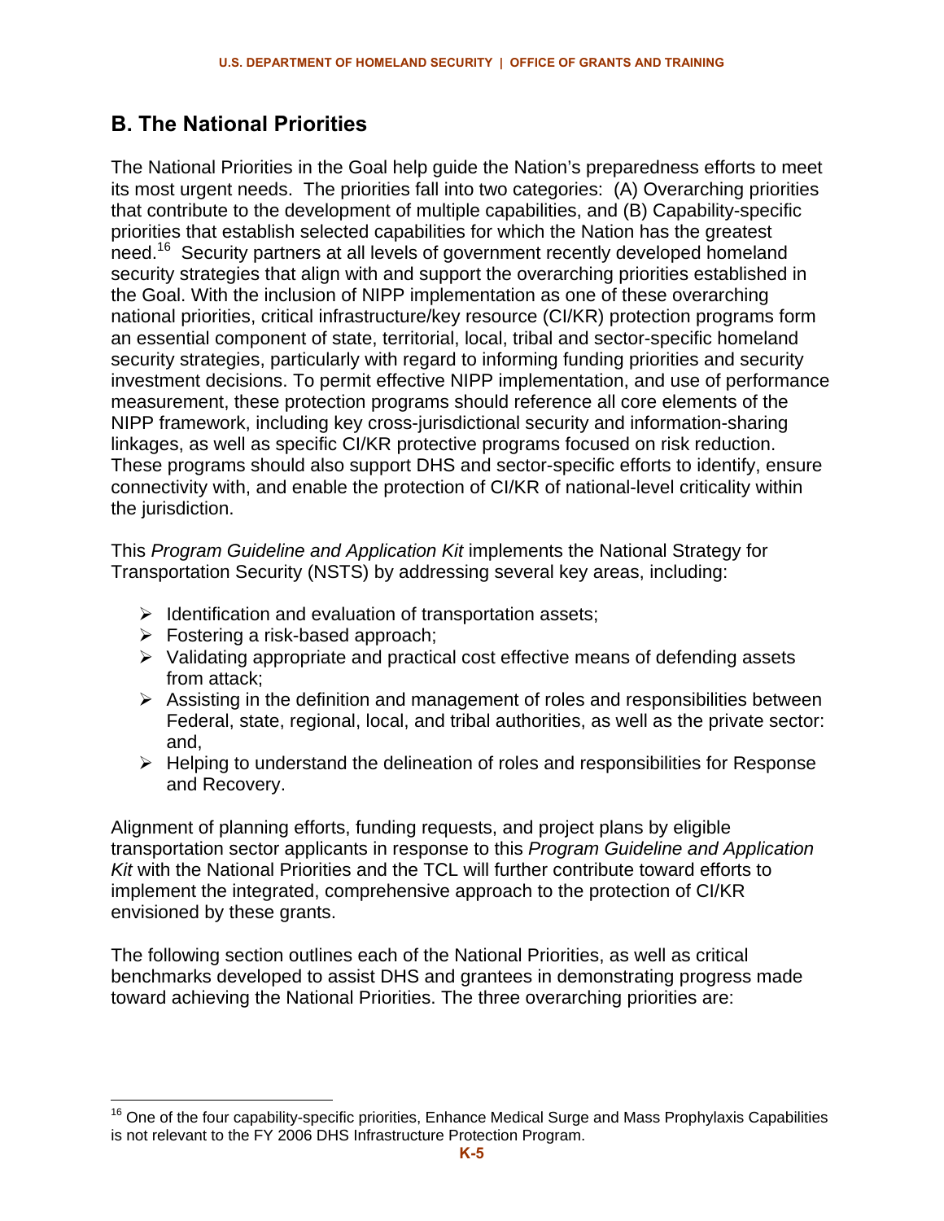## B. The National Priorities

The National Priorities in the Goal help guide the Nation's preparedness efforts to meet its most urgent needs. The priorities fall into two categories: (A) Overarching priorities that contribute to the development of multiple capabilities, and (B) Capability-specific priorities that establish selected capabilities for which the Nation has the greatest need.[16] Security partners at all levels of government recently developed homeland security strategies that align with and support the overarching priorities established in the Goal. With the inclusion of NIPP implementation as one of these overarching national priorities, critical infrastructure/key resource (CI/KR) protection programs form an essential component of state, territorial, local, tribal and sector-specific homeland security strategies, particularly with regard to informing funding priorities and security investment decisions. To permit effective NIPP implementation, and use of performance measurement, these protection programs should reference all core elements of the NIPP framework, including key cross-jurisdictional security and information-sharing linkages, as well as specific CI/KR protective programs focused on risk reduction. These programs should also support DHS and sector-specific efforts to identify, ensure connectivity with, and enable the protection of CI/KR of national-level criticality within the jurisdiction.

This *Program Guideline and Application Kit* implements the National Strategy for Transportation Security (NSTS) by addressing several key areas, including:

- Identification and evaluation of transportation assets;
- Fostering a risk-based approach;
- Validating appropriate and practical cost effective means of defending assets from attack;
- Assisting in the definition and management of roles and responsibilities between Federal, state, regional, local, and tribal authorities, as well as the private sector: and,
- Helping to understand the delineation of roles and responsibilities for Response and Recovery.

Alignment of planning efforts, funding requests, and project plans by eligible transportation sector applicants in response to this *Program Guideline and Application Kit* with the National Priorities and the TCL will further contribute toward efforts to implement the integrated, comprehensive approach to the protection of CI/KR envisioned by these grants.

The following section outlines each of the National Priorities, as well as critical benchmarks developed to assist DHS and grantees in demonstrating progress made toward achieving the National Priorities. The three overarching priorities are:

[16] One of the four capability-specific priorities, Enhance Medical Surge and Mass Prophylaxis Capabilities is not relevant to the FY 2006 DHS Infrastructure Protection Program.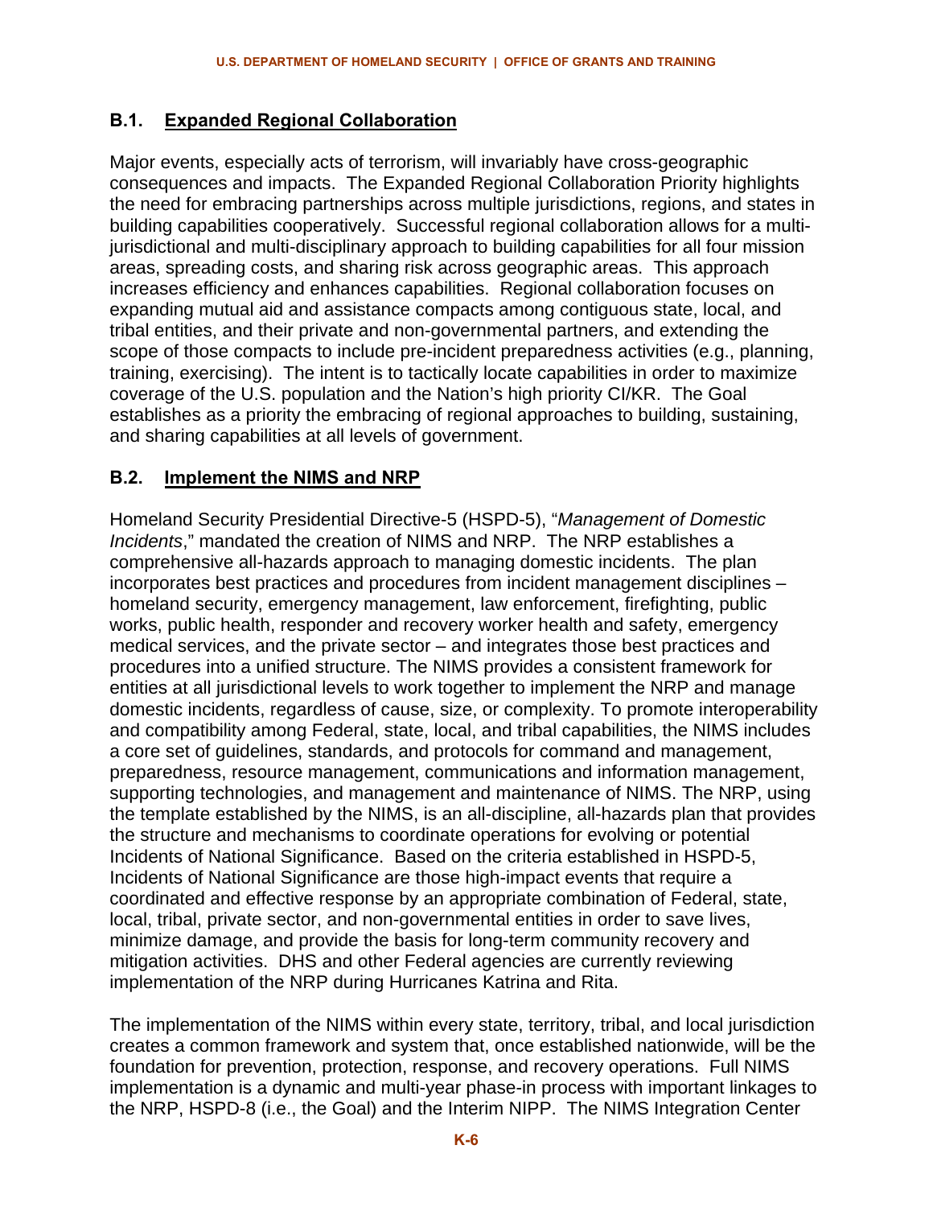### B.1. Expanded Regional Collaboration

Major events, especially acts of terrorism, will invariably have cross-geographic consequences and impacts. The Expanded Regional Collaboration Priority highlights the need for embracing partnerships across multiple jurisdictions, regions, and states in building capabilities cooperatively. Successful regional collaboration allows for a multi-jurisdictional and multi-disciplinary approach to building capabilities for all four mission areas, spreading costs, and sharing risk across geographic areas. This approach increases efficiency and enhances capabilities. Regional collaboration focuses on expanding mutual aid and assistance compacts among contiguous state, local, and tribal entities, and their private and non-governmental partners, and extending the scope of those compacts to include pre-incident preparedness activities (e.g., planning, training, exercising). The intent is to tactically locate capabilities in order to maximize coverage of the U.S. population and the Nation's high priority CI/KR. The Goal establishes as a priority the embracing of regional approaches to building, sustaining, and sharing capabilities at all levels of government.

### B.2. Implement the NIMS and NRP

Homeland Security Presidential Directive-5 (HSPD-5), "*Management of Domestic Incidents*," mandated the creation of NIMS and NRP. The NRP establishes a comprehensive all-hazards approach to managing domestic incidents. The plan incorporates best practices and procedures from incident management disciplines – homeland security, emergency management, law enforcement, firefighting, public works, public health, responder and recovery worker health and safety, emergency medical services, and the private sector – and integrates those best practices and procedures into a unified structure. The NIMS provides a consistent framework for entities at all jurisdictional levels to work together to implement the NRP and manage domestic incidents, regardless of cause, size, or complexity. To promote interoperability and compatibility among Federal, state, local, and tribal capabilities, the NIMS includes a core set of guidelines, standards, and protocols for command and management, preparedness, resource management, communications and information management, supporting technologies, and management and maintenance of NIMS. The NRP, using the template established by the NIMS, is an all-discipline, all-hazards plan that provides the structure and mechanisms to coordinate operations for evolving or potential Incidents of National Significance. Based on the criteria established in HSPD-5, Incidents of National Significance are those high-impact events that require a coordinated and effective response by an appropriate combination of Federal, state, local, tribal, private sector, and non-governmental entities in order to save lives, minimize damage, and provide the basis for long-term community recovery and mitigation activities. DHS and other Federal agencies are currently reviewing implementation of the NRP during Hurricanes Katrina and Rita.

The implementation of the NIMS within every state, territory, tribal, and local jurisdiction creates a common framework and system that, once established nationwide, will be the foundation for prevention, protection, response, and recovery operations. Full NIMS implementation is a dynamic and multi-year phase-in process with important linkages to the NRP, HSPD-8 (i.e., the Goal) and the Interim NIPP. The NIMS Integration Center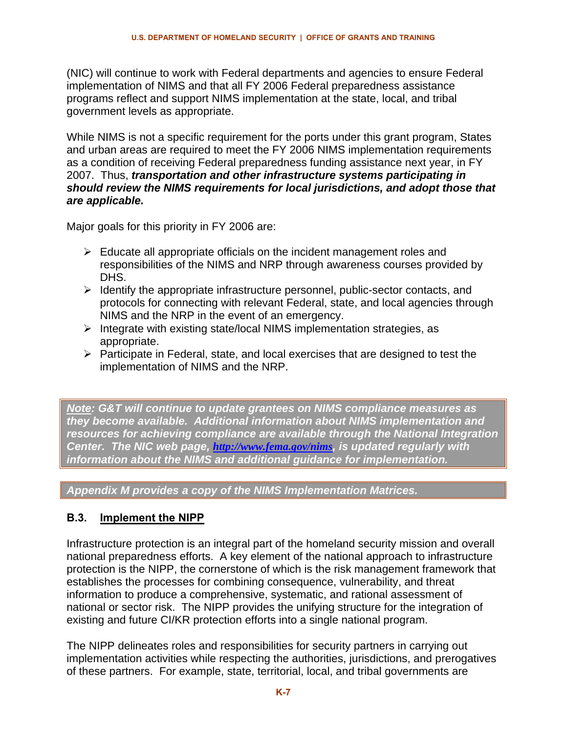(NIC) will continue to work with Federal departments and agencies to ensure Federal implementation of NIMS and that all FY 2006 Federal preparedness assistance programs reflect and support NIMS implementation at the state, local, and tribal government levels as appropriate.

While NIMS is not a specific requirement for the ports under this grant program, States and urban areas are required to meet the FY 2006 NIMS implementation requirements as a condition of receiving Federal preparedness funding assistance next year, in FY 2007. Thus, ***transportation and other infrastructure systems participating in should review the NIMS requirements for local jurisdictions, and adopt those that are applicable.***

Major goals for this priority in FY 2006 are:

- Educate all appropriate officials on the incident management roles and responsibilities of the NIMS and NRP through awareness courses provided by DHS.
- Identify the appropriate infrastructure personnel, public-sector contacts, and protocols for connecting with relevant Federal, state, and local agencies through NIMS and the NRP in the event of an emergency.
- Integrate with existing state/local NIMS implementation strategies, as appropriate.
- Participate in Federal, state, and local exercises that are designed to test the implementation of NIMS and the NRP.

***Note: G&T will continue to update grantees on NIMS compliance measures as they become available. Additional information about NIMS implementation and resources for achieving compliance are available through the National Integration Center. The NIC web page, http://www.fema.gov/nims, is updated regularly with information about the NIMS and additional guidance for implementation.***

***Appendix M provides a copy of the NIMS Implementation Matrices.***

### B.3. Implement the NIPP

Infrastructure protection is an integral part of the homeland security mission and overall national preparedness efforts. A key element of the national approach to infrastructure protection is the NIPP, the cornerstone of which is the risk management framework that establishes the processes for combining consequence, vulnerability, and threat information to produce a comprehensive, systematic, and rational assessment of national or sector risk. The NIPP provides the unifying structure for the integration of existing and future CI/KR protection efforts into a single national program.

The NIPP delineates roles and responsibilities for security partners in carrying out implementation activities while respecting the authorities, jurisdictions, and prerogatives of these partners. For example, state, territorial, local, and tribal governments are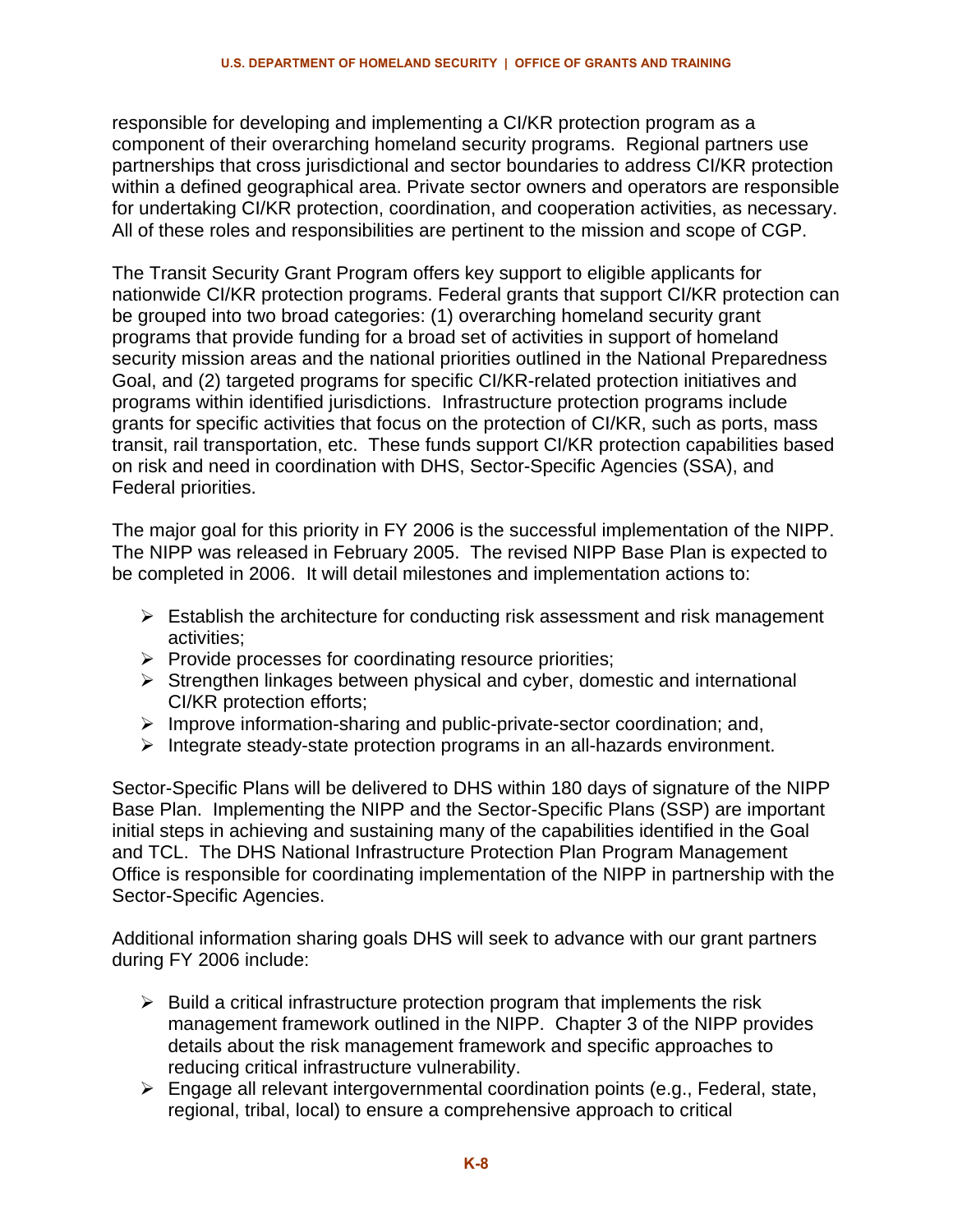responsible for developing and implementing a CI/KR protection program as a component of their overarching homeland security programs. Regional partners use partnerships that cross jurisdictional and sector boundaries to address CI/KR protection within a defined geographical area. Private sector owners and operators are responsible for undertaking CI/KR protection, coordination, and cooperation activities, as necessary. All of these roles and responsibilities are pertinent to the mission and scope of CGP.

The Transit Security Grant Program offers key support to eligible applicants for nationwide CI/KR protection programs. Federal grants that support CI/KR protection can be grouped into two broad categories: (1) overarching homeland security grant programs that provide funding for a broad set of activities in support of homeland security mission areas and the national priorities outlined in the National Preparedness Goal, and (2) targeted programs for specific CI/KR-related protection initiatives and programs within identified jurisdictions. Infrastructure protection programs include grants for specific activities that focus on the protection of CI/KR, such as ports, mass transit, rail transportation, etc. These funds support CI/KR protection capabilities based on risk and need in coordination with DHS, Sector-Specific Agencies (SSA), and Federal priorities.

The major goal for this priority in FY 2006 is the successful implementation of the NIPP. The NIPP was released in February 2005. The revised NIPP Base Plan is expected to be completed in 2006. It will detail milestones and implementation actions to:

- Establish the architecture for conducting risk assessment and risk management activities;
- Provide processes for coordinating resource priorities;
- Strengthen linkages between physical and cyber, domestic and international CI/KR protection efforts;
- Improve information-sharing and public-private-sector coordination; and,
- Integrate steady-state protection programs in an all-hazards environment.

Sector-Specific Plans will be delivered to DHS within 180 days of signature of the NIPP Base Plan. Implementing the NIPP and the Sector-Specific Plans (SSP) are important initial steps in achieving and sustaining many of the capabilities identified in the Goal and TCL. The DHS National Infrastructure Protection Plan Program Management Office is responsible for coordinating implementation of the NIPP in partnership with the Sector-Specific Agencies.

Additional information sharing goals DHS will seek to advance with our grant partners during FY 2006 include:

- Build a critical infrastructure protection program that implements the risk management framework outlined in the NIPP. Chapter 3 of the NIPP provides details about the risk management framework and specific approaches to reducing critical infrastructure vulnerability.
- Engage all relevant intergovernmental coordination points (e.g., Federal, state, regional, tribal, local) to ensure a comprehensive approach to critical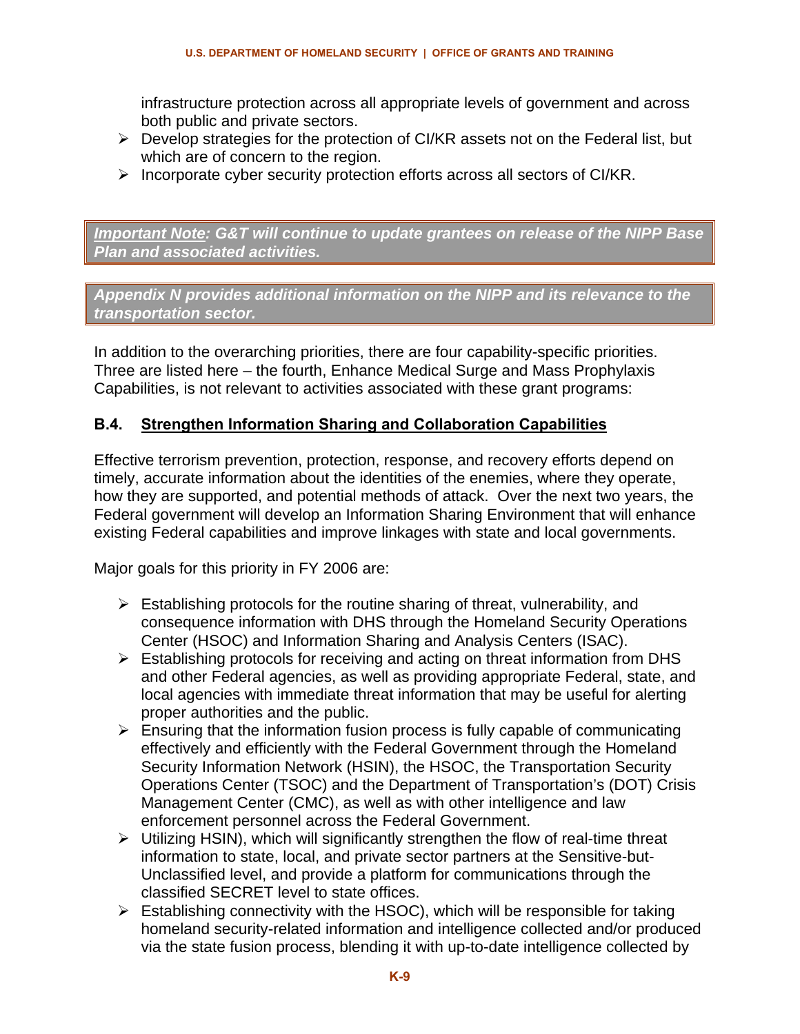infrastructure protection across all appropriate levels of government and across both public and private sectors.

- Develop strategies for the protection of CI/KR assets not on the Federal list, but which are of concern to the region.
- Incorporate cyber security protection efforts across all sectors of CI/KR.

***Important Note*: G&T will continue to update grantees on release of the NIPP Base Plan and associated activities.**

***Appendix N provides additional information on the NIPP and its relevance to the transportation sector.***

In addition to the overarching priorities, there are four capability-specific priorities. Three are listed here – the fourth, Enhance Medical Surge and Mass Prophylaxis Capabilities, is not relevant to activities associated with these grant programs:

### B.4. Strengthen Information Sharing and Collaboration Capabilities

Effective terrorism prevention, protection, response, and recovery efforts depend on timely, accurate information about the identities of the enemies, where they operate, how they are supported, and potential methods of attack. Over the next two years, the Federal government will develop an Information Sharing Environment that will enhance existing Federal capabilities and improve linkages with state and local governments.

Major goals for this priority in FY 2006 are:

- Establishing protocols for the routine sharing of threat, vulnerability, and consequence information with DHS through the Homeland Security Operations Center (HSOC) and Information Sharing and Analysis Centers (ISAC).
- Establishing protocols for receiving and acting on threat information from DHS and other Federal agencies, as well as providing appropriate Federal, state, and local agencies with immediate threat information that may be useful for alerting proper authorities and the public.
- Ensuring that the information fusion process is fully capable of communicating effectively and efficiently with the Federal Government through the Homeland Security Information Network (HSIN), the HSOC, the Transportation Security Operations Center (TSOC) and the Department of Transportation's (DOT) Crisis Management Center (CMC), as well as with other intelligence and law enforcement personnel across the Federal Government.
- Utilizing HSIN), which will significantly strengthen the flow of real-time threat information to state, local, and private sector partners at the Sensitive-but-Unclassified level, and provide a platform for communications through the classified SECRET level to state offices.
- Establishing connectivity with the HSOC), which will be responsible for taking homeland security-related information and intelligence collected and/or produced via the state fusion process, blending it with up-to-date intelligence collected by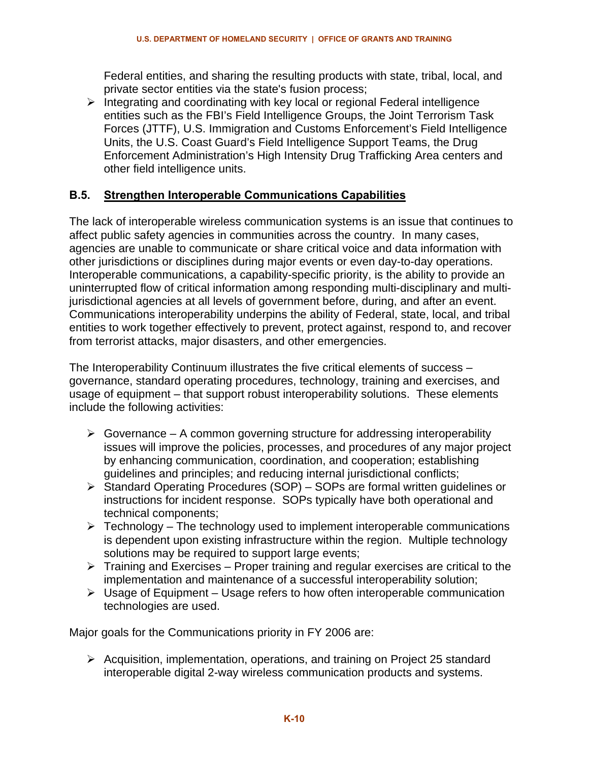Federal entities, and sharing the resulting products with state, tribal, local, and private sector entities via the state's fusion process;

- Integrating and coordinating with key local or regional Federal intelligence entities such as the FBI's Field Intelligence Groups, the Joint Terrorism Task Forces (JTTF), U.S. Immigration and Customs Enforcement's Field Intelligence Units, the U.S. Coast Guard's Field Intelligence Support Teams, the Drug Enforcement Administration's High Intensity Drug Trafficking Area centers and other field intelligence units.

### B.5. Strengthen Interoperable Communications Capabilities

The lack of interoperable wireless communication systems is an issue that continues to affect public safety agencies in communities across the country. In many cases, agencies are unable to communicate or share critical voice and data information with other jurisdictions or disciplines during major events or even day-to-day operations. Interoperable communications, a capability-specific priority, is the ability to provide an uninterrupted flow of critical information among responding multi-disciplinary and multi-jurisdictional agencies at all levels of government before, during, and after an event. Communications interoperability underpins the ability of Federal, state, local, and tribal entities to work together effectively to prevent, protect against, respond to, and recover from terrorist attacks, major disasters, and other emergencies.

The Interoperability Continuum illustrates the five critical elements of success – governance, standard operating procedures, technology, training and exercises, and usage of equipment – that support robust interoperability solutions. These elements include the following activities:

- Governance – A common governing structure for addressing interoperability issues will improve the policies, processes, and procedures of any major project by enhancing communication, coordination, and cooperation; establishing guidelines and principles; and reducing internal jurisdictional conflicts;
- Standard Operating Procedures (SOP) – SOPs are formal written guidelines or instructions for incident response. SOPs typically have both operational and technical components;
- Technology – The technology used to implement interoperable communications is dependent upon existing infrastructure within the region. Multiple technology solutions may be required to support large events;
- Training and Exercises – Proper training and regular exercises are critical to the implementation and maintenance of a successful interoperability solution;
- Usage of Equipment – Usage refers to how often interoperable communication technologies are used.

Major goals for the Communications priority in FY 2006 are:

- Acquisition, implementation, operations, and training on Project 25 standard interoperable digital 2-way wireless communication products and systems.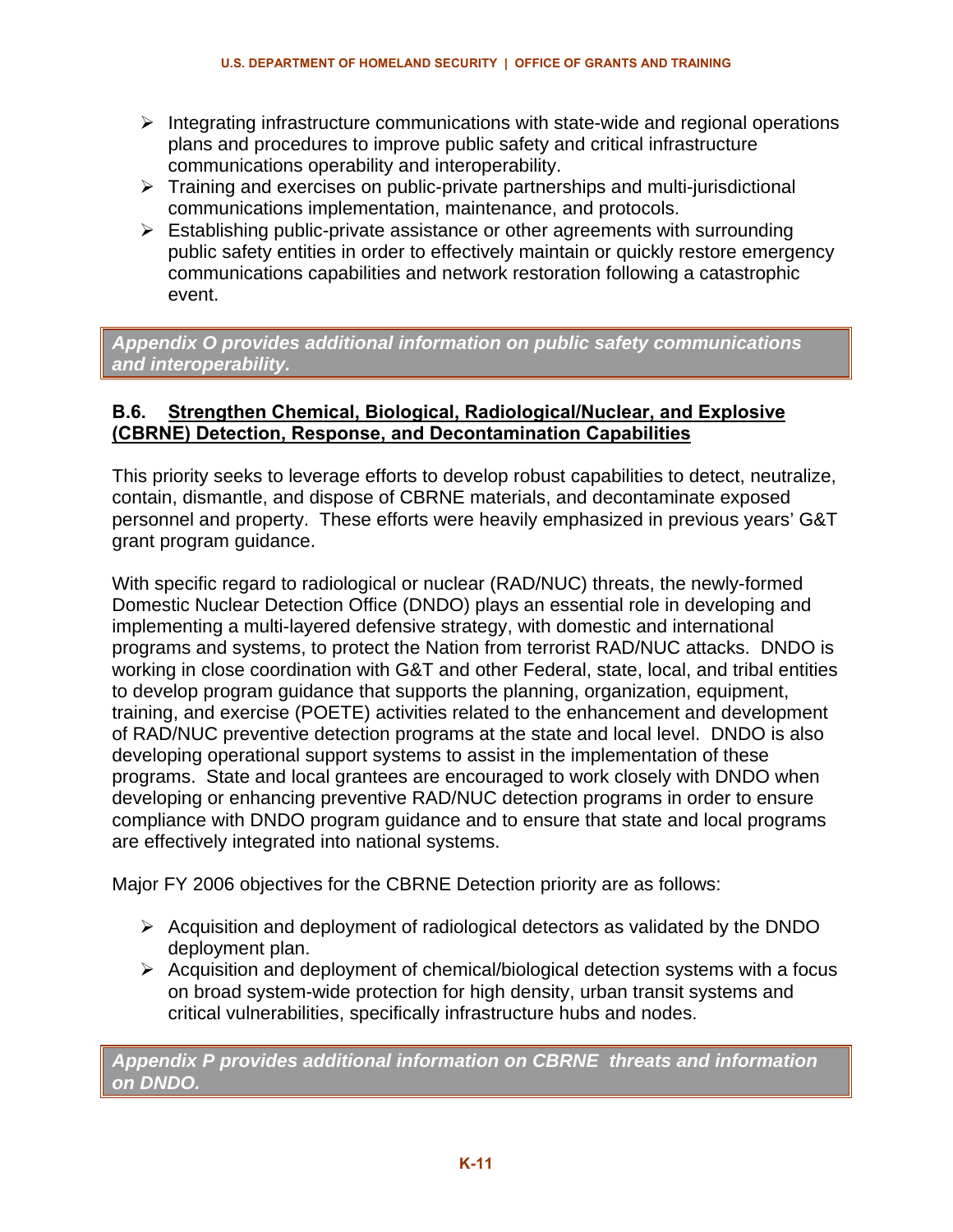- Integrating infrastructure communications with state-wide and regional operations plans and procedures to improve public safety and critical infrastructure communications operability and interoperability.
- Training and exercises on public-private partnerships and multi-jurisdictional communications implementation, maintenance, and protocols.
- Establishing public-private assistance or other agreements with surrounding public safety entities in order to effectively maintain or quickly restore emergency communications capabilities and network restoration following a catastrophic event.

> ***Appendix O provides additional information on public safety communications and interoperability.***

### B.6. Strengthen Chemical, Biological, Radiological/Nuclear, and Explosive (CBRNE) Detection, Response, and Decontamination Capabilities

This priority seeks to leverage efforts to develop robust capabilities to detect, neutralize, contain, dismantle, and dispose of CBRNE materials, and decontaminate exposed personnel and property. These efforts were heavily emphasized in previous years' G&T grant program guidance.

With specific regard to radiological or nuclear (RAD/NUC) threats, the newly-formed Domestic Nuclear Detection Office (DNDO) plays an essential role in developing and implementing a multi-layered defensive strategy, with domestic and international programs and systems, to protect the Nation from terrorist RAD/NUC attacks. DNDO is working in close coordination with G&T and other Federal, state, local, and tribal entities to develop program guidance that supports the planning, organization, equipment, training, and exercise (POETE) activities related to the enhancement and development of RAD/NUC preventive detection programs at the state and local level. DNDO is also developing operational support systems to assist in the implementation of these programs. State and local grantees are encouraged to work closely with DNDO when developing or enhancing preventive RAD/NUC detection programs in order to ensure compliance with DNDO program guidance and to ensure that state and local programs are effectively integrated into national systems.

Major FY 2006 objectives for the CBRNE Detection priority are as follows:

- Acquisition and deployment of radiological detectors as validated by the DNDO deployment plan.
- Acquisition and deployment of chemical/biological detection systems with a focus on broad system-wide protection for high density, urban transit systems and critical vulnerabilities, specifically infrastructure hubs and nodes.

> ***Appendix P provides additional information on CBRNE threats and information on DNDO.***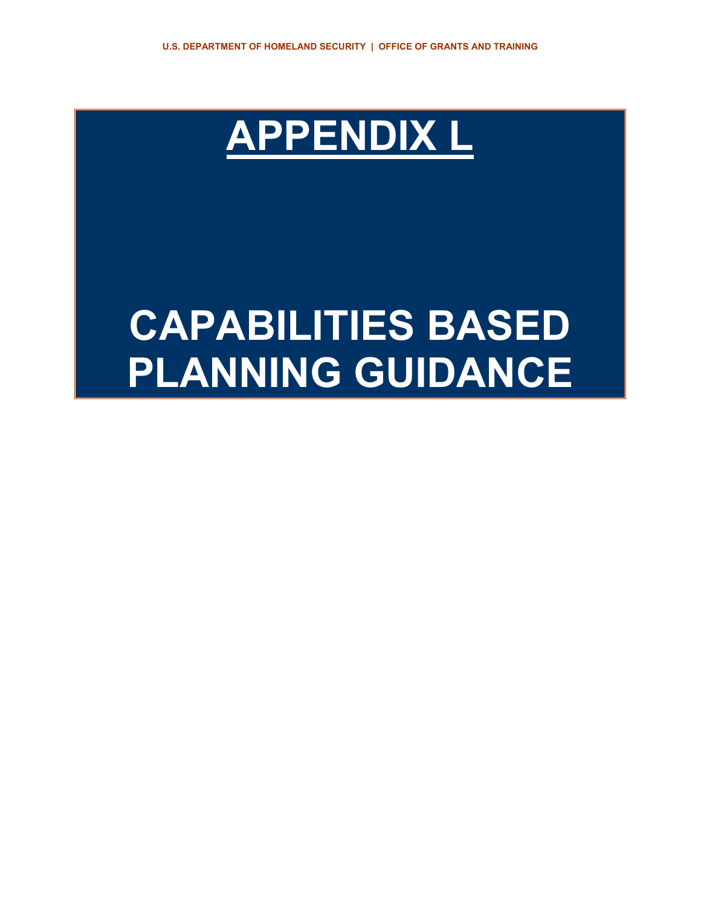# APPENDIX L

# CAPABILITIES BASED PLANNING GUIDANCE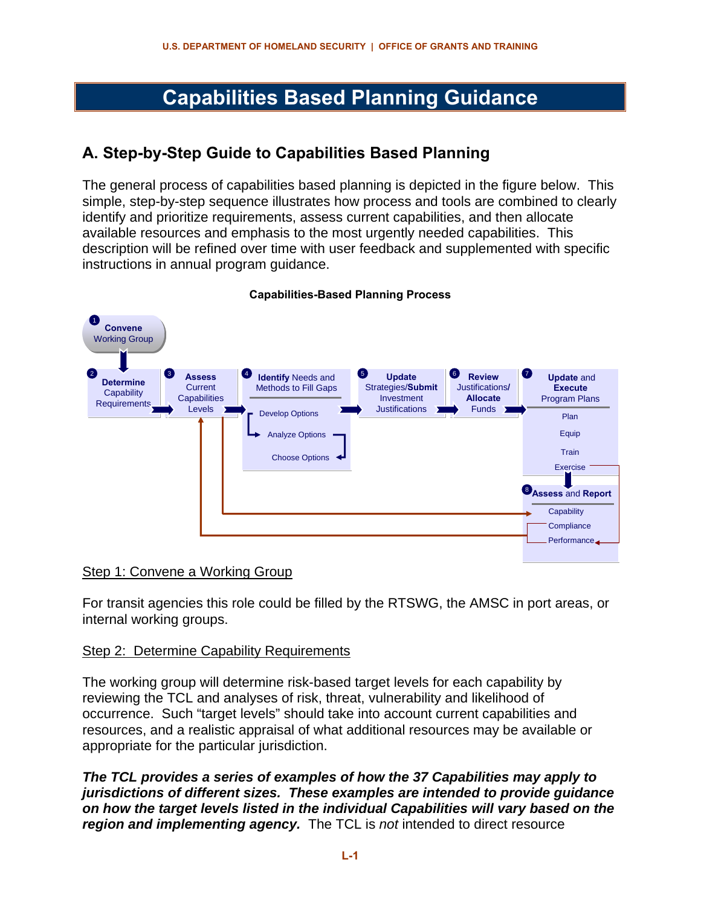# Capabilities Based Planning Guidance

## A. Step-by-Step Guide to Capabilities Based Planning

The general process of capabilities based planning is depicted in the figure below. This simple, step-by-step sequence illustrates how process and tools are combined to clearly identify and prioritize requirements, assess current capabilities, and then allocate available resources and emphasis to the most urgently needed capabilities. This description will be refined over time with user feedback and supplemented with specific instructions in annual program guidance.

**Capabilities-Based Planning Process**

1. **Convene** Working Group
2. **Determine** Capability Requirements
3. **Assess** Current Capabilities Levels
4. **Identify** Needs and Methods to Fill Gaps
   - Develop Options
   - Analyze Options
   - Choose Options
5. **Update** Strategies/**Submit** Investment Justifications
6. **Review** Justifications/ **Allocate** Funds
7. **Update** and **Execute** Program Plans
   - Plan
   - Equip
   - Train
   - Exercise
8. **Assess** and **Report**
   - Capability
   - Compliance
   - Performance

Step 1: Convene a Working Group

For transit agencies this role could be filled by the RTSWG, the AMSC in port areas, or internal working groups.

Step 2: Determine Capability Requirements

The working group will determine risk-based target levels for each capability by reviewing the TCL and analyses of risk, threat, vulnerability and likelihood of occurrence. Such "target levels" should take into account current capabilities and resources, and a realistic appraisal of what additional resources may be available or appropriate for the particular jurisdiction.

***The TCL provides a series of examples of how the 37 Capabilities may apply to jurisdictions of different sizes. These examples are intended to provide guidance on how the target levels listed in the individual Capabilities will vary based on the region and implementing agency.*** The TCL is *not* intended to direct resource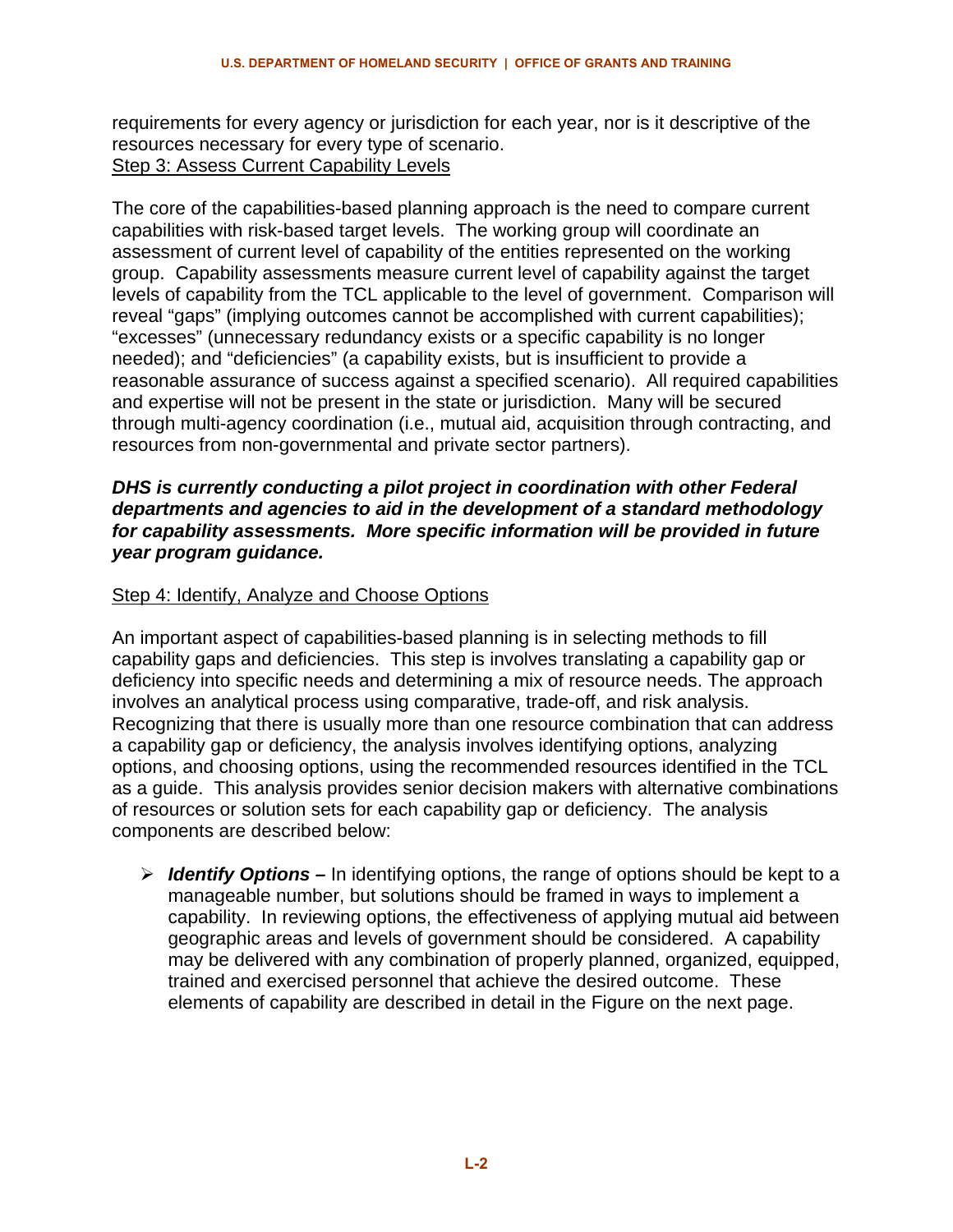requirements for every agency or jurisdiction for each year, nor is it descriptive of the resources necessary for every type of scenario.

Step 3: Assess Current Capability Levels

The core of the capabilities-based planning approach is the need to compare current capabilities with risk-based target levels. The working group will coordinate an assessment of current level of capability of the entities represented on the working group. Capability assessments measure current level of capability against the target levels of capability from the TCL applicable to the level of government. Comparison will reveal "gaps" (implying outcomes cannot be accomplished with current capabilities); "excesses" (unnecessary redundancy exists or a specific capability is no longer needed); and "deficiencies" (a capability exists, but is insufficient to provide a reasonable assurance of success against a specified scenario). All required capabilities and expertise will not be present in the state or jurisdiction. Many will be secured through multi-agency coordination (i.e., mutual aid, acquisition through contracting, and resources from non-governmental and private sector partners).

***DHS is currently conducting a pilot project in coordination with other Federal departments and agencies to aid in the development of a standard methodology for capability assessments. More specific information will be provided in future year program guidance.***

Step 4: Identify, Analyze and Choose Options

An important aspect of capabilities-based planning is in selecting methods to fill capability gaps and deficiencies. This step is involves translating a capability gap or deficiency into specific needs and determining a mix of resource needs. The approach involves an analytical process using comparative, trade-off, and risk analysis. Recognizing that there is usually more than one resource combination that can address a capability gap or deficiency, the analysis involves identifying options, analyzing options, and choosing options, using the recommended resources identified in the TCL as a guide. This analysis provides senior decision makers with alternative combinations of resources or solution sets for each capability gap or deficiency. The analysis components are described below:

- ***Identify Options –*** In identifying options, the range of options should be kept to a manageable number, but solutions should be framed in ways to implement a capability. In reviewing options, the effectiveness of applying mutual aid between geographic areas and levels of government should be considered. A capability may be delivered with any combination of properly planned, organized, equipped, trained and exercised personnel that achieve the desired outcome. These elements of capability are described in detail in the Figure on the next page.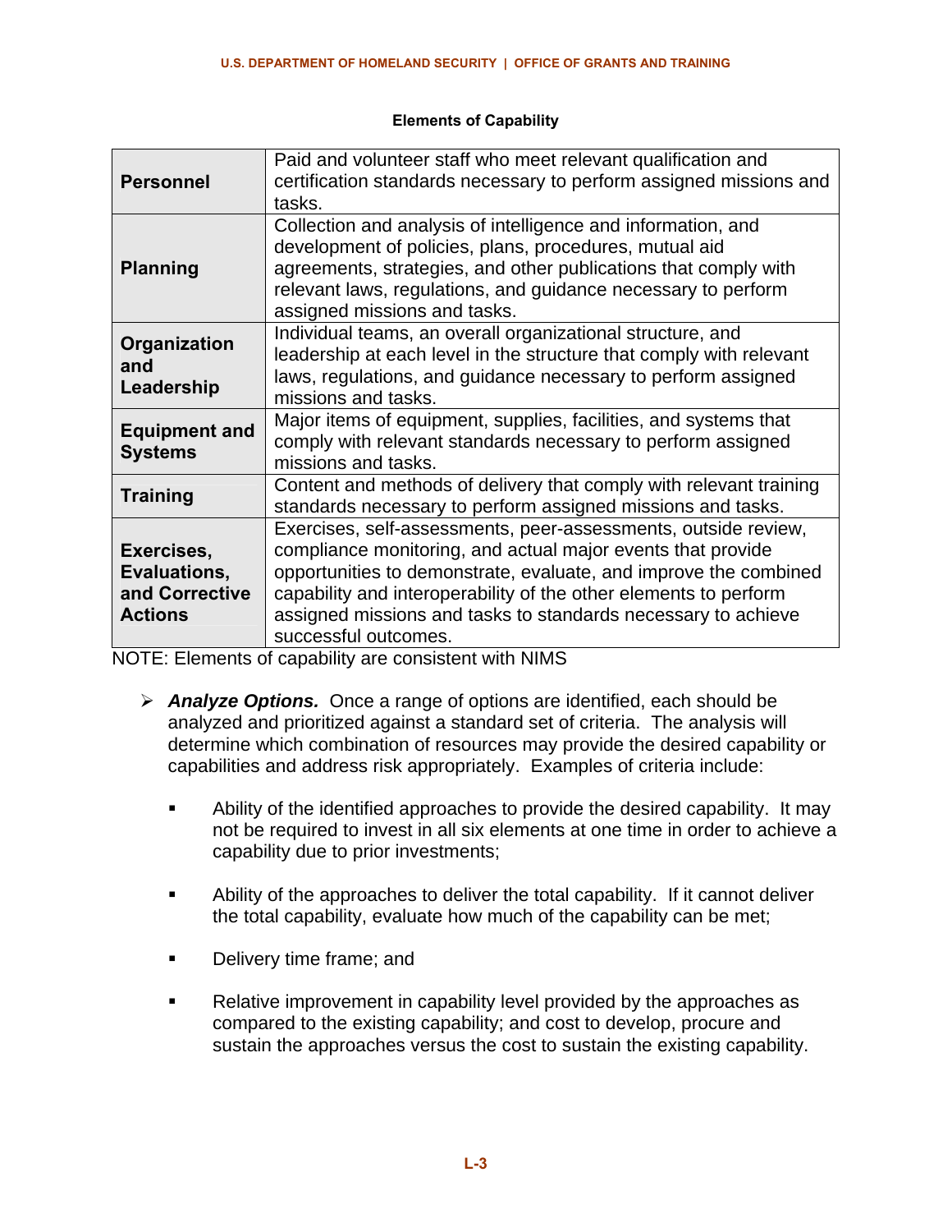**Elements of Capability**

| | |
|---|---|
| **Personnel** | Paid and volunteer staff who meet relevant qualification and certification standards necessary to perform assigned missions and tasks. |
| **Planning** | Collection and analysis of intelligence and information, and development of policies, plans, procedures, mutual aid agreements, strategies, and other publications that comply with relevant laws, regulations, and guidance necessary to perform assigned missions and tasks. |
| **Organization and Leadership** | Individual teams, an overall organizational structure, and leadership at each level in the structure that comply with relevant laws, regulations, and guidance necessary to perform assigned missions and tasks. |
| **Equipment and Systems** | Major items of equipment, supplies, facilities, and systems that comply with relevant standards necessary to perform assigned missions and tasks. |
| **Training** | Content and methods of delivery that comply with relevant training standards necessary to perform assigned missions and tasks. |
| **Exercises, Evaluations, and Corrective Actions** | Exercises, self-assessments, peer-assessments, outside review, compliance monitoring, and actual major events that provide opportunities to demonstrate, evaluate, and improve the combined capability and interoperability of the other elements to perform assigned missions and tasks to standards necessary to achieve successful outcomes. |

NOTE: Elements of capability are consistent with NIMS

- ***Analyze Options.*** Once a range of options are identified, each should be analyzed and prioritized against a standard set of criteria. The analysis will determine which combination of resources may provide the desired capability or capabilities and address risk appropriately. Examples of criteria include:

  - Ability of the identified approaches to provide the desired capability. It may not be required to invest in all six elements at one time in order to achieve a capability due to prior investments;

  - Ability of the approaches to deliver the total capability. If it cannot deliver the total capability, evaluate how much of the capability can be met;

  - Delivery time frame; and

  - Relative improvement in capability level provided by the approaches as compared to the existing capability; and cost to develop, procure and sustain the approaches versus the cost to sustain the existing capability.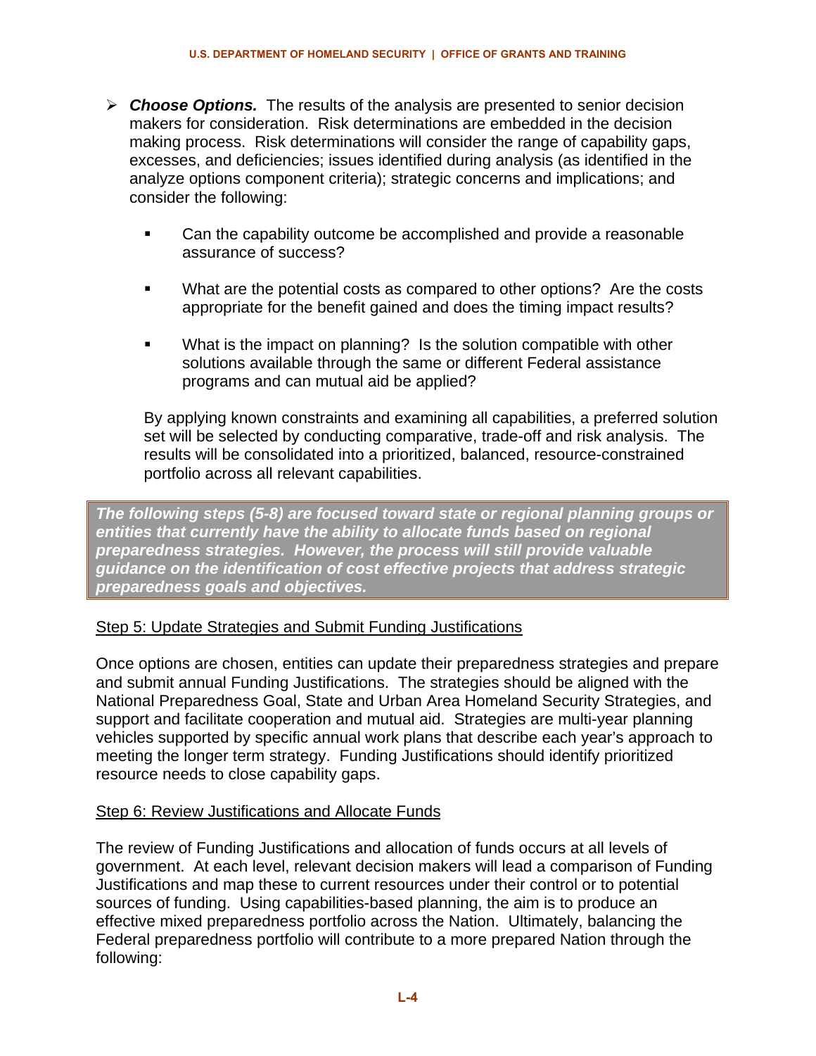- ***Choose Options.*** The results of the analysis are presented to senior decision makers for consideration. Risk determinations are embedded in the decision making process. Risk determinations will consider the range of capability gaps, excesses, and deficiencies; issues identified during analysis (as identified in the analyze options component criteria); strategic concerns and implications; and consider the following:

  - Can the capability outcome be accomplished and provide a reasonable assurance of success?

  - What are the potential costs as compared to other options? Are the costs appropriate for the benefit gained and does the timing impact results?

  - What is the impact on planning? Is the solution compatible with other solutions available through the same or different Federal assistance programs and can mutual aid be applied?

  By applying known constraints and examining all capabilities, a preferred solution set will be selected by conducting comparative, trade-off and risk analysis. The results will be consolidated into a prioritized, balanced, resource-constrained portfolio across all relevant capabilities.

***The following steps (5-8) are focused toward state or regional planning groups or entities that currently have the ability to allocate funds based on regional preparedness strategies. However, the process will still provide valuable guidance on the identification of cost effective projects that address strategic preparedness goals and objectives.***

Step 5: Update Strategies and Submit Funding Justifications

Once options are chosen, entities can update their preparedness strategies and prepare and submit annual Funding Justifications. The strategies should be aligned with the National Preparedness Goal, State and Urban Area Homeland Security Strategies, and support and facilitate cooperation and mutual aid. Strategies are multi-year planning vehicles supported by specific annual work plans that describe each year's approach to meeting the longer term strategy. Funding Justifications should identify prioritized resource needs to close capability gaps.

Step 6: Review Justifications and Allocate Funds

The review of Funding Justifications and allocation of funds occurs at all levels of government. At each level, relevant decision makers will lead a comparison of Funding Justifications and map these to current resources under their control or to potential sources of funding. Using capabilities-based planning, the aim is to produce an effective mixed preparedness portfolio across the Nation. Ultimately, balancing the Federal preparedness portfolio will contribute to a more prepared Nation through the following: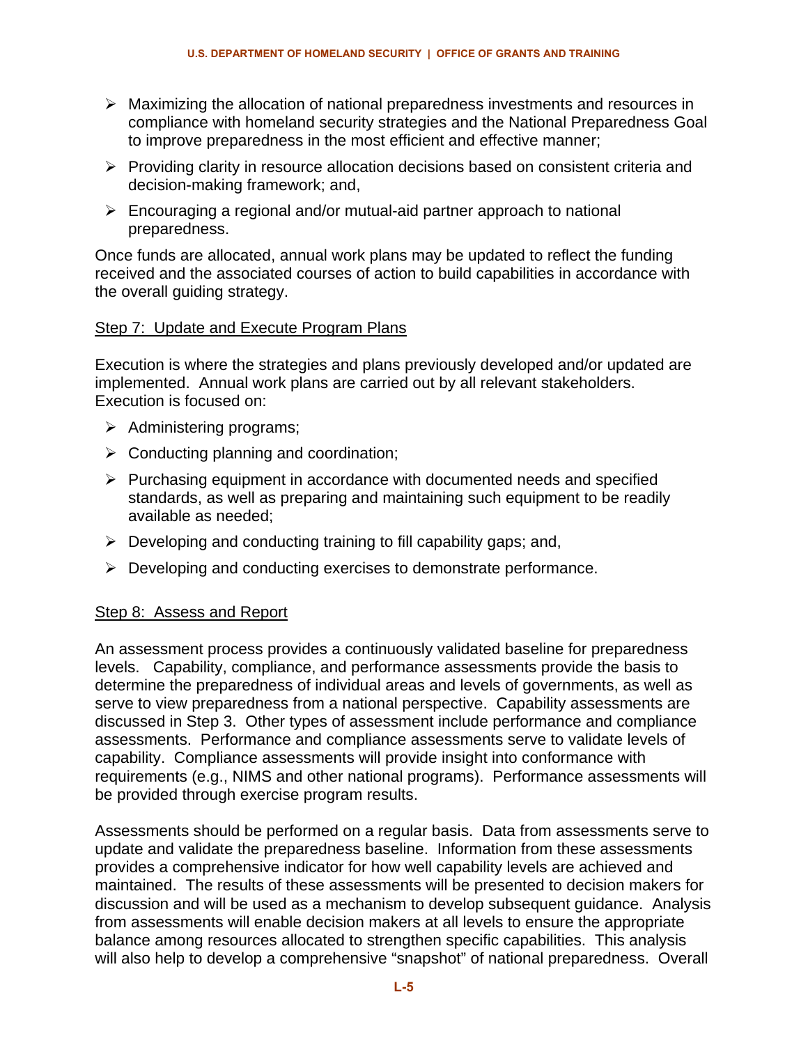- Maximizing the allocation of national preparedness investments and resources in compliance with homeland security strategies and the National Preparedness Goal to improve preparedness in the most efficient and effective manner;
- Providing clarity in resource allocation decisions based on consistent criteria and decision-making framework; and,
- Encouraging a regional and/or mutual-aid partner approach to national preparedness.

Once funds are allocated, annual work plans may be updated to reflect the funding received and the associated courses of action to build capabilities in accordance with the overall guiding strategy.

Step 7: Update and Execute Program Plans

Execution is where the strategies and plans previously developed and/or updated are implemented. Annual work plans are carried out by all relevant stakeholders. Execution is focused on:

- Administering programs;
- Conducting planning and coordination;
- Purchasing equipment in accordance with documented needs and specified standards, as well as preparing and maintaining such equipment to be readily available as needed;
- Developing and conducting training to fill capability gaps; and,
- Developing and conducting exercises to demonstrate performance.

Step 8: Assess and Report

An assessment process provides a continuously validated baseline for preparedness levels. Capability, compliance, and performance assessments provide the basis to determine the preparedness of individual areas and levels of governments, as well as serve to view preparedness from a national perspective. Capability assessments are discussed in Step 3. Other types of assessment include performance and compliance assessments. Performance and compliance assessments serve to validate levels of capability. Compliance assessments will provide insight into conformance with requirements (e.g., NIMS and other national programs). Performance assessments will be provided through exercise program results.

Assessments should be performed on a regular basis. Data from assessments serve to update and validate the preparedness baseline. Information from these assessments provides a comprehensive indicator for how well capability levels are achieved and maintained. The results of these assessments will be presented to decision makers for discussion and will be used as a mechanism to develop subsequent guidance. Analysis from assessments will enable decision makers at all levels to ensure the appropriate balance among resources allocated to strengthen specific capabilities. This analysis will also help to develop a comprehensive "snapshot" of national preparedness. Overall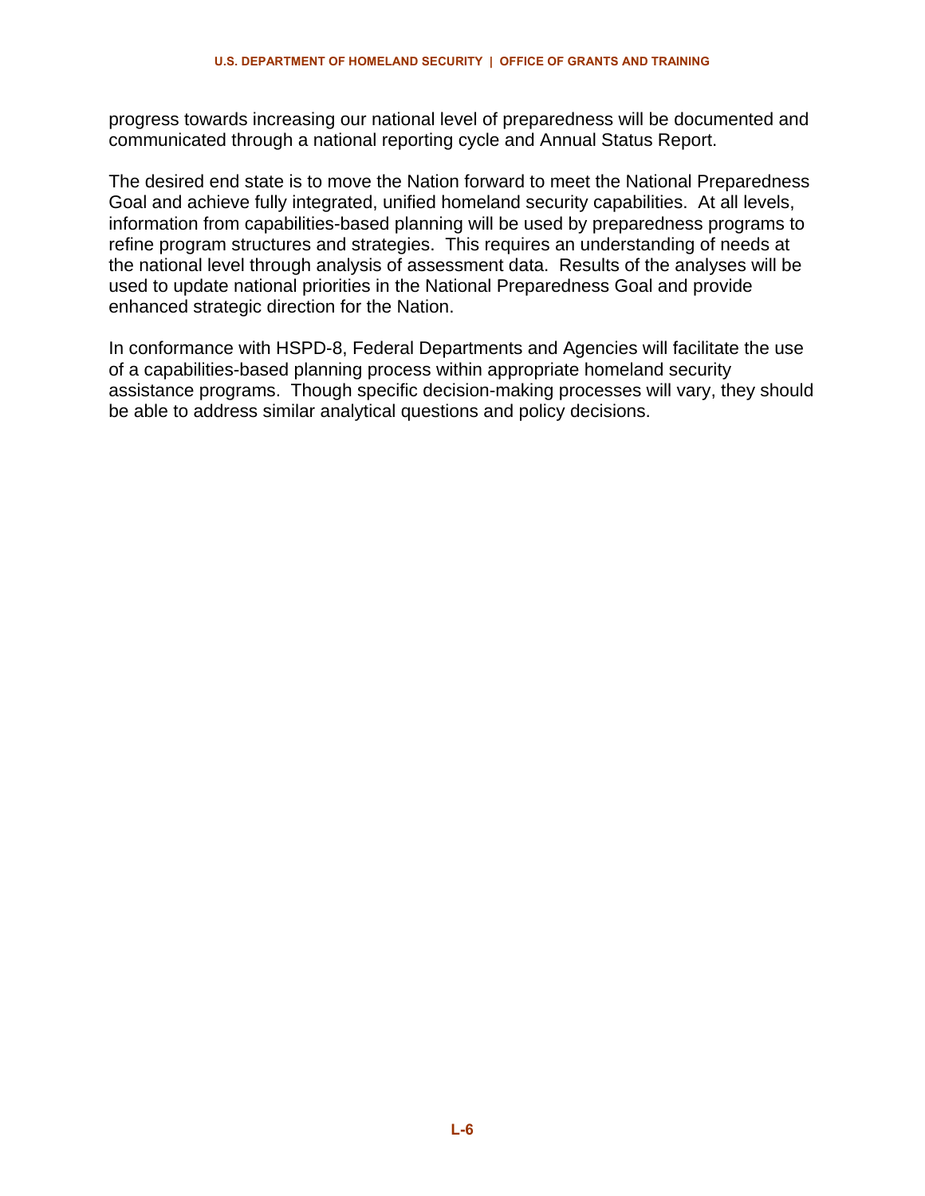progress towards increasing our national level of preparedness will be documented and communicated through a national reporting cycle and Annual Status Report.

The desired end state is to move the Nation forward to meet the National Preparedness Goal and achieve fully integrated, unified homeland security capabilities. At all levels, information from capabilities-based planning will be used by preparedness programs to refine program structures and strategies. This requires an understanding of needs at the national level through analysis of assessment data. Results of the analyses will be used to update national priorities in the National Preparedness Goal and provide enhanced strategic direction for the Nation.

In conformance with HSPD-8, Federal Departments and Agencies will facilitate the use of a capabilities-based planning process within appropriate homeland security assistance programs. Though specific decision-making processes will vary, they should be able to address similar analytical questions and policy decisions.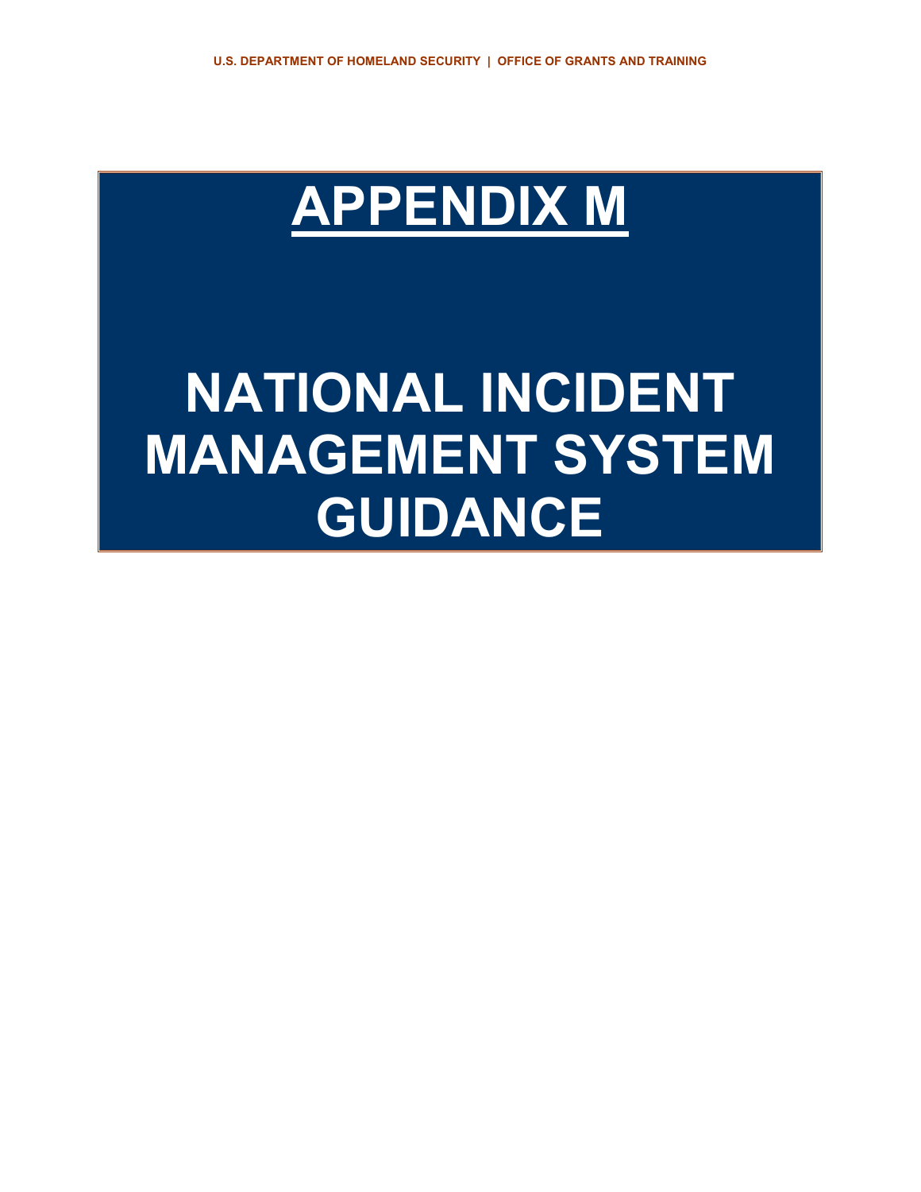# APPENDIX M

# NATIONAL INCIDENT MANAGEMENT SYSTEM GUIDANCE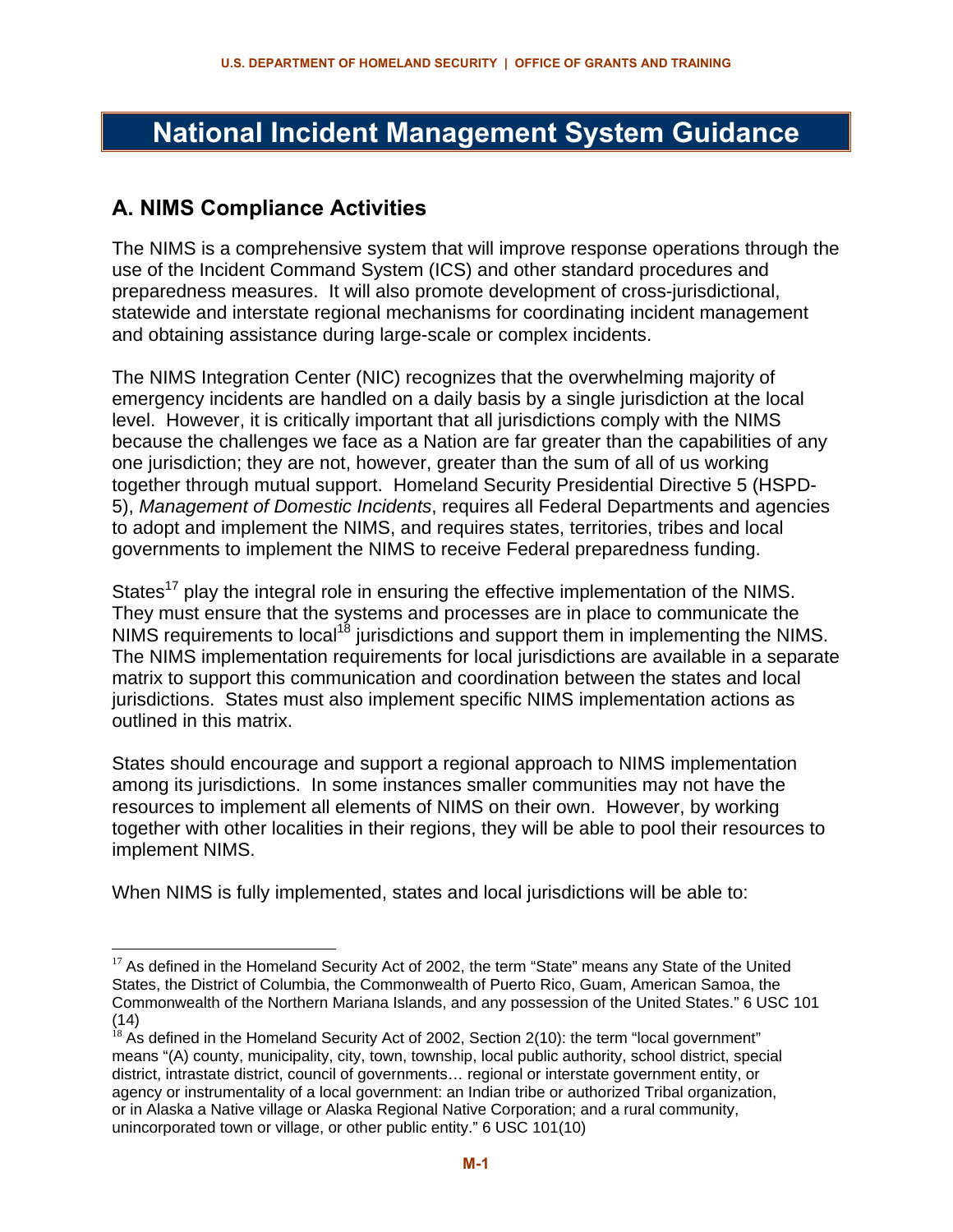# National Incident Management System Guidance

## A. NIMS Compliance Activities

The NIMS is a comprehensive system that will improve response operations through the use of the Incident Command System (ICS) and other standard procedures and preparedness measures. It will also promote development of cross-jurisdictional, statewide and interstate regional mechanisms for coordinating incident management and obtaining assistance during large-scale or complex incidents.

The NIMS Integration Center (NIC) recognizes that the overwhelming majority of emergency incidents are handled on a daily basis by a single jurisdiction at the local level. However, it is critically important that all jurisdictions comply with the NIMS because the challenges we face as a Nation are far greater than the capabilities of any one jurisdiction; they are not, however, greater than the sum of all of us working together through mutual support. Homeland Security Presidential Directive 5 (HSPD-5), *Management of Domestic Incidents*, requires all Federal Departments and agencies to adopt and implement the NIMS, and requires states, territories, tribes and local governments to implement the NIMS to receive Federal preparedness funding.

States[17] play the integral role in ensuring the effective implementation of the NIMS. They must ensure that the systems and processes are in place to communicate the NIMS requirements to local[18] jurisdictions and support them in implementing the NIMS. The NIMS implementation requirements for local jurisdictions are available in a separate matrix to support this communication and coordination between the states and local jurisdictions. States must also implement specific NIMS implementation actions as outlined in this matrix.

States should encourage and support a regional approach to NIMS implementation among its jurisdictions. In some instances smaller communities may not have the resources to implement all elements of NIMS on their own. However, by working together with other localities in their regions, they will be able to pool their resources to implement NIMS.

When NIMS is fully implemented, states and local jurisdictions will be able to:

---

[17] As defined in the Homeland Security Act of 2002, the term "State" means any State of the United States, the District of Columbia, the Commonwealth of Puerto Rico, Guam, American Samoa, the Commonwealth of the Northern Mariana Islands, and any possession of the United States." 6 USC 101 (14)

[18] As defined in the Homeland Security Act of 2002, Section 2(10): the term "local government" means "(A) county, municipality, city, town, township, local public authority, school district, special district, intrastate district, council of governments… regional or interstate government entity, or agency or instrumentality of a local government: an Indian tribe or authorized Tribal organization, or in Alaska a Native village or Alaska Regional Native Corporation; and a rural community, unincorporated town or village, or other public entity." 6 USC 101(10)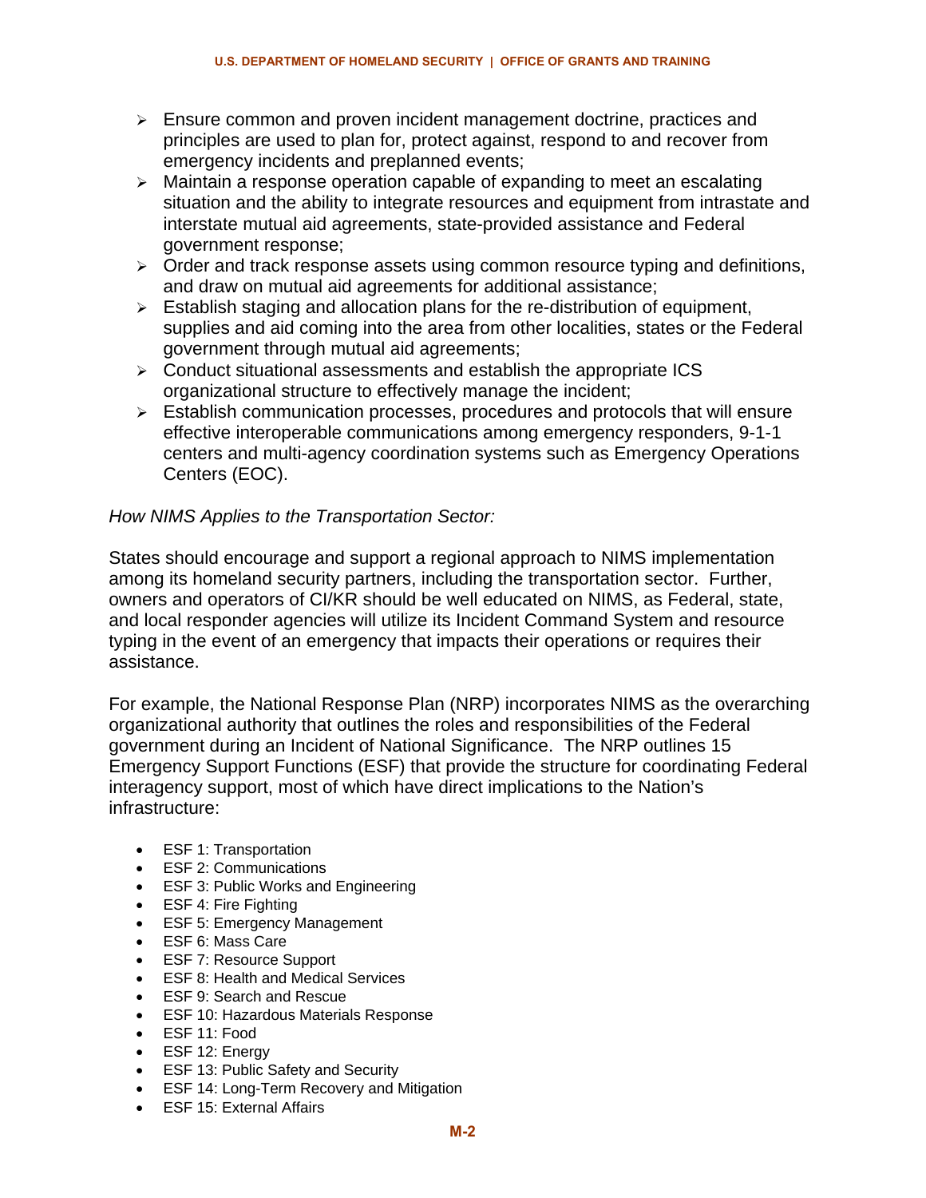- Ensure common and proven incident management doctrine, practices and principles are used to plan for, protect against, respond to and recover from emergency incidents and preplanned events;
- Maintain a response operation capable of expanding to meet an escalating situation and the ability to integrate resources and equipment from intrastate and interstate mutual aid agreements, state-provided assistance and Federal government response;
- Order and track response assets using common resource typing and definitions, and draw on mutual aid agreements for additional assistance;
- Establish staging and allocation plans for the re-distribution of equipment, supplies and aid coming into the area from other localities, states or the Federal government through mutual aid agreements;
- Conduct situational assessments and establish the appropriate ICS organizational structure to effectively manage the incident;
- Establish communication processes, procedures and protocols that will ensure effective interoperable communications among emergency responders, 9-1-1 centers and multi-agency coordination systems such as Emergency Operations Centers (EOC).

*How NIMS Applies to the Transportation Sector:*

States should encourage and support a regional approach to NIMS implementation among its homeland security partners, including the transportation sector. Further, owners and operators of CI/KR should be well educated on NIMS, as Federal, state, and local responder agencies will utilize its Incident Command System and resource typing in the event of an emergency that impacts their operations or requires their assistance.

For example, the National Response Plan (NRP) incorporates NIMS as the overarching organizational authority that outlines the roles and responsibilities of the Federal government during an Incident of National Significance. The NRP outlines 15 Emergency Support Functions (ESF) that provide the structure for coordinating Federal interagency support, most of which have direct implications to the Nation's infrastructure:

- ESF 1: Transportation
- ESF 2: Communications
- ESF 3: Public Works and Engineering
- ESF 4: Fire Fighting
- ESF 5: Emergency Management
- ESF 6: Mass Care
- ESF 7: Resource Support
- ESF 8: Health and Medical Services
- ESF 9: Search and Rescue
- ESF 10: Hazardous Materials Response
- ESF 11: Food
- ESF 12: Energy
- ESF 13: Public Safety and Security
- ESF 14: Long-Term Recovery and Mitigation
- ESF 15: External Affairs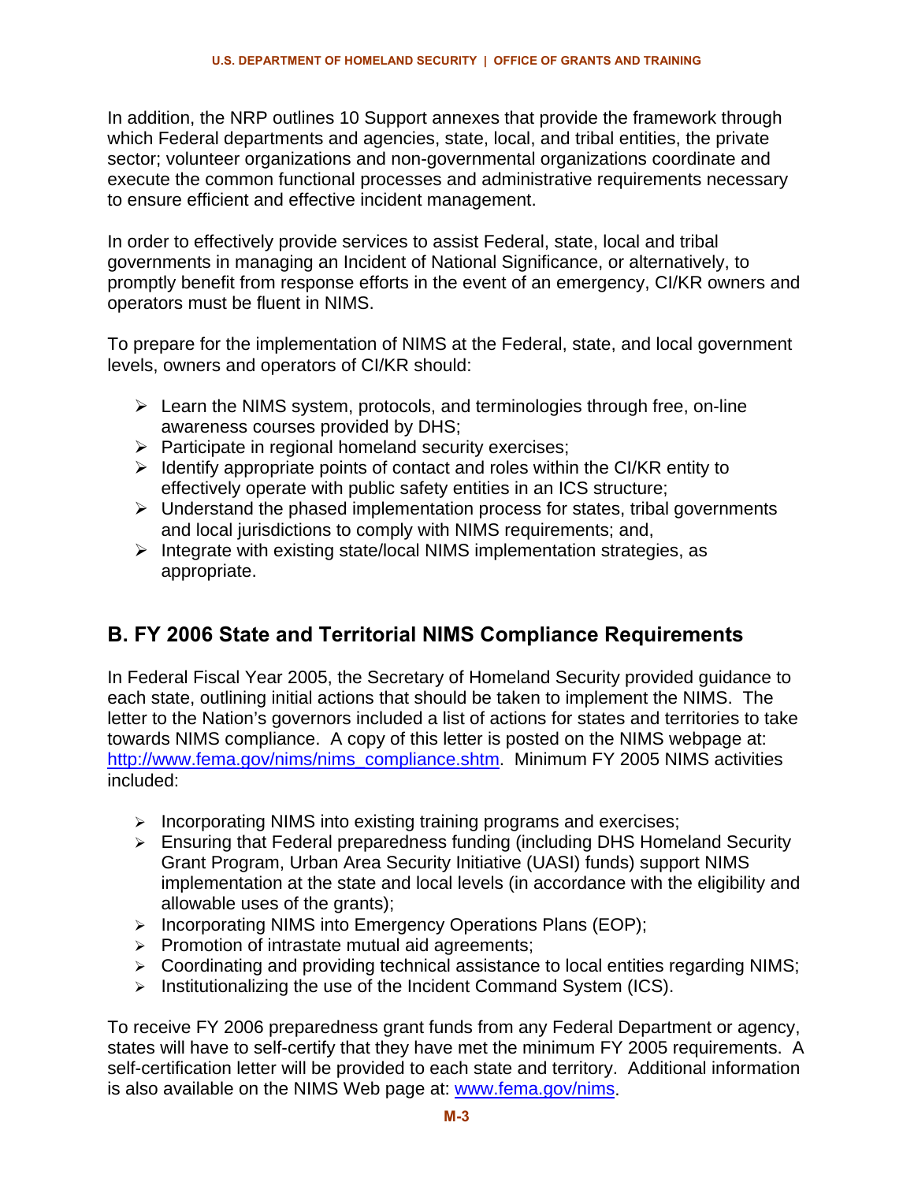In addition, the NRP outlines 10 Support annexes that provide the framework through which Federal departments and agencies, state, local, and tribal entities, the private sector; volunteer organizations and non-governmental organizations coordinate and execute the common functional processes and administrative requirements necessary to ensure efficient and effective incident management.

In order to effectively provide services to assist Federal, state, local and tribal governments in managing an Incident of National Significance, or alternatively, to promptly benefit from response efforts in the event of an emergency, CI/KR owners and operators must be fluent in NIMS.

To prepare for the implementation of NIMS at the Federal, state, and local government levels, owners and operators of CI/KR should:

- Learn the NIMS system, protocols, and terminologies through free, on-line awareness courses provided by DHS;
- Participate in regional homeland security exercises;
- Identify appropriate points of contact and roles within the CI/KR entity to effectively operate with public safety entities in an ICS structure;
- Understand the phased implementation process for states, tribal governments and local jurisdictions to comply with NIMS requirements; and,
- Integrate with existing state/local NIMS implementation strategies, as appropriate.

## B. FY 2006 State and Territorial NIMS Compliance Requirements

In Federal Fiscal Year 2005, the Secretary of Homeland Security provided guidance to each state, outlining initial actions that should be taken to implement the NIMS. The letter to the Nation's governors included a list of actions for states and territories to take towards NIMS compliance. A copy of this letter is posted on the NIMS webpage at: http://www.fema.gov/nims/nims_compliance.shtm. Minimum FY 2005 NIMS activities included:

- Incorporating NIMS into existing training programs and exercises;
- Ensuring that Federal preparedness funding (including DHS Homeland Security Grant Program, Urban Area Security Initiative (UASI) funds) support NIMS implementation at the state and local levels (in accordance with the eligibility and allowable uses of the grants);
- Incorporating NIMS into Emergency Operations Plans (EOP);
- Promotion of intrastate mutual aid agreements;
- Coordinating and providing technical assistance to local entities regarding NIMS;
- Institutionalizing the use of the Incident Command System (ICS).

To receive FY 2006 preparedness grant funds from any Federal Department or agency, states will have to self-certify that they have met the minimum FY 2005 requirements. A self-certification letter will be provided to each state and territory. Additional information is also available on the NIMS Web page at: www.fema.gov/nims.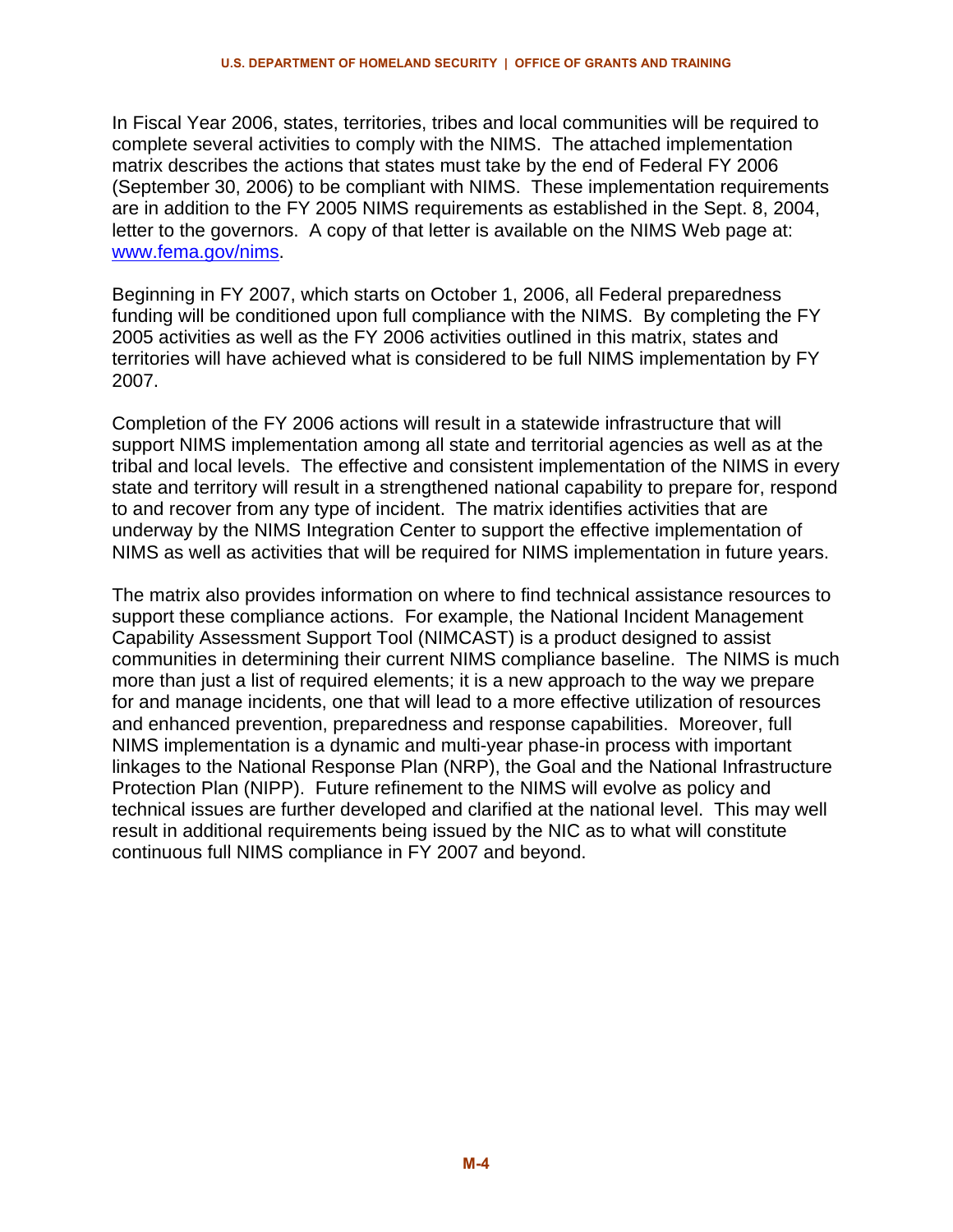In Fiscal Year 2006, states, territories, tribes and local communities will be required to complete several activities to comply with the NIMS. The attached implementation matrix describes the actions that states must take by the end of Federal FY 2006 (September 30, 2006) to be compliant with NIMS. These implementation requirements are in addition to the FY 2005 NIMS requirements as established in the Sept. 8, 2004, letter to the governors. A copy of that letter is available on the NIMS Web page at: www.fema.gov/nims.

Beginning in FY 2007, which starts on October 1, 2006, all Federal preparedness funding will be conditioned upon full compliance with the NIMS. By completing the FY 2005 activities as well as the FY 2006 activities outlined in this matrix, states and territories will have achieved what is considered to be full NIMS implementation by FY 2007.

Completion of the FY 2006 actions will result in a statewide infrastructure that will support NIMS implementation among all state and territorial agencies as well as at the tribal and local levels. The effective and consistent implementation of the NIMS in every state and territory will result in a strengthened national capability to prepare for, respond to and recover from any type of incident. The matrix identifies activities that are underway by the NIMS Integration Center to support the effective implementation of NIMS as well as activities that will be required for NIMS implementation in future years.

The matrix also provides information on where to find technical assistance resources to support these compliance actions. For example, the National Incident Management Capability Assessment Support Tool (NIMCAST) is a product designed to assist communities in determining their current NIMS compliance baseline. The NIMS is much more than just a list of required elements; it is a new approach to the way we prepare for and manage incidents, one that will lead to a more effective utilization of resources and enhanced prevention, preparedness and response capabilities. Moreover, full NIMS implementation is a dynamic and multi-year phase-in process with important linkages to the National Response Plan (NRP), the Goal and the National Infrastructure Protection Plan (NIPP). Future refinement to the NIMS will evolve as policy and technical issues are further developed and clarified at the national level. This may well result in additional requirements being issued by the NIC as to what will constitute continuous full NIMS compliance in FY 2007 and beyond.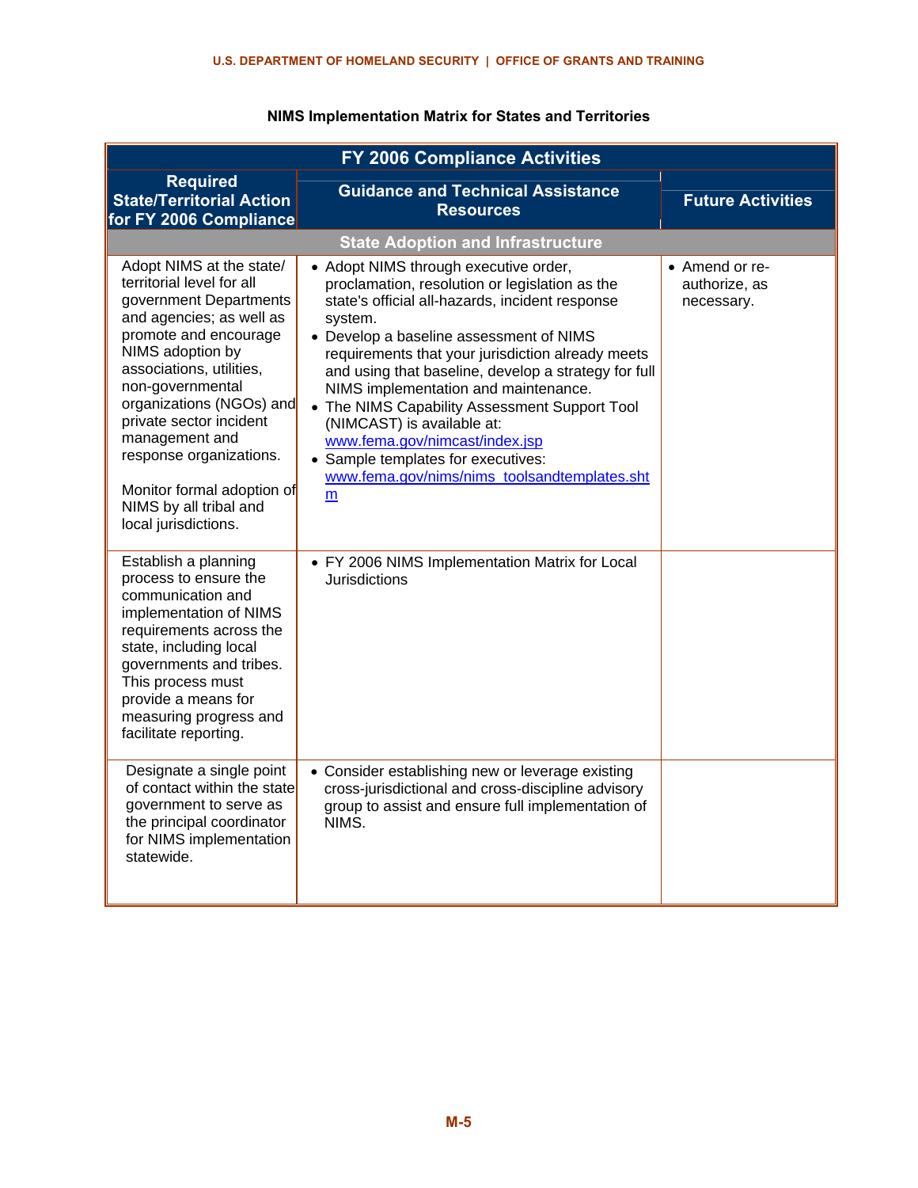**NIMS Implementation Matrix for States and Territories**

| FY 2006 Compliance Activities | | |
|---|---|---|
| **Required State/Territorial Action for FY 2006 Compliance** | **Guidance and Technical Assistance Resources** | **Future Activities** |
| **State Adoption and Infrastructure** | | |
| Adopt NIMS at the state/ territorial level for all government Departments and agencies; as well as promote and encourage NIMS adoption by associations, utilities, non-governmental organizations (NGOs) and private sector incident management and response organizations.<br><br>Monitor formal adoption of NIMS by all tribal and local jurisdictions. | • Adopt NIMS through executive order, proclamation, resolution or legislation as the state's official all-hazards, incident response system.<br>• Develop a baseline assessment of NIMS requirements that your jurisdiction already meets and using that baseline, develop a strategy for full NIMS implementation and maintenance.<br>• The NIMS Capability Assessment Support Tool (NIMCAST) is available at: www.fema.gov/nimcast/index.jsp<br>• Sample templates for executives: www.fema.gov/nims/nims_toolsandtemplates.shtm | • Amend or re-authorize, as necessary. |
| Establish a planning process to ensure the communication and implementation of NIMS requirements across the state, including local governments and tribes. This process must provide a means for measuring progress and facilitate reporting. | • FY 2006 NIMS Implementation Matrix for Local Jurisdictions | |
| Designate a single point of contact within the state government to serve as the principal coordinator for NIMS implementation statewide. | • Consider establishing new or leverage existing cross-jurisdictional and cross-discipline advisory group to assist and ensure full implementation of NIMS. | |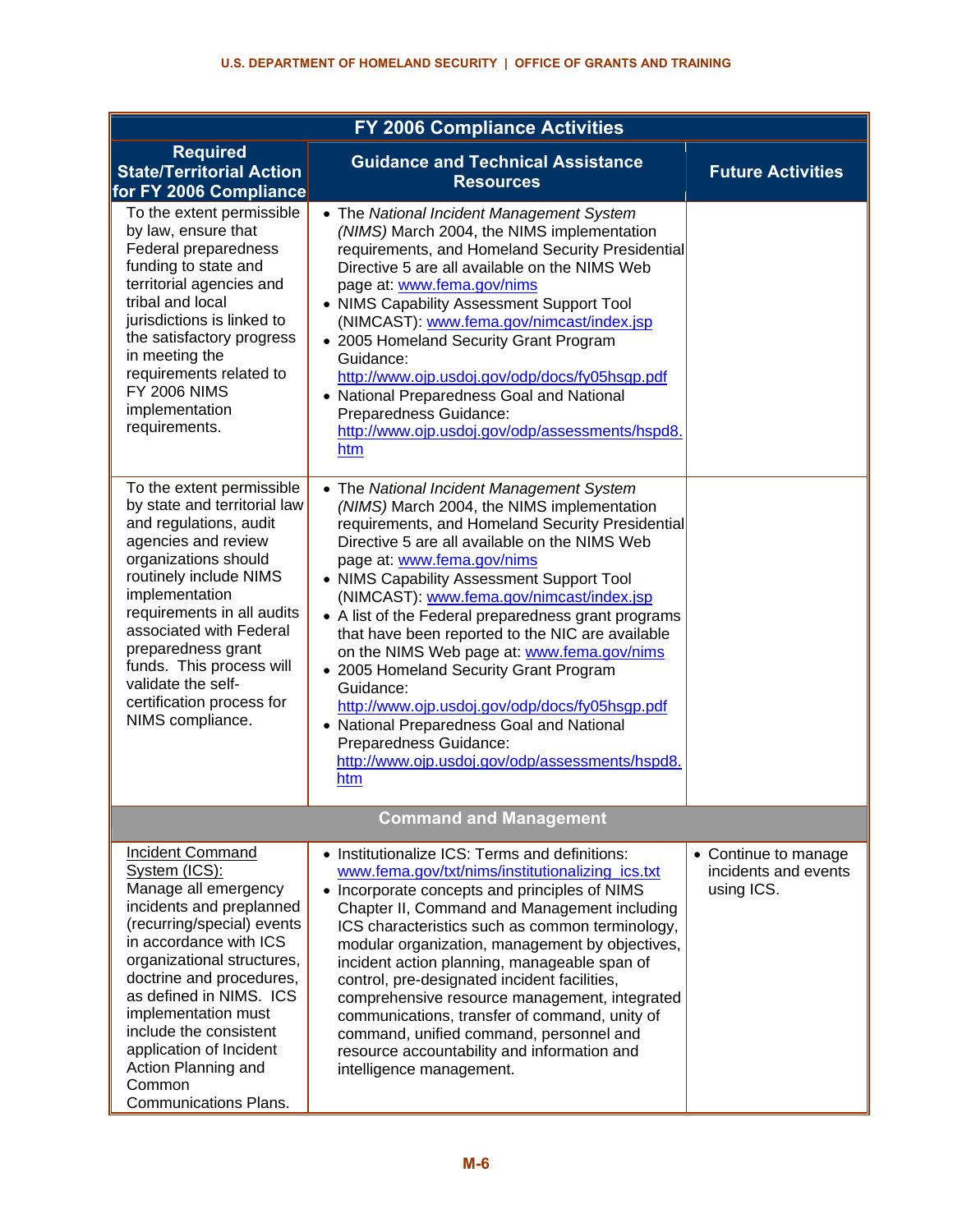| FY 2006 Compliance Activities | | |
|---|---|---|
| **Required State/Territorial Action for FY 2006 Compliance** | **Guidance and Technical Assistance Resources** | **Future Activities** |
| To the extent permissible by law, ensure that Federal preparedness funding to state and territorial agencies and tribal and local jurisdictions is linked to the satisfactory progress in meeting the requirements related to FY 2006 NIMS implementation requirements. | • The *National Incident Management System (NIMS)* March 2004, the NIMS implementation requirements, and Homeland Security Presidential Directive 5 are all available on the NIMS Web page at: www.fema.gov/nims<br>• NIMS Capability Assessment Support Tool (NIMCAST): www.fema.gov/nimcast/index.jsp<br>• 2005 Homeland Security Grant Program Guidance: http://www.ojp.usdoj.gov/odp/docs/fy05hsgp.pdf<br>• National Preparedness Goal and National Preparedness Guidance: http://www.ojp.usdoj.gov/odp/assessments/hspd8.htm | |
| To the extent permissible by state and territorial law and regulations, audit agencies and review organizations should routinely include NIMS implementation requirements in all audits associated with Federal preparedness grant funds. This process will validate the self-certification process for NIMS compliance. | • The *National Incident Management System (NIMS)* March 2004, the NIMS implementation requirements, and Homeland Security Presidential Directive 5 are all available on the NIMS Web page at: www.fema.gov/nims<br>• NIMS Capability Assessment Support Tool (NIMCAST): www.fema.gov/nimcast/index.jsp<br>• A list of the Federal preparedness grant programs that have been reported to the NIC are available on the NIMS Web page at: www.fema.gov/nims<br>• 2005 Homeland Security Grant Program Guidance: http://www.ojp.usdoj.gov/odp/docs/fy05hsgp.pdf<br>• National Preparedness Goal and National Preparedness Guidance: http://www.ojp.usdoj.gov/odp/assessments/hspd8.htm | |
| **Command and Management** | | |
| Incident Command System (ICS): Manage all emergency incidents and preplanned (recurring/special) events in accordance with ICS organizational structures, doctrine and procedures, as defined in NIMS. ICS implementation must include the consistent application of Incident Action Planning and Common Communications Plans. | • Institutionalize ICS: Terms and definitions: www.fema.gov/txt/nims/institutionalizing_ics.txt<br>• Incorporate concepts and principles of NIMS Chapter II, Command and Management including ICS characteristics such as common terminology, modular organization, management by objectives, incident action planning, manageable span of control, pre-designated incident facilities, comprehensive resource management, integrated communications, transfer of command, unity of command, unified command, personnel and resource accountability and information and intelligence management. | • Continue to manage incidents and events using ICS. |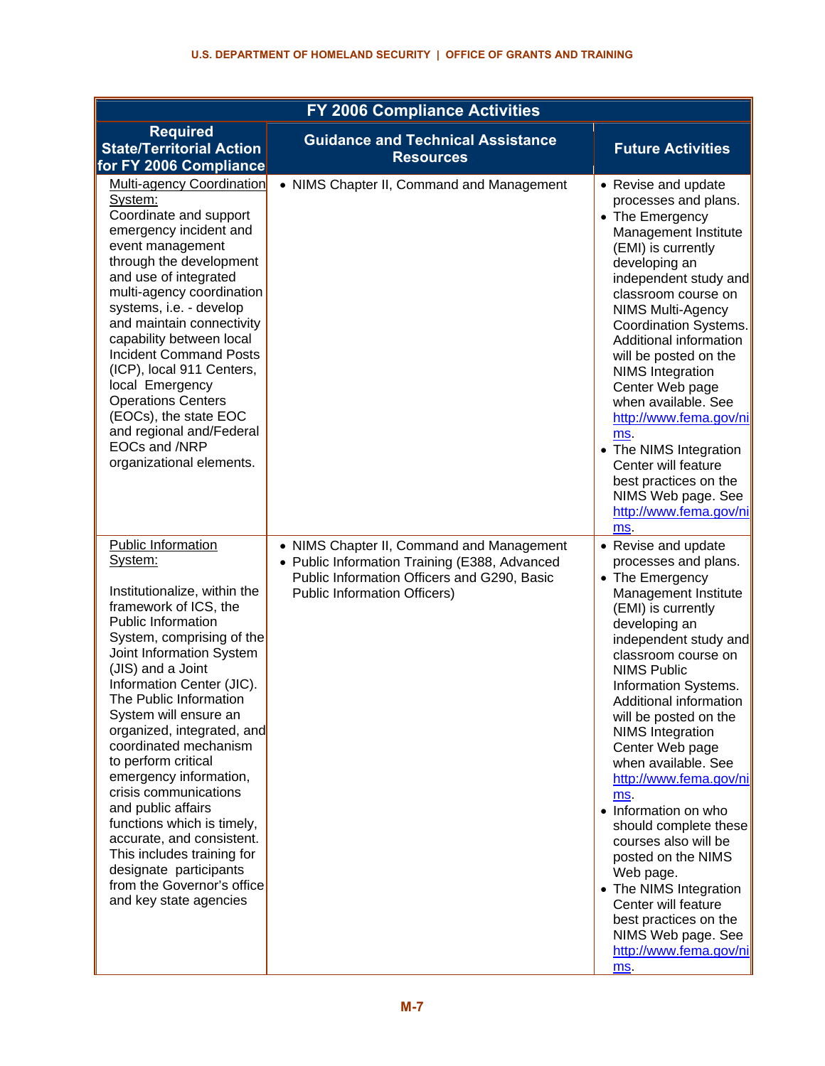| FY 2006 Compliance Activities | | |
|---|---|---|
| **Required State/Territorial Action for FY 2006 Compliance** | **Guidance and Technical Assistance Resources** | **Future Activities** |
| Multi-agency Coordination System: Coordinate and support emergency incident and event management through the development and use of integrated multi-agency coordination systems, i.e. - develop and maintain connectivity capability between local Incident Command Posts (ICP), local 911 Centers, local Emergency Operations Centers (EOCs), the state EOC and regional and/Federal EOCs and /NRP organizational elements. | • NIMS Chapter II, Command and Management | • Revise and update processes and plans. • The Emergency Management Institute (EMI) is currently developing an independent study and classroom course on NIMS Multi-Agency Coordination Systems. Additional information will be posted on the NIMS Integration Center Web page when available. See http://www.fema.gov/nims. • The NIMS Integration Center will feature best practices on the NIMS Web page. See http://www.fema.gov/nims. |
| Public Information System: Institutionalize, within the framework of ICS, the Public Information System, comprising of the Joint Information System (JIS) and a Joint Information Center (JIC). The Public Information System will ensure an organized, integrated, and coordinated mechanism to perform critical emergency information, crisis communications and public affairs functions which is timely, accurate, and consistent. This includes training for designate participants from the Governor's office and key state agencies | • NIMS Chapter II, Command and Management • Public Information Training (E388, Advanced Public Information Officers and G290, Basic Public Information Officers) | • Revise and update processes and plans. • The Emergency Management Institute (EMI) is currently developing an independent study and classroom course on NIMS Public Information Systems. Additional information will be posted on the NIMS Integration Center Web page when available. See http://www.fema.gov/nims. • Information on who should complete these courses also will be posted on the NIMS Web page. • The NIMS Integration Center will feature best practices on the NIMS Web page. See http://www.fema.gov/nims. |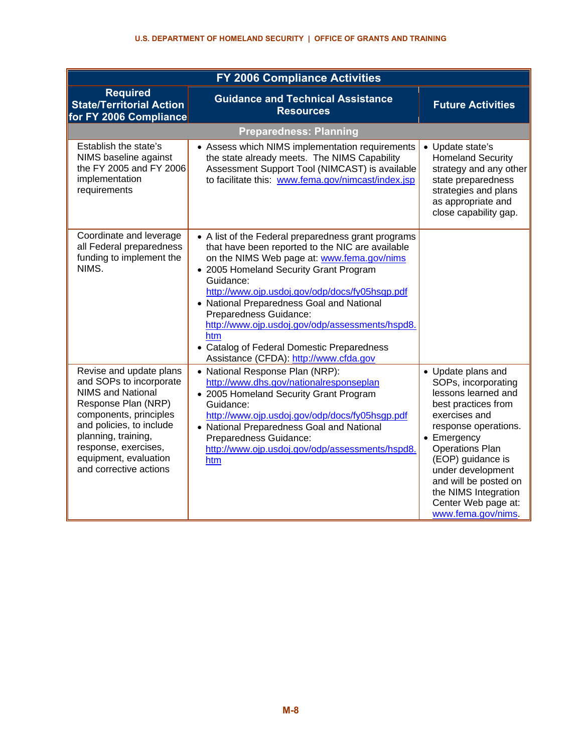| FY 2006 Compliance Activities | | |
|---|---|---|
| **Required State/Territorial Action for FY 2006 Compliance** | **Guidance and Technical Assistance Resources** | **Future Activities** |
| **Preparedness: Planning** | | |
| Establish the state's NIMS baseline against the FY 2005 and FY 2006 implementation requirements | • Assess which NIMS implementation requirements the state already meets. The NIMS Capability Assessment Support Tool (NIMCAST) is available to facilitate this: www.fema.gov/nimcast/index.jsp | • Update state's Homeland Security strategy and any other state preparedness strategies and plans as appropriate and close capability gap. |
| Coordinate and leverage all Federal preparedness funding to implement the NIMS. | • A list of the Federal preparedness grant programs that have been reported to the NIC are available on the NIMS Web page at: www.fema.gov/nims<br>• 2005 Homeland Security Grant Program Guidance: http://www.ojp.usdoj.gov/odp/docs/fy05hsgp.pdf<br>• National Preparedness Goal and National Preparedness Guidance: http://www.ojp.usdoj.gov/odp/assessments/hspd8.htm<br>• Catalog of Federal Domestic Preparedness Assistance (CFDA): http://www.cfda.gov | |
| Revise and update plans and SOPs to incorporate NIMS and National Response Plan (NRP) components, principles and policies, to include planning, training, response, exercises, equipment, evaluation and corrective actions | • National Response Plan (NRP): http://www.dhs.gov/nationalresponseplan<br>• 2005 Homeland Security Grant Program Guidance: http://www.ojp.usdoj.gov/odp/docs/fy05hsgp.pdf<br>• National Preparedness Goal and National Preparedness Guidance: http://www.ojp.usdoj.gov/odp/assessments/hspd8.htm | • Update plans and SOPs, incorporating lessons learned and best practices from exercises and response operations.<br>• Emergency Operations Plan (EOP) guidance is under development and will be posted on the NIMS Integration Center Web page at: www.fema.gov/nims. |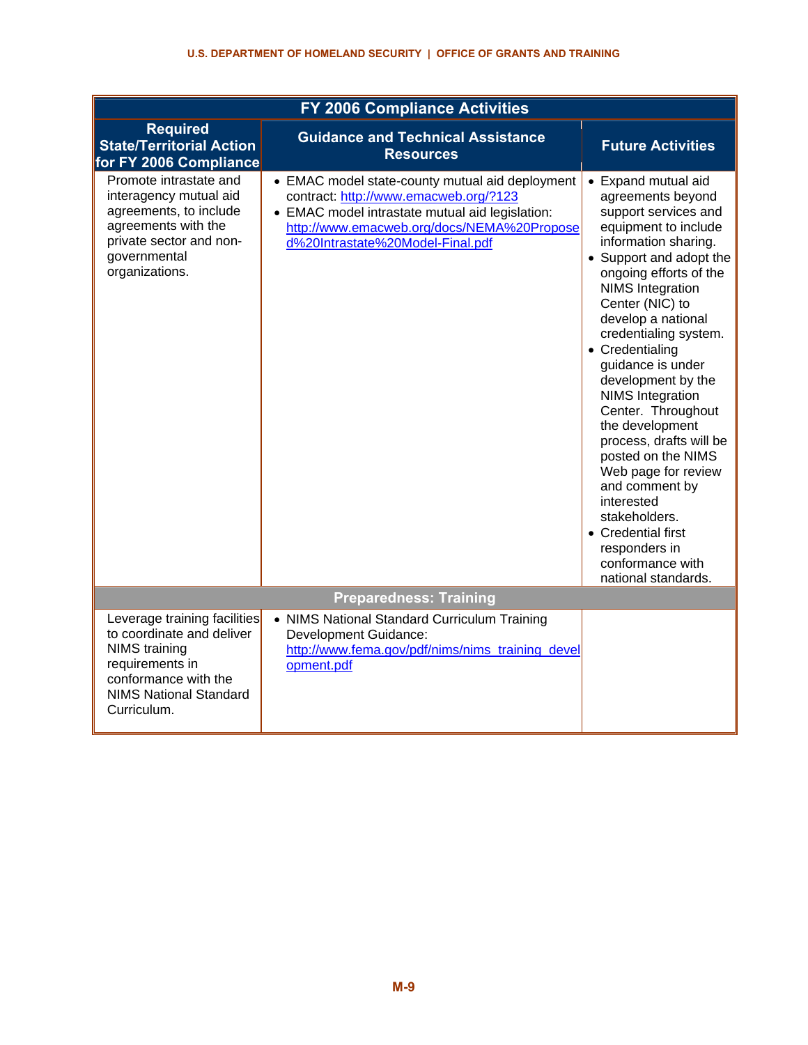| FY 2006 Compliance Activities | | |
|---|---|---|
| **Required State/Territorial Action for FY 2006 Compliance** | **Guidance and Technical Assistance Resources** | **Future Activities** |
| Promote intrastate and interagency mutual aid agreements, to include agreements with the private sector and non-governmental organizations. | • EMAC model state-county mutual aid deployment contract: http://www.emacweb.org/?123<br>• EMAC model intrastate mutual aid legislation: http://www.emacweb.org/docs/NEMA%20Proposed%20Intrastate%20Model-Final.pdf | • Expand mutual aid agreements beyond support services and equipment to include information sharing.<br>• Support and adopt the ongoing efforts of the NIMS Integration Center (NIC) to develop a national credentialing system.<br>• Credentialing guidance is under development by the NIMS Integration Center. Throughout the development process, drafts will be posted on the NIMS Web page for review and comment by interested stakeholders.<br>• Credential first responders in conformance with national standards. |
| **Preparedness: Training** | | |
| Leverage training facilities to coordinate and deliver NIMS training requirements in conformance with the NIMS National Standard Curriculum. | • NIMS National Standard Curriculum Training Development Guidance: http://www.fema.gov/pdf/nims/nims_training_development.pdf | |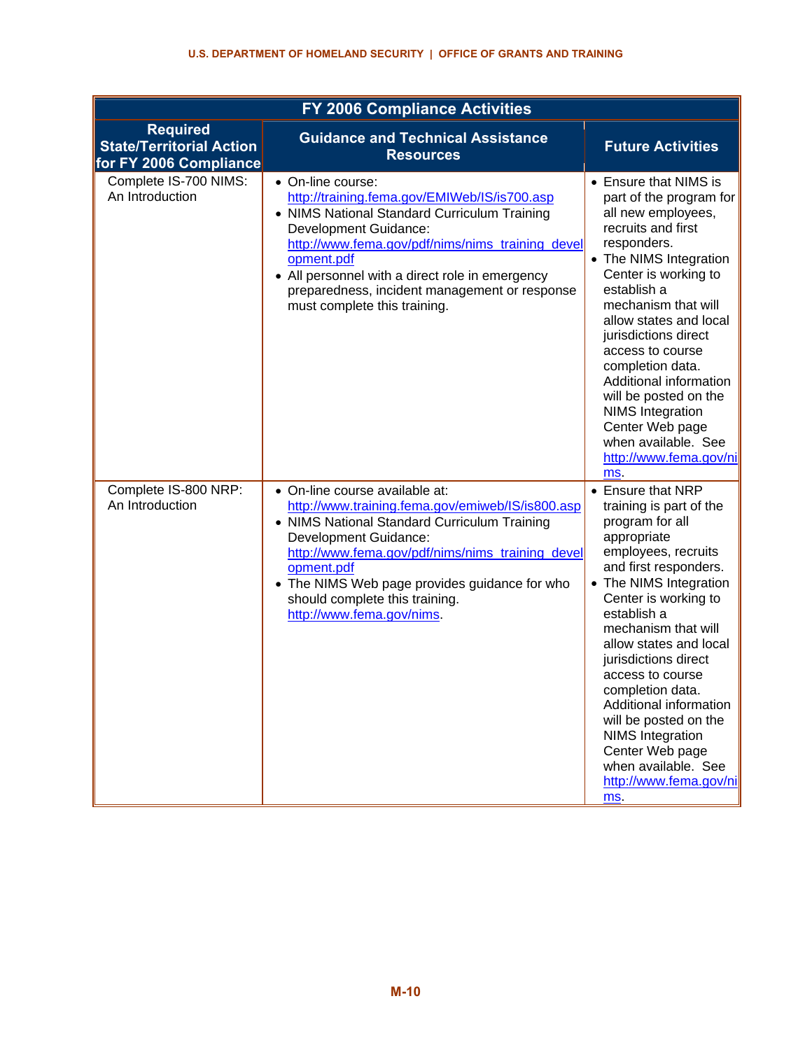| FY 2006 Compliance Activities | | |
|---|---|---|
| **Required State/Territorial Action for FY 2006 Compliance** | **Guidance and Technical Assistance Resources** | **Future Activities** |
| Complete IS-700 NIMS: An Introduction | • On-line course: http://training.fema.gov/EMIWeb/IS/is700.asp<br>• NIMS National Standard Curriculum Training Development Guidance: http://www.fema.gov/pdf/nims/nims_training_development.pdf<br>• All personnel with a direct role in emergency preparedness, incident management or response must complete this training. | • Ensure that NIMS is part of the program for all new employees, recruits and first responders.<br>• The NIMS Integration Center is working to establish a mechanism that will allow states and local jurisdictions direct access to course completion data. Additional information will be posted on the NIMS Integration Center Web page when available. See http://www.fema.gov/nims. |
| Complete IS-800 NRP: An Introduction | • On-line course available at: http://www.training.fema.gov/emiweb/IS/is800.asp<br>• NIMS National Standard Curriculum Training Development Guidance: http://www.fema.gov/pdf/nims/nims_training_development.pdf<br>• The NIMS Web page provides guidance for who should complete this training. http://www.fema.gov/nims. | • Ensure that NRP training is part of the program for all appropriate employees, recruits and first responders.<br>• The NIMS Integration Center is working to establish a mechanism that will allow states and local jurisdictions direct access to course completion data. Additional information will be posted on the NIMS Integration Center Web page when available. See http://www.fema.gov/nims. |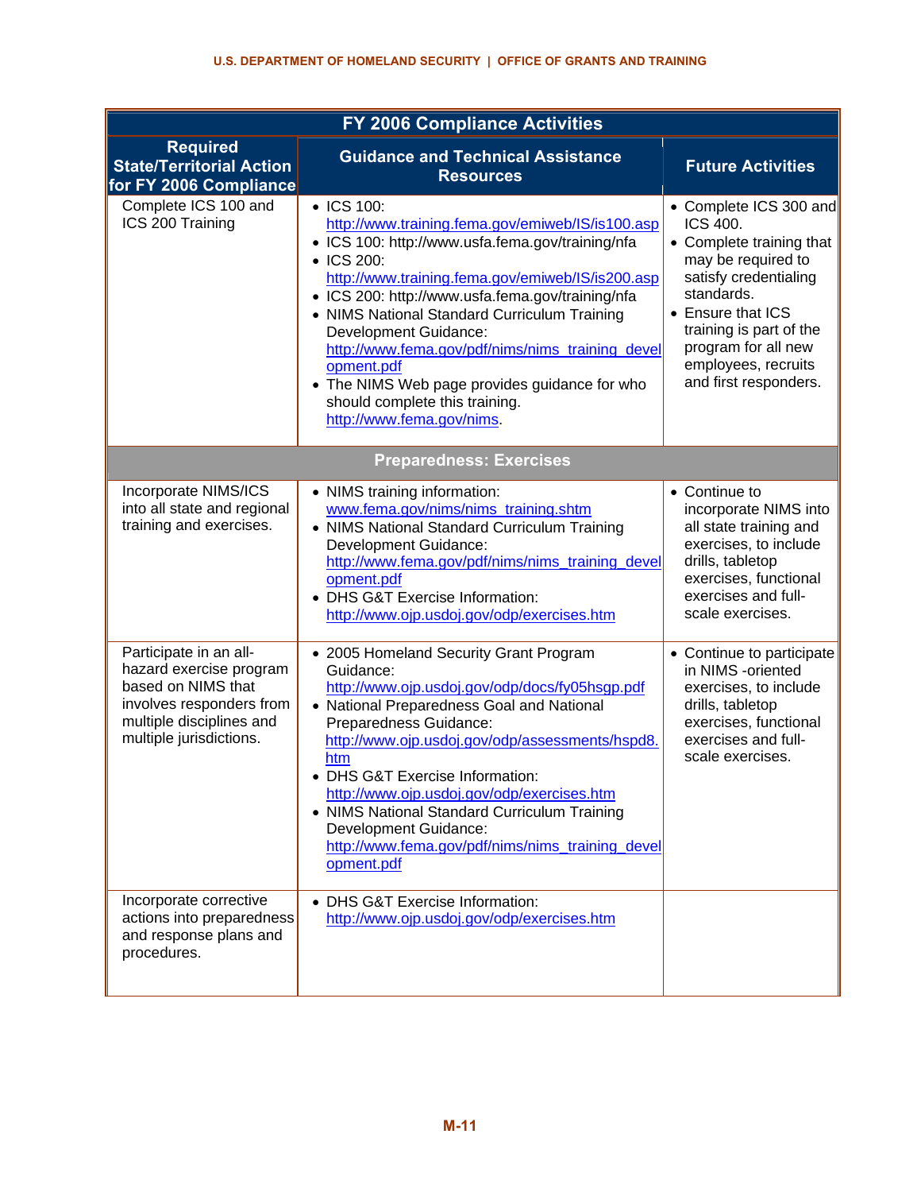| FY 2006 Compliance Activities | | |
|---|---|---|
| **Required State/Territorial Action for FY 2006 Compliance** | **Guidance and Technical Assistance Resources** | **Future Activities** |
| Complete ICS 100 and ICS 200 Training | • ICS 100: http://www.training.fema.gov/emiweb/IS/is100.asp<br>• ICS 100: http://www.usfa.fema.gov/training/nfa<br>• ICS 200: http://www.training.fema.gov/emiweb/IS/is200.asp<br>• ICS 200: http://www.usfa.fema.gov/training/nfa<br>• NIMS National Standard Curriculum Training Development Guidance: http://www.fema.gov/pdf/nims/nims_training_development.pdf<br>• The NIMS Web page provides guidance for who should complete this training. http://www.fema.gov/nims. | • Complete ICS 300 and ICS 400.<br>• Complete training that may be required to satisfy credentialing standards.<br>• Ensure that ICS training is part of the program for all new employees, recruits and first responders. |
| **Preparedness: Exercises** | | |
| Incorporate NIMS/ICS into all state and regional training and exercises. | • NIMS training information: www.fema.gov/nims/nims_training.shtm<br>• NIMS National Standard Curriculum Training Development Guidance: http://www.fema.gov/pdf/nims/nims_training_development.pdf<br>• DHS G&T Exercise Information: http://www.ojp.usdoj.gov/odp/exercises.htm | • Continue to incorporate NIMS into all state training and exercises, to include drills, tabletop exercises, functional exercises and full-scale exercises. |
| Participate in an all-hazard exercise program based on NIMS that involves responders from multiple disciplines and multiple jurisdictions. | • 2005 Homeland Security Grant Program Guidance: http://www.ojp.usdoj.gov/odp/docs/fy05hsgp.pdf<br>• National Preparedness Goal and National Preparedness Guidance: http://www.ojp.usdoj.gov/odp/assessments/hspd8.htm<br>• DHS G&T Exercise Information: http://www.ojp.usdoj.gov/odp/exercises.htm<br>• NIMS National Standard Curriculum Training Development Guidance: http://www.fema.gov/pdf/nims/nims_training_development.pdf | • Continue to participate in NIMS -oriented exercises, to include drills, tabletop exercises, functional exercises and full-scale exercises. |
| Incorporate corrective actions into preparedness and response plans and procedures. | • DHS G&T Exercise Information: http://www.ojp.usdoj.gov/odp/exercises.htm | |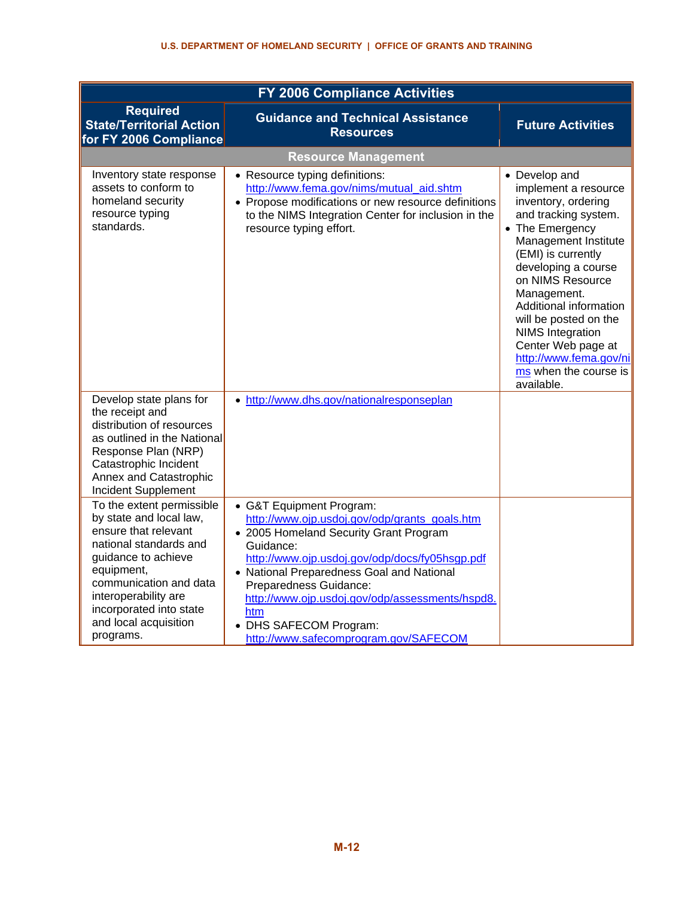| FY 2006 Compliance Activities | | |
|---|---|---|
| **Required State/Territorial Action for FY 2006 Compliance** | **Guidance and Technical Assistance Resources** | **Future Activities** |
| **Resource Management** | | |
| Inventory state response assets to conform to homeland security resource typing standards. | • Resource typing definitions: http://www.fema.gov/nims/mutual_aid.shtm<br>• Propose modifications or new resource definitions to the NIMS Integration Center for inclusion in the resource typing effort. | • Develop and implement a resource inventory, ordering and tracking system.<br>• The Emergency Management Institute (EMI) is currently developing a course on NIMS Resource Management. Additional information will be posted on the NIMS Integration Center Web page at http://www.fema.gov/nims when the course is available. |
| Develop state plans for the receipt and distribution of resources as outlined in the National Response Plan (NRP) Catastrophic Incident Annex and Catastrophic Incident Supplement | • http://www.dhs.gov/nationalresponseplan | |
| To the extent permissible by state and local law, ensure that relevant national standards and guidance to achieve equipment, communication and data interoperability are incorporated into state and local acquisition programs. | • G&T Equipment Program: http://www.ojp.usdoj.gov/odp/grants_goals.htm<br>• 2005 Homeland Security Grant Program Guidance: http://www.ojp.usdoj.gov/odp/docs/fy05hsgp.pdf<br>• National Preparedness Goal and National Preparedness Guidance: http://www.ojp.usdoj.gov/odp/assessments/hspd8.htm<br>• DHS SAFECOM Program: http://www.safecomprogram.gov/SAFECOM | |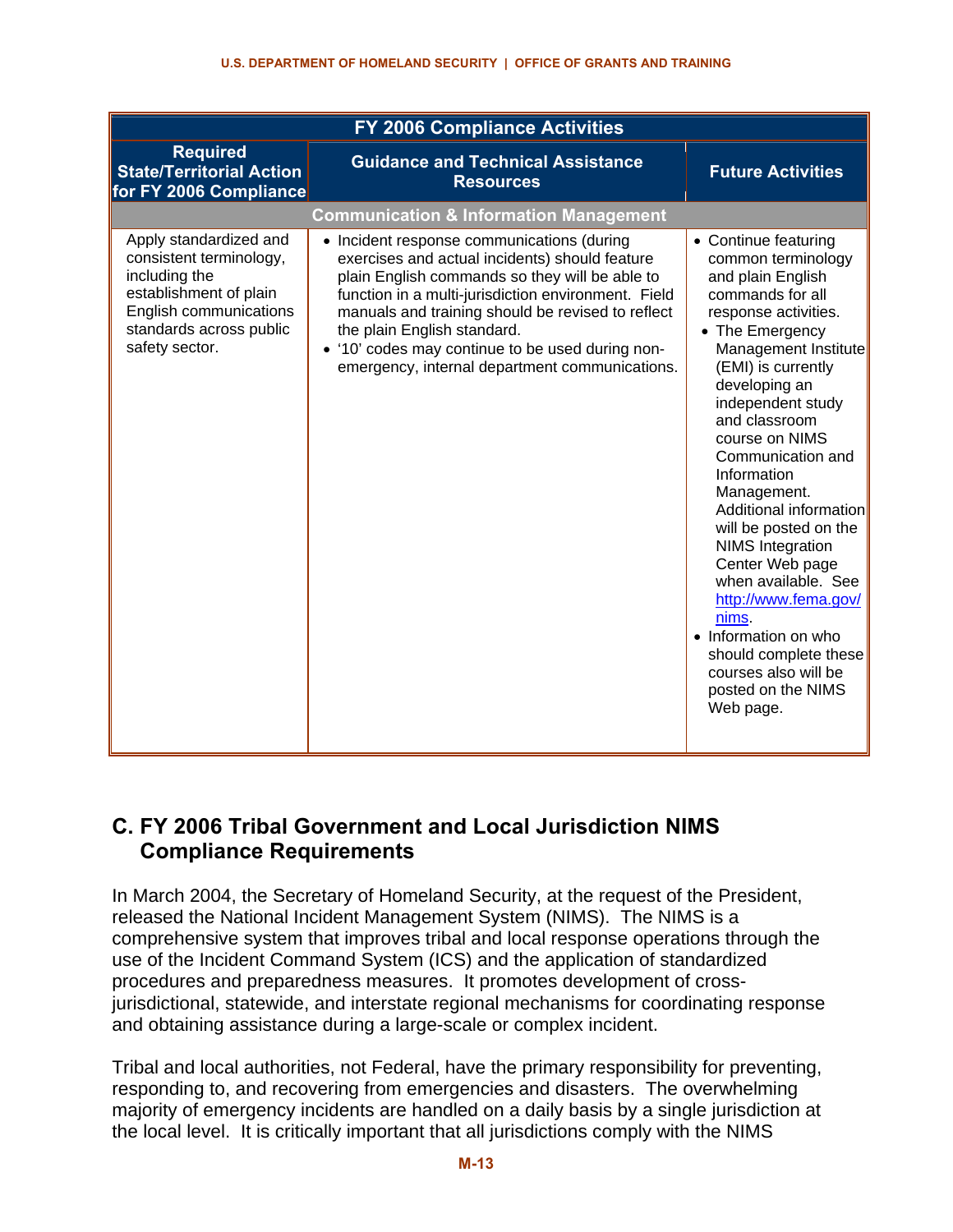| FY 2006 Compliance Activities | | |
|---|---|---|
| **Required State/Territorial Action for FY 2006 Compliance** | **Guidance and Technical Assistance Resources** | **Future Activities** |
| **Communication & Information Management** | | |
| Apply standardized and consistent terminology, including the establishment of plain English communications standards across public safety sector. | • Incident response communications (during exercises and actual incidents) should feature plain English commands so they will be able to function in a multi-jurisdiction environment. Field manuals and training should be revised to reflect the plain English standard.<br>• '10' codes may continue to be used during non-emergency, internal department communications. | • Continue featuring common terminology and plain English commands for all response activities.<br>• The Emergency Management Institute (EMI) is currently developing an independent study and classroom course on NIMS Communication and Information Management. Additional information will be posted on the NIMS Integration Center Web page when available. See [http://www.fema.gov/nims](http://www.fema.gov/nims).<br>• Information on who should complete these courses also will be posted on the NIMS Web page. |

## C. FY 2006 Tribal Government and Local Jurisdiction NIMS Compliance Requirements

In March 2004, the Secretary of Homeland Security, at the request of the President, released the National Incident Management System (NIMS). The NIMS is a comprehensive system that improves tribal and local response operations through the use of the Incident Command System (ICS) and the application of standardized procedures and preparedness measures. It promotes development of cross-jurisdictional, statewide, and interstate regional mechanisms for coordinating response and obtaining assistance during a large-scale or complex incident.

Tribal and local authorities, not Federal, have the primary responsibility for preventing, responding to, and recovering from emergencies and disasters. The overwhelming majority of emergency incidents are handled on a daily basis by a single jurisdiction at the local level. It is critically important that all jurisdictions comply with the NIMS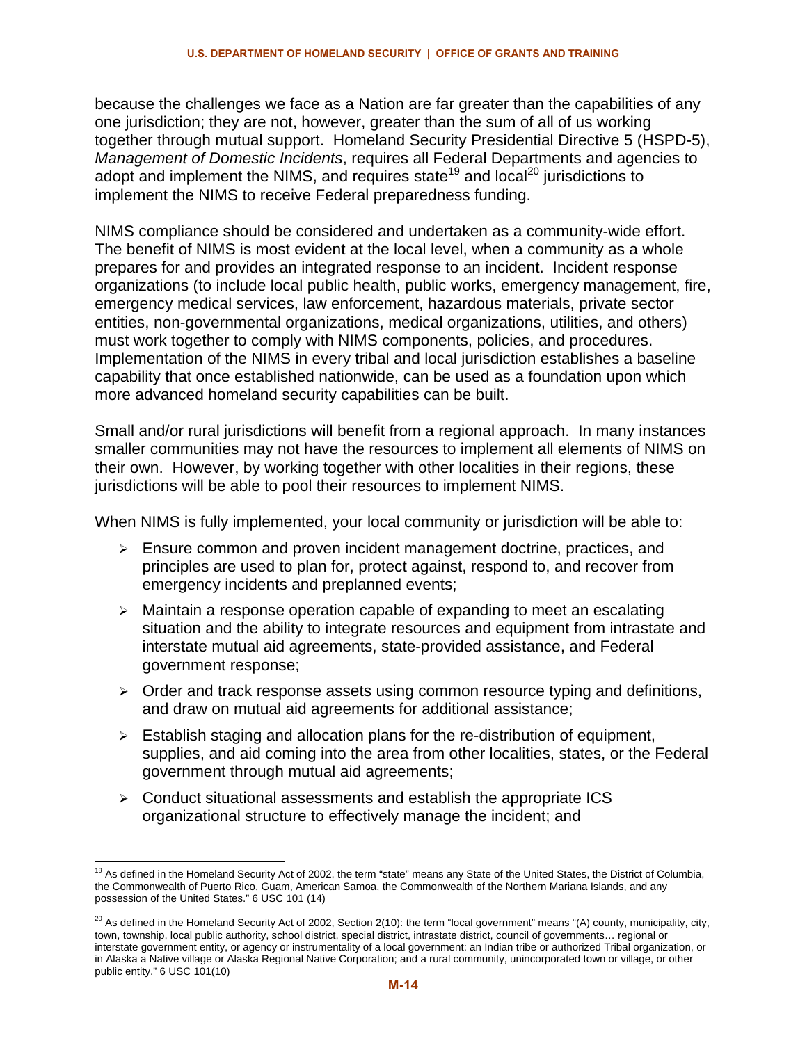because the challenges we face as a Nation are far greater than the capabilities of any one jurisdiction; they are not, however, greater than the sum of all of us working together through mutual support. Homeland Security Presidential Directive 5 (HSPD-5), *Management of Domestic Incidents*, requires all Federal Departments and agencies to adopt and implement the NIMS, and requires state[19] and local[20] jurisdictions to implement the NIMS to receive Federal preparedness funding.

NIMS compliance should be considered and undertaken as a community-wide effort. The benefit of NIMS is most evident at the local level, when a community as a whole prepares for and provides an integrated response to an incident. Incident response organizations (to include local public health, public works, emergency management, fire, emergency medical services, law enforcement, hazardous materials, private sector entities, non-governmental organizations, medical organizations, utilities, and others) must work together to comply with NIMS components, policies, and procedures. Implementation of the NIMS in every tribal and local jurisdiction establishes a baseline capability that once established nationwide, can be used as a foundation upon which more advanced homeland security capabilities can be built.

Small and/or rural jurisdictions will benefit from a regional approach. In many instances smaller communities may not have the resources to implement all elements of NIMS on their own. However, by working together with other localities in their regions, these jurisdictions will be able to pool their resources to implement NIMS.

When NIMS is fully implemented, your local community or jurisdiction will be able to:

- Ensure common and proven incident management doctrine, practices, and principles are used to plan for, protect against, respond to, and recover from emergency incidents and preplanned events;
- Maintain a response operation capable of expanding to meet an escalating situation and the ability to integrate resources and equipment from intrastate and interstate mutual aid agreements, state-provided assistance, and Federal government response;
- Order and track response assets using common resource typing and definitions, and draw on mutual aid agreements for additional assistance;
- Establish staging and allocation plans for the re-distribution of equipment, supplies, and aid coming into the area from other localities, states, or the Federal government through mutual aid agreements;
- Conduct situational assessments and establish the appropriate ICS organizational structure to effectively manage the incident; and

[19] As defined in the Homeland Security Act of 2002, the term "state" means any State of the United States, the District of Columbia, the Commonwealth of Puerto Rico, Guam, American Samoa, the Commonwealth of the Northern Mariana Islands, and any possession of the United States." 6 USC 101 (14)

[20] As defined in the Homeland Security Act of 2002, Section 2(10): the term "local government" means "(A) county, municipality, city, town, township, local public authority, school district, special district, intrastate district, council of governments… regional or interstate government entity, or agency or instrumentality of a local government: an Indian tribe or authorized Tribal organization, or in Alaska a Native village or Alaska Regional Native Corporation; and a rural community, unincorporated town or village, or other public entity." 6 USC 101(10)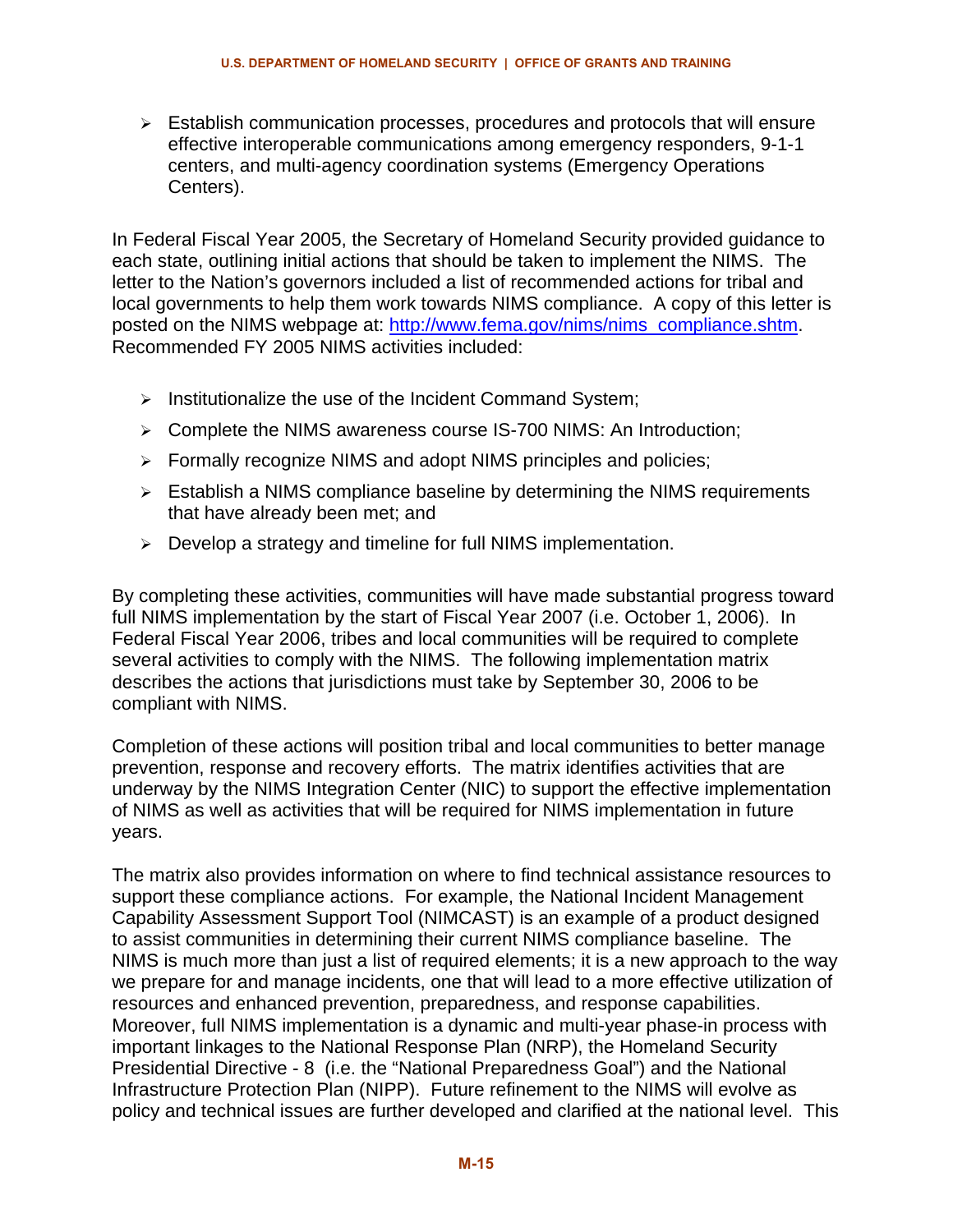- Establish communication processes, procedures and protocols that will ensure effective interoperable communications among emergency responders, 9-1-1 centers, and multi-agency coordination systems (Emergency Operations Centers).

In Federal Fiscal Year 2005, the Secretary of Homeland Security provided guidance to each state, outlining initial actions that should be taken to implement the NIMS. The letter to the Nation's governors included a list of recommended actions for tribal and local governments to help them work towards NIMS compliance. A copy of this letter is posted on the NIMS webpage at: http://www.fema.gov/nims/nims_compliance.shtm. Recommended FY 2005 NIMS activities included:

- Institutionalize the use of the Incident Command System;
- Complete the NIMS awareness course IS-700 NIMS: An Introduction;
- Formally recognize NIMS and adopt NIMS principles and policies;
- Establish a NIMS compliance baseline by determining the NIMS requirements that have already been met; and
- Develop a strategy and timeline for full NIMS implementation.

By completing these activities, communities will have made substantial progress toward full NIMS implementation by the start of Fiscal Year 2007 (i.e. October 1, 2006). In Federal Fiscal Year 2006, tribes and local communities will be required to complete several activities to comply with the NIMS. The following implementation matrix describes the actions that jurisdictions must take by September 30, 2006 to be compliant with NIMS.

Completion of these actions will position tribal and local communities to better manage prevention, response and recovery efforts. The matrix identifies activities that are underway by the NIMS Integration Center (NIC) to support the effective implementation of NIMS as well as activities that will be required for NIMS implementation in future years.

The matrix also provides information on where to find technical assistance resources to support these compliance actions. For example, the National Incident Management Capability Assessment Support Tool (NIMCAST) is an example of a product designed to assist communities in determining their current NIMS compliance baseline. The NIMS is much more than just a list of required elements; it is a new approach to the way we prepare for and manage incidents, one that will lead to a more effective utilization of resources and enhanced prevention, preparedness, and response capabilities. Moreover, full NIMS implementation is a dynamic and multi-year phase-in process with important linkages to the National Response Plan (NRP), the Homeland Security Presidential Directive - 8 (i.e. the "National Preparedness Goal") and the National Infrastructure Protection Plan (NIPP). Future refinement to the NIMS will evolve as policy and technical issues are further developed and clarified at the national level. This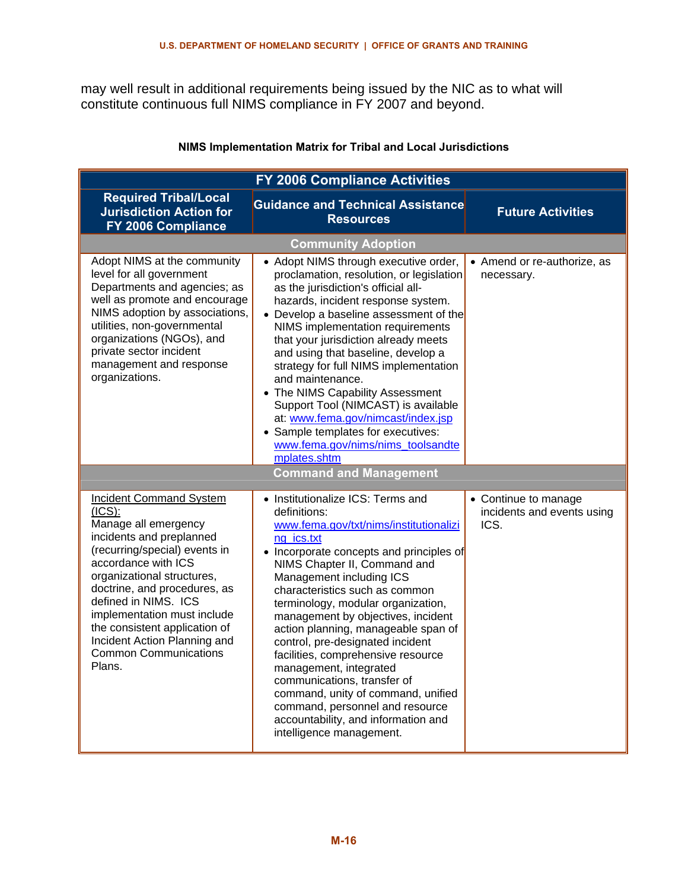may well result in additional requirements being issued by the NIC as to what will constitute continuous full NIMS compliance in FY 2007 and beyond.

**NIMS Implementation Matrix for Tribal and Local Jurisdictions**

| FY 2006 Compliance Activities | | |
|---|---|---|
| **Required Tribal/Local Jurisdiction Action for FY 2006 Compliance** | **Guidance and Technical Assistance Resources** | **Future Activities** |
| **Community Adoption** | | |
| Adopt NIMS at the community level for all government Departments and agencies; as well as promote and encourage NIMS adoption by associations, utilities, non-governmental organizations (NGOs), and private sector incident management and response organizations. | • Adopt NIMS through executive order, proclamation, resolution, or legislation as the jurisdiction's official all-hazards, incident response system.<br>• Develop a baseline assessment of the NIMS implementation requirements that your jurisdiction already meets and using that baseline, develop a strategy for full NIMS implementation and maintenance.<br>• The NIMS Capability Assessment Support Tool (NIMCAST) is available at: www.fema.gov/nimcast/index.jsp<br>• Sample templates for executives: www.fema.gov/nims/nims_toolsandtemplates.shtm | • Amend or re-authorize, as necessary. |
| **Command and Management** | | |
| Incident Command System (ICS):<br>Manage all emergency incidents and preplanned (recurring/special) events in accordance with ICS organizational structures, doctrine, and procedures, as defined in NIMS. ICS implementation must include the consistent application of Incident Action Planning and Common Communications Plans. | • Institutionalize ICS: Terms and definitions: www.fema.gov/txt/nims/institutionalizing_ics.txt<br>• Incorporate concepts and principles of NIMS Chapter II, Command and Management including ICS characteristics such as common terminology, modular organization, management by objectives, incident action planning, manageable span of control, pre-designated incident facilities, comprehensive resource management, integrated communications, transfer of command, unity of command, unified command, personnel and resource accountability, and information and intelligence management. | • Continue to manage incidents and events using ICS. |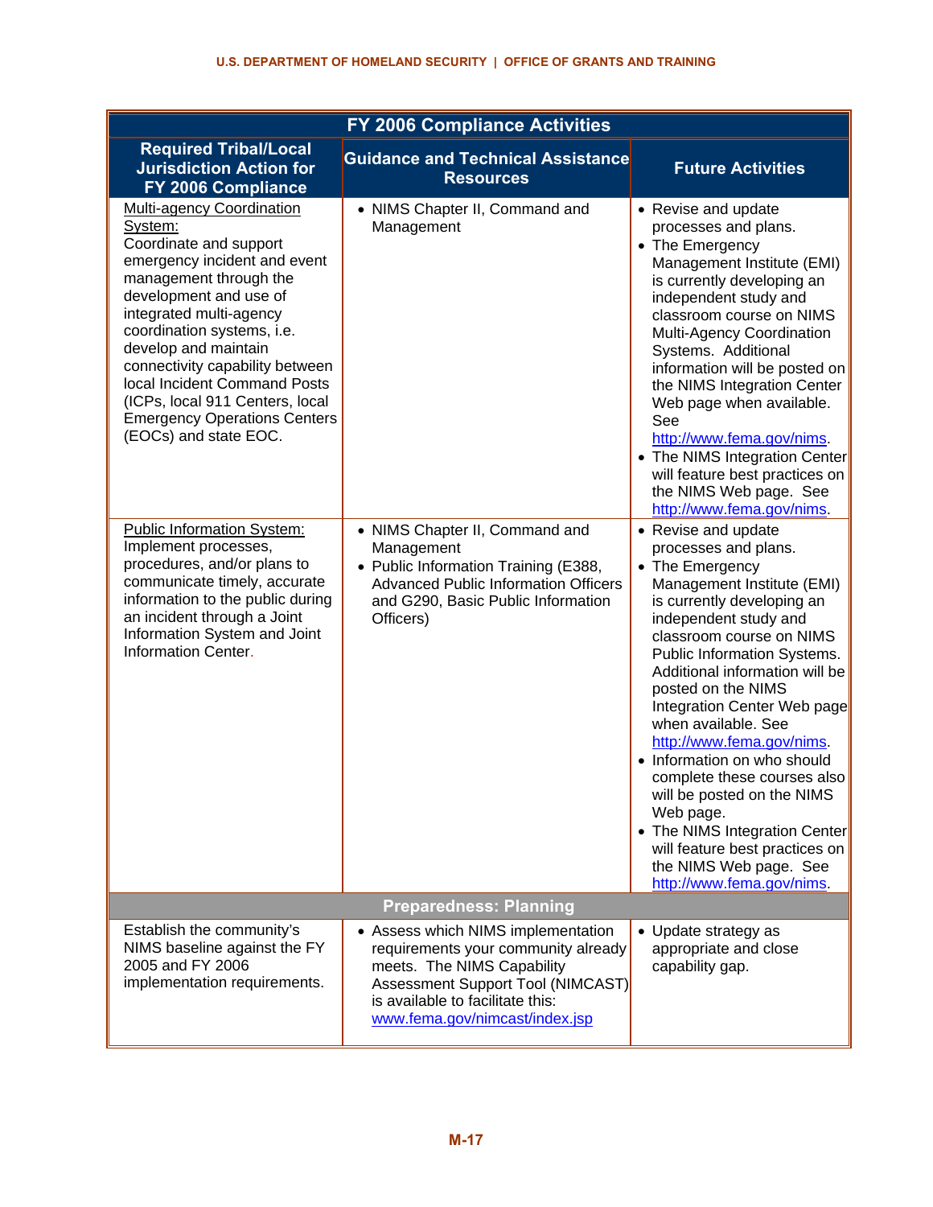| FY 2006 Compliance Activities | | |
|---|---|---|
| **Required Tribal/Local Jurisdiction Action for FY 2006 Compliance** | **Guidance and Technical Assistance Resources** | **Future Activities** |
| Multi-agency Coordination System: Coordinate and support emergency incident and event management through the development and use of integrated multi-agency coordination systems, i.e. develop and maintain connectivity capability between local Incident Command Posts (ICPs, local 911 Centers, local Emergency Operations Centers (EOCs) and state EOC. | • NIMS Chapter II, Command and Management | • Revise and update processes and plans.<br>• The Emergency Management Institute (EMI) is currently developing an independent study and classroom course on NIMS Multi-Agency Coordination Systems. Additional information will be posted on the NIMS Integration Center Web page when available. See http://www.fema.gov/nims.<br>• The NIMS Integration Center will feature best practices on the NIMS Web page. See http://www.fema.gov/nims. |
| Public Information System: Implement processes, procedures, and/or plans to communicate timely, accurate information to the public during an incident through a Joint Information System and Joint Information Center. | • NIMS Chapter II, Command and Management<br>• Public Information Training (E388, Advanced Public Information Officers and G290, Basic Public Information Officers) | • Revise and update processes and plans.<br>• The Emergency Management Institute (EMI) is currently developing an independent study and classroom course on NIMS Public Information Systems. Additional information will be posted on the NIMS Integration Center Web page when available. See http://www.fema.gov/nims.<br>• Information on who should complete these courses also will be posted on the NIMS Web page.<br>• The NIMS Integration Center will feature best practices on the NIMS Web page. See http://www.fema.gov/nims. |
| **Preparedness: Planning** | | |
| Establish the community's NIMS baseline against the FY 2005 and FY 2006 implementation requirements. | • Assess which NIMS implementation requirements your community already meets. The NIMS Capability Assessment Support Tool (NIMCAST) is available to facilitate this: www.fema.gov/nimcast/index.jsp | • Update strategy as appropriate and close capability gap. |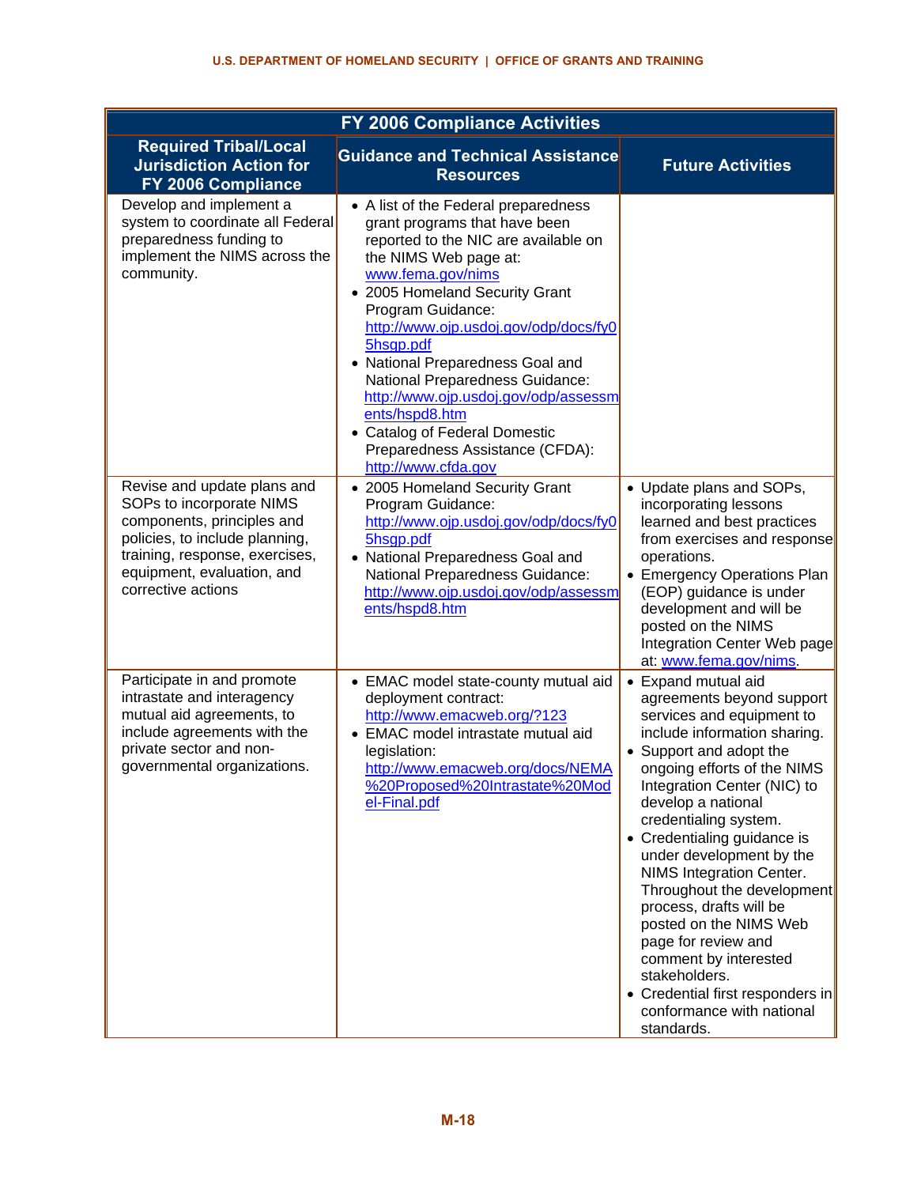| FY 2006 Compliance Activities | | |
|---|---|---|
| **Required Tribal/Local Jurisdiction Action for FY 2006 Compliance** | **Guidance and Technical Assistance Resources** | **Future Activities** |
| Develop and implement a system to coordinate all Federal preparedness funding to implement the NIMS across the community. | • A list of the Federal preparedness grant programs that have been reported to the NIC are available on the NIMS Web page at: www.fema.gov/nims <br>• 2005 Homeland Security Grant Program Guidance: http://www.ojp.usdoj.gov/odp/docs/fy05hsgp.pdf <br>• National Preparedness Goal and National Preparedness Guidance: http://www.ojp.usdoj.gov/odp/assessments/hspd8.htm <br>• Catalog of Federal Domestic Preparedness Assistance (CFDA): http://www.cfda.gov | |
| Revise and update plans and SOPs to incorporate NIMS components, principles and policies, to include planning, training, response, exercises, equipment, evaluation, and corrective actions | • 2005 Homeland Security Grant Program Guidance: http://www.ojp.usdoj.gov/odp/docs/fy05hsgp.pdf <br>• National Preparedness Goal and National Preparedness Guidance: http://www.ojp.usdoj.gov/odp/assessments/hspd8.htm | • Update plans and SOPs, incorporating lessons learned and best practices from exercises and response operations. <br>• Emergency Operations Plan (EOP) guidance is under development and will be posted on the NIMS Integration Center Web page at: www.fema.gov/nims. |
| Participate in and promote intrastate and interagency mutual aid agreements, to include agreements with the private sector and non-governmental organizations. | • EMAC model state-county mutual aid deployment contract: http://www.emacweb.org/?123 <br>• EMAC model intrastate mutual aid legislation: http://www.emacweb.org/docs/NEMA%20Proposed%20Intrastate%20Model-Final.pdf | • Expand mutual aid agreements beyond support services and equipment to include information sharing. <br>• Support and adopt the ongoing efforts of the NIMS Integration Center (NIC) to develop a national credentialing system. <br>• Credentialing guidance is under development by the NIMS Integration Center. Throughout the development process, drafts will be posted on the NIMS Web page for review and comment by interested stakeholders. <br>• Credential first responders in conformance with national standards. |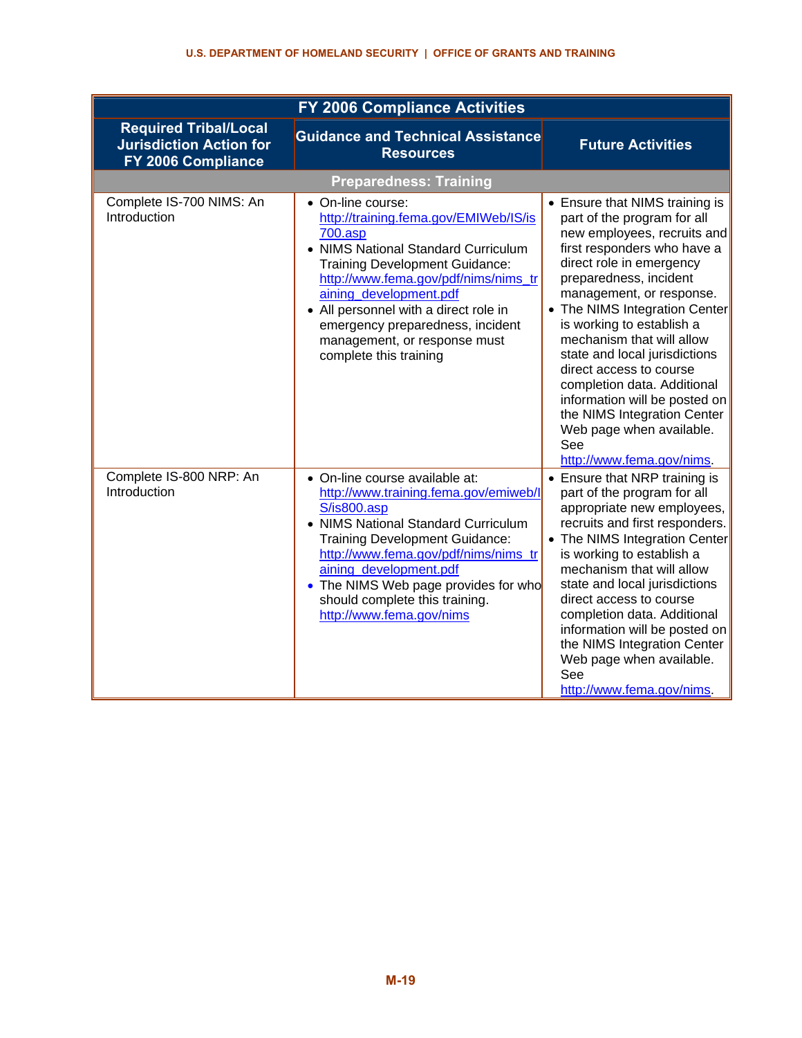| FY 2006 Compliance Activities | | |
|---|---|---|
| **Required Tribal/Local Jurisdiction Action for FY 2006 Compliance** | **Guidance and Technical Assistance Resources** | **Future Activities** |
| **Preparedness: Training** | | |
| Complete IS-700 NIMS: An Introduction | • On-line course: http://training.fema.gov/EMIWeb/IS/is700.asp<br>• NIMS National Standard Curriculum Training Development Guidance: http://www.fema.gov/pdf/nims/nims_training_development.pdf<br>• All personnel with a direct role in emergency preparedness, incident management, or response must complete this training | • Ensure that NIMS training is part of the program for all new employees, recruits and first responders who have a direct role in emergency preparedness, incident management, or response.<br>• The NIMS Integration Center is working to establish a mechanism that will allow state and local jurisdictions direct access to course completion data. Additional information will be posted on the NIMS Integration Center Web page when available. See http://www.fema.gov/nims. |
| Complete IS-800 NRP: An Introduction | • On-line course available at: http://www.training.fema.gov/emiweb/IS/is800.asp<br>• NIMS National Standard Curriculum Training Development Guidance: http://www.fema.gov/pdf/nims/nims_training_development.pdf<br>• The NIMS Web page provides for who should complete this training. http://www.fema.gov/nims | • Ensure that NRP training is part of the program for all appropriate new employees, recruits and first responders.<br>• The NIMS Integration Center is working to establish a mechanism that will allow state and local jurisdictions direct access to course completion data. Additional information will be posted on the NIMS Integration Center Web page when available. See http://www.fema.gov/nims. |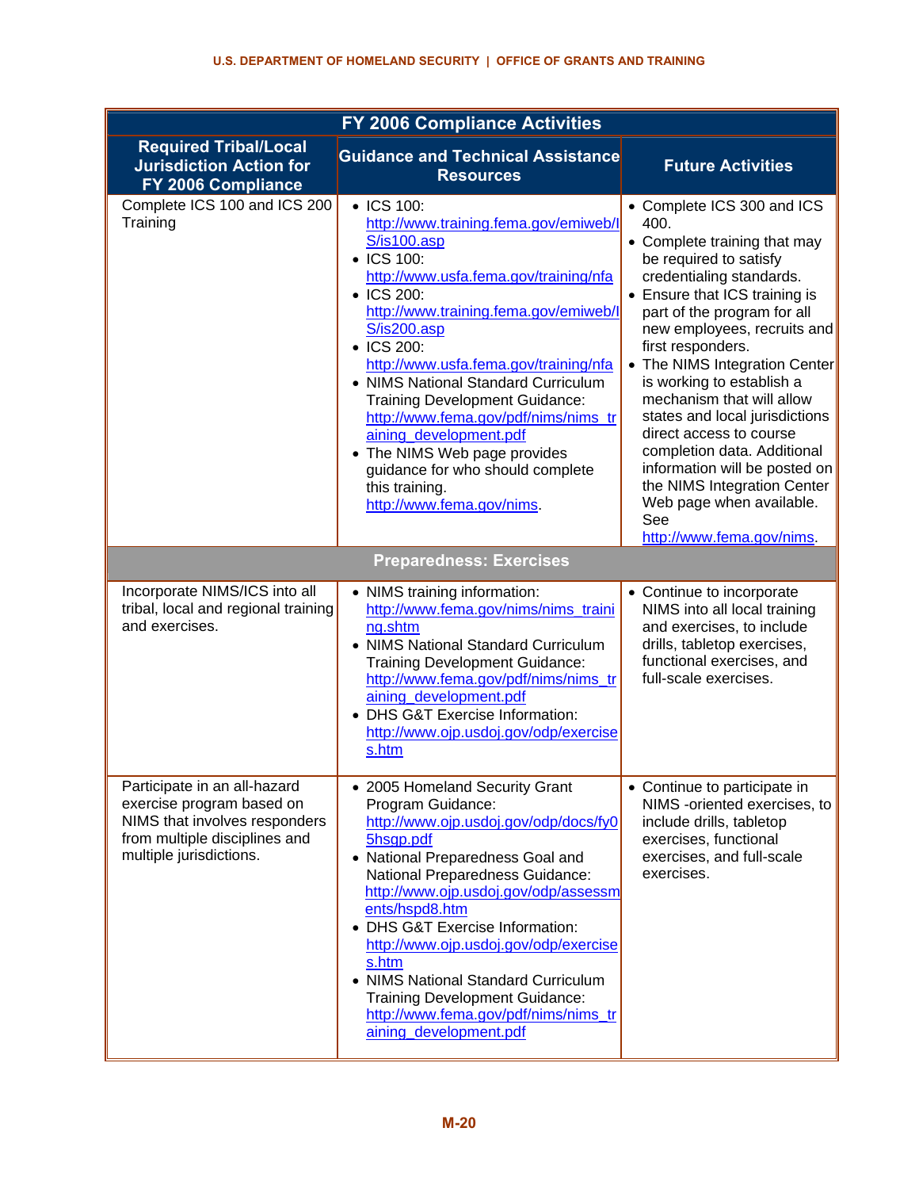| FY 2006 Compliance Activities | | |
|---|---|---|
| **Required Tribal/Local Jurisdiction Action for FY 2006 Compliance** | **Guidance and Technical Assistance Resources** | **Future Activities** |
| Complete ICS 100 and ICS 200 Training | • ICS 100: http://www.training.fema.gov/emiweb/IS/is100.asp<br>• ICS 100: http://www.usfa.fema.gov/training/nfa<br>• ICS 200: http://www.training.fema.gov/emiweb/IS/is200.asp<br>• ICS 200: http://www.usfa.fema.gov/training/nfa<br>• NIMS National Standard Curriculum Training Development Guidance: http://www.fema.gov/pdf/nims/nims_training_development.pdf<br>• The NIMS Web page provides guidance for who should complete this training. http://www.fema.gov/nims. | • Complete ICS 300 and ICS 400.<br>• Complete training that may be required to satisfy credentialing standards.<br>• Ensure that ICS training is part of the program for all new employees, recruits and first responders.<br>• The NIMS Integration Center is working to establish a mechanism that will allow states and local jurisdictions direct access to course completion data. Additional information will be posted on the NIMS Integration Center Web page when available. See http://www.fema.gov/nims. |
| **Preparedness: Exercises** | | |
| Incorporate NIMS/ICS into all tribal, local and regional training and exercises. | • NIMS training information: http://www.fema.gov/nims/nims_training.shtm<br>• NIMS National Standard Curriculum Training Development Guidance: http://www.fema.gov/pdf/nims/nims_training_development.pdf<br>• DHS G&T Exercise Information: http://www.ojp.usdoj.gov/odp/exercises.htm | • Continue to incorporate NIMS into all local training and exercises, to include drills, tabletop exercises, functional exercises, and full-scale exercises. |
| Participate in an all-hazard exercise program based on NIMS that involves responders from multiple disciplines and multiple jurisdictions. | • 2005 Homeland Security Grant Program Guidance: http://www.ojp.usdoj.gov/odp/docs/fy05hsgp.pdf<br>• National Preparedness Goal and National Preparedness Guidance: http://www.ojp.usdoj.gov/odp/assessments/hspd8.htm<br>• DHS G&T Exercise Information: http://www.ojp.usdoj.gov/odp/exercises.htm<br>• NIMS National Standard Curriculum Training Development Guidance: http://www.fema.gov/pdf/nims/nims_training_development.pdf | • Continue to participate in NIMS -oriented exercises, to include drills, tabletop exercises, functional exercises, and full-scale exercises. |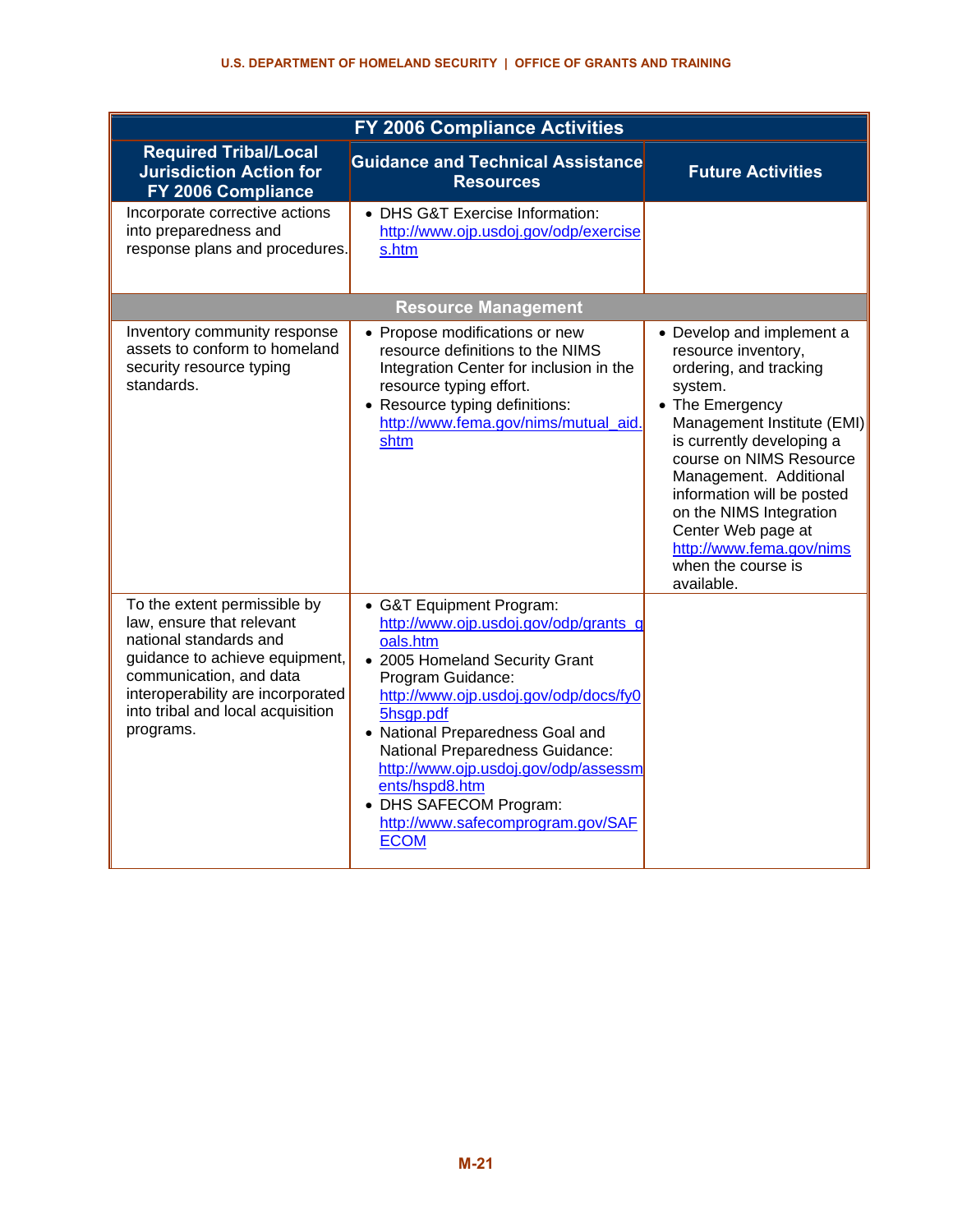| FY 2006 Compliance Activities | | |
|---|---|---|
| **Required Tribal/Local Jurisdiction Action for FY 2006 Compliance** | **Guidance and Technical Assistance Resources** | **Future Activities** |
| Incorporate corrective actions into preparedness and response plans and procedures. | • DHS G&T Exercise Information: http://www.ojp.usdoj.gov/odp/exercises.htm | |
| **Resource Management** | | |
| Inventory community response assets to conform to homeland security resource typing standards. | • Propose modifications or new resource definitions to the NIMS Integration Center for inclusion in the resource typing effort.<br>• Resource typing definitions: http://www.fema.gov/nims/mutual_aid.shtm | • Develop and implement a resource inventory, ordering, and tracking system.<br>• The Emergency Management Institute (EMI) is currently developing a course on NIMS Resource Management. Additional information will be posted on the NIMS Integration Center Web page at http://www.fema.gov/nims when the course is available. |
| To the extent permissible by law, ensure that relevant national standards and guidance to achieve equipment, communication, and data interoperability are incorporated into tribal and local acquisition programs. | • G&T Equipment Program: http://www.ojp.usdoj.gov/odp/grants_goals.htm<br>• 2005 Homeland Security Grant Program Guidance: http://www.ojp.usdoj.gov/odp/docs/fy05hsgp.pdf<br>• National Preparedness Goal and National Preparedness Guidance: http://www.ojp.usdoj.gov/odp/assessments/hspd8.htm<br>• DHS SAFECOM Program: http://www.safecomprogram.gov/SAFECOM | |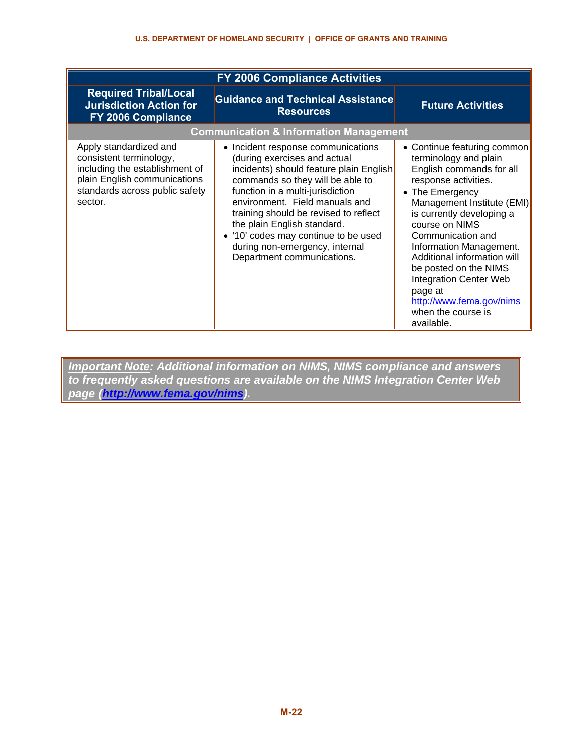| FY 2006 Compliance Activities | | |
|---|---|---|
| **Required Tribal/Local Jurisdiction Action for FY 2006 Compliance** | **Guidance and Technical Assistance Resources** | **Future Activities** |
| **Communication & Information Management** | | |
| Apply standardized and consistent terminology, including the establishment of plain English communications standards across public safety sector. | • Incident response communications (during exercises and actual incidents) should feature plain English commands so they will be able to function in a multi-jurisdiction environment. Field manuals and training should be revised to reflect the plain English standard.<br>• '10' codes may continue to be used during non-emergency, internal Department communications. | • Continue featuring common terminology and plain English commands for all response activities.<br>• The Emergency Management Institute (EMI) is currently developing a course on NIMS Communication and Information Management. Additional information will be posted on the NIMS Integration Center Web page at http://www.fema.gov/nims when the course is available. |

***Important Note*: Additional information on NIMS, NIMS compliance and answers to frequently asked questions are available on the NIMS Integration Center Web page (http://www.fema.gov/nims).**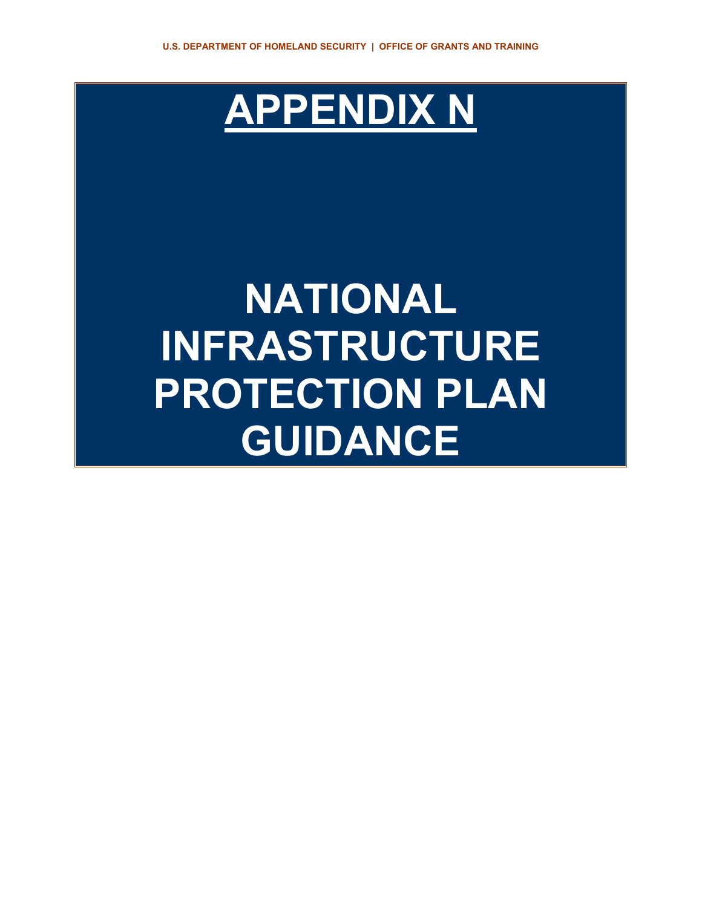# APPENDIX N

# NATIONAL INFRASTRUCTURE PROTECTION PLAN GUIDANCE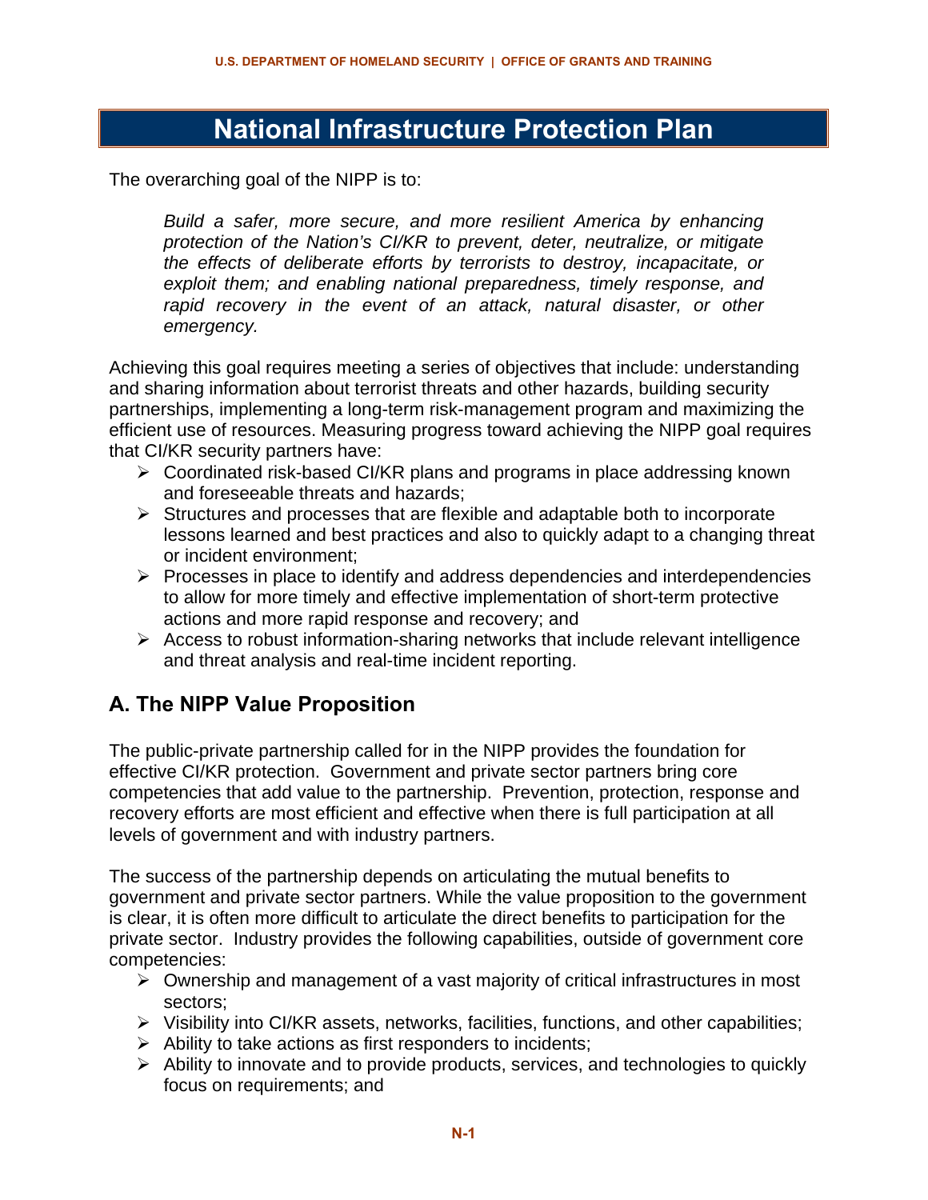# National Infrastructure Protection Plan

The overarching goal of the NIPP is to:

> *Build a safer, more secure, and more resilient America by enhancing protection of the Nation's CI/KR to prevent, deter, neutralize, or mitigate the effects of deliberate efforts by terrorists to destroy, incapacitate, or exploit them; and enabling national preparedness, timely response, and rapid recovery in the event of an attack, natural disaster, or other emergency.*

Achieving this goal requires meeting a series of objectives that include: understanding and sharing information about terrorist threats and other hazards, building security partnerships, implementing a long-term risk-management program and maximizing the efficient use of resources. Measuring progress toward achieving the NIPP goal requires that CI/KR security partners have:

- Coordinated risk-based CI/KR plans and programs in place addressing known and foreseeable threats and hazards;
- Structures and processes that are flexible and adaptable both to incorporate lessons learned and best practices and also to quickly adapt to a changing threat or incident environment;
- Processes in place to identify and address dependencies and interdependencies to allow for more timely and effective implementation of short-term protective actions and more rapid response and recovery; and
- Access to robust information-sharing networks that include relevant intelligence and threat analysis and real-time incident reporting.

## A. The NIPP Value Proposition

The public-private partnership called for in the NIPP provides the foundation for effective CI/KR protection. Government and private sector partners bring core competencies that add value to the partnership. Prevention, protection, response and recovery efforts are most efficient and effective when there is full participation at all levels of government and with industry partners.

The success of the partnership depends on articulating the mutual benefits to government and private sector partners. While the value proposition to the government is clear, it is often more difficult to articulate the direct benefits to participation for the private sector. Industry provides the following capabilities, outside of government core competencies:

- Ownership and management of a vast majority of critical infrastructures in most sectors;
- Visibility into CI/KR assets, networks, facilities, functions, and other capabilities;
- Ability to take actions as first responders to incidents;
- Ability to innovate and to provide products, services, and technologies to quickly focus on requirements; and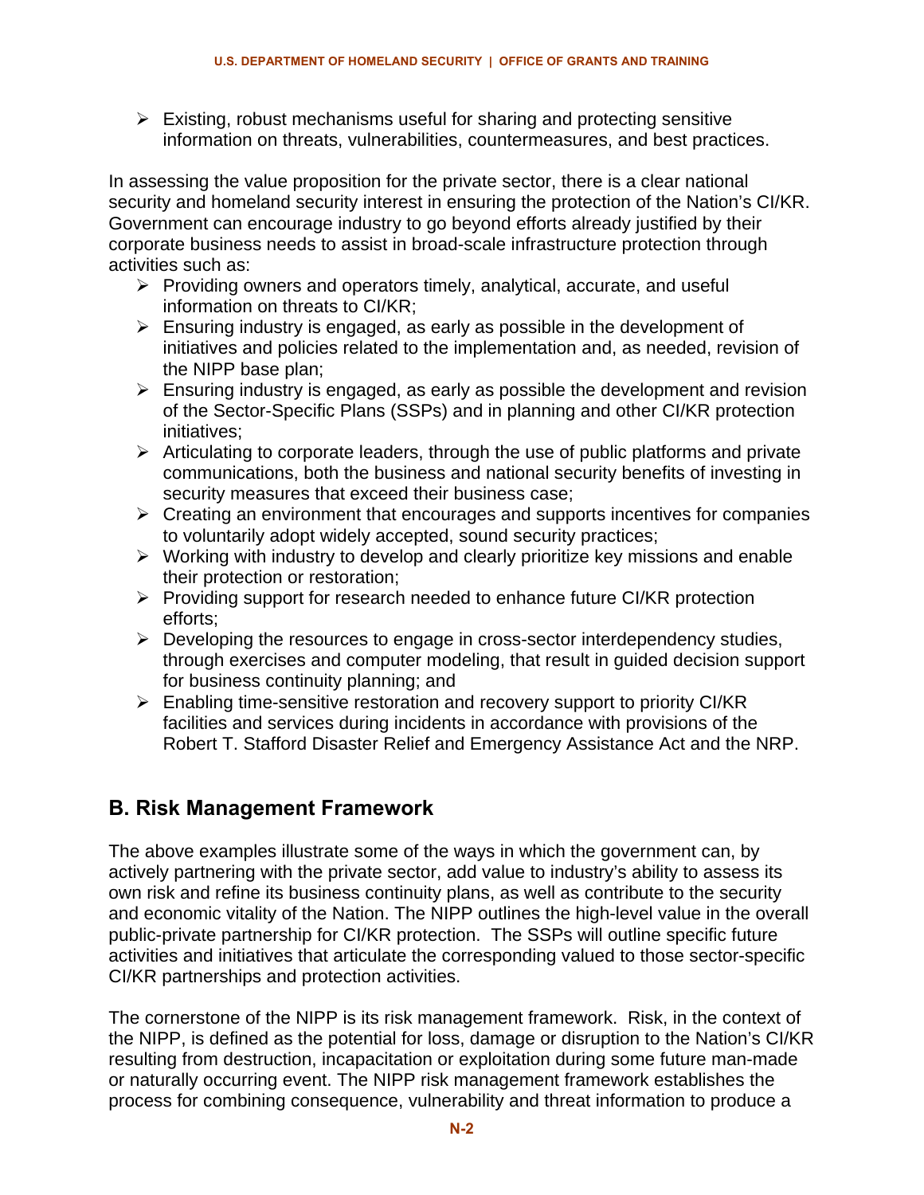- Existing, robust mechanisms useful for sharing and protecting sensitive information on threats, vulnerabilities, countermeasures, and best practices.

In assessing the value proposition for the private sector, there is a clear national security and homeland security interest in ensuring the protection of the Nation's CI/KR. Government can encourage industry to go beyond efforts already justified by their corporate business needs to assist in broad-scale infrastructure protection through activities such as:

- Providing owners and operators timely, analytical, accurate, and useful information on threats to CI/KR;
- Ensuring industry is engaged, as early as possible in the development of initiatives and policies related to the implementation and, as needed, revision of the NIPP base plan;
- Ensuring industry is engaged, as early as possible the development and revision of the Sector-Specific Plans (SSPs) and in planning and other CI/KR protection initiatives;
- Articulating to corporate leaders, through the use of public platforms and private communications, both the business and national security benefits of investing in security measures that exceed their business case;
- Creating an environment that encourages and supports incentives for companies to voluntarily adopt widely accepted, sound security practices;
- Working with industry to develop and clearly prioritize key missions and enable their protection or restoration;
- Providing support for research needed to enhance future CI/KR protection efforts;
- Developing the resources to engage in cross-sector interdependency studies, through exercises and computer modeling, that result in guided decision support for business continuity planning; and
- Enabling time-sensitive restoration and recovery support to priority CI/KR facilities and services during incidents in accordance with provisions of the Robert T. Stafford Disaster Relief and Emergency Assistance Act and the NRP.

## B. Risk Management Framework

The above examples illustrate some of the ways in which the government can, by actively partnering with the private sector, add value to industry's ability to assess its own risk and refine its business continuity plans, as well as contribute to the security and economic vitality of the Nation. The NIPP outlines the high-level value in the overall public-private partnership for CI/KR protection. The SSPs will outline specific future activities and initiatives that articulate the corresponding valued to those sector-specific CI/KR partnerships and protection activities.

The cornerstone of the NIPP is its risk management framework. Risk, in the context of the NIPP, is defined as the potential for loss, damage or disruption to the Nation's CI/KR resulting from destruction, incapacitation or exploitation during some future man-made or naturally occurring event. The NIPP risk management framework establishes the process for combining consequence, vulnerability and threat information to produce a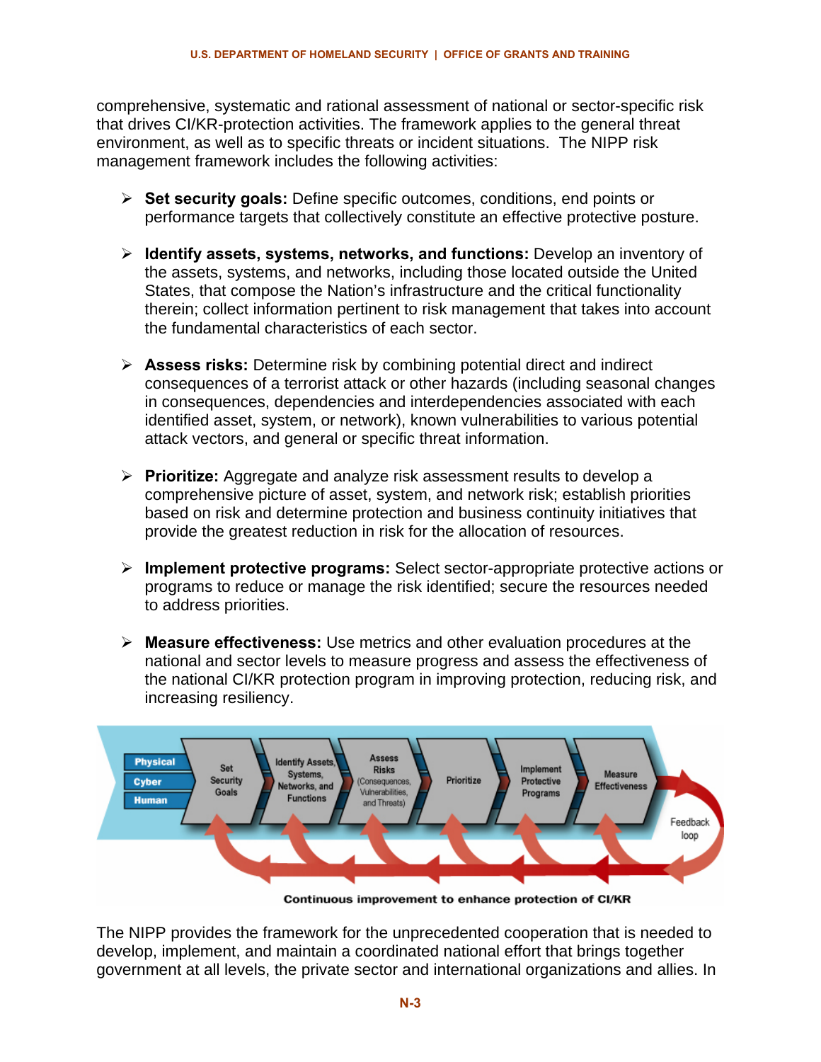comprehensive, systematic and rational assessment of national or sector-specific risk that drives CI/KR-protection activities. The framework applies to the general threat environment, as well as to specific threats or incident situations. The NIPP risk management framework includes the following activities:

- **Set security goals:** Define specific outcomes, conditions, end points or performance targets that collectively constitute an effective protective posture.

- **Identify assets, systems, networks, and functions:** Develop an inventory of the assets, systems, and networks, including those located outside the United States, that compose the Nation's infrastructure and the critical functionality therein; collect information pertinent to risk management that takes into account the fundamental characteristics of each sector.

- **Assess risks:** Determine risk by combining potential direct and indirect consequences of a terrorist attack or other hazards (including seasonal changes in consequences, dependencies and interdependencies associated with each identified asset, system, or network), known vulnerabilities to various potential attack vectors, and general or specific threat information.

- **Prioritize:** Aggregate and analyze risk assessment results to develop a comprehensive picture of asset, system, and network risk; establish priorities based on risk and determine protection and business continuity initiatives that provide the greatest reduction in risk for the allocation of resources.

- **Implement protective programs:** Select sector-appropriate protective actions or programs to reduce or manage the risk identified; secure the resources needed to address priorities.

- **Measure effectiveness:** Use metrics and other evaluation procedures at the national and sector levels to measure progress and assess the effectiveness of the national CI/KR protection program in improving protection, reducing risk, and increasing resiliency.

Physical
Cyber
Human
Set Security Goals
Identify Assets, Systems, Networks, and Functions
Assess Risks (Consequences, Vulnerabilities, and Threats)
Prioritize
Implement Protective Programs
Measure Effectiveness
Feedback loop
Continuous improvement to enhance protection of CI/KR

The NIPP provides the framework for the unprecedented cooperation that is needed to develop, implement, and maintain a coordinated national effort that brings together government at all levels, the private sector and international organizations and allies. In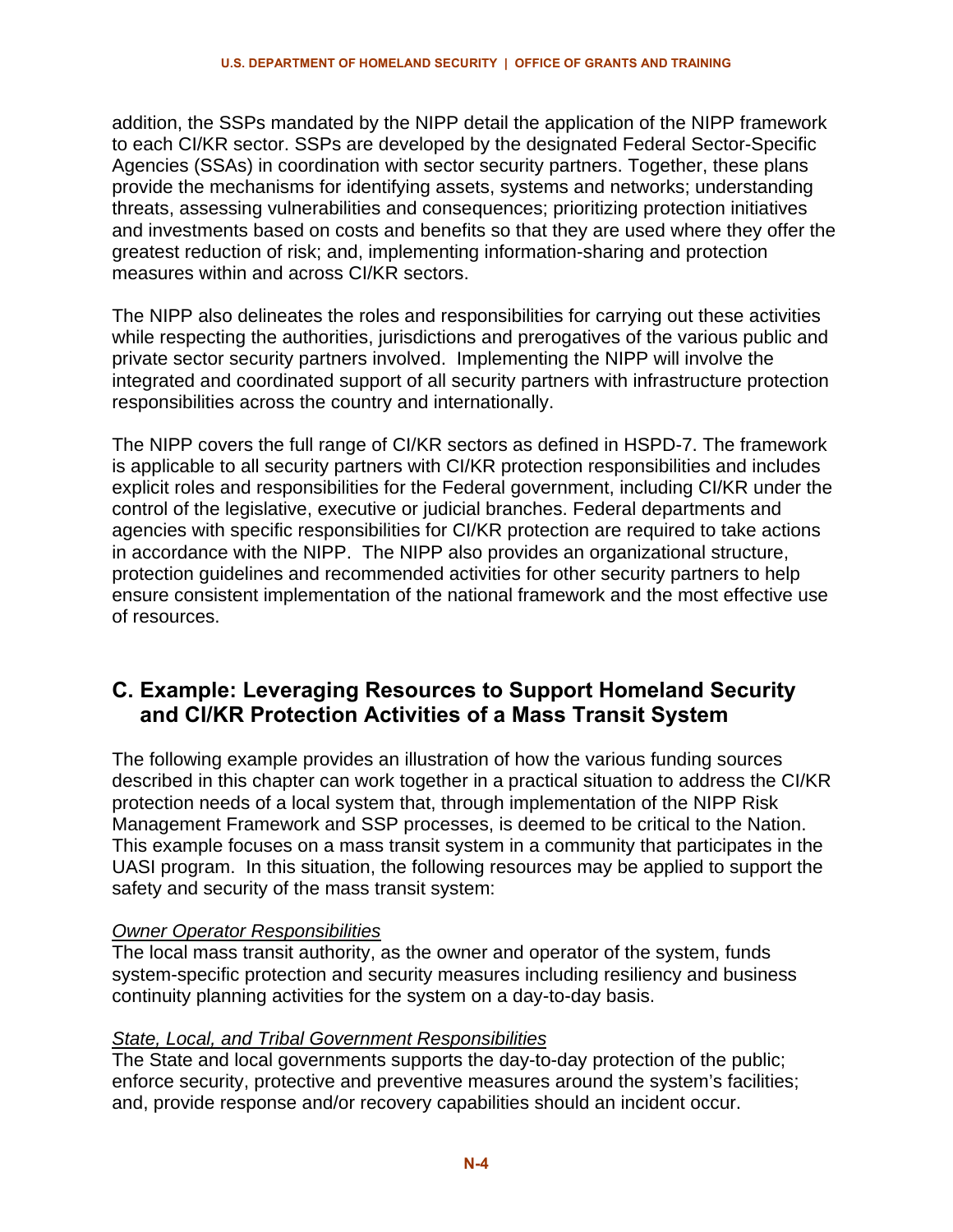addition, the SSPs mandated by the NIPP detail the application of the NIPP framework to each CI/KR sector. SSPs are developed by the designated Federal Sector-Specific Agencies (SSAs) in coordination with sector security partners. Together, these plans provide the mechanisms for identifying assets, systems and networks; understanding threats, assessing vulnerabilities and consequences; prioritizing protection initiatives and investments based on costs and benefits so that they are used where they offer the greatest reduction of risk; and, implementing information-sharing and protection measures within and across CI/KR sectors.

The NIPP also delineates the roles and responsibilities for carrying out these activities while respecting the authorities, jurisdictions and prerogatives of the various public and private sector security partners involved. Implementing the NIPP will involve the integrated and coordinated support of all security partners with infrastructure protection responsibilities across the country and internationally.

The NIPP covers the full range of CI/KR sectors as defined in HSPD-7. The framework is applicable to all security partners with CI/KR protection responsibilities and includes explicit roles and responsibilities for the Federal government, including CI/KR under the control of the legislative, executive or judicial branches. Federal departments and agencies with specific responsibilities for CI/KR protection are required to take actions in accordance with the NIPP. The NIPP also provides an organizational structure, protection guidelines and recommended activities for other security partners to help ensure consistent implementation of the national framework and the most effective use of resources.

## C. Example: Leveraging Resources to Support Homeland Security and CI/KR Protection Activities of a Mass Transit System

The following example provides an illustration of how the various funding sources described in this chapter can work together in a practical situation to address the CI/KR protection needs of a local system that, through implementation of the NIPP Risk Management Framework and SSP processes, is deemed to be critical to the Nation. This example focuses on a mass transit system in a community that participates in the UASI program. In this situation, the following resources may be applied to support the safety and security of the mass transit system:

*<u>Owner Operator Responsibilities</u>*
The local mass transit authority, as the owner and operator of the system, funds system-specific protection and security measures including resiliency and business continuity planning activities for the system on a day-to-day basis.

*<u>State, Local, and Tribal Government Responsibilities</u>*
The State and local governments supports the day-to-day protection of the public; enforce security, protective and preventive measures around the system's facilities; and, provide response and/or recovery capabilities should an incident occur.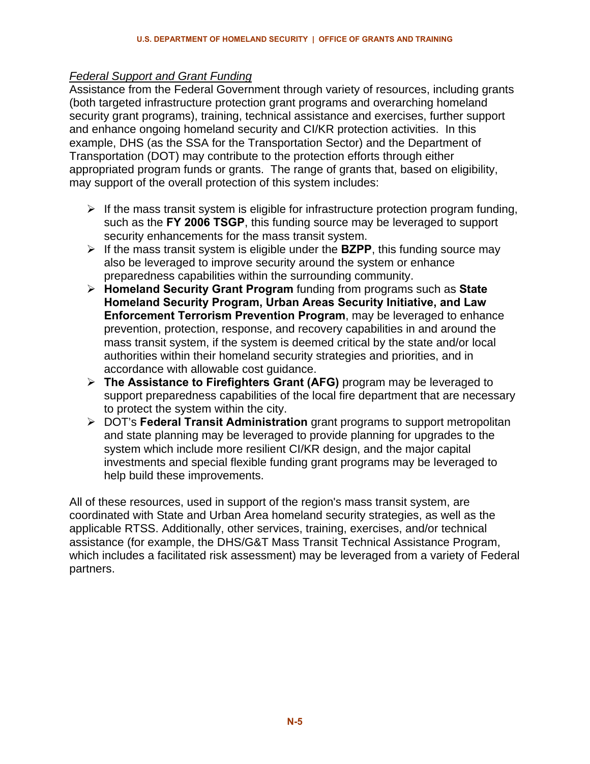*Federal Support and Grant Funding*

Assistance from the Federal Government through variety of resources, including grants (both targeted infrastructure protection grant programs and overarching homeland security grant programs), training, technical assistance and exercises, further support and enhance ongoing homeland security and CI/KR protection activities. In this example, DHS (as the SSA for the Transportation Sector) and the Department of Transportation (DOT) may contribute to the protection efforts through either appropriated program funds or grants. The range of grants that, based on eligibility, may support of the overall protection of this system includes:

- If the mass transit system is eligible for infrastructure protection program funding, such as the **FY 2006 TSGP**, this funding source may be leveraged to support security enhancements for the mass transit system.
- If the mass transit system is eligible under the **BZPP**, this funding source may also be leveraged to improve security around the system or enhance preparedness capabilities within the surrounding community.
- **Homeland Security Grant Program** funding from programs such as **State Homeland Security Program, Urban Areas Security Initiative, and Law Enforcement Terrorism Prevention Program**, may be leveraged to enhance prevention, protection, response, and recovery capabilities in and around the mass transit system, if the system is deemed critical by the state and/or local authorities within their homeland security strategies and priorities, and in accordance with allowable cost guidance.
- **The Assistance to Firefighters Grant (AFG)** program may be leveraged to support preparedness capabilities of the local fire department that are necessary to protect the system within the city.
- DOT's **Federal Transit Administration** grant programs to support metropolitan and state planning may be leveraged to provide planning for upgrades to the system which include more resilient CI/KR design, and the major capital investments and special flexible funding grant programs may be leveraged to help build these improvements.

All of these resources, used in support of the region's mass transit system, are coordinated with State and Urban Area homeland security strategies, as well as the applicable RTSS. Additionally, other services, training, exercises, and/or technical assistance (for example, the DHS/G&T Mass Transit Technical Assistance Program, which includes a facilitated risk assessment) may be leveraged from a variety of Federal partners.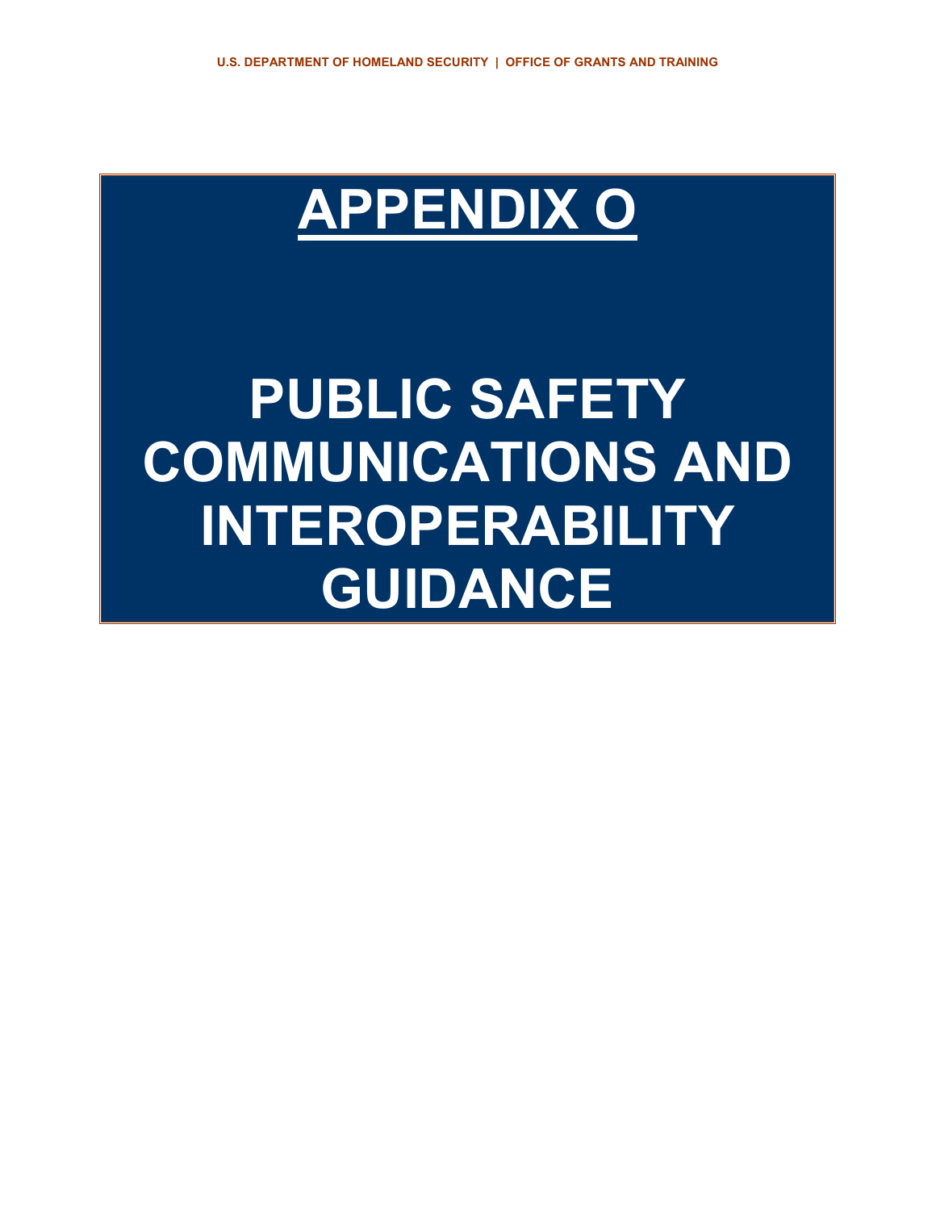# APPENDIX O

# PUBLIC SAFETY COMMUNICATIONS AND INTEROPERABILITY GUIDANCE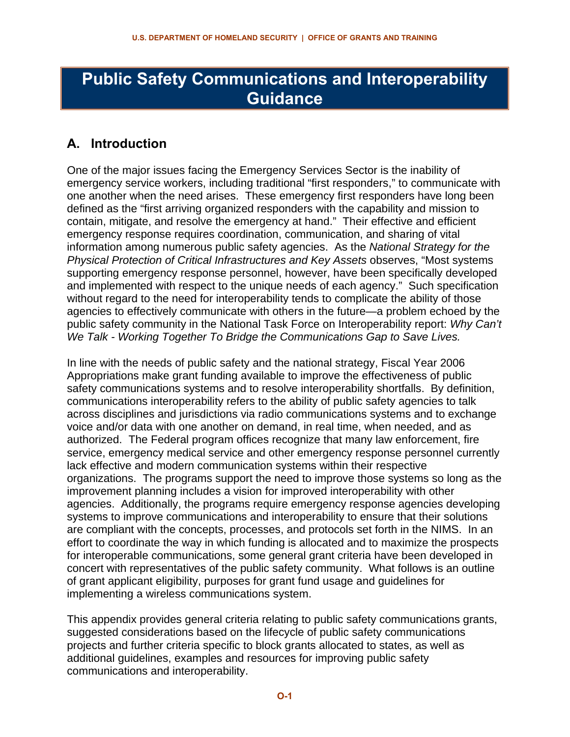# Public Safety Communications and Interoperability Guidance

## A. Introduction

One of the major issues facing the Emergency Services Sector is the inability of emergency service workers, including traditional "first responders," to communicate with one another when the need arises. These emergency first responders have long been defined as the "first arriving organized responders with the capability and mission to contain, mitigate, and resolve the emergency at hand." Their effective and efficient emergency response requires coordination, communication, and sharing of vital information among numerous public safety agencies. As the *National Strategy for the Physical Protection of Critical Infrastructures and Key Assets* observes, "Most systems supporting emergency response personnel, however, have been specifically developed and implemented with respect to the unique needs of each agency." Such specification without regard to the need for interoperability tends to complicate the ability of those agencies to effectively communicate with others in the future—a problem echoed by the public safety community in the National Task Force on Interoperability report: *Why Can't We Talk - Working Together To Bridge the Communications Gap to Save Lives.*

In line with the needs of public safety and the national strategy, Fiscal Year 2006 Appropriations make grant funding available to improve the effectiveness of public safety communications systems and to resolve interoperability shortfalls. By definition, communications interoperability refers to the ability of public safety agencies to talk across disciplines and jurisdictions via radio communications systems and to exchange voice and/or data with one another on demand, in real time, when needed, and as authorized. The Federal program offices recognize that many law enforcement, fire service, emergency medical service and other emergency response personnel currently lack effective and modern communication systems within their respective organizations. The programs support the need to improve those systems so long as the improvement planning includes a vision for improved interoperability with other agencies. Additionally, the programs require emergency response agencies developing systems to improve communications and interoperability to ensure that their solutions are compliant with the concepts, processes, and protocols set forth in the NIMS. In an effort to coordinate the way in which funding is allocated and to maximize the prospects for interoperable communications, some general grant criteria have been developed in concert with representatives of the public safety community. What follows is an outline of grant applicant eligibility, purposes for grant fund usage and guidelines for implementing a wireless communications system.

This appendix provides general criteria relating to public safety communications grants, suggested considerations based on the lifecycle of public safety communications projects and further criteria specific to block grants allocated to states, as well as additional guidelines, examples and resources for improving public safety communications and interoperability.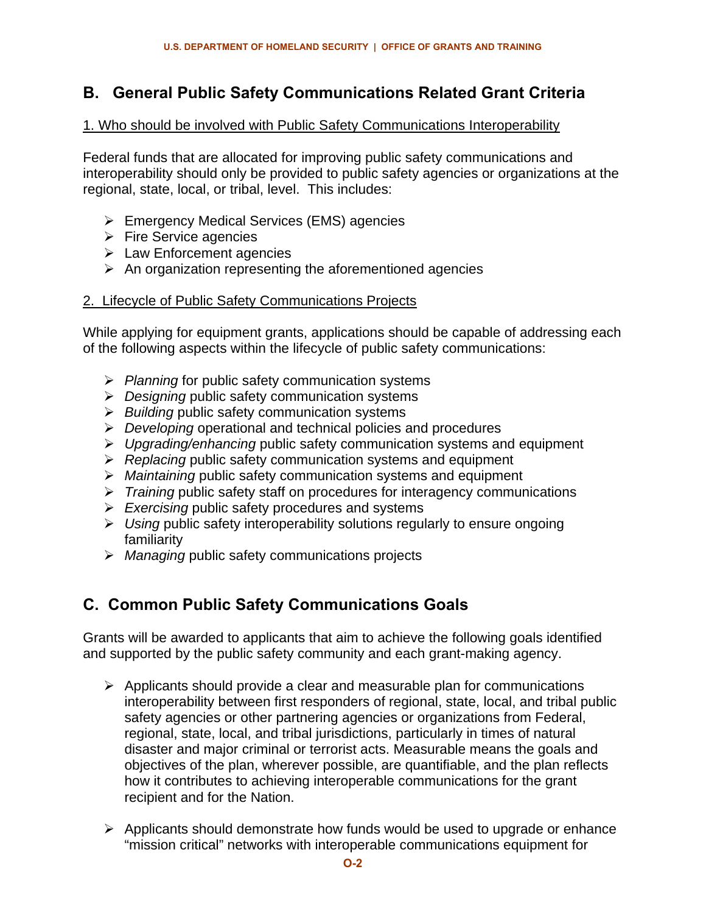## B. General Public Safety Communications Related Grant Criteria

1. Who should be involved with Public Safety Communications Interoperability

Federal funds that are allocated for improving public safety communications and interoperability should only be provided to public safety agencies or organizations at the regional, state, local, or tribal, level. This includes:

- Emergency Medical Services (EMS) agencies
- Fire Service agencies
- Law Enforcement agencies
- An organization representing the aforementioned agencies

2. Lifecycle of Public Safety Communications Projects

While applying for equipment grants, applications should be capable of addressing each of the following aspects within the lifecycle of public safety communications:

- *Planning* for public safety communication systems
- *Designing* public safety communication systems
- *Building* public safety communication systems
- *Developing* operational and technical policies and procedures
- *Upgrading/enhancing* public safety communication systems and equipment
- *Replacing* public safety communication systems and equipment
- *Maintaining* public safety communication systems and equipment
- *Training* public safety staff on procedures for interagency communications
- *Exercising* public safety procedures and systems
- *Using* public safety interoperability solutions regularly to ensure ongoing familiarity
- *Managing* public safety communications projects

## C. Common Public Safety Communications Goals

Grants will be awarded to applicants that aim to achieve the following goals identified and supported by the public safety community and each grant-making agency.

- Applicants should provide a clear and measurable plan for communications interoperability between first responders of regional, state, local, and tribal public safety agencies or other partnering agencies or organizations from Federal, regional, state, local, and tribal jurisdictions, particularly in times of natural disaster and major criminal or terrorist acts. Measurable means the goals and objectives of the plan, wherever possible, are quantifiable, and the plan reflects how it contributes to achieving interoperable communications for the grant recipient and for the Nation.

- Applicants should demonstrate how funds would be used to upgrade or enhance "mission critical" networks with interoperable communications equipment for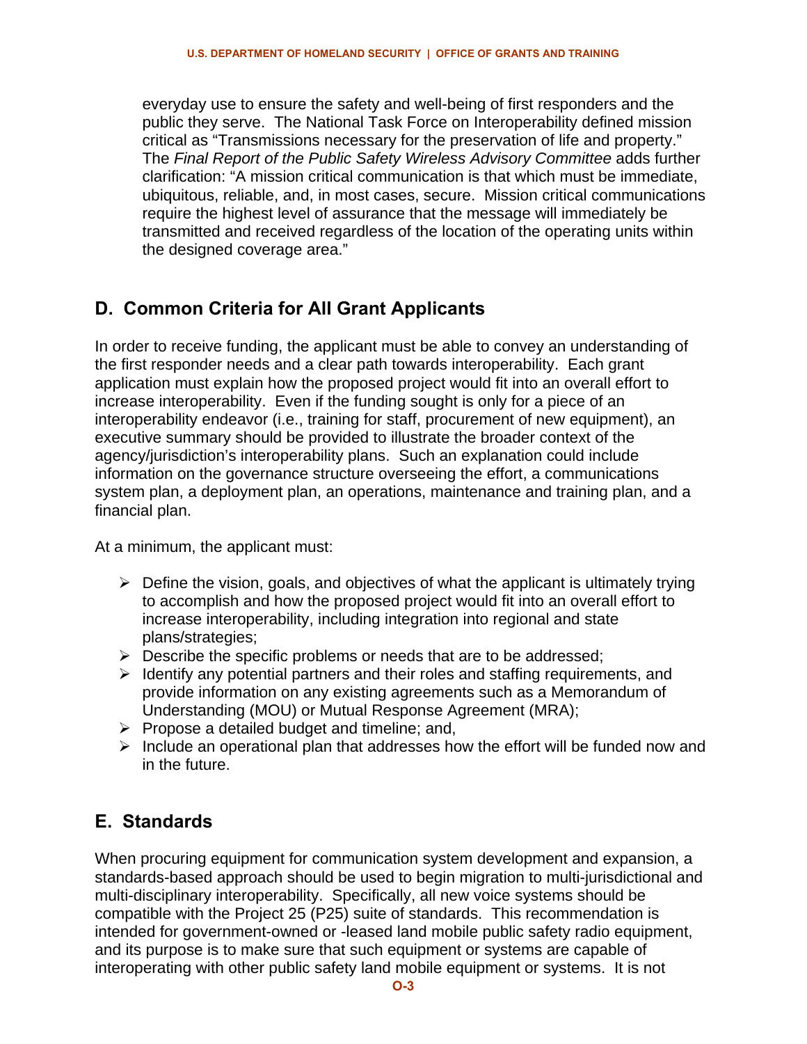everyday use to ensure the safety and well-being of first responders and the public they serve. The National Task Force on Interoperability defined mission critical as "Transmissions necessary for the preservation of life and property." The *Final Report of the Public Safety Wireless Advisory Committee* adds further clarification: "A mission critical communication is that which must be immediate, ubiquitous, reliable, and, in most cases, secure. Mission critical communications require the highest level of assurance that the message will immediately be transmitted and received regardless of the location of the operating units within the designed coverage area."

## D. Common Criteria for All Grant Applicants

In order to receive funding, the applicant must be able to convey an understanding of the first responder needs and a clear path towards interoperability. Each grant application must explain how the proposed project would fit into an overall effort to increase interoperability. Even if the funding sought is only for a piece of an interoperability endeavor (i.e., training for staff, procurement of new equipment), an executive summary should be provided to illustrate the broader context of the agency/jurisdiction's interoperability plans. Such an explanation could include information on the governance structure overseeing the effort, a communications system plan, a deployment plan, an operations, maintenance and training plan, and a financial plan.

At a minimum, the applicant must:

- Define the vision, goals, and objectives of what the applicant is ultimately trying to accomplish and how the proposed project would fit into an overall effort to increase interoperability, including integration into regional and state plans/strategies;
- Describe the specific problems or needs that are to be addressed;
- Identify any potential partners and their roles and staffing requirements, and provide information on any existing agreements such as a Memorandum of Understanding (MOU) or Mutual Response Agreement (MRA);
- Propose a detailed budget and timeline; and,
- Include an operational plan that addresses how the effort will be funded now and in the future.

## E. Standards

When procuring equipment for communication system development and expansion, a standards-based approach should be used to begin migration to multi-jurisdictional and multi-disciplinary interoperability. Specifically, all new voice systems should be compatible with the Project 25 (P25) suite of standards. This recommendation is intended for government-owned or -leased land mobile public safety radio equipment, and its purpose is to make sure that such equipment or systems are capable of interoperating with other public safety land mobile equipment or systems. It is not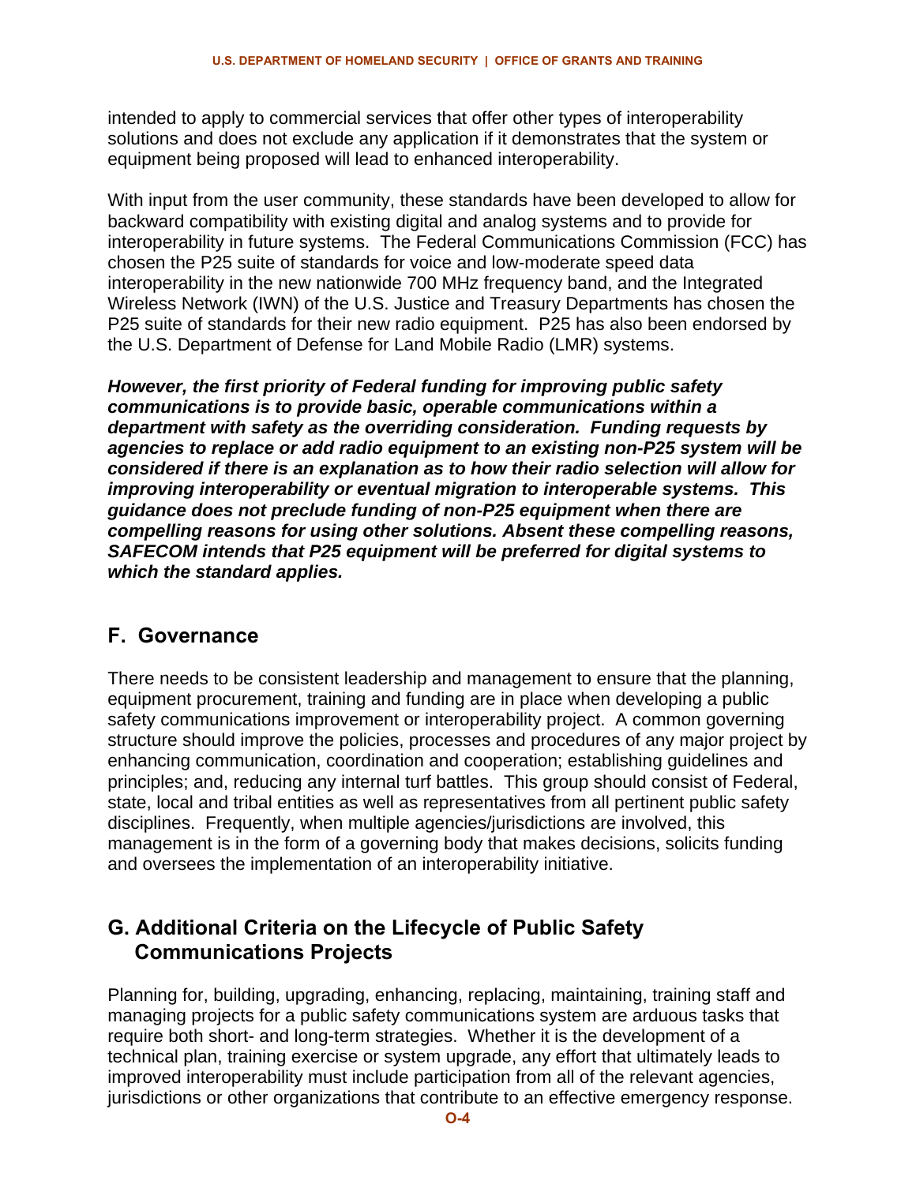intended to apply to commercial services that offer other types of interoperability solutions and does not exclude any application if it demonstrates that the system or equipment being proposed will lead to enhanced interoperability.

With input from the user community, these standards have been developed to allow for backward compatibility with existing digital and analog systems and to provide for interoperability in future systems. The Federal Communications Commission (FCC) has chosen the P25 suite of standards for voice and low-moderate speed data interoperability in the new nationwide 700 MHz frequency band, and the Integrated Wireless Network (IWN) of the U.S. Justice and Treasury Departments has chosen the P25 suite of standards for their new radio equipment. P25 has also been endorsed by the U.S. Department of Defense for Land Mobile Radio (LMR) systems.

***However, the first priority of Federal funding for improving public safety communications is to provide basic, operable communications within a department with safety as the overriding consideration. Funding requests by agencies to replace or add radio equipment to an existing non-P25 system will be considered if there is an explanation as to how their radio selection will allow for improving interoperability or eventual migration to interoperable systems. This guidance does not preclude funding of non-P25 equipment when there are compelling reasons for using other solutions. Absent these compelling reasons, SAFECOM intends that P25 equipment will be preferred for digital systems to which the standard applies.***

## F. Governance

There needs to be consistent leadership and management to ensure that the planning, equipment procurement, training and funding are in place when developing a public safety communications improvement or interoperability project. A common governing structure should improve the policies, processes and procedures of any major project by enhancing communication, coordination and cooperation; establishing guidelines and principles; and, reducing any internal turf battles. This group should consist of Federal, state, local and tribal entities as well as representatives from all pertinent public safety disciplines. Frequently, when multiple agencies/jurisdictions are involved, this management is in the form of a governing body that makes decisions, solicits funding and oversees the implementation of an interoperability initiative.

## G. Additional Criteria on the Lifecycle of Public Safety Communications Projects

Planning for, building, upgrading, enhancing, replacing, maintaining, training staff and managing projects for a public safety communications system are arduous tasks that require both short- and long-term strategies. Whether it is the development of a technical plan, training exercise or system upgrade, any effort that ultimately leads to improved interoperability must include participation from all of the relevant agencies, jurisdictions or other organizations that contribute to an effective emergency response.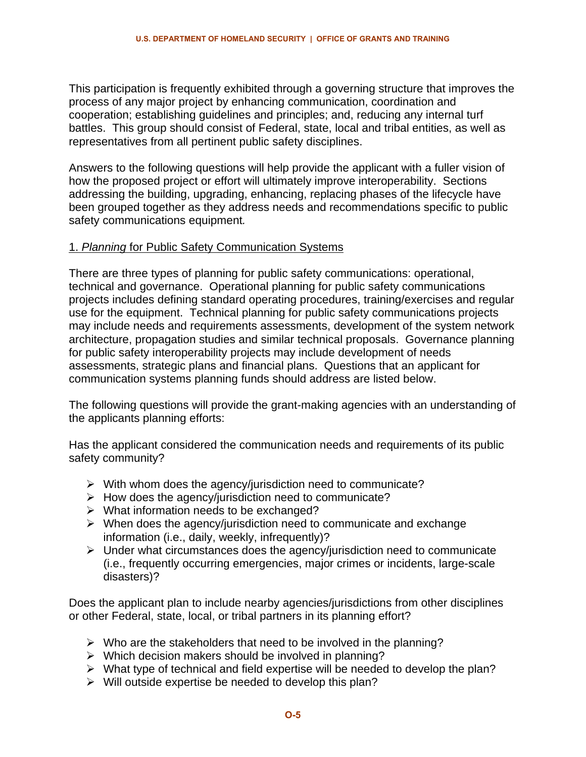This participation is frequently exhibited through a governing structure that improves the process of any major project by enhancing communication, coordination and cooperation; establishing guidelines and principles; and, reducing any internal turf battles. This group should consist of Federal, state, local and tribal entities, as well as representatives from all pertinent public safety disciplines.

Answers to the following questions will help provide the applicant with a fuller vision of how the proposed project or effort will ultimately improve interoperability. Sections addressing the building, upgrading, enhancing, replacing phases of the lifecycle have been grouped together as they address needs and recommendations specific to public safety communications equipment*.*

### 1. *Planning* for Public Safety Communication Systems

There are three types of planning for public safety communications: operational, technical and governance. Operational planning for public safety communications projects includes defining standard operating procedures, training/exercises and regular use for the equipment. Technical planning for public safety communications projects may include needs and requirements assessments, development of the system network architecture, propagation studies and similar technical proposals. Governance planning for public safety interoperability projects may include development of needs assessments, strategic plans and financial plans. Questions that an applicant for communication systems planning funds should address are listed below.

The following questions will provide the grant-making agencies with an understanding of the applicants planning efforts:

Has the applicant considered the communication needs and requirements of its public safety community?

- With whom does the agency/jurisdiction need to communicate?
- How does the agency/jurisdiction need to communicate?
- What information needs to be exchanged?
- When does the agency/jurisdiction need to communicate and exchange information (i.e., daily, weekly, infrequently)?
- Under what circumstances does the agency/jurisdiction need to communicate (i.e., frequently occurring emergencies, major crimes or incidents, large-scale disasters)?

Does the applicant plan to include nearby agencies/jurisdictions from other disciplines or other Federal, state, local, or tribal partners in its planning effort?

- Who are the stakeholders that need to be involved in the planning?
- Which decision makers should be involved in planning?
- What type of technical and field expertise will be needed to develop the plan?
- Will outside expertise be needed to develop this plan?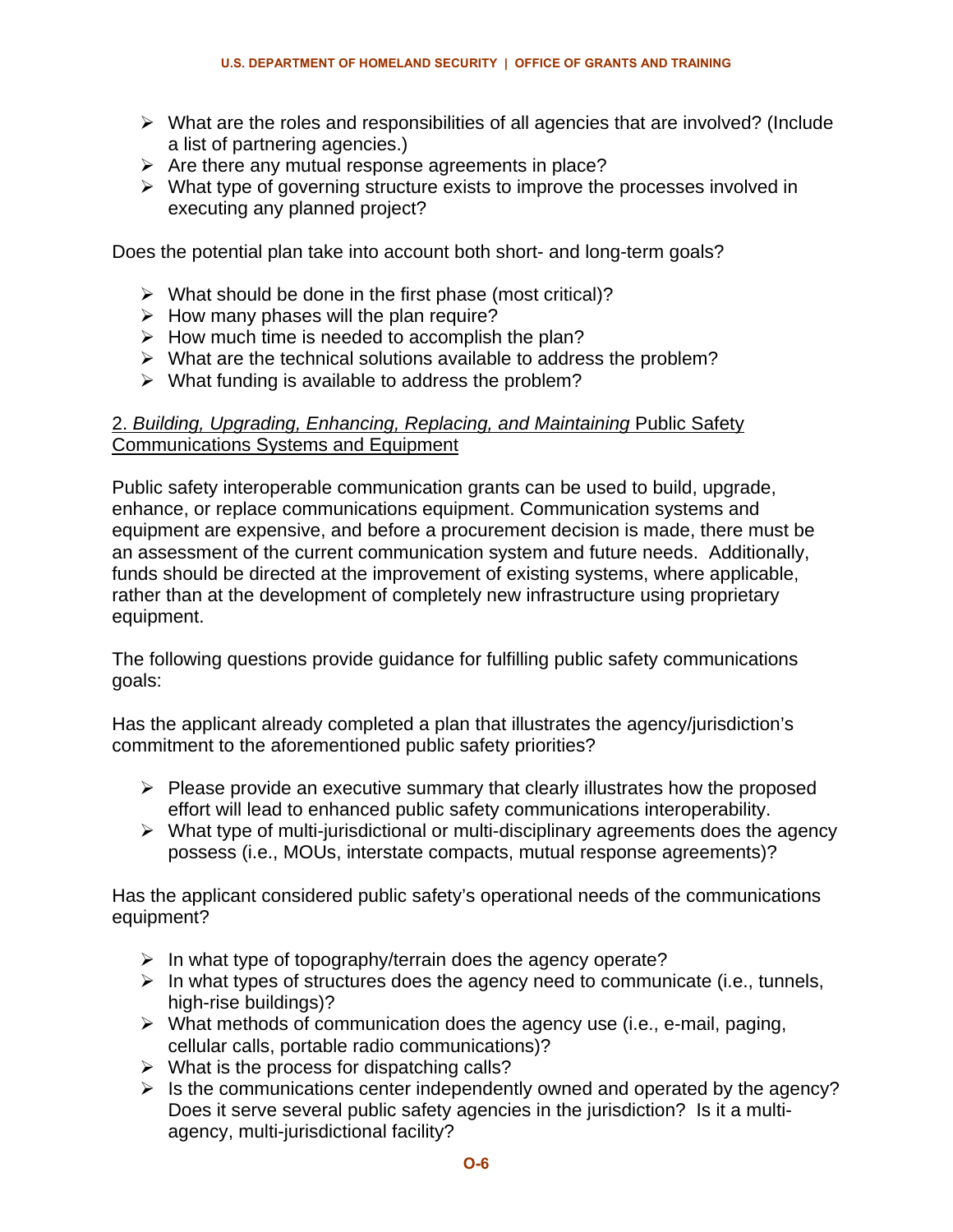- What are the roles and responsibilities of all agencies that are involved? (Include a list of partnering agencies.)
- Are there any mutual response agreements in place?
- What type of governing structure exists to improve the processes involved in executing any planned project?

Does the potential plan take into account both short- and long-term goals?

- What should be done in the first phase (most critical)?
- How many phases will the plan require?
- How much time is needed to accomplish the plan?
- What are the technical solutions available to address the problem?
- What funding is available to address the problem?

2. *Building, Upgrading, Enhancing, Replacing, and Maintaining* Public Safety Communications Systems and Equipment

Public safety interoperable communication grants can be used to build, upgrade, enhance, or replace communications equipment. Communication systems and equipment are expensive, and before a procurement decision is made, there must be an assessment of the current communication system and future needs. Additionally, funds should be directed at the improvement of existing systems, where applicable, rather than at the development of completely new infrastructure using proprietary equipment.

The following questions provide guidance for fulfilling public safety communications goals:

Has the applicant already completed a plan that illustrates the agency/jurisdiction's commitment to the aforementioned public safety priorities?

- Please provide an executive summary that clearly illustrates how the proposed effort will lead to enhanced public safety communications interoperability.
- What type of multi-jurisdictional or multi-disciplinary agreements does the agency possess (i.e., MOUs, interstate compacts, mutual response agreements)?

Has the applicant considered public safety's operational needs of the communications equipment?

- In what type of topography/terrain does the agency operate?
- In what types of structures does the agency need to communicate (i.e., tunnels, high-rise buildings)?
- What methods of communication does the agency use (i.e., e-mail, paging, cellular calls, portable radio communications)?
- What is the process for dispatching calls?
- Is the communications center independently owned and operated by the agency? Does it serve several public safety agencies in the jurisdiction? Is it a multi-agency, multi-jurisdictional facility?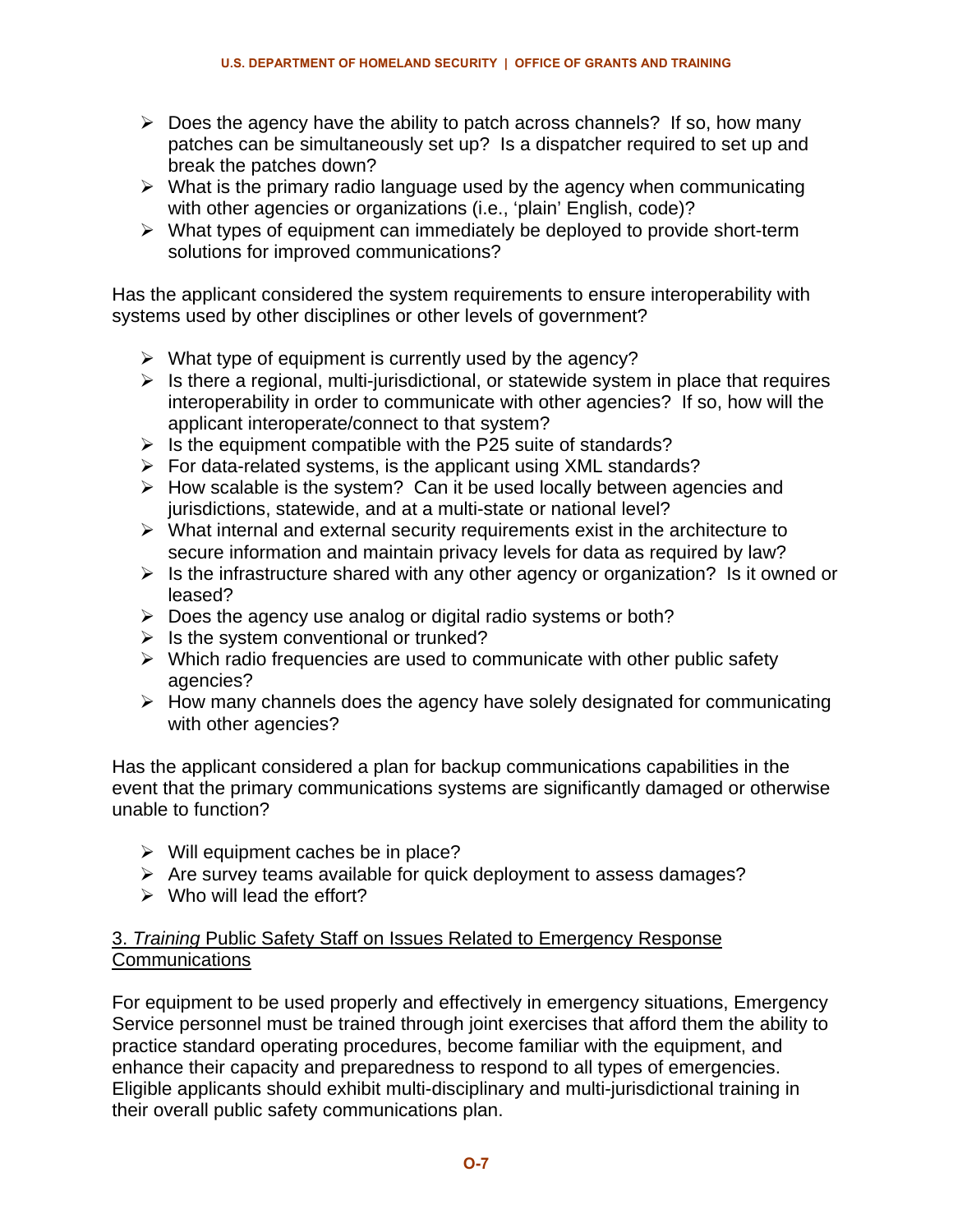- Does the agency have the ability to patch across channels? If so, how many patches can be simultaneously set up? Is a dispatcher required to set up and break the patches down?
- What is the primary radio language used by the agency when communicating with other agencies or organizations (i.e., 'plain' English, code)?
- What types of equipment can immediately be deployed to provide short-term solutions for improved communications?

Has the applicant considered the system requirements to ensure interoperability with systems used by other disciplines or other levels of government?

- What type of equipment is currently used by the agency?
- Is there a regional, multi-jurisdictional, or statewide system in place that requires interoperability in order to communicate with other agencies? If so, how will the applicant interoperate/connect to that system?
- Is the equipment compatible with the P25 suite of standards?
- For data-related systems, is the applicant using XML standards?
- How scalable is the system? Can it be used locally between agencies and jurisdictions, statewide, and at a multi-state or national level?
- What internal and external security requirements exist in the architecture to secure information and maintain privacy levels for data as required by law?
- Is the infrastructure shared with any other agency or organization? Is it owned or leased?
- Does the agency use analog or digital radio systems or both?
- Is the system conventional or trunked?
- Which radio frequencies are used to communicate with other public safety agencies?
- How many channels does the agency have solely designated for communicating with other agencies?

Has the applicant considered a plan for backup communications capabilities in the event that the primary communications systems are significantly damaged or otherwise unable to function?

- Will equipment caches be in place?
- Are survey teams available for quick deployment to assess damages?
- Who will lead the effort?

3. *Training* Public Safety Staff on Issues Related to Emergency Response Communications

For equipment to be used properly and effectively in emergency situations, Emergency Service personnel must be trained through joint exercises that afford them the ability to practice standard operating procedures, become familiar with the equipment, and enhance their capacity and preparedness to respond to all types of emergencies. Eligible applicants should exhibit multi-disciplinary and multi-jurisdictional training in their overall public safety communications plan.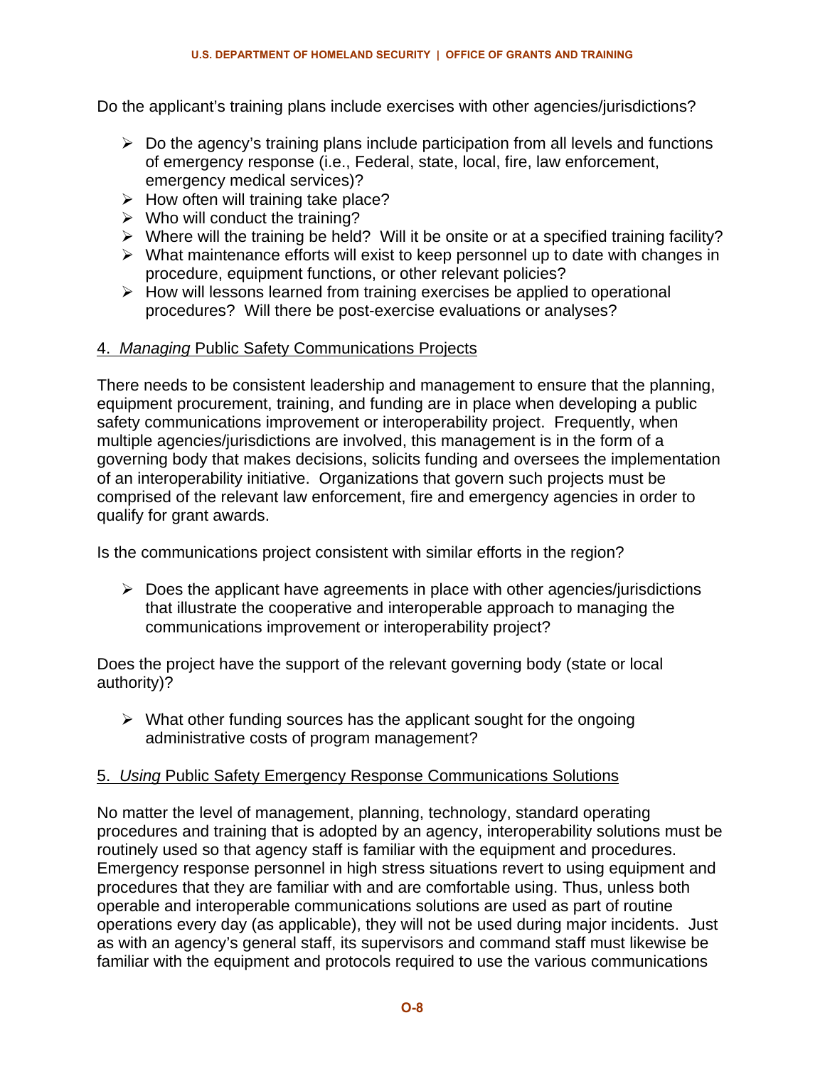Do the applicant's training plans include exercises with other agencies/jurisdictions?

- Do the agency's training plans include participation from all levels and functions of emergency response (i.e., Federal, state, local, fire, law enforcement, emergency medical services)?
- How often will training take place?
- Who will conduct the training?
- Where will the training be held? Will it be onsite or at a specified training facility?
- What maintenance efforts will exist to keep personnel up to date with changes in procedure, equipment functions, or other relevant policies?
- How will lessons learned from training exercises be applied to operational procedures? Will there be post-exercise evaluations or analyses?

4. *Managing* Public Safety Communications Projects

There needs to be consistent leadership and management to ensure that the planning, equipment procurement, training, and funding are in place when developing a public safety communications improvement or interoperability project. Frequently, when multiple agencies/jurisdictions are involved, this management is in the form of a governing body that makes decisions, solicits funding and oversees the implementation of an interoperability initiative. Organizations that govern such projects must be comprised of the relevant law enforcement, fire and emergency agencies in order to qualify for grant awards.

Is the communications project consistent with similar efforts in the region?

- Does the applicant have agreements in place with other agencies/jurisdictions that illustrate the cooperative and interoperable approach to managing the communications improvement or interoperability project?

Does the project have the support of the relevant governing body (state or local authority)?

- What other funding sources has the applicant sought for the ongoing administrative costs of program management?

5. *Using* Public Safety Emergency Response Communications Solutions

No matter the level of management, planning, technology, standard operating procedures and training that is adopted by an agency, interoperability solutions must be routinely used so that agency staff is familiar with the equipment and procedures. Emergency response personnel in high stress situations revert to using equipment and procedures that they are familiar with and are comfortable using. Thus, unless both operable and interoperable communications solutions are used as part of routine operations every day (as applicable), they will not be used during major incidents. Just as with an agency's general staff, its supervisors and command staff must likewise be familiar with the equipment and protocols required to use the various communications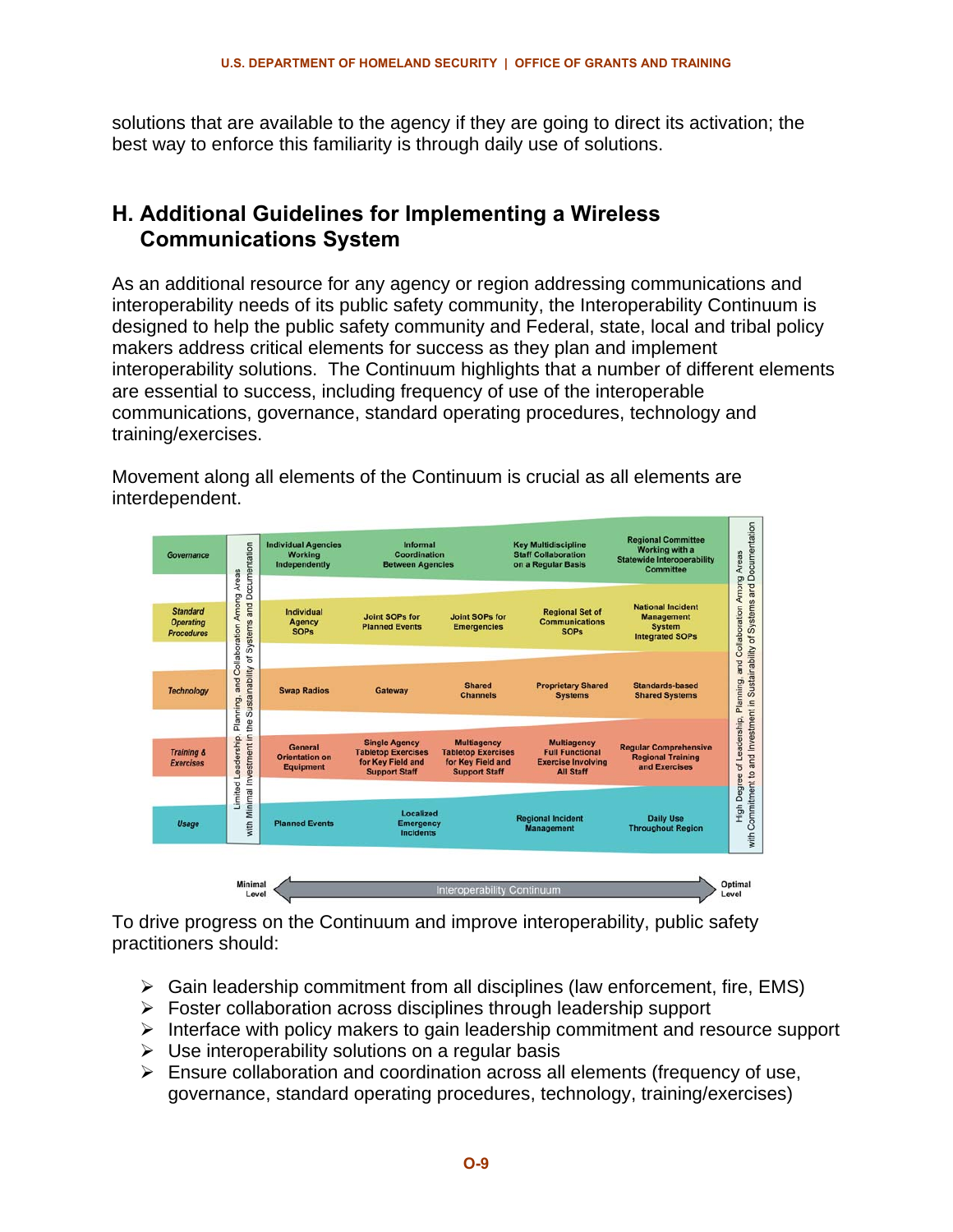solutions that are available to the agency if they are going to direct its activation; the best way to enforce this familiarity is through daily use of solutions.

## H. Additional Guidelines for Implementing a Wireless Communications System

As an additional resource for any agency or region addressing communications and interoperability needs of its public safety community, the Interoperability Continuum is designed to help the public safety community and Federal, state, local and tribal policy makers address critical elements for success as they plan and implement interoperability solutions. The Continuum highlights that a number of different elements are essential to success, including frequency of use of the interoperable communications, governance, standard operating procedures, technology and training/exercises.

Movement along all elements of the Continuum is crucial as all elements are interdependent.

| | | | | | |
|---|---|---|---|---|---|
| Governance | Individual Agencies Working Independently | Informal Coordination Between Agencies | Key Multidiscipline Staff Collaboration on a Regular Basis | | Regional Committee Working with a Statewide Interoperability Committee |
| Standard Operating Procedures | Individual Agency SOPs | Joint SOPs for Planned Events | Joint SOPs for Emergencies | Regional Set of Communications SOPs | National Incident Management System Integrated SOPs |
| Technology | Swap Radios | Gateway | Shared Channels | Proprietary Shared Systems | Standards-based Shared Systems |
| Training & Exercises | General Orientation on Equipment | Single Agency Tabletop Exercises for Key Field and Support Staff | Multiagency Tabletop Exercises for Key Field and Support Staff | Multiagency Full Functional Exercise Involving All Staff | Regular Comprehensive Regional Training and Exercises |
| Usage | Planned Events | Localized Emergency Incidents | | Regional Incident Management | Daily Use Throughout Region |

Limited Leadership, Planning, and Collaboration Among Areas with Minimal Investment in the Sustainability of Systems and Documentation

High Degree of Leadership, Planning, and Collaboration Among Areas with Commitment to and Investment in Sustainability of Systems and Documentation

Minimal Level ← Interoperability Continuum → Optimal Level

To drive progress on the Continuum and improve interoperability, public safety practitioners should:

- Gain leadership commitment from all disciplines (law enforcement, fire, EMS)
- Foster collaboration across disciplines through leadership support
- Interface with policy makers to gain leadership commitment and resource support
- Use interoperability solutions on a regular basis
- Ensure collaboration and coordination across all elements (frequency of use, governance, standard operating procedures, technology, training/exercises)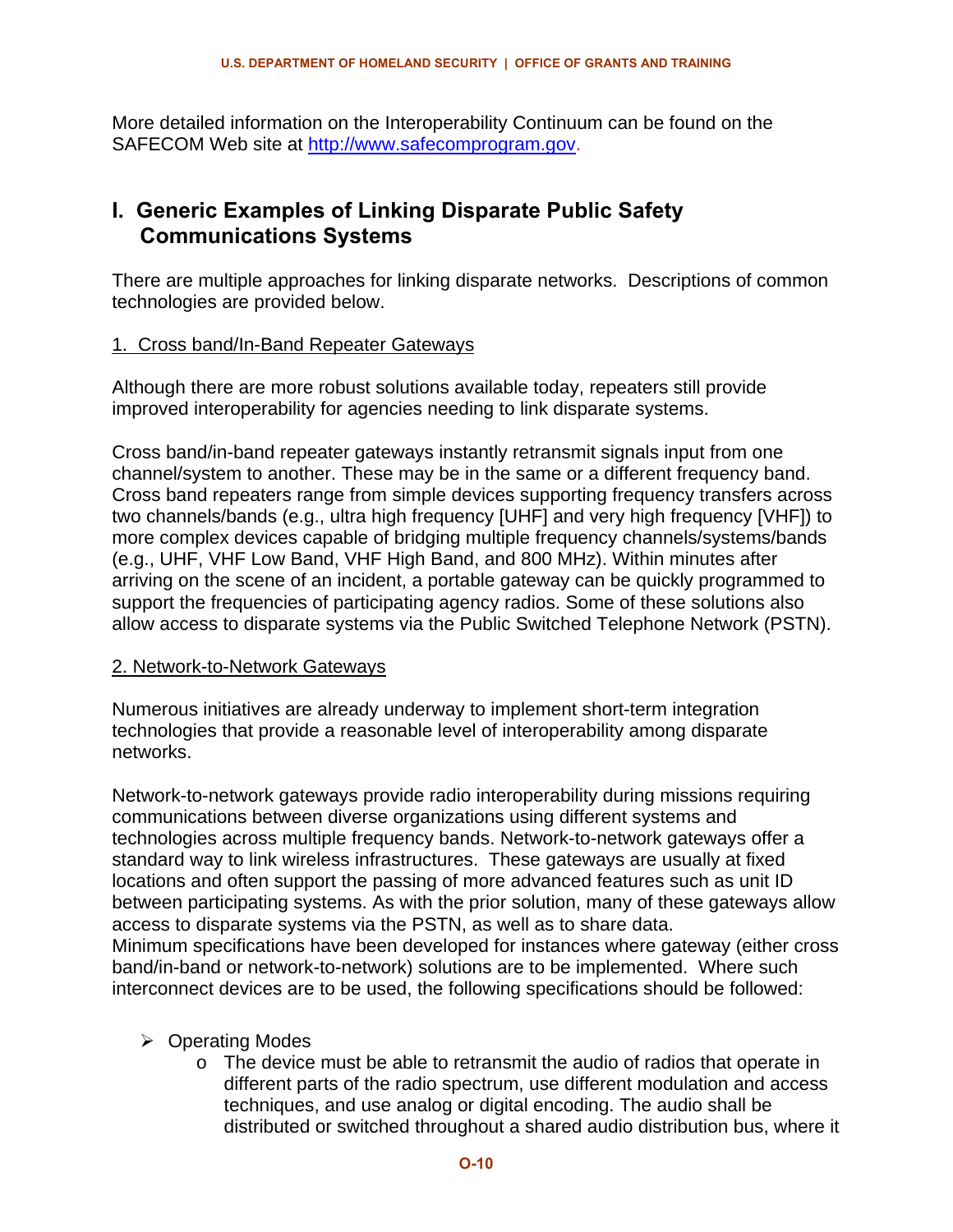More detailed information on the Interoperability Continuum can be found on the SAFECOM Web site at http://www.safecomprogram.gov.

## I. Generic Examples of Linking Disparate Public Safety Communications Systems

There are multiple approaches for linking disparate networks. Descriptions of common technologies are provided below.

1. Cross band/In-Band Repeater Gateways

Although there are more robust solutions available today, repeaters still provide improved interoperability for agencies needing to link disparate systems.

Cross band/in-band repeater gateways instantly retransmit signals input from one channel/system to another. These may be in the same or a different frequency band. Cross band repeaters range from simple devices supporting frequency transfers across two channels/bands (e.g., ultra high frequency [UHF] and very high frequency [VHF]) to more complex devices capable of bridging multiple frequency channels/systems/bands (e.g., UHF, VHF Low Band, VHF High Band, and 800 MHz). Within minutes after arriving on the scene of an incident, a portable gateway can be quickly programmed to support the frequencies of participating agency radios. Some of these solutions also allow access to disparate systems via the Public Switched Telephone Network (PSTN).

2. Network-to-Network Gateways

Numerous initiatives are already underway to implement short-term integration technologies that provide a reasonable level of interoperability among disparate networks.

Network-to-network gateways provide radio interoperability during missions requiring communications between diverse organizations using different systems and technologies across multiple frequency bands. Network-to-network gateways offer a standard way to link wireless infrastructures. These gateways are usually at fixed locations and often support the passing of more advanced features such as unit ID between participating systems. As with the prior solution, many of these gateways allow access to disparate systems via the PSTN, as well as to share data.
Minimum specifications have been developed for instances where gateway (either cross band/in-band or network-to-network) solutions are to be implemented. Where such interconnect devices are to be used, the following specifications should be followed:

- Operating Modes
  - The device must be able to retransmit the audio of radios that operate in different parts of the radio spectrum, use different modulation and access techniques, and use analog or digital encoding. The audio shall be distributed or switched throughout a shared audio distribution bus, where it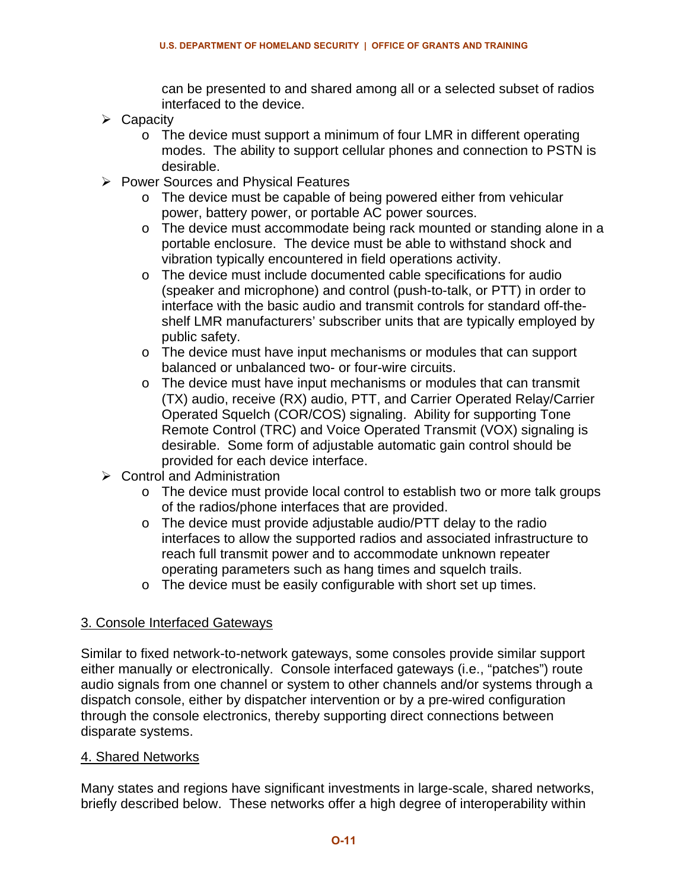can be presented to and shared among all or a selected subset of radios interfaced to the device.

- Capacity
  - The device must support a minimum of four LMR in different operating modes. The ability to support cellular phones and connection to PSTN is desirable.
- Power Sources and Physical Features
  - The device must be capable of being powered either from vehicular power, battery power, or portable AC power sources.
  - The device must accommodate being rack mounted or standing alone in a portable enclosure. The device must be able to withstand shock and vibration typically encountered in field operations activity.
  - The device must include documented cable specifications for audio (speaker and microphone) and control (push-to-talk, or PTT) in order to interface with the basic audio and transmit controls for standard off-the-shelf LMR manufacturers' subscriber units that are typically employed by public safety.
  - The device must have input mechanisms or modules that can support balanced or unbalanced two- or four-wire circuits.
  - The device must have input mechanisms or modules that can transmit (TX) audio, receive (RX) audio, PTT, and Carrier Operated Relay/Carrier Operated Squelch (COR/COS) signaling. Ability for supporting Tone Remote Control (TRC) and Voice Operated Transmit (VOX) signaling is desirable. Some form of adjustable automatic gain control should be provided for each device interface.
- Control and Administration
  - The device must provide local control to establish two or more talk groups of the radios/phone interfaces that are provided.
  - The device must provide adjustable audio/PTT delay to the radio interfaces to allow the supported radios and associated infrastructure to reach full transmit power and to accommodate unknown repeater operating parameters such as hang times and squelch trails.
  - The device must be easily configurable with short set up times.

3. Console Interfaced Gateways

Similar to fixed network-to-network gateways, some consoles provide similar support either manually or electronically. Console interfaced gateways (i.e., "patches") route audio signals from one channel or system to other channels and/or systems through a dispatch console, either by dispatcher intervention or by a pre-wired configuration through the console electronics, thereby supporting direct connections between disparate systems.

4. Shared Networks

Many states and regions have significant investments in large-scale, shared networks, briefly described below. These networks offer a high degree of interoperability within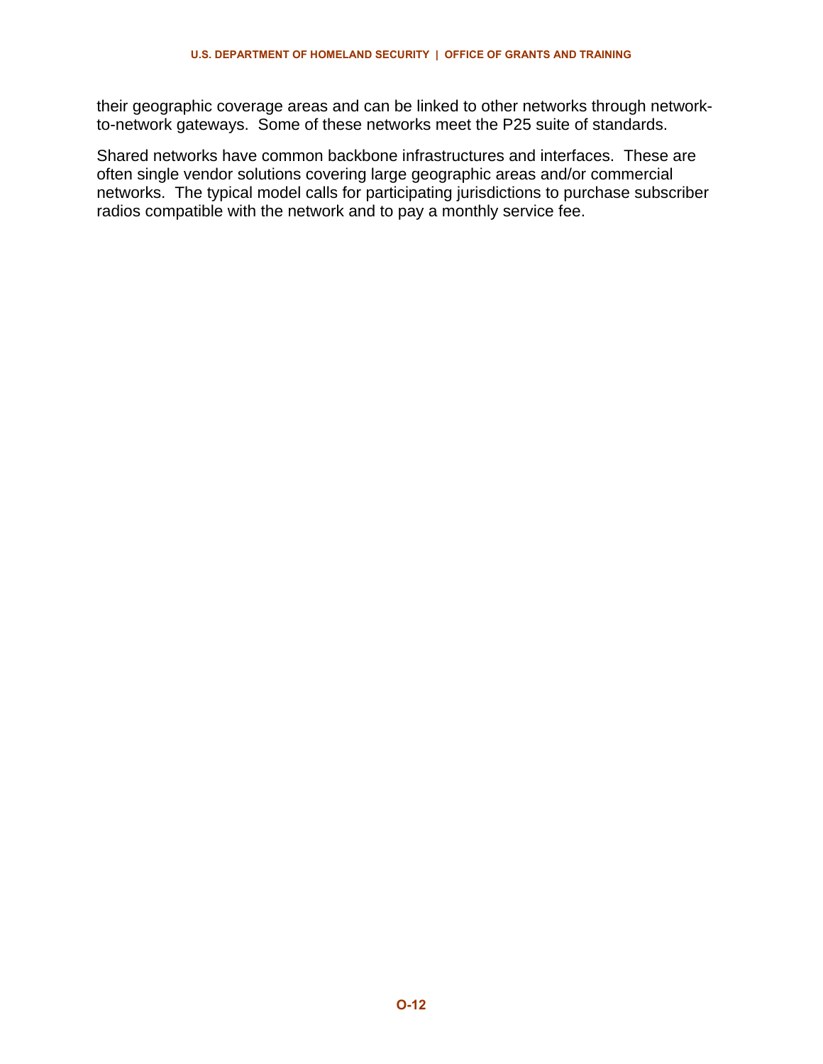their geographic coverage areas and can be linked to other networks through network-to-network gateways. Some of these networks meet the P25 suite of standards.

Shared networks have common backbone infrastructures and interfaces. These are often single vendor solutions covering large geographic areas and/or commercial networks. The typical model calls for participating jurisdictions to purchase subscriber radios compatible with the network and to pay a monthly service fee.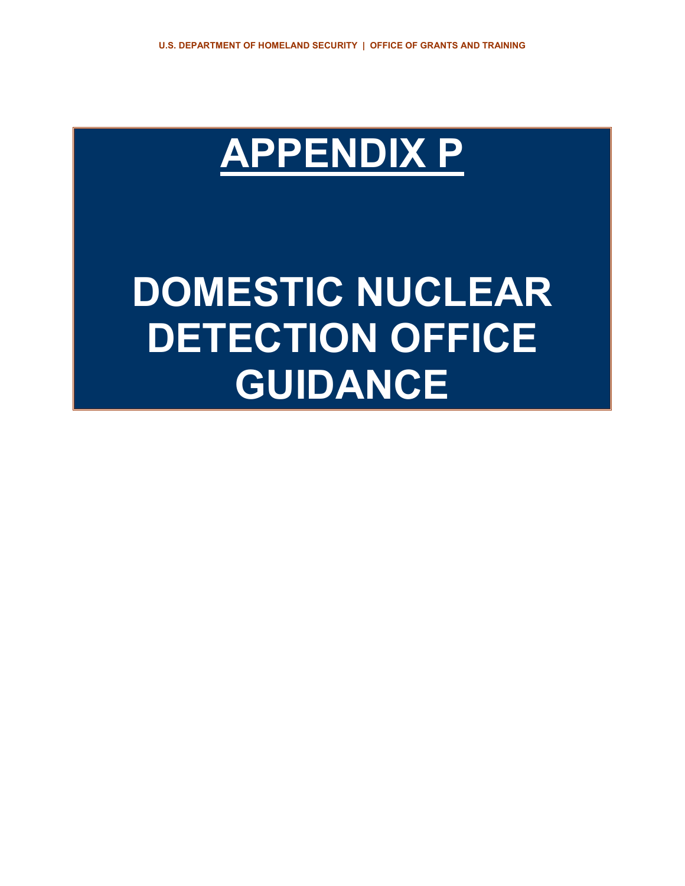# APPENDIX P

# DOMESTIC NUCLEAR DETECTION OFFICE GUIDANCE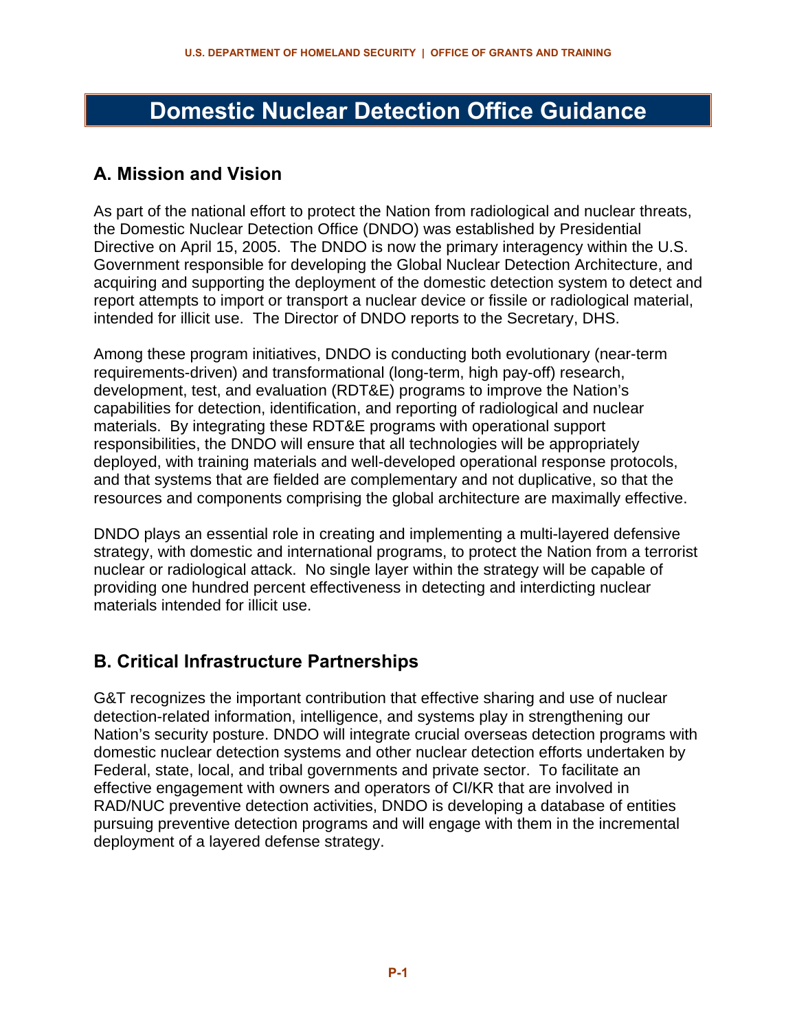# Domestic Nuclear Detection Office Guidance

## A. Mission and Vision

As part of the national effort to protect the Nation from radiological and nuclear threats, the Domestic Nuclear Detection Office (DNDO) was established by Presidential Directive on April 15, 2005. The DNDO is now the primary interagency within the U.S. Government responsible for developing the Global Nuclear Detection Architecture, and acquiring and supporting the deployment of the domestic detection system to detect and report attempts to import or transport a nuclear device or fissile or radiological material, intended for illicit use. The Director of DNDO reports to the Secretary, DHS.

Among these program initiatives, DNDO is conducting both evolutionary (near-term requirements-driven) and transformational (long-term, high pay-off) research, development, test, and evaluation (RDT&E) programs to improve the Nation's capabilities for detection, identification, and reporting of radiological and nuclear materials. By integrating these RDT&E programs with operational support responsibilities, the DNDO will ensure that all technologies will be appropriately deployed, with training materials and well-developed operational response protocols, and that systems that are fielded are complementary and not duplicative, so that the resources and components comprising the global architecture are maximally effective.

DNDO plays an essential role in creating and implementing a multi-layered defensive strategy, with domestic and international programs, to protect the Nation from a terrorist nuclear or radiological attack. No single layer within the strategy will be capable of providing one hundred percent effectiveness in detecting and interdicting nuclear materials intended for illicit use.

## B. Critical Infrastructure Partnerships

G&T recognizes the important contribution that effective sharing and use of nuclear detection-related information, intelligence, and systems play in strengthening our Nation's security posture. DNDO will integrate crucial overseas detection programs with domestic nuclear detection systems and other nuclear detection efforts undertaken by Federal, state, local, and tribal governments and private sector. To facilitate an effective engagement with owners and operators of CI/KR that are involved in RAD/NUC preventive detection activities, DNDO is developing a database of entities pursuing preventive detection programs and will engage with them in the incremental deployment of a layered defense strategy.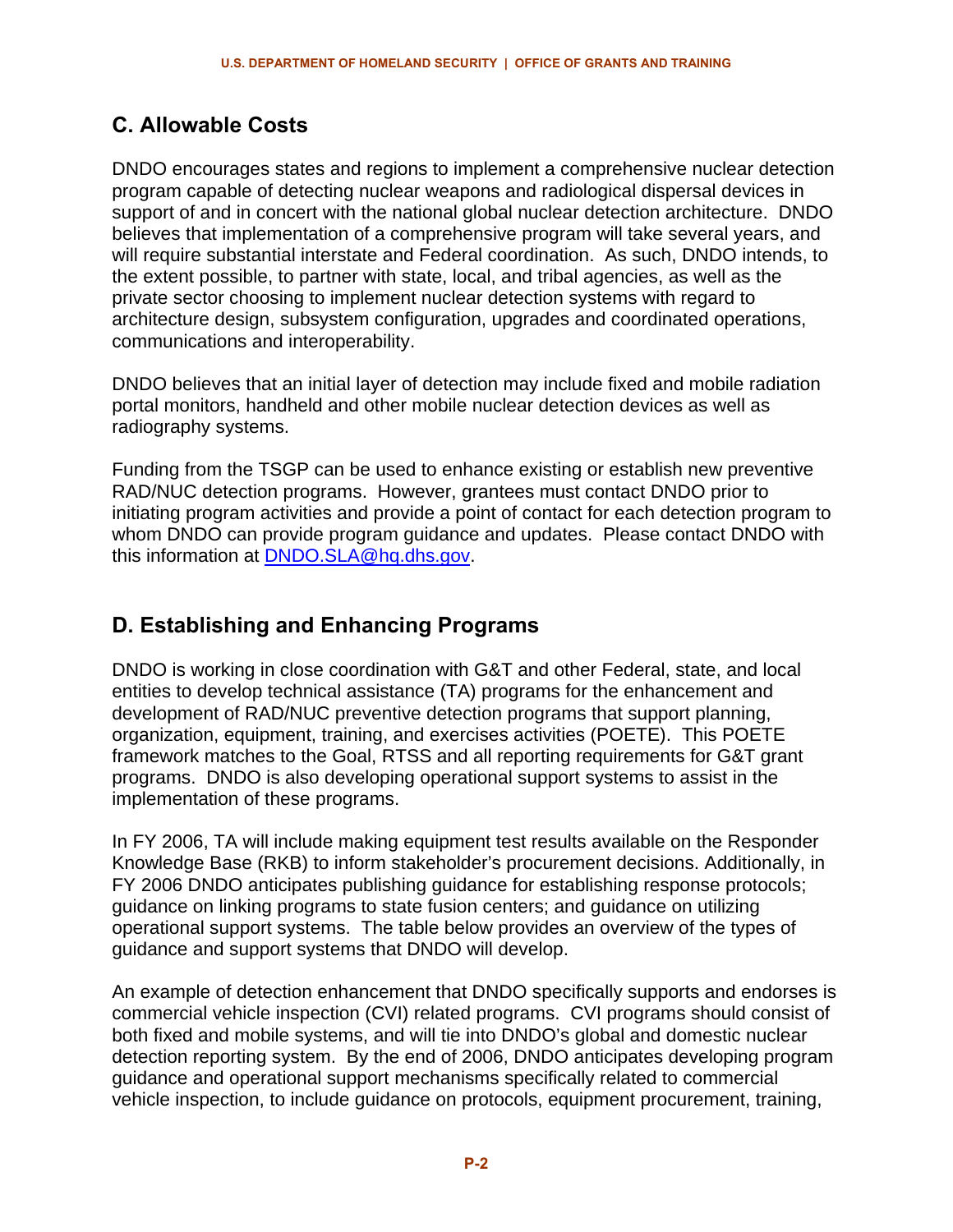## C. Allowable Costs

DNDO encourages states and regions to implement a comprehensive nuclear detection program capable of detecting nuclear weapons and radiological dispersal devices in support of and in concert with the national global nuclear detection architecture. DNDO believes that implementation of a comprehensive program will take several years, and will require substantial interstate and Federal coordination. As such, DNDO intends, to the extent possible, to partner with state, local, and tribal agencies, as well as the private sector choosing to implement nuclear detection systems with regard to architecture design, subsystem configuration, upgrades and coordinated operations, communications and interoperability.

DNDO believes that an initial layer of detection may include fixed and mobile radiation portal monitors, handheld and other mobile nuclear detection devices as well as radiography systems.

Funding from the TSGP can be used to enhance existing or establish new preventive RAD/NUC detection programs. However, grantees must contact DNDO prior to initiating program activities and provide a point of contact for each detection program to whom DNDO can provide program guidance and updates. Please contact DNDO with this information at DNDO.SLA@hq.dhs.gov.

## D. Establishing and Enhancing Programs

DNDO is working in close coordination with G&T and other Federal, state, and local entities to develop technical assistance (TA) programs for the enhancement and development of RAD/NUC preventive detection programs that support planning, organization, equipment, training, and exercises activities (POETE). This POETE framework matches to the Goal, RTSS and all reporting requirements for G&T grant programs. DNDO is also developing operational support systems to assist in the implementation of these programs.

In FY 2006, TA will include making equipment test results available on the Responder Knowledge Base (RKB) to inform stakeholder's procurement decisions. Additionally, in FY 2006 DNDO anticipates publishing guidance for establishing response protocols; guidance on linking programs to state fusion centers; and guidance on utilizing operational support systems. The table below provides an overview of the types of guidance and support systems that DNDO will develop.

An example of detection enhancement that DNDO specifically supports and endorses is commercial vehicle inspection (CVI) related programs. CVI programs should consist of both fixed and mobile systems, and will tie into DNDO's global and domestic nuclear detection reporting system. By the end of 2006, DNDO anticipates developing program guidance and operational support mechanisms specifically related to commercial vehicle inspection, to include guidance on protocols, equipment procurement, training,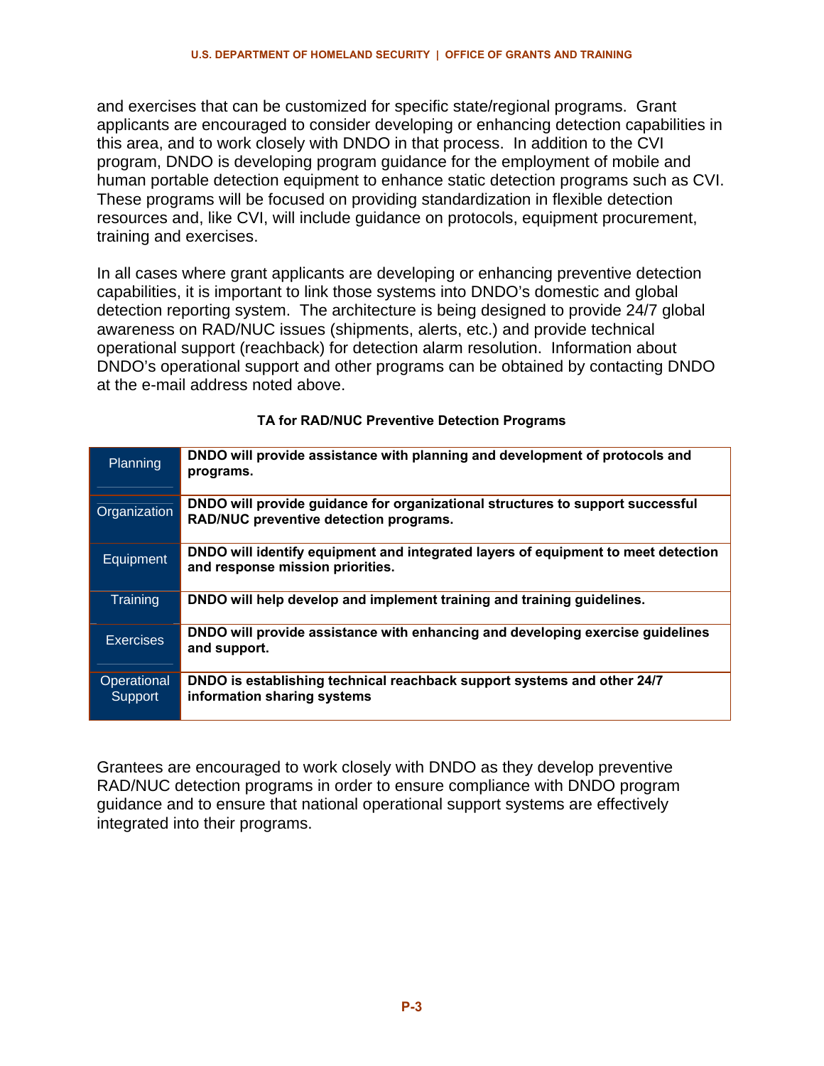and exercises that can be customized for specific state/regional programs. Grant applicants are encouraged to consider developing or enhancing detection capabilities in this area, and to work closely with DNDO in that process. In addition to the CVI program, DNDO is developing program guidance for the employment of mobile and human portable detection equipment to enhance static detection programs such as CVI. These programs will be focused on providing standardization in flexible detection resources and, like CVI, will include guidance on protocols, equipment procurement, training and exercises.

In all cases where grant applicants are developing or enhancing preventive detection capabilities, it is important to link those systems into DNDO's domestic and global detection reporting system. The architecture is being designed to provide 24/7 global awareness on RAD/NUC issues (shipments, alerts, etc.) and provide technical operational support (reachback) for detection alarm resolution. Information about DNDO's operational support and other programs can be obtained by contacting DNDO at the e-mail address noted above.

**TA for RAD/NUC Preventive Detection Programs**

| | |
|---|---|
| Planning | **DNDO will provide assistance with planning and development of protocols and programs.** |
| Organization | **DNDO will provide guidance for organizational structures to support successful RAD/NUC preventive detection programs.** |
| Equipment | **DNDO will identify equipment and integrated layers of equipment to meet detection and response mission priorities.** |
| Training | **DNDO will help develop and implement training and training guidelines.** |
| Exercises | **DNDO will provide assistance with enhancing and developing exercise guidelines and support.** |
| Operational Support | **DNDO is establishing technical reachback support systems and other 24/7 information sharing systems** |

Grantees are encouraged to work closely with DNDO as they develop preventive RAD/NUC detection programs in order to ensure compliance with DNDO program guidance and to ensure that national operational support systems are effectively integrated into their programs.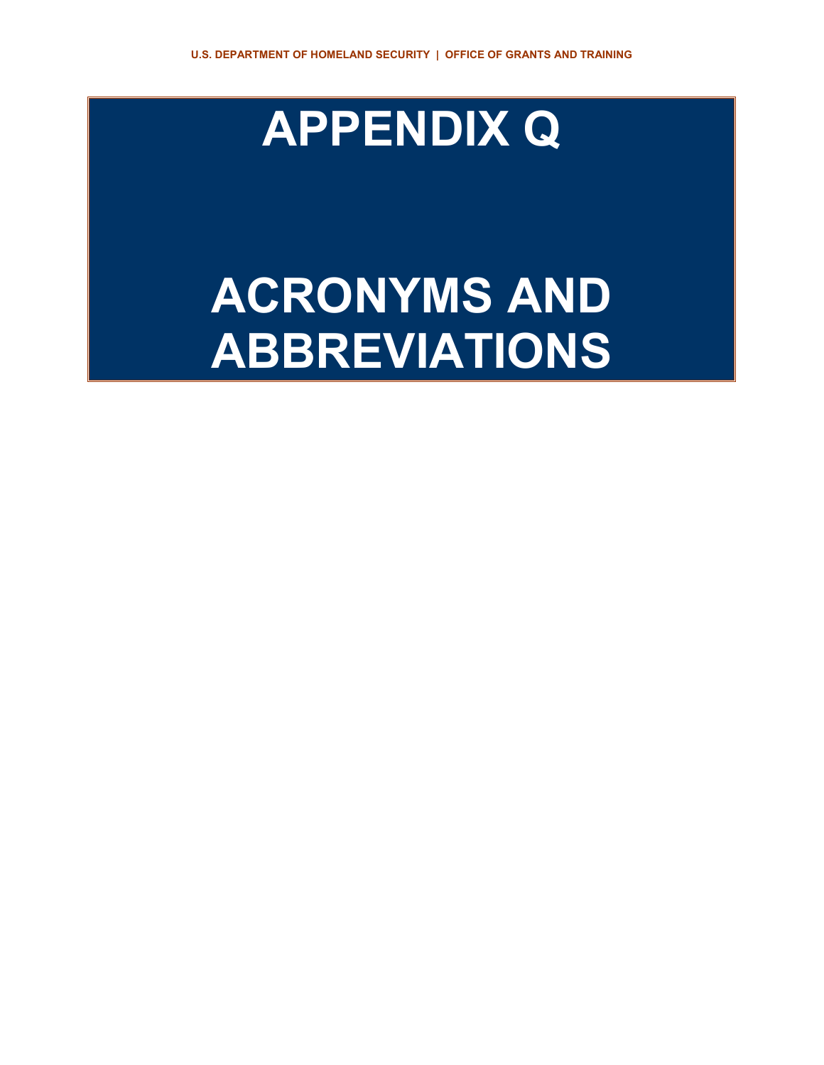# APPENDIX Q

# ACRONYMS AND ABBREVIATIONS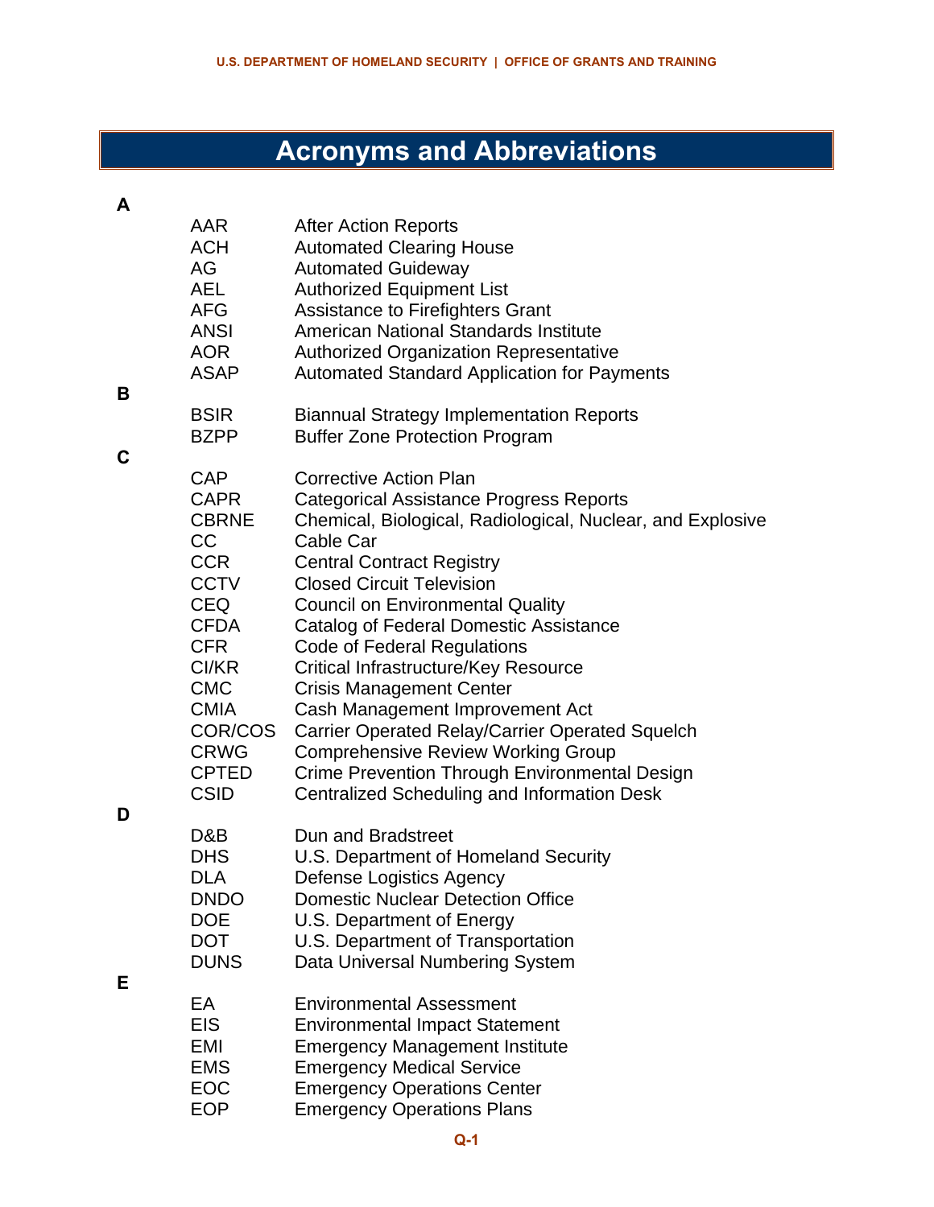# Acronyms and Abbreviations

**A**

| | |
|---|---|
| AAR | After Action Reports |
| ACH | Automated Clearing House |
| AG | Automated Guideway |
| AEL | Authorized Equipment List |
| AFG | Assistance to Firefighters Grant |
| ANSI | American National Standards Institute |
| AOR | Authorized Organization Representative |
| ASAP | Automated Standard Application for Payments |

**B**

| | |
|---|---|
| BSIR | Biannual Strategy Implementation Reports |
| BZPP | Buffer Zone Protection Program |

**C**

| | |
|---|---|
| CAP | Corrective Action Plan |
| CAPR | Categorical Assistance Progress Reports |
| CBRNE | Chemical, Biological, Radiological, Nuclear, and Explosive |
| CC | Cable Car |
| CCR | Central Contract Registry |
| CCTV | Closed Circuit Television |
| CEQ | Council on Environmental Quality |
| CFDA | Catalog of Federal Domestic Assistance |
| CFR | Code of Federal Regulations |
| CI/KR | Critical Infrastructure/Key Resource |
| CMC | Crisis Management Center |
| CMIA | Cash Management Improvement Act |
| COR/COS | Carrier Operated Relay/Carrier Operated Squelch |
| CRWG | Comprehensive Review Working Group |
| CPTED | Crime Prevention Through Environmental Design |
| CSID | Centralized Scheduling and Information Desk |

**D**

| | |
|---|---|
| D&B | Dun and Bradstreet |
| DHS | U.S. Department of Homeland Security |
| DLA | Defense Logistics Agency |
| DNDO | Domestic Nuclear Detection Office |
| DOE | U.S. Department of Energy |
| DOT | U.S. Department of Transportation |
| DUNS | Data Universal Numbering System |

**E**

| | |
|---|---|
| EA | Environmental Assessment |
| EIS | Environmental Impact Statement |
| EMI | Emergency Management Institute |
| EMS | Emergency Medical Service |
| EOC | Emergency Operations Center |
| EOP | Emergency Operations Plans |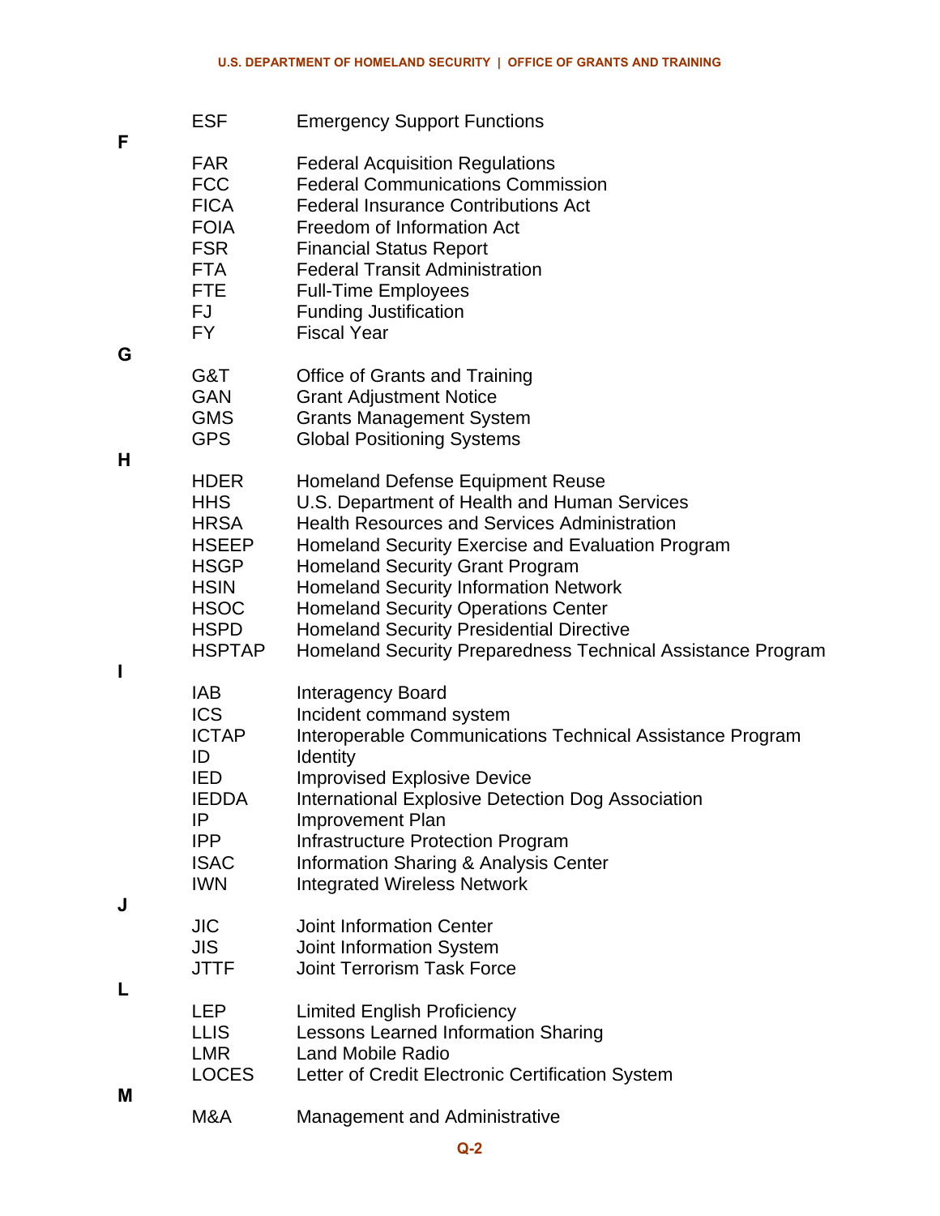| | | |
|---|---|---|
| | ESF | Emergency Support Functions |
| **F** | | |
| | FAR | Federal Acquisition Regulations |
| | FCC | Federal Communications Commission |
| | FICA | Federal Insurance Contributions Act |
| | FOIA | Freedom of Information Act |
| | FSR | Financial Status Report |
| | FTA | Federal Transit Administration |
| | FTE | Full-Time Employees |
| | FJ | Funding Justification |
| | FY | Fiscal Year |
| **G** | | |
| | G&T | Office of Grants and Training |
| | GAN | Grant Adjustment Notice |
| | GMS | Grants Management System |
| | GPS | Global Positioning Systems |
| **H** | | |
| | HDER | Homeland Defense Equipment Reuse |
| | HHS | U.S. Department of Health and Human Services |
| | HRSA | Health Resources and Services Administration |
| | HSEEP | Homeland Security Exercise and Evaluation Program |
| | HSGP | Homeland Security Grant Program |
| | HSIN | Homeland Security Information Network |
| | HSOC | Homeland Security Operations Center |
| | HSPD | Homeland Security Presidential Directive |
| | HSPTAP | Homeland Security Preparedness Technical Assistance Program |
| **I** | | |
| | IAB | Interagency Board |
| | ICS | Incident command system |
| | ICTAP | Interoperable Communications Technical Assistance Program |
| | ID | Identity |
| | IED | Improvised Explosive Device |
| | IEDDA | International Explosive Detection Dog Association |
| | IP | Improvement Plan |
| | IPP | Infrastructure Protection Program |
| | ISAC | Information Sharing & Analysis Center |
| | IWN | Integrated Wireless Network |
| **J** | | |
| | JIC | Joint Information Center |
| | JIS | Joint Information System |
| | JTTF | Joint Terrorism Task Force |
| **L** | | |
| | LEP | Limited English Proficiency |
| | LLIS | Lessons Learned Information Sharing |
| | LMR | Land Mobile Radio |
| | LOCES | Letter of Credit Electronic Certification System |
| **M** | | |
| | M&A | Management and Administrative |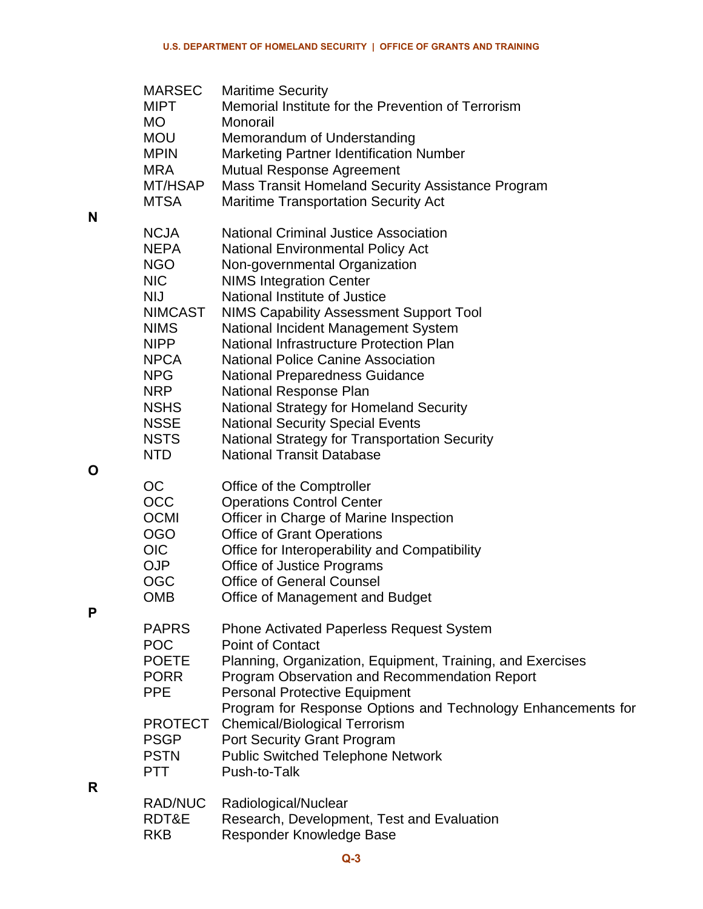| | |
|---|---|
| MARSEC | Maritime Security |
| MIPT | Memorial Institute for the Prevention of Terrorism |
| MO | Monorail |
| MOU | Memorandum of Understanding |
| MPIN | Marketing Partner Identification Number |
| MRA | Mutual Response Agreement |
| MT/HSAP | Mass Transit Homeland Security Assistance Program |
| MTSA | Maritime Transportation Security Act |

**N**

| | |
|---|---|
| NCJA | National Criminal Justice Association |
| NEPA | National Environmental Policy Act |
| NGO | Non-governmental Organization |
| NIC | NIMS Integration Center |
| NIJ | National Institute of Justice |
| NIMCAST | NIMS Capability Assessment Support Tool |
| NIMS | National Incident Management System |
| NIPP | National Infrastructure Protection Plan |
| NPCA | National Police Canine Association |
| NPG | National Preparedness Guidance |
| NRP | National Response Plan |
| NSHS | National Strategy for Homeland Security |
| NSSE | National Security Special Events |
| NSTS | National Strategy for Transportation Security |
| NTD | National Transit Database |

**O**

| | |
|---|---|
| OC | Office of the Comptroller |
| OCC | Operations Control Center |
| OCMI | Officer in Charge of Marine Inspection |
| OGO | Office of Grant Operations |
| OIC | Office for Interoperability and Compatibility |
| OJP | Office of Justice Programs |
| OGC | Office of General Counsel |
| OMB | Office of Management and Budget |

**P**

| | |
|---|---|
| PAPRS | Phone Activated Paperless Request System |
| POC | Point of Contact |
| POETE | Planning, Organization, Equipment, Training, and Exercises |
| PORR | Program Observation and Recommendation Report |
| PPE | Personal Protective Equipment |
| PROTECT | Program for Response Options and Technology Enhancements for Chemical/Biological Terrorism |
| PSGP | Port Security Grant Program |
| PSTN | Public Switched Telephone Network |
| PTT | Push-to-Talk |

**R**

| | |
|---|---|
| RAD/NUC | Radiological/Nuclear |
| RDT&E | Research, Development, Test and Evaluation |
| RKB | Responder Knowledge Base |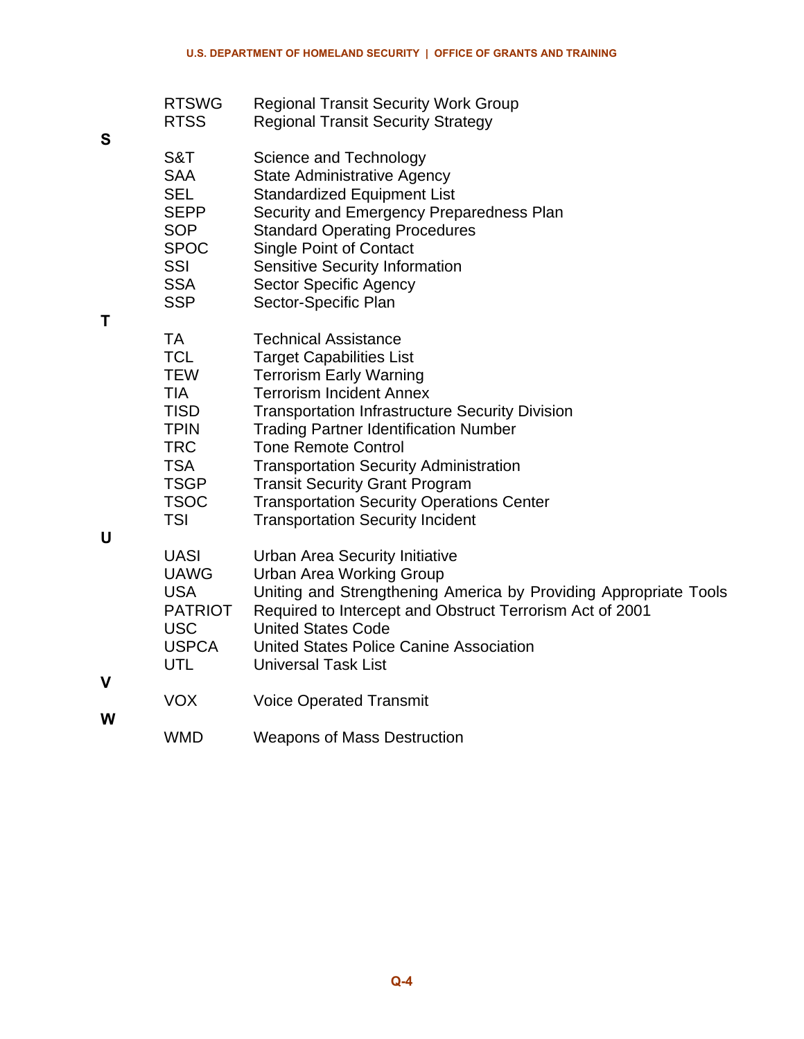| | | |
|---|---|---|
| | RTSWG | Regional Transit Security Work Group |
| | RTSS | Regional Transit Security Strategy |
| **S** | | |
| | S&T | Science and Technology |
| | SAA | State Administrative Agency |
| | SEL | Standardized Equipment List |
| | SEPP | Security and Emergency Preparedness Plan |
| | SOP | Standard Operating Procedures |
| | SPOC | Single Point of Contact |
| | SSI | Sensitive Security Information |
| | SSA | Sector Specific Agency |
| | SSP | Sector-Specific Plan |
| **T** | | |
| | TA | Technical Assistance |
| | TCL | Target Capabilities List |
| | TEW | Terrorism Early Warning |
| | TIA | Terrorism Incident Annex |
| | TISD | Transportation Infrastructure Security Division |
| | TPIN | Trading Partner Identification Number |
| | TRC | Tone Remote Control |
| | TSA | Transportation Security Administration |
| | TSGP | Transit Security Grant Program |
| | TSOC | Transportation Security Operations Center |
| | TSI | Transportation Security Incident |
| **U** | | |
| | UASI | Urban Area Security Initiative |
| | UAWG | Urban Area Working Group |
| | USA PATRIOT | Uniting and Strengthening America by Providing Appropriate Tools Required to Intercept and Obstruct Terrorism Act of 2001 |
| | USC | United States Code |
| | USPCA | United States Police Canine Association |
| | UTL | Universal Task List |
| **V** | | |
| | VOX | Voice Operated Transmit |
| **W** | | |
| | WMD | Weapons of Mass Destruction |